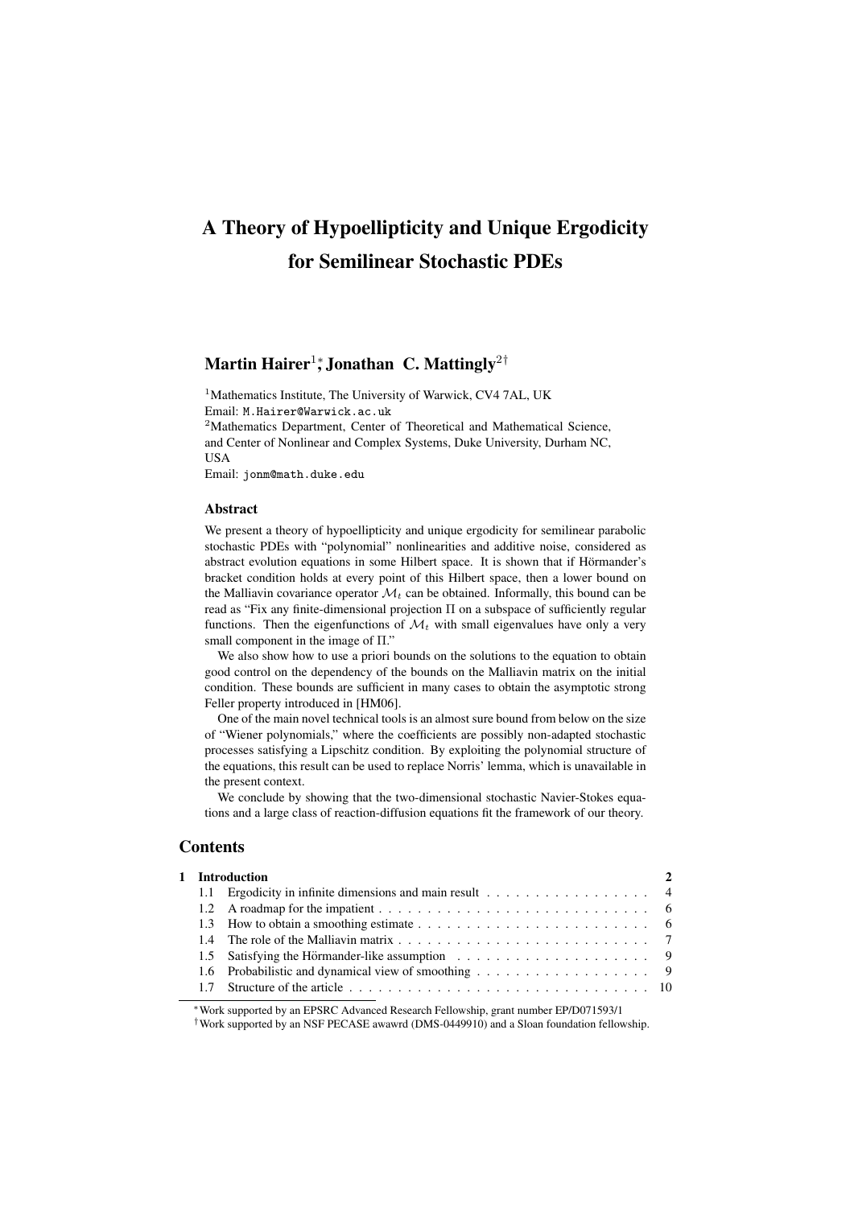# A Theory of Hypoellipticity and Unique Ergodicity for Semilinear Stochastic PDEs

**Martin Hairer**[1,*], **Jonathan C. Mattingly**[2,†]

[1]Mathematics Institute, The University of Warwick, CV4 7AL, UK
Email: `M.Hairer@Warwick.ac.uk`

[2]Mathematics Department, Center of Theoretical and Mathematical Science, and Center of Nonlinear and Complex Systems, Duke University, Durham NC, USA
Email: `jonm@math.duke.edu`

### Abstract

We present a theory of hypoellipticity and unique ergodicity for semilinear parabolic stochastic PDEs with "polynomial" nonlinearities and additive noise, considered as abstract evolution equations in some Hilbert space. It is shown that if Hörmander's bracket condition holds at every point of this Hilbert space, then a lower bound on the Malliavin covariance operator $\mathcal{M}_t$ can be obtained. Informally, this bound can be read as "Fix any finite-dimensional projection $\Pi$ on a subspace of sufficiently regular functions. Then the eigenfunctions of $\mathcal{M}_t$ with small eigenvalues have only a very small component in the image of $\Pi$."

We also show how to use a priori bounds on the solutions to the equation to obtain good control on the dependency of the bounds on the Malliavin matrix on the initial condition. These bounds are sufficient in many cases to obtain the asymptotic strong Feller property introduced in [HM06].

One of the main novel technical tools is an almost sure bound from below on the size of "Wiener polynomials," where the coefficients are possibly non-adapted stochastic processes satisfying a Lipschitz condition. By exploiting the polynomial structure of the equations, this result can be used to replace Norris' lemma, which is unavailable in the present context.

We conclude by showing that the two-dimensional stochastic Navier-Stokes equations and a large class of reaction-diffusion equations fit the framework of our theory.

## Contents

| | | |
|---|---|---|
| **1** | **Introduction** | **2** |
| 1.1 | Ergodicity in infinite dimensions and main result | 4 |
| 1.2 | A roadmap for the impatient | 6 |
| 1.3 | How to obtain a smoothing estimate | 6 |
| 1.4 | The role of the Malliavin matrix | 7 |
| 1.5 | Satisfying the Hörmander-like assumption | 9 |
| 1.6 | Probabilistic and dynamical view of smoothing | 9 |
| 1.7 | Structure of the article | 10 |

*Work supported by an EPSRC Advanced Research Fellowship, grant number EP/D071593/1

†Work supported by an NSF PECASE awawrd (DMS-0449910) and a Sloan foundation fellowship.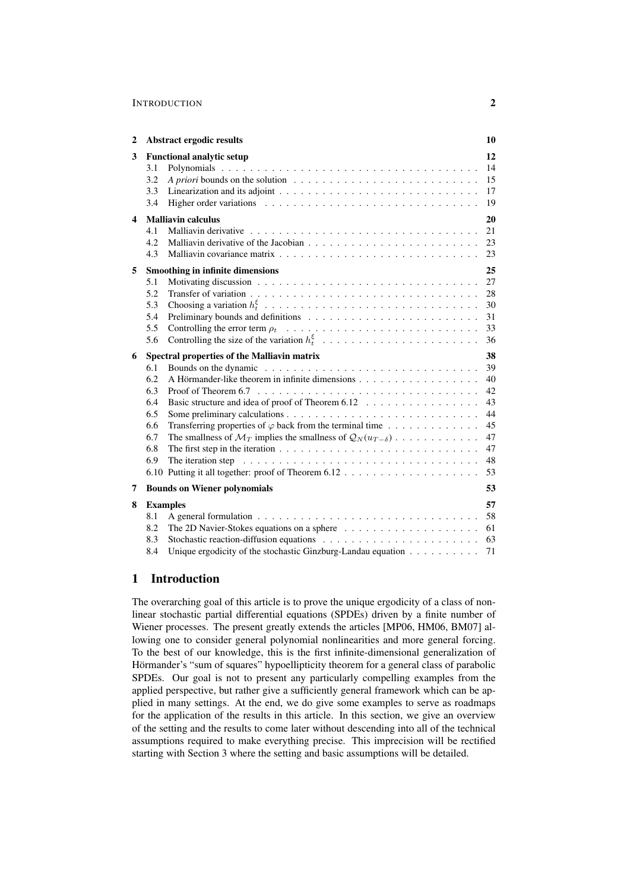| | | |
|---|---|---|
| **2** | **Abstract ergodic results** | **10** |
| **3** | **Functional analytic setup** | **12** |
| | 3.1 Polynomials | 14 |
| | 3.2 *A priori* bounds on the solution | 15 |
| | 3.3 Linearization and its adjoint | 17 |
| | 3.4 Higher order variations | 19 |
| **4** | **Malliavin calculus** | **20** |
| | 4.1 Malliavin derivative | 21 |
| | 4.2 Malliavin derivative of the Jacobian | 23 |
| | 4.3 Malliavin covariance matrix | 23 |
| **5** | **Smoothing in infinite dimensions** | **25** |
| | 5.1 Motivating discussion | 27 |
| | 5.2 Transfer of variation | 28 |
| | 5.3 Choosing a variation $h_t^\xi$ | 30 |
| | 5.4 Preliminary bounds and definitions | 31 |
| | 5.5 Controlling the error term $\rho_t$ | 33 |
| | 5.6 Controlling the size of the variation $h_t^\xi$ | 36 |
| **6** | **Spectral properties of the Malliavin matrix** | **38** |
| | 6.1 Bounds on the dynamic | 39 |
| | 6.2 A Hörmander-like theorem in infinite dimensions | 40 |
| | 6.3 Proof of Theorem 6.7 | 42 |
| | 6.4 Basic structure and idea of proof of Theorem 6.12 | 43 |
| | 6.5 Some preliminary calculations | 44 |
| | 6.6 Transferring properties of $\varphi$ back from the terminal time | 45 |
| | 6.7 The smallness of $\mathcal{M}_T$ implies the smallness of $\mathcal{Q}_N(u_{T-\delta})$ | 47 |
| | 6.8 The first step in the iteration | 47 |
| | 6.9 The iteration step | 48 |
| | 6.10 Putting it all together: proof of Theorem 6.12 | 53 |
| **7** | **Bounds on Wiener polynomials** | **53** |
| **8** | **Examples** | **57** |
| | 8.1 A general formulation | 58 |
| | 8.2 The 2D Navier-Stokes equations on a sphere | 61 |
| | 8.3 Stochastic reaction-diffusion equations | 63 |
| | 8.4 Unique ergodicity of the stochastic Ginzburg-Landau equation | 71 |

# 1 Introduction

The overarching goal of this article is to prove the unique ergodicity of a class of nonlinear stochastic partial differential equations (SPDEs) driven by a finite number of Wiener processes. The present greatly extends the articles [MP06, HM06, BM07] allowing one to consider general polynomial nonlinearities and more general forcing. To the best of our knowledge, this is the first infinite-dimensional generalization of Hörmander's "sum of squares" hypoellipticity theorem for a general class of parabolic SPDEs. Our goal is not to present any particularly compelling examples from the applied perspective, but rather give a sufficiently general framework which can be applied in many settings. At the end, we do give some examples to serve as roadmaps for the application of the results in this article. In this section, we give an overview of the setting and the results to come later without descending into all of the technical assumptions required to make everything precise. This imprecision will be rectified starting with Section 3 where the setting and basic assumptions will be detailed.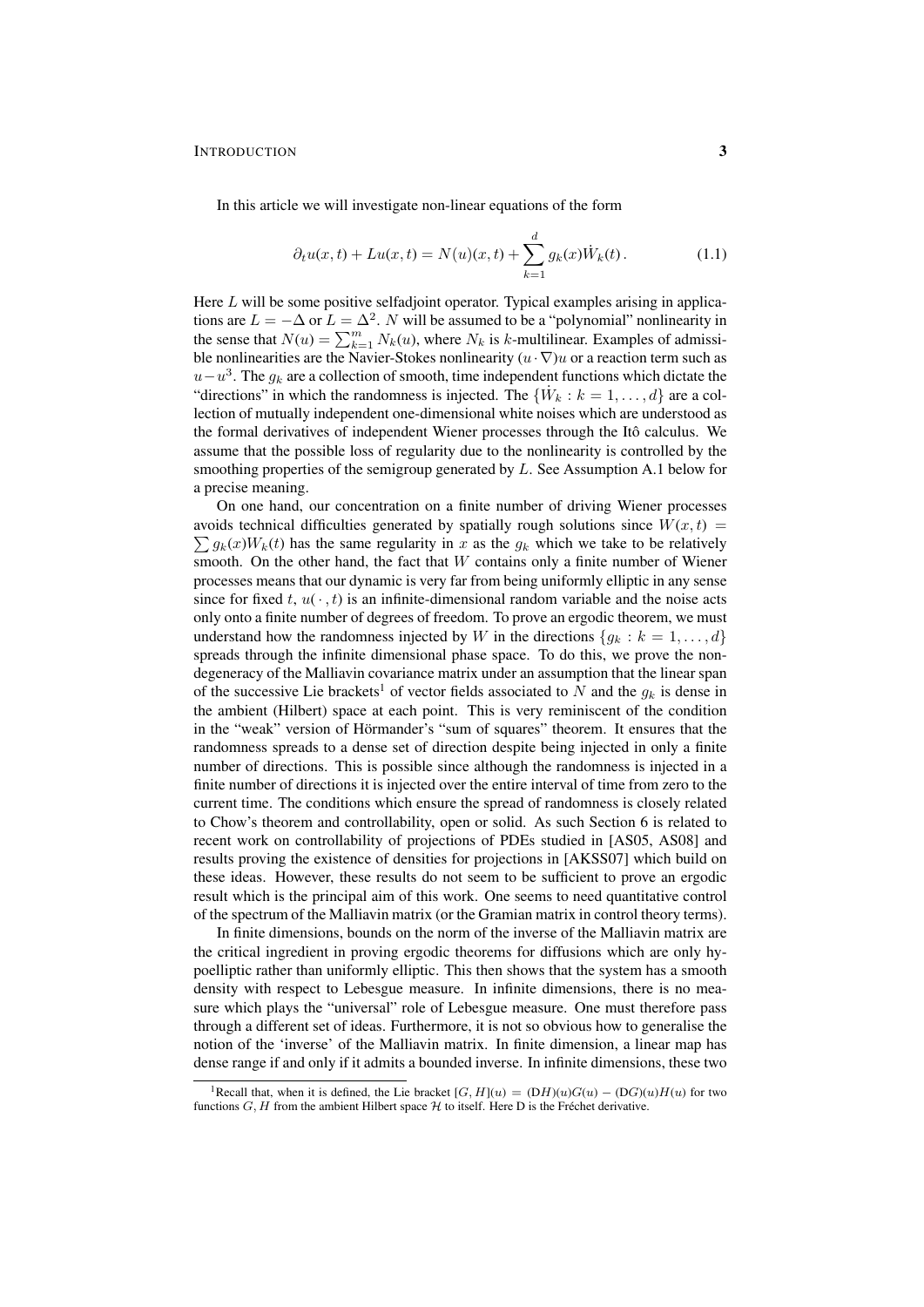In this article we will investigate non-linear equations of the form

$$\partial_t u(x,t) + Lu(x,t) = N(u)(x,t) + \sum_{k=1}^{d} g_k(x)\dot{W}_k(t)\,. \tag{1.1}$$

Here $L$ will be some positive selfadjoint operator. Typical examples arising in applications are $L = -\Delta$ or $L = \Delta^2$. $N$ will be assumed to be a "polynomial" nonlinearity in the sense that $N(u) = \sum_{k=1}^{m} N_k(u)$, where $N_k$ is $k$-multilinear. Examples of admissible nonlinearities are the Navier-Stokes nonlinearity $(u\cdot\nabla)u$ or a reaction term such as $u - u^3$. The $g_k$ are a collection of smooth, time independent functions which dictate the "directions" in which the randomness is injected. The $\{\dot{W}_k : k = 1,\ldots,d\}$ are a collection of mutually independent one-dimensional white noises which are understood as the formal derivatives of independent Wiener processes through the Itô calculus. We assume that the possible loss of regularity due to the nonlinearity is controlled by the smoothing properties of the semigroup generated by $L$. See Assumption A.1 below for a precise meaning.

On one hand, our concentration on a finite number of driving Wiener processes avoids technical difficulties generated by spatially rough solutions since $W(x,t) = \sum g_k(x)W_k(t)$ has the same regularity in $x$ as the $g_k$ which we take to be relatively smooth. On the other hand, the fact that $W$ contains only a finite number of Wiener processes means that our dynamic is very far from being uniformly elliptic in any sense since for fixed $t$, $u(\,\cdot\,,t)$ is an infinite-dimensional random variable and the noise acts only onto a finite number of degrees of freedom. To prove an ergodic theorem, we must understand how the randomness injected by $W$ in the directions $\{g_k : k = 1,\ldots,d\}$ spreads through the infinite dimensional phase space. To do this, we prove the non-degeneracy of the Malliavin covariance matrix under an assumption that the linear span of the successive Lie brackets[1] of vector fields associated to $N$ and the $g_k$ is dense in the ambient (Hilbert) space at each point. This is very reminiscent of the condition in the "weak" version of Hörmander's "sum of squares" theorem. It ensures that the randomness spreads to a dense set of direction despite being injected in only a finite number of directions. This is possible since although the randomness is injected in a finite number of directions it is injected over the entire interval of time from zero to the current time. The conditions which ensure the spread of randomness is closely related to Chow's theorem and controllability, open or solid. As such Section 6 is related to recent work on controllability of projections of PDEs studied in [AS05, AS08] and results proving the existence of densities for projections in [AKSS07] which build on these ideas. However, these results do not seem to be sufficient to prove an ergodic result which is the principal aim of this work. One seems to need quantitative control of the spectrum of the Malliavin matrix (or the Gramian matrix in control theory terms).

In finite dimensions, bounds on the norm of the inverse of the Malliavin matrix are the critical ingredient in proving ergodic theorems for diffusions which are only hypoelliptic rather than uniformly elliptic. This then shows that the system has a smooth density with respect to Lebesgue measure. In infinite dimensions, there is no measure which plays the "universal" role of Lebesgue measure. One must therefore pass through a different set of ideas. Furthermore, it is not so obvious how to generalise the notion of the 'inverse' of the Malliavin matrix. In finite dimension, a linear map has dense range if and only if it admits a bounded inverse. In infinite dimensions, these two

[1] Recall that, when it is defined, the Lie bracket $[G,H](u) = (\mathrm{D}H)(u)G(u) - (\mathrm{D}G)(u)H(u)$ for two functions $G, H$ from the ambient Hilbert space $\mathcal{H}$ to itself. Here D is the Fréchet derivative.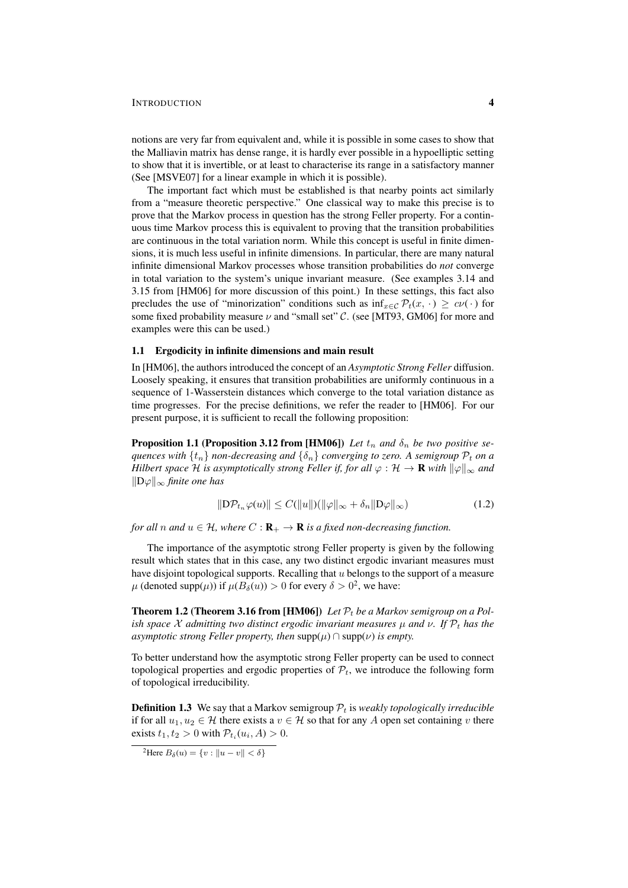notions are very far from equivalent and, while it is possible in some cases to show that the Malliavin matrix has dense range, it is hardly ever possible in a hypoelliptic setting to show that it is invertible, or at least to characterise its range in a satisfactory manner (See [MSVE07] for a linear example in which it is possible).

The important fact which must be established is that nearby points act similarly from a "measure theoretic perspective." One classical way to make this precise is to prove that the Markov process in question has the strong Feller property. For a continuous time Markov process this is equivalent to proving that the transition probabilities are continuous in the total variation norm. While this concept is useful in finite dimensions, it is much less useful in infinite dimensions. In particular, there are many natural infinite dimensional Markov processes whose transition probabilities do *not* converge in total variation to the system's unique invariant measure. (See examples 3.14 and 3.15 from [HM06] for more discussion of this point.) In these settings, this fact also precludes the use of "minorization" conditions such as $\inf_{x\in\mathcal{C}} \mathcal{P}_t(x,\,\cdot\,) \geq c\nu(\,\cdot\,)$ for some fixed probability measure $\nu$ and "small set" $\mathcal{C}$. (see [MT93, GM06] for more and examples were this can be used.)

### 1.1 Ergodicity in infinite dimensions and main result

In [HM06], the authors introduced the concept of an *Asymptotic Strong Feller* diffusion. Loosely speaking, it ensures that transition probabilities are uniformly continuous in a sequence of 1-Wasserstein distances which converge to the total variation distance as time progresses. For the precise definitions, we refer the reader to [HM06]. For our present purpose, it is sufficient to recall the following proposition:

**Proposition 1.1 (Proposition 3.12 from [HM06])** *Let $t_n$ and $\delta_n$ be two positive sequences with $\{t_n\}$ non-decreasing and $\{\delta_n\}$ converging to zero. A semigroup $\mathcal{P}_t$ on a Hilbert space $\mathcal{H}$ is asymptotically strong Feller if, for all $\varphi : \mathcal{H} \to \mathbf{R}$ with $\|\varphi\|_\infty$ and $\|\mathrm{D}\varphi\|_\infty$ finite one has*

$$\|\mathrm{D}\mathcal{P}_{t_n}\varphi(u)\| \leq C(\|u\|)(\|\varphi\|_\infty + \delta_n\|\mathrm{D}\varphi\|_\infty) \tag{1.2}$$

*for all $n$ and $u \in \mathcal{H}$, where $C : \mathbf{R}_+ \to \mathbf{R}$ is a fixed non-decreasing function.*

The importance of the asymptotic strong Feller property is given by the following result which states that in this case, any two distinct ergodic invariant measures must have disjoint topological supports. Recalling that $u$ belongs to the support of a measure $\mu$ (denoted $\mathrm{supp}(\mu)$) if $\mu(B_\delta(u)) > 0$ for every $\delta > 0$[2], we have:

**Theorem 1.2 (Theorem 3.16 from [HM06])** *Let $\mathcal{P}_t$ be a Markov semigroup on a Polish space $\mathcal{X}$ admitting two distinct ergodic invariant measures $\mu$ and $\nu$. If $\mathcal{P}_t$ has the asymptotic strong Feller property, then $\mathrm{supp}(\mu) \cap \mathrm{supp}(\nu)$ is empty.*

To better understand how the asymptotic strong Feller property can be used to connect topological properties and ergodic properties of $\mathcal{P}_t$, we introduce the following form of topological irreducibility.

**Definition 1.3** We say that a Markov semigroup $\mathcal{P}_t$ is *weakly topologically irreducible* if for all $u_1, u_2 \in \mathcal{H}$ there exists a $v \in \mathcal{H}$ so that for any $A$ open set containing $v$ there exists $t_1, t_2 > 0$ with $\mathcal{P}_{t_i}(u_i, A) > 0$.

[2] Here $B_\delta(u) = \{v : \|u - v\| < \delta\}$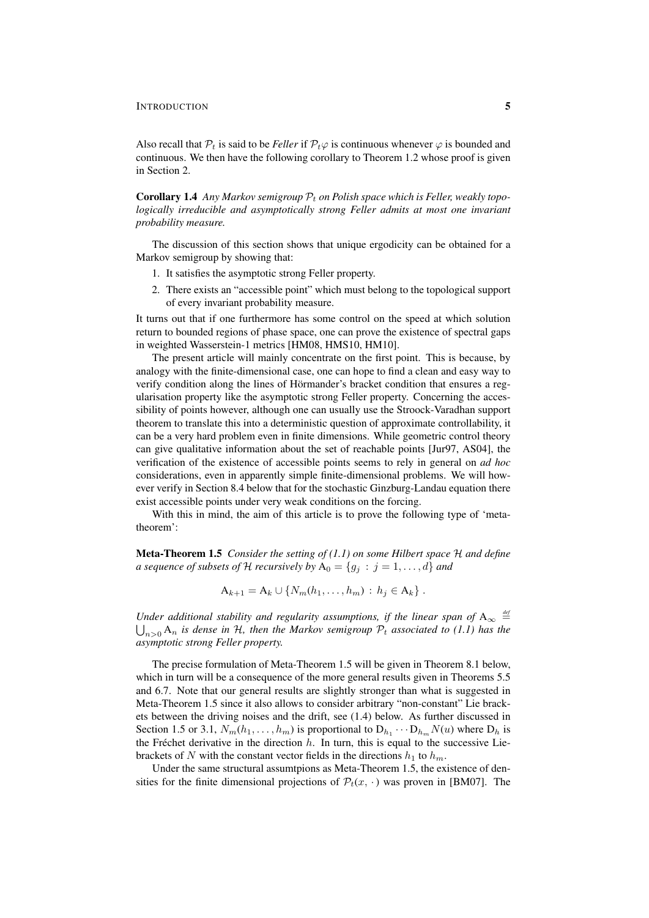Also recall that $\mathcal{P}_t$ is said to be *Feller* if $\mathcal{P}_t\varphi$ is continuous whenever $\varphi$ is bounded and continuous. We then have the following corollary to Theorem 1.2 whose proof is given in Section 2.

**Corollary 1.4** *Any Markov semigroup $\mathcal{P}_t$ on Polish space which is Feller, weakly topologically irreducible and asymptotically strong Feller admits at most one invariant probability measure.*

The discussion of this section shows that unique ergodicity can be obtained for a Markov semigroup by showing that:

1. It satisfies the asymptotic strong Feller property.
2. There exists an "accessible point" which must belong to the topological support of every invariant probability measure.

It turns out that if one furthermore has some control on the speed at which solution return to bounded regions of phase space, one can prove the existence of spectral gaps in weighted Wasserstein-1 metrics [HM08, HMS10, HM10].

The present article will mainly concentrate on the first point. This is because, by analogy with the finite-dimensional case, one can hope to find a clean and easy way to verify condition along the lines of Hörmander's bracket condition that ensures a regularisation property like the asymptotic strong Feller property. Concerning the accessibility of points however, although one can usually use the Stroock-Varadhan support theorem to translate this into a deterministic question of approximate controllability, it can be a very hard problem even in finite dimensions. While geometric control theory can give qualitative information about the set of reachable points [Jur97, AS04], the verification of the existence of accessible points seems to rely in general on *ad hoc* considerations, even in apparently simple finite-dimensional problems. We will however verify in Section 8.4 below that for the stochastic Ginzburg-Landau equation there exist accessible points under very weak conditions on the forcing.

With this in mind, the aim of this article is to prove the following type of 'meta-theorem':

**Meta-Theorem 1.5** *Consider the setting of (1.1) on some Hilbert space $\mathcal{H}$ and define a sequence of subsets of $\mathcal{H}$ recursively by $\mathrm{A}_0 = \{g_j : j = 1, \ldots, d\}$ and*

$$\mathrm{A}_{k+1} = \mathrm{A}_k \cup \{N_m(h_1, \ldots, h_m) : h_j \in \mathrm{A}_k\} .$$

*Under additional stability and regularity assumptions, if the linear span of $\mathrm{A}_\infty \stackrel{\text{def}}{=} \bigcup_{n>0} \mathrm{A}_n$ is dense in $\mathcal{H}$, then the Markov semigroup $\mathcal{P}_t$ associated to (1.1) has the asymptotic strong Feller property.*

The precise formulation of Meta-Theorem 1.5 will be given in Theorem 8.1 below, which in turn will be a consequence of the more general results given in Theorems 5.5 and 6.7. Note that our general results are slightly stronger than what is suggested in Meta-Theorem 1.5 since it also allows to consider arbitrary "non-constant" Lie brackets between the driving noises and the drift, see (1.4) below. As further discussed in Section 1.5 or 3.1, $N_m(h_1, \ldots, h_m)$ is proportional to $\mathrm{D}_{h_1} \cdots \mathrm{D}_{h_m} N(u)$ where $\mathrm{D}_h$ is the Fréchet derivative in the direction $h$. In turn, this is equal to the successive Lie-brackets of $N$ with the constant vector fields in the directions $h_1$ to $h_m$.

Under the same structural assumtpions as Meta-Theorem 1.5, the existence of densities for the finite dimensional projections of $\mathcal{P}_t(x, \cdot)$ was proven in [BM07]. The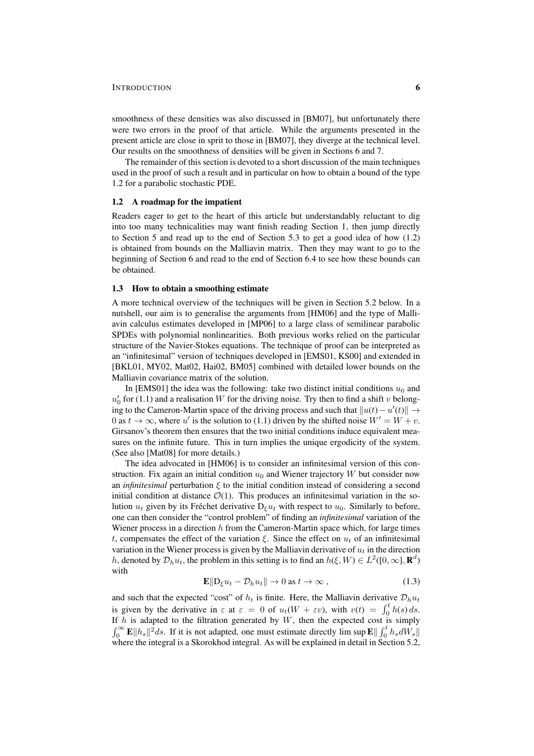smoothness of these densities was also discussed in [BM07], but unfortunately there were two errors in the proof of that article. While the arguments presented in the present article are close in sprit to those in [BM07], they diverge at the technical level. Our results on the smoothness of densities will be given in Sections 6 and 7.

The remainder of this section is devoted to a short discussion of the main techniques used in the proof of such a result and in particular on how to obtain a bound of the type 1.2 for a parabolic stochastic PDE.

### 1.2 A roadmap for the impatient

Readers eager to get to the heart of this article but understandably reluctant to dig into too many technicalities may want finish reading Section 1, then jump directly to Section 5 and read up to the end of Section 5.3 to get a good idea of how (1.2) is obtained from bounds on the Malliavin matrix. Then they may want to go to the beginning of Section 6 and read to the end of Section 6.4 to see how these bounds can be obtained.

### 1.3 How to obtain a smoothing estimate

A more technical overview of the techniques will be given in Section 5.2 below. In a nutshell, our aim is to generalise the arguments from [HM06] and the type of Malliavin calculus estimates developed in [MP06] to a large class of semilinear parabolic SPDEs with polynomial nonlinearities. Both previous works relied on the particular structure of the Navier-Stokes equations. The technique of proof can be interpreted as an "infinitesimal" version of techniques developed in [EMS01, KS00] and extended in [BKL01, MY02, Mat02, Hai02, BM05] combined with detailed lower bounds on the Malliavin covariance matrix of the solution.

In [EMS01] the idea was the following: take two distinct initial conditions $u_0$ and $u_0'$ for (1.1) and a realisation $W$ for the driving noise. Try then to find a shift $v$ belonging to the Cameron-Martin space of the driving process and such that $\|u(t) - u'(t)\| \to 0$ as $t \to \infty$, where $u'$ is the solution to (1.1) driven by the shifted noise $W' = W + v$. Girsanov's theorem then ensures that the two initial conditions induce equivalent measures on the infinite future. This in turn implies the unique ergodicity of the system. (See also [Mat08] for more details.)

The idea advocated in [HM06] is to consider an infinitesimal version of this construction. Fix again an initial condition $u_0$ and Wiener trajectory $W$ but consider now an *infinitesimal* perturbation $\xi$ to the initial condition instead of considering a second initial condition at distance $\mathcal{O}(1)$. This produces an infinitesimal variation in the solution $u_t$ given by its Fréchet derivative $\mathrm{D}_\xi u_t$ with respect to $u_0$. Similarly to before, one can then consider the "control problem" of finding an *infinitesimal* variation of the Wiener process in a direction $h$ from the Cameron-Martin space which, for large times $t$, compensates the effect of the variation $\xi$. Since the effect on $u_t$ of an infinitesimal variation in the Wiener process is given by the Malliavin derivative of $u_t$ in the direction $h$, denoted by $\mathcal{D}_h u_t$, the problem in this setting is to find an $h(\xi, W) \in L^2([0,\infty], \mathbf{R}^d)$ with

$$\mathbf{E}\|\mathrm{D}_\xi u_t - \mathcal{D}_h u_t\| \to 0 \text{ as } t \to \infty\;, \tag{1.3}$$

and such that the expected "cost" of $h_t$ is finite. Here, the Malliavin derivative $\mathcal{D}_h u_t$ is given by the derivative in $\varepsilon$ at $\varepsilon = 0$ of $u_t(W + \varepsilon v)$, with $v(t) = \int_0^t h(s)\,ds$. If $h$ is adapted to the filtration generated by $W$, then the expected cost is simply $\int_0^\infty \mathbf{E}\|h_s\|^2 ds$. If it is not adapted, one must estimate directly $\limsup \mathbf{E}\|\int_0^t h_s dW_s\|$ where the integral is a Skorokhod integral. As will be explained in detail in Section 5.2,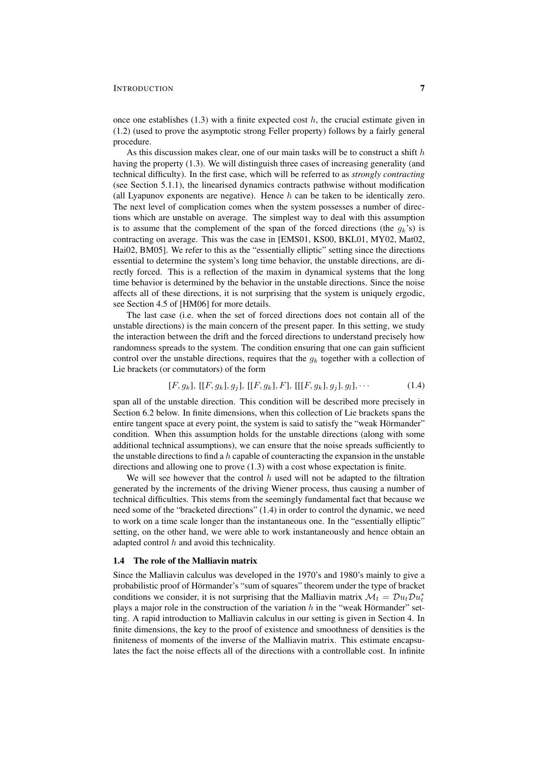once one establishes (1.3) with a finite expected cost $h$, the crucial estimate given in (1.2) (used to prove the asymptotic strong Feller property) follows by a fairly general procedure.

As this discussion makes clear, one of our main tasks will be to construct a shift $h$ having the property (1.3). We will distinguish three cases of increasing generality (and technical difficulty). In the first case, which will be referred to as *strongly contracting* (see Section 5.1.1), the linearised dynamics contracts pathwise without modification (all Lyapunov exponents are negative). Hence $h$ can be taken to be identically zero. The next level of complication comes when the system possesses a number of directions which are unstable on average. The simplest way to deal with this assumption is to assume that the complement of the span of the forced directions (the $g_k$'s) is contracting on average. This was the case in [EMS01, KS00, BKL01, MY02, Mat02, Hai02, BM05]. We refer to this as the "essentially elliptic" setting since the directions essential to determine the system's long time behavior, the unstable directions, are directly forced. This is a reflection of the maxim in dynamical systems that the long time behavior is determined by the behavior in the unstable directions. Since the noise affects all of these directions, it is not surprising that the system is uniquely ergodic, see Section 4.5 of [HM06] for more details.

The last case (i.e. when the set of forced directions does not contain all of the unstable directions) is the main concern of the present paper. In this setting, we study the interaction between the drift and the forced directions to understand precisely how randomness spreads to the system. The condition ensuring that one can gain sufficient control over the unstable directions, requires that the $g_k$ together with a collection of Lie brackets (or commutators) of the form

$$[F, g_k],\ [[F, g_k], g_j],\ [[F, g_k], F],\ [[[F, g_k], g_j], g_l], \cdots \tag{1.4}$$

span all of the unstable direction. This condition will be described more precisely in Section 6.2 below. In finite dimensions, when this collection of Lie brackets spans the entire tangent space at every point, the system is said to satisfy the "weak Hörmander" condition. When this assumption holds for the unstable directions (along with some additional technical assumptions), we can ensure that the noise spreads sufficiently to the unstable directions to find a $h$ capable of counteracting the expansion in the unstable directions and allowing one to prove (1.3) with a cost whose expectation is finite.

We will see however that the control $h$ used will not be adapted to the filtration generated by the increments of the driving Wiener process, thus causing a number of technical difficulties. This stems from the seemingly fundamental fact that because we need some of the "bracketed directions" (1.4) in order to control the dynamic, we need to work on a time scale longer than the instantaneous one. In the "essentially elliptic" setting, on the other hand, we were able to work instantaneously and hence obtain an adapted control $h$ and avoid this technicality.

### 1.4 The role of the Malliavin matrix

Since the Malliavin calculus was developed in the 1970's and 1980's mainly to give a probabilistic proof of Hörmander's "sum of squares" theorem under the type of bracket conditions we consider, it is not surprising that the Malliavin matrix $\mathcal{M}_t = \mathcal{D}u_t\mathcal{D}u_t^*$ plays a major role in the construction of the variation $h$ in the "weak Hörmander" setting. A rapid introduction to Malliavin calculus in our setting is given in Section 4. In finite dimensions, the key to the proof of existence and smoothness of densities is the finiteness of moments of the inverse of the Malliavin matrix. This estimate encapsulates the fact the noise effects all of the directions with a controllable cost. In infinite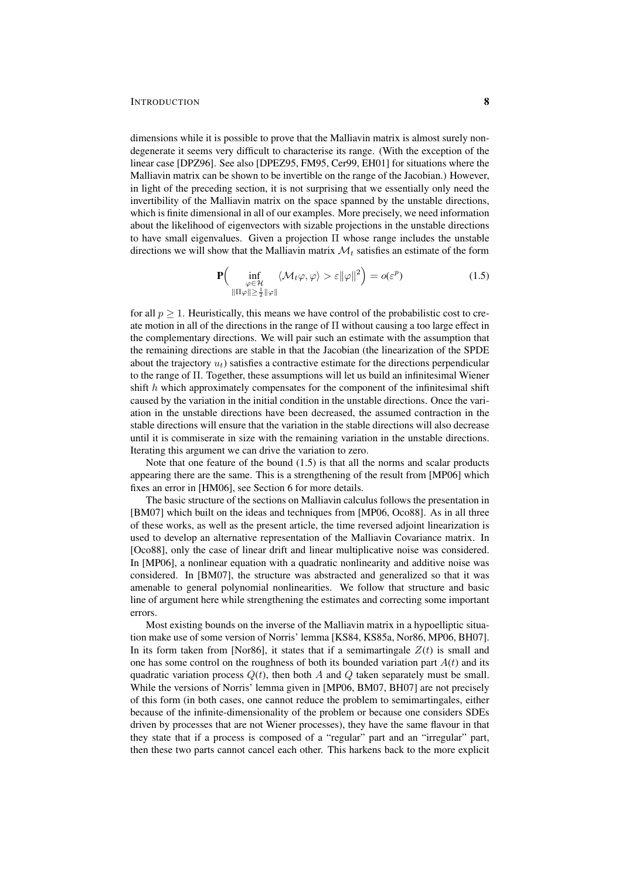dimensions while it is possible to prove that the Malliavin matrix is almost surely non-degenerate it seems very difficult to characterise its range. (With the exception of the linear case [DPZ96]. See also [DPEZ95, FM95, Cer99, EH01] for situations where the Malliavin matrix can be shown to be invertible on the range of the Jacobian.) However, in light of the preceding section, it is not surprising that we essentially only need the invertibility of the Malliavin matrix on the space spanned by the unstable directions, which is finite dimensional in all of our examples. More precisely, we need information about the likelihood of eigenvectors with sizable projections in the unstable directions to have small eigenvalues. Given a projection $\Pi$ whose range includes the unstable directions we will show that the Malliavin matrix $\mathcal{M}_t$ satisfies an estimate of the form

$$\mathbf{P}\Big( \inf_{\substack{\varphi \in \mathcal{H} \\ \|\Pi\varphi\| \geq \frac{1}{2}\|\varphi\|}} \langle \mathcal{M}_t \varphi, \varphi \rangle > \varepsilon \|\varphi\|^2 \Big) = o(\varepsilon^p) \tag{1.5}$$

for all $p \geq 1$. Heuristically, this means we have control of the probabilistic cost to create motion in all of the directions in the range of $\Pi$ without causing a too large effect in the complementary directions. We will pair such an estimate with the assumption that the remaining directions are stable in that the Jacobian (the linearization of the SPDE about the trajectory $u_t$) satisfies a contractive estimate for the directions perpendicular to the range of $\Pi$. Together, these assumptions will let us build an infinitesimal Wiener shift $h$ which approximately compensates for the component of the infinitesimal shift caused by the variation in the initial condition in the unstable directions. Once the variation in the unstable directions have been decreased, the assumed contraction in the stable directions will ensure that the variation in the stable directions will also decrease until it is commiserate in size with the remaining variation in the unstable directions. Iterating this argument we can drive the variation to zero.

Note that one feature of the bound (1.5) is that all the norms and scalar products appearing there are the same. This is a strengthening of the result from [MP06] which fixes an error in [HM06], see Section 6 for more details.

The basic structure of the sections on Malliavin calculus follows the presentation in [BM07] which built on the ideas and techniques from [MP06, Oco88]. As in all three of these works, as well as the present article, the time reversed adjoint linearization is used to develop an alternative representation of the Malliavin Covariance matrix. In [Oco88], only the case of linear drift and linear multiplicative noise was considered. In [MP06], a nonlinear equation with a quadratic nonlinearity and additive noise was considered. In [BM07], the structure was abstracted and generalized so that it was amenable to general polynomial nonlinearities. We follow that structure and basic line of argument here while strengthening the estimates and correcting some important errors.

Most existing bounds on the inverse of the Malliavin matrix in a hypoelliptic situation make use of some version of Norris' lemma [KS84, KS85a, Nor86, MP06, BH07]. In its form taken from [Nor86], it states that if a semimartingale $Z(t)$ is small and one has some control on the roughness of both its bounded variation part $A(t)$ and its quadratic variation process $Q(t)$, then both $A$ and $Q$ taken separately must be small. While the versions of Norris' lemma given in [MP06, BM07, BH07] are not precisely of this form (in both cases, one cannot reduce the problem to semimartingales, either because of the infinite-dimensionality of the problem or because one considers SDEs driven by processes that are not Wiener processes), they have the same flavour in that they state that if a process is composed of a "regular" part and an "irregular" part, then these two parts cannot cancel each other. This harkens back to the more explicit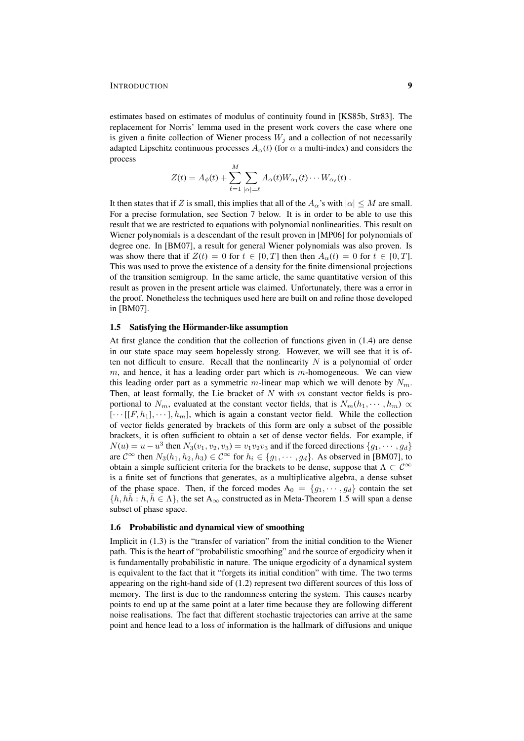estimates based on estimates of modulus of continuity found in [KS85b, Str83]. The replacement for Norris' lemma used in the present work covers the case where one is given a finite collection of Wiener process $W_j$ and a collection of not necessarily adapted Lipschitz continuous processes $A_\alpha(t)$ (for $\alpha$ a multi-index) and considers the process

$$Z(t) = A_\phi(t) + \sum_{\ell=1}^{M} \sum_{|\alpha|=\ell} A_\alpha(t) W_{\alpha_1}(t) \cdots W_{\alpha_\ell}(t) .$$

It then states that if $Z$ is small, this implies that all of the $A_\alpha$'s with $|\alpha| \leq M$ are small. For a precise formulation, see Section 7 below. It is in order to be able to use this result that we are restricted to equations with polynomial nonlinearities. This result on Wiener polynomials is a descendant of the result proven in [MP06] for polynomials of degree one. In [BM07], a result for general Wiener polynomials was also proven. Is was show there that if $Z(t) = 0$ for $t \in [0, T]$ then then $A_\alpha(t) = 0$ for $t \in [0, T]$. This was used to prove the existence of a density for the finite dimensional projections of the transition semigroup. In the same article, the same quantitative version of this result as proven in the present article was claimed. Unfortunately, there was a error in the proof. Nonetheless the techniques used here are built on and refine those developed in [BM07].

### 1.5 Satisfying the Hörmander-like assumption

At first glance the condition that the collection of functions given in (1.4) are dense in our state space may seem hopelessly strong. However, we will see that it is often not difficult to ensure. Recall that the nonlinearity $N$ is a polynomial of order $m$, and hence, it has a leading order part which is $m$-homogeneous. We can view this leading order part as a symmetric $m$-linear map which we will denote by $N_m$. Then, at least formally, the Lie bracket of $N$ with $m$ constant vector fields is proportional to $N_m$, evaluated at the constant vector fields, that is $N_m(h_1, \cdots, h_m) \propto [\cdots[[F, h_1], \cdots], h_m]$, which is again a constant vector field. While the collection of vector fields generated by brackets of this form are only a subset of the possible brackets, it is often sufficient to obtain a set of dense vector fields. For example, if $N(u) = u - u^3$ then $N_3(v_1, v_2, v_3) = v_1 v_2 v_3$ and if the forced directions $\{g_1, \cdots, g_d\}$ are $\mathcal{C}^\infty$ then $N_3(h_1, h_2, h_3) \in \mathcal{C}^\infty$ for $h_i \in \{g_1, \cdots, g_d\}$. As observed in [BM07], to obtain a simple sufficient criteria for the brackets to be dense, suppose that $\Lambda \subset \mathcal{C}^\infty$ is a finite set of functions that generates, as a multiplicative algebra, a dense subset of the phase space. Then, if the forced modes $\mathrm{A}_0 = \{g_1, \cdots, g_d\}$ contain the set $\{h, h\bar{h} : h, \bar{h} \in \Lambda\}$, the set $\mathrm{A}_\infty$ constructed as in Meta-Theorem 1.5 will span a dense subset of phase space.

### 1.6 Probabilistic and dynamical view of smoothing

Implicit in (1.3) is the "transfer of variation" from the initial condition to the Wiener path. This is the heart of "probabilistic smoothing" and the source of ergodicity when it is fundamentally probabilistic in nature. The unique ergodicity of a dynamical system is equivalent to the fact that it "forgets its initial condition" with time. The two terms appearing on the right-hand side of (1.2) represent two different sources of this loss of memory. The first is due to the randomness entering the system. This causes nearby points to end up at the same point at a later time because they are following different noise realisations. The fact that different stochastic trajectories can arrive at the same point and hence lead to a loss of information is the hallmark of diffusions and unique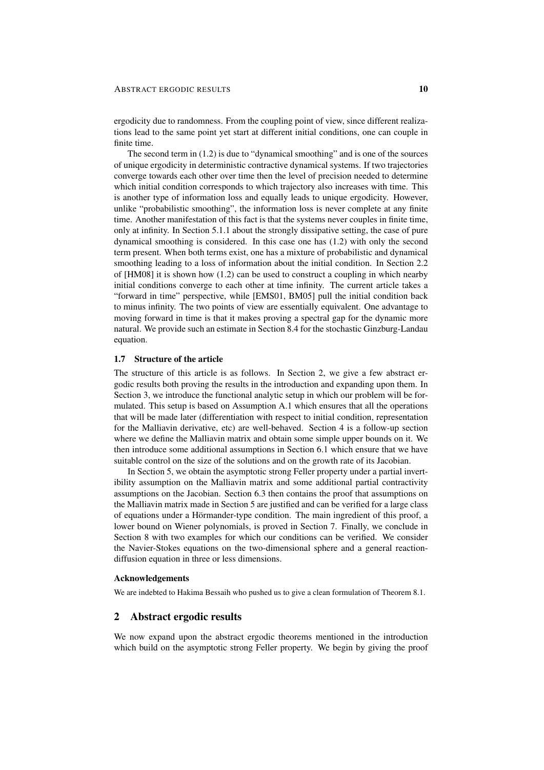ergodicity due to randomness. From the coupling point of view, since different realizations lead to the same point yet start at different initial conditions, one can couple in finite time.

The second term in (1.2) is due to "dynamical smoothing" and is one of the sources of unique ergodicity in deterministic contractive dynamical systems. If two trajectories converge towards each other over time then the level of precision needed to determine which initial condition corresponds to which trajectory also increases with time. This is another type of information loss and equally leads to unique ergodicity. However, unlike "probabilistic smoothing", the information loss is never complete at any finite time. Another manifestation of this fact is that the systems never couples in finite time, only at infinity. In Section 5.1.1 about the strongly dissipative setting, the case of pure dynamical smoothing is considered. In this case one has (1.2) with only the second term present. When both terms exist, one has a mixture of probabilistic and dynamical smoothing leading to a loss of information about the initial condition. In Section 2.2 of [HM08] it is shown how (1.2) can be used to construct a coupling in which nearby initial conditions converge to each other at time infinity. The current article takes a "forward in time" perspective, while [EMS01, BM05] pull the initial condition back to minus infinity. The two points of view are essentially equivalent. One advantage to moving forward in time is that it makes proving a spectral gap for the dynamic more natural. We provide such an estimate in Section 8.4 for the stochastic Ginzburg-Landau equation.

### 1.7 Structure of the article

The structure of this article is as follows. In Section 2, we give a few abstract ergodic results both proving the results in the introduction and expanding upon them. In Section 3, we introduce the functional analytic setup in which our problem will be formulated. This setup is based on Assumption A.1 which ensures that all the operations that will be made later (differentiation with respect to initial condition, representation for the Malliavin derivative, etc) are well-behaved. Section 4 is a follow-up section where we define the Malliavin matrix and obtain some simple upper bounds on it. We then introduce some additional assumptions in Section 6.1 which ensure that we have suitable control on the size of the solutions and on the growth rate of its Jacobian.

In Section 5, we obtain the asymptotic strong Feller property under a partial invertibility assumption on the Malliavin matrix and some additional partial contractivity assumptions on the Jacobian. Section 6.3 then contains the proof that assumptions on the Malliavin matrix made in Section 5 are justified and can be verified for a large class of equations under a Hörmander-type condition. The main ingredient of this proof, a lower bound on Wiener polynomials, is proved in Section 7. Finally, we conclude in Section 8 with two examples for which our conditions can be verified. We consider the Navier-Stokes equations on the two-dimensional sphere and a general reaction-diffusion equation in three or less dimensions.

#### Acknowledgements

We are indebted to Hakima Bessaih who pushed us to give a clean formulation of Theorem 8.1.

## 2 Abstract ergodic results

We now expand upon the abstract ergodic theorems mentioned in the introduction which build on the asymptotic strong Feller property. We begin by giving the proof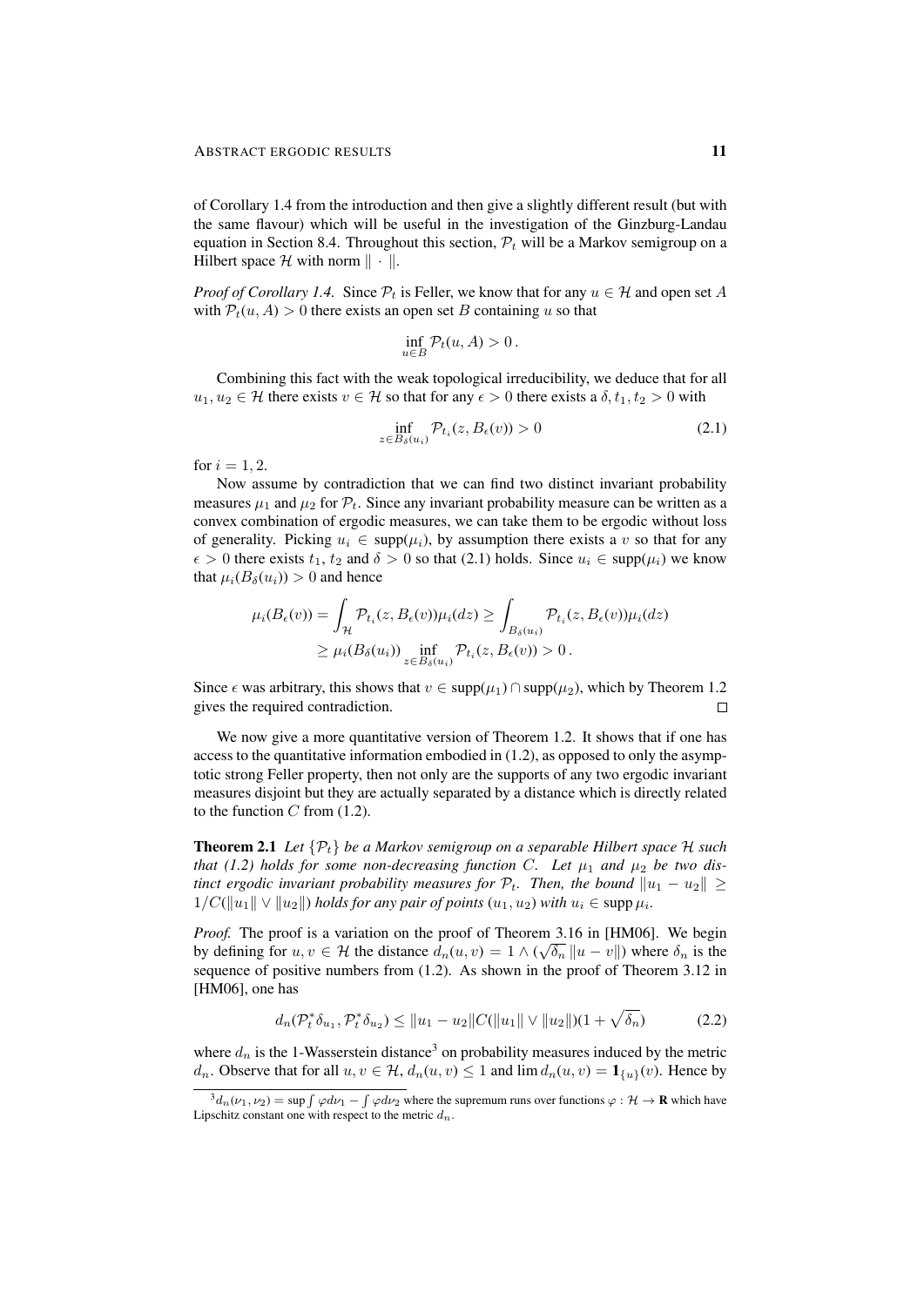of Corollary 1.4 from the introduction and then give a slightly different result (but with the same flavour) which will be useful in the investigation of the Ginzburg-Landau equation in Section 8.4. Throughout this section, $\mathcal{P}_t$ will be a Markov semigroup on a Hilbert space $\mathcal{H}$ with norm $\|\cdot\|$.

*Proof of Corollary 1.4.* Since $\mathcal{P}_t$ is Feller, we know that for any $u \in \mathcal{H}$ and open set $A$ with $\mathcal{P}_t(u, A) > 0$ there exists an open set $B$ containing $u$ so that

$$\inf_{u \in B} \mathcal{P}_t(u, A) > 0 \,.$$

Combining this fact with the weak topological irreducibility, we deduce that for all $u_1, u_2 \in \mathcal{H}$ there exists $v \in \mathcal{H}$ so that for any $\epsilon > 0$ there exists a $\delta, t_1, t_2 > 0$ with

$$\inf_{z \in B_\delta(u_i)} \mathcal{P}_{t_i}(z, B_\epsilon(v)) > 0 \tag{2.1}$$

for $i = 1, 2$.

Now assume by contradiction that we can find two distinct invariant probability measures $\mu_1$ and $\mu_2$ for $\mathcal{P}_t$. Since any invariant probability measure can be written as a convex combination of ergodic measures, we can take them to be ergodic without loss of generality. Picking $u_i \in \operatorname{supp}(\mu_i)$, by assumption there exists a $v$ so that for any $\epsilon > 0$ there exists $t_1$, $t_2$ and $\delta > 0$ so that (2.1) holds. Since $u_i \in \operatorname{supp}(\mu_i)$ we know that $\mu_i(B_\delta(u_i)) > 0$ and hence

$$\begin{aligned} \mu_i(B_\epsilon(v)) = \int_{\mathcal{H}} \mathcal{P}_{t_i}(z, B_\epsilon(v)) \mu_i(dz) &\geq \int_{B_\delta(u_i)} \mathcal{P}_{t_i}(z, B_\epsilon(v)) \mu_i(dz) \\ &\geq \mu_i(B_\delta(u_i)) \inf_{z \in B_\delta(u_i)} \mathcal{P}_{t_i}(z, B_\epsilon(v)) > 0 \,. \end{aligned}$$

Since $\epsilon$ was arbitrary, this shows that $v \in \operatorname{supp}(\mu_1) \cap \operatorname{supp}(\mu_2)$, which by Theorem 1.2 gives the required contradiction. $\square$

We now give a more quantitative version of Theorem 1.2. It shows that if one has access to the quantitative information embodied in (1.2), as opposed to only the asymptotic strong Feller property, then not only are the supports of any two ergodic invariant measures disjoint but they are actually separated by a distance which is directly related to the function $C$ from (1.2).

**Theorem 2.1** *Let $\{\mathcal{P}_t\}$ be a Markov semigroup on a separable Hilbert space $\mathcal{H}$ such that (1.2) holds for some non-decreasing function $C$. Let $\mu_1$ and $\mu_2$ be two distinct ergodic invariant probability measures for $\mathcal{P}_t$. Then, the bound $\|u_1 - u_2\| \geq 1/C(\|u_1\| \vee \|u_2\|)$ holds for any pair of points $(u_1, u_2)$ with $u_i \in \operatorname{supp} \mu_i$.*

*Proof.* The proof is a variation on the proof of Theorem 3.16 in [HM06]. We begin by defining for $u, v \in \mathcal{H}$ the distance $d_n(u, v) = 1 \wedge (\sqrt{\delta_n}\, \|u - v\|)$ where $\delta_n$ is the sequence of positive numbers from (1.2). As shown in the proof of Theorem 3.12 in [HM06], one has

$$d_n(\mathcal{P}_t^* \delta_{u_1}, \mathcal{P}_t^* \delta_{u_2}) \leq \|u_1 - u_2\| C(\|u_1\| \vee \|u_2\|)(1 + \sqrt{\delta_n}) \tag{2.2}$$

where $d_n$ is the 1-Wasserstein distance[3] on probability measures induced by the metric $d_n$. Observe that for all $u, v \in \mathcal{H}$, $d_n(u, v) \leq 1$ and $\lim d_n(u, v) = \mathbf{1}_{\{u\}}(v)$. Hence by

[3] $d_n(\nu_1, \nu_2) = \sup \int \varphi d\nu_1 - \int \varphi d\nu_2$ where the supremum runs over functions $\varphi : \mathcal{H} \to \mathbf{R}$ which have Lipschitz constant one with respect to the metric $d_n$.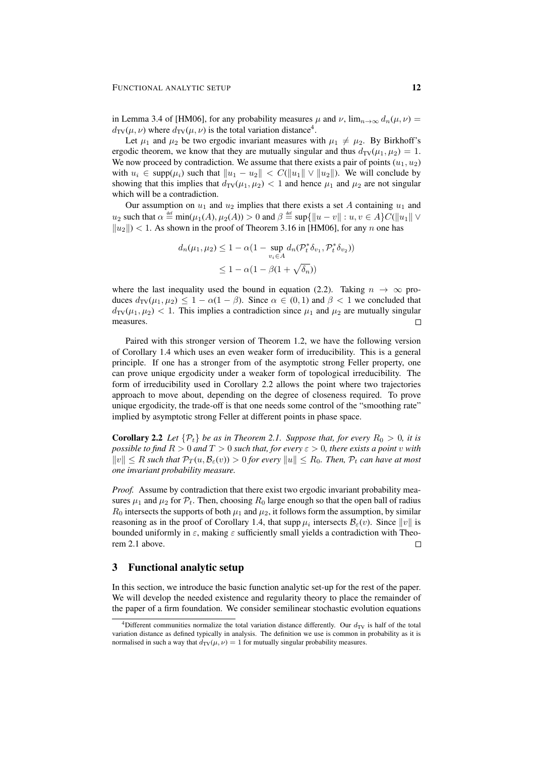in Lemma 3.4 of [HM06], for any probability measures $\mu$ and $\nu$, $\lim_{n\to\infty} d_n(\mu,\nu) = d_{\text{TV}}(\mu,\nu)$ where $d_{\text{TV}}(\mu,\nu)$ is the total variation distance[4].

Let $\mu_1$ and $\mu_2$ be two ergodic invariant measures with $\mu_1 \neq \mu_2$. By Birkhoff's ergodic theorem, we know that they are mutually singular and thus $d_{\text{TV}}(\mu_1,\mu_2) = 1$. We now proceed by contradiction. We assume that there exists a pair of points $(u_1,u_2)$ with $u_i \in \operatorname{supp}(\mu_i)$ such that $\|u_1 - u_2\| < C(\|u_1\| \vee \|u_2\|)$. We will conclude by showing that this implies that $d_{\text{TV}}(\mu_1,\mu_2) < 1$ and hence $\mu_1$ and $\mu_2$ are not singular which will be a contradiction.

Our assumption on $u_1$ and $u_2$ implies that there exists a set $A$ containing $u_1$ and $u_2$ such that $\alpha \stackrel{\text{def}}{=} \min(\mu_1(A),\mu_2(A)) > 0$ and $\beta \stackrel{\text{def}}{=} \sup\{\|u - v\| : u, v \in A\} C(\|u_1\| \vee \|u_2\|) < 1$. As shown in the proof of Theorem 3.16 in [HM06], for any $n$ one has

$$
\begin{aligned}
d_n(\mu_1,\mu_2) &\leq 1 - \alpha\big(1 - \sup_{v_i \in A} d_n(\mathcal{P}_t^*\delta_{v_1}, \mathcal{P}_t^*\delta_{v_2})\big) \\
&\leq 1 - \alpha\big(1 - \beta(1 + \sqrt{\delta_n})\big)
\end{aligned}
$$

where the last inequality used the bound in equation (2.2). Taking $n \to \infty$ produces $d_{\text{TV}}(\mu_1,\mu_2) \leq 1 - \alpha(1-\beta)$. Since $\alpha \in (0,1)$ and $\beta < 1$ we concluded that $d_{\text{TV}}(\mu_1,\mu_2) < 1$. This implies a contradiction since $\mu_1$ and $\mu_2$ are mutually singular measures. □

Paired with this stronger version of Theorem 1.2, we have the following version of Corollary 1.4 which uses an even weaker form of irreducibility. This is a general principle. If one has a stronger from of the asymptotic strong Feller property, one can prove unique ergodicity under a weaker form of topological irreducibility. The form of irreducibility used in Corollary 2.2 allows the point where two trajectories approach to move about, depending on the degree of closeness required. To prove unique ergodicity, the trade-off is that one needs some control of the "smoothing rate" implied by asymptotic strong Feller at different points in phase space.

**Corollary 2.2** *Let $\{\mathcal{P}_t\}$ be as in Theorem 2.1. Suppose that, for every $R_0 > 0$, it is possible to find $R > 0$ and $T > 0$ such that, for every $\varepsilon > 0$, there exists a point $v$ with $\|v\| \leq R$ such that $\mathcal{P}_T(u, \mathcal{B}_\varepsilon(v)) > 0$ for every $\|u\| \leq R_0$. Then, $\mathcal{P}_t$ can have at most one invariant probability measure.*

*Proof.* Assume by contradiction that there exist two ergodic invariant probability measures $\mu_1$ and $\mu_2$ for $\mathcal{P}_t$. Then, choosing $R_0$ large enough so that the open ball of radius $R_0$ intersects the supports of both $\mu_1$ and $\mu_2$, it follows form the assumption, by similar reasoning as in the proof of Corollary 1.4, that $\operatorname{supp}\mu_i$ intersects $\mathcal{B}_\varepsilon(v)$. Since $\|v\|$ is bounded uniformly in $\varepsilon$, making $\varepsilon$ sufficiently small yields a contradiction with Theorem 2.1 above. □

## 3 Functional analytic setup

In this section, we introduce the basic function analytic set-up for the rest of the paper. We will develop the needed existence and regularity theory to place the remainder of the paper of a firm foundation. We consider semilinear stochastic evolution equations

[4] Different communities normalize the total variation distance differently. Our $d_{\text{TV}}$ is half of the total variation distance as defined typically in analysis. The definition we use is common in probability as it is normalised in such a way that $d_{\text{TV}}(\mu,\nu) = 1$ for mutually singular probability measures.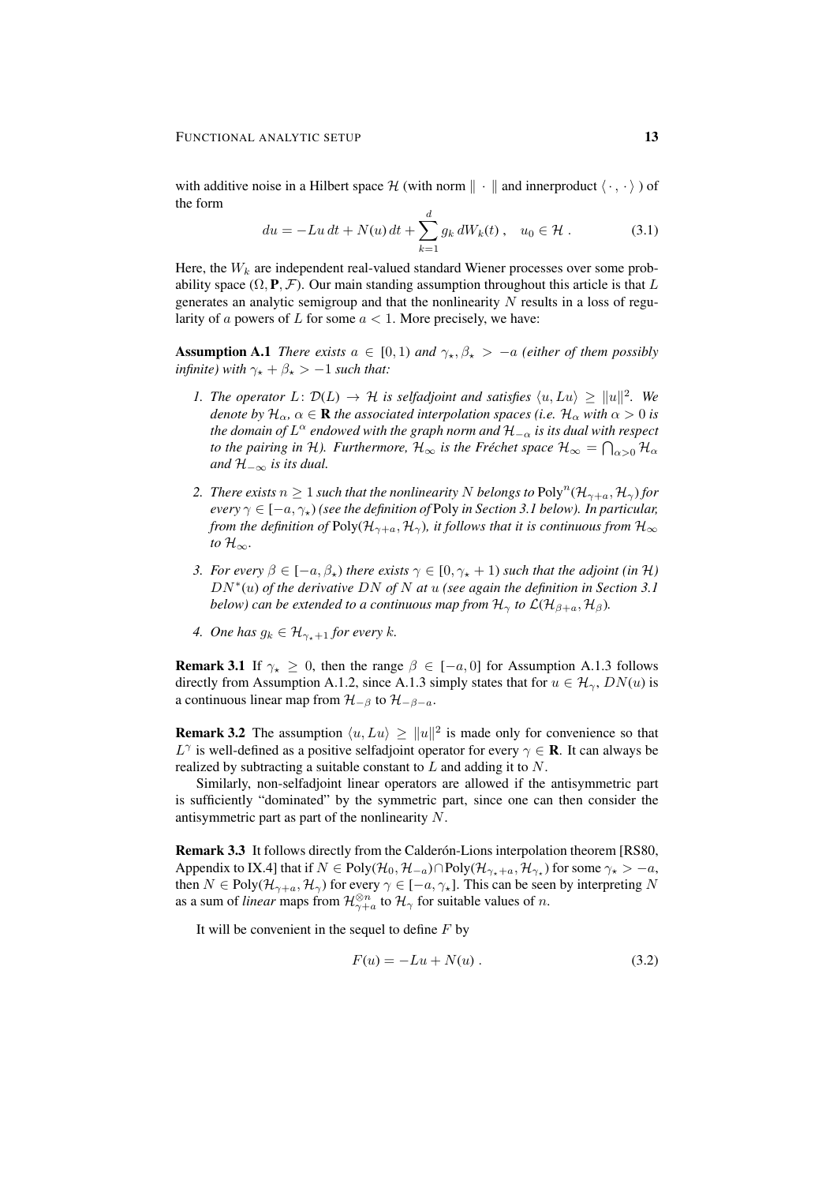with additive noise in a Hilbert space $\mathcal{H}$ (with norm $\|\cdot\|$ and innerproduct $\langle\cdot,\cdot\rangle$ ) of the form

$$
du = -Lu\,dt + N(u)\,dt + \sum_{k=1}^{d} g_k\,dW_k(t)\;, \quad u_0 \in \mathcal{H}\;. \tag{3.1}
$$

Here, the $W_k$ are independent real-valued standard Wiener processes over some probability space $(\Omega, \mathbf{P}, \mathcal{F})$. Our main standing assumption throughout this article is that $L$ generates an analytic semigroup and that the nonlinearity $N$ results in a loss of regularity of $a$ powers of $L$ for some $a < 1$. More precisely, we have:

**Assumption A.1** *There exists $a \in [0,1)$ and $\gamma_\star, \beta_\star > -a$ (either of them possibly infinite) with $\gamma_\star + \beta_\star > -1$ such that:*

1. *The operator $L\colon \mathcal{D}(L) \to \mathcal{H}$ is selfadjoint and satisfies $\langle u, Lu\rangle \geq \|u\|^2$. We denote by $\mathcal{H}_\alpha$, $\alpha \in \mathbf{R}$ the associated interpolation spaces (i.e. $\mathcal{H}_\alpha$ with $\alpha > 0$ is the domain of $L^\alpha$ endowed with the graph norm and $\mathcal{H}_{-\alpha}$ is its dual with respect to the pairing in $\mathcal{H}$). Furthermore, $\mathcal{H}_\infty$ is the Fréchet space $\mathcal{H}_\infty = \bigcap_{\alpha>0}\mathcal{H}_\alpha$ and $\mathcal{H}_{-\infty}$ is its dual.*
2. *There exists $n \geq 1$ such that the nonlinearity $N$ belongs to $\mathrm{Poly}^n(\mathcal{H}_{\gamma+a}, \mathcal{H}_\gamma)$ for every $\gamma \in [-a, \gamma_\star)$ (see the definition of* Poly *in Section 3.1 below). In particular, from the definition of $\mathrm{Poly}(\mathcal{H}_{\gamma+a}, \mathcal{H}_\gamma)$, it follows that it is continuous from $\mathcal{H}_\infty$ to $\mathcal{H}_\infty$.*
3. *For every $\beta \in [-a, \beta_\star)$ there exists $\gamma \in [0, \gamma_\star + 1)$ such that the adjoint (in $\mathcal{H}$) $DN^*(u)$ of the derivative $DN$ of $N$ at $u$ (see again the definition in Section 3.1 below) can be extended to a continuous map from $\mathcal{H}_\gamma$ to $\mathcal{L}(\mathcal{H}_{\beta+a}, \mathcal{H}_\beta)$.*
4. *One has $g_k \in \mathcal{H}_{\gamma_\star+1}$ for every $k$.*

**Remark 3.1** If $\gamma_\star \geq 0$, then the range $\beta \in [-a, 0]$ for Assumption A.1.3 follows directly from Assumption A.1.2, since A.1.3 simply states that for $u \in \mathcal{H}_\gamma$, $DN(u)$ is a continuous linear map from $\mathcal{H}_{-\beta}$ to $\mathcal{H}_{-\beta-a}$.

**Remark 3.2** The assumption $\langle u, Lu\rangle \geq \|u\|^2$ is made only for convenience so that $L^\gamma$ is well-defined as a positive selfadjoint operator for every $\gamma \in \mathbf{R}$. It can always be realized by subtracting a suitable constant to $L$ and adding it to $N$.

Similarly, non-selfadjoint linear operators are allowed if the antisymmetric part is sufficiently "dominated" by the symmetric part, since one can then consider the antisymmetric part as part of the nonlinearity $N$.

**Remark 3.3** It follows directly from the Calderón-Lions interpolation theorem [RS80, Appendix to IX.4] that if $N \in \mathrm{Poly}(\mathcal{H}_0, \mathcal{H}_{-a}) \cap \mathrm{Poly}(\mathcal{H}_{\gamma_\star+a}, \mathcal{H}_{\gamma_\star})$ for some $\gamma_\star > -a$, then $N \in \mathrm{Poly}(\mathcal{H}_{\gamma+a}, \mathcal{H}_\gamma)$ for every $\gamma \in [-a, \gamma_\star]$. This can be seen by interpreting $N$ as a sum of *linear* maps from $\mathcal{H}_{\gamma+a}^{\otimes n}$ to $\mathcal{H}_\gamma$ for suitable values of $n$.

It will be convenient in the sequel to define $F$ by

$$
F(u) = -Lu + N(u)\;. \tag{3.2}
$$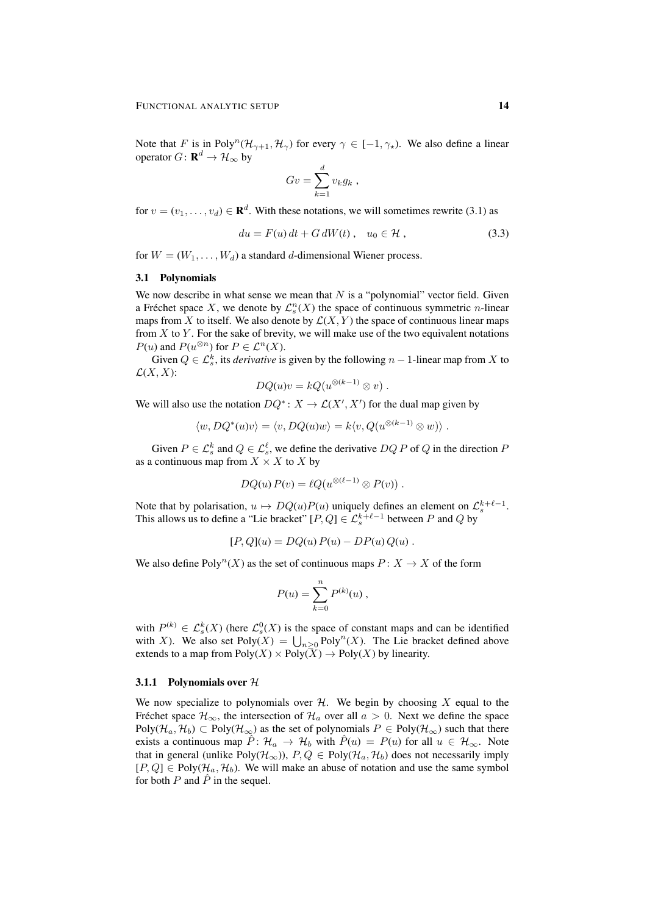Note that $F$ is in $\mathrm{Poly}^n(\mathcal{H}_{\gamma+1}, \mathcal{H}_\gamma)$ for every $\gamma \in [-1, \gamma_\star)$. We also define a linear operator $G\colon \mathbf{R}^d \to \mathcal{H}_\infty$ by

$$
Gv = \sum_{k=1}^d v_k g_k \;,
$$

for $v = (v_1, \ldots, v_d) \in \mathbf{R}^d$. With these notations, we will sometimes rewrite (3.1) as

$$
du = F(u)\,dt + G\,dW(t)\;, \quad u_0 \in \mathcal{H}\;, \tag{3.3}
$$

for $W = (W_1, \ldots, W_d)$ a standard $d$-dimensional Wiener process.

### 3.1 Polynomials

We now describe in what sense we mean that $N$ is a "polynomial" vector field. Given a Fréchet space $X$, we denote by $\mathcal{L}_s^n(X)$ the space of continuous symmetric $n$-linear maps from $X$ to itself. We also denote by $\mathcal{L}(X, Y)$ the space of continuous linear maps from $X$ to $Y$. For the sake of brevity, we will make use of the two equivalent notations $P(u)$ and $P(u^{\otimes n})$ for $P \in \mathcal{L}^n(X)$.

Given $Q \in \mathcal{L}_s^k$, its *derivative* is given by the following $n-1$-linear map from $X$ to $\mathcal{L}(X, X)$:

$$
DQ(u)v = kQ(u^{\otimes(k-1)} \otimes v)\;.
$$

We will also use the notation $DQ^*\colon X \to \mathcal{L}(X', X')$ for the dual map given by

$$
\langle w, DQ^*(u)v\rangle = \langle v, DQ(u)w\rangle = k\langle v, Q(u^{\otimes(k-1)} \otimes w)\rangle\;.
$$

Given $P \in \mathcal{L}_s^k$ and $Q \in \mathcal{L}_s^\ell$, we define the derivative $DQ\,P$ of $Q$ in the direction $P$ as a continuous map from $X \times X$ to $X$ by

$$
DQ(u)\,P(v) = \ell Q(u^{\otimes(\ell-1)} \otimes P(v))\;.
$$

Note that by polarisation, $u \mapsto DQ(u)P(u)$ uniquely defines an element on $\mathcal{L}_s^{k+\ell-1}$. This allows us to define a "Lie bracket" $[P, Q] \in \mathcal{L}_s^{k+\ell-1}$ between $P$ and $Q$ by

$$
[P, Q](u) = DQ(u)\,P(u) - DP(u)\,Q(u)\;.
$$

We also define $\mathrm{Poly}^n(X)$ as the set of continuous maps $P\colon X \to X$ of the form

$$
P(u) = \sum_{k=0}^n P^{(k)}(u)\;,
$$

with $P^{(k)} \in \mathcal{L}_s^k(X)$ (here $\mathcal{L}_s^0(X)$ is the space of constant maps and can be identified with $X$). We also set $\mathrm{Poly}(X) = \bigcup_{n\geq 0} \mathrm{Poly}^n(X)$. The Lie bracket defined above extends to a map from $\mathrm{Poly}(X) \times \mathrm{Poly}(X) \to \mathrm{Poly}(X)$ by linearity.

#### 3.1.1 Polynomials over $\mathcal{H}$

We now specialize to polynomials over $\mathcal{H}$. We begin by choosing $X$ equal to the Fréchet space $\mathcal{H}_\infty$, the intersection of $\mathcal{H}_a$ over all $a > 0$. Next we define the space $\mathrm{Poly}(\mathcal{H}_a, \mathcal{H}_b) \subset \mathrm{Poly}(\mathcal{H}_\infty)$ as the set of polynomials $P \in \mathrm{Poly}(\mathcal{H}_\infty)$ such that there exists a continuous map $\hat{P}\colon \mathcal{H}_a \to \mathcal{H}_b$ with $\hat{P}(u) = P(u)$ for all $u \in \mathcal{H}_\infty$. Note that in general (unlike $\mathrm{Poly}(\mathcal{H}_\infty)$), $P, Q \in \mathrm{Poly}(\mathcal{H}_a, \mathcal{H}_b)$ does not necessarily imply $[P, Q] \in \mathrm{Poly}(\mathcal{H}_a, \mathcal{H}_b)$. We will make an abuse of notation and use the same symbol for both $P$ and $\hat{P}$ in the sequel.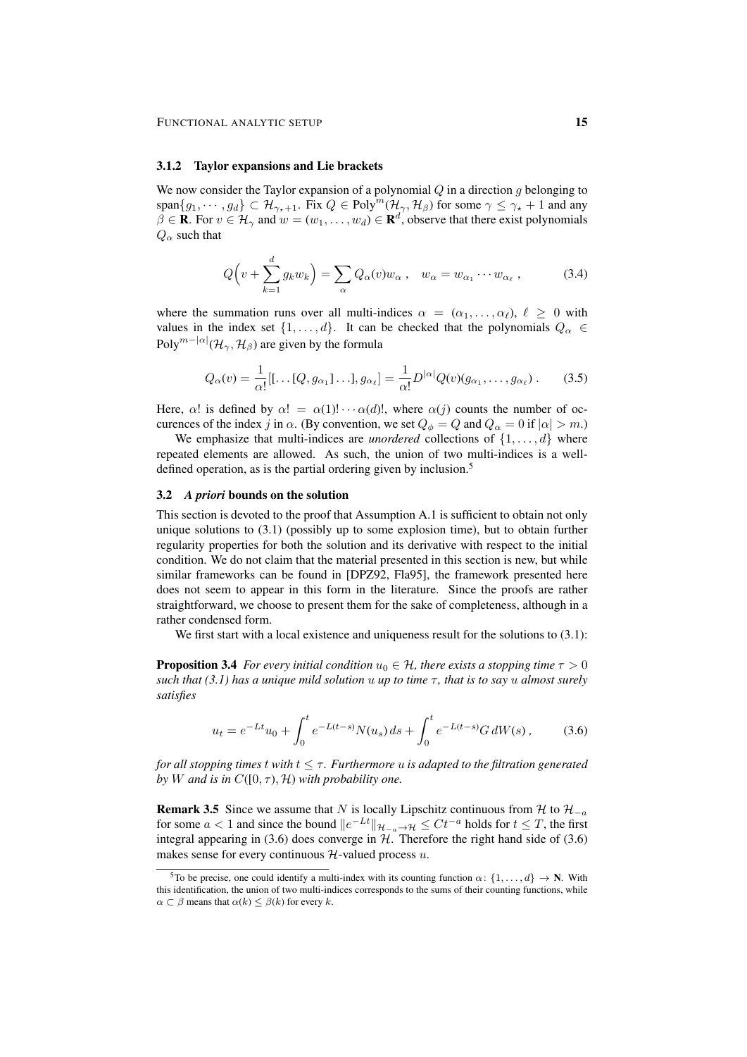### 3.1.2 Taylor expansions and Lie brackets

We now consider the Taylor expansion of a polynomial $Q$ in a direction $g$ belonging to $\operatorname{span}\{g_1, \cdots, g_d\} \subset \mathcal{H}_{\gamma_\star+1}$. Fix $Q \in \operatorname{Poly}^m(\mathcal{H}_\gamma, \mathcal{H}_\beta)$ for some $\gamma \le \gamma_\star + 1$ and any $\beta \in \mathbf{R}$. For $v \in \mathcal{H}_\gamma$ and $w = (w_1, \ldots, w_d) \in \mathbf{R}^d$, observe that there exist polynomials $Q_\alpha$ such that

$$Q\Big(v + \sum_{k=1}^{d} g_k w_k\Big) = \sum_\alpha Q_\alpha(v) w_\alpha\,, \quad w_\alpha = w_{\alpha_1} \cdots w_{\alpha_\ell}\,, \tag{3.4}$$

where the summation runs over all multi-indices $\alpha = (\alpha_1, \ldots, \alpha_\ell)$, $\ell \ge 0$ with values in the index set $\{1, \ldots, d\}$. It can be checked that the polynomials $Q_\alpha \in \operatorname{Poly}^{m-|\alpha|}(\mathcal{H}_\gamma, \mathcal{H}_\beta)$ are given by the formula

$$Q_\alpha(v) = \frac{1}{\alpha!}[[\ldots[Q, g_{\alpha_1}]\ldots], g_{\alpha_\ell}] = \frac{1}{\alpha!} D^{|\alpha|} Q(v)(g_{\alpha_1}, \ldots, g_{\alpha_\ell})\,. \tag{3.5}$$

Here, $\alpha!$ is defined by $\alpha! = \alpha(1)! \cdots \alpha(d)!$, where $\alpha(j)$ counts the number of occurences of the index $j$ in $\alpha$. (By convention, we set $Q_\phi = Q$ and $Q_\alpha = 0$ if $|\alpha| > m$.)

We emphasize that multi-indices are *unordered* collections of $\{1, \ldots, d\}$ where repeated elements are allowed. As such, the union of two multi-indices is a well-defined operation, as is the partial ordering given by inclusion.[5]

## 3.2 *A priori* bounds on the solution

This section is devoted to the proof that Assumption A.1 is sufficient to obtain not only unique solutions to (3.1) (possibly up to some explosion time), but to obtain further regularity properties for both the solution and its derivative with respect to the initial condition. We do not claim that the material presented in this section is new, but while similar frameworks can be found in [DPZ92, Fla95], the framework presented here does not seem to appear in this form in the literature. Since the proofs are rather straightforward, we choose to present them for the sake of completeness, although in a rather condensed form.

We first start with a local existence and uniqueness result for the solutions to (3.1):

**Proposition 3.4** *For every initial condition $u_0 \in \mathcal{H}$, there exists a stopping time $\tau > 0$ such that (3.1) has a unique mild solution $u$ up to time $\tau$, that is to say $u$ almost surely satisfies*

$$u_t = e^{-Lt} u_0 + \int_0^t e^{-L(t-s)} N(u_s)\, ds + \int_0^t e^{-L(t-s)} G\, dW(s)\,, \tag{3.6}$$

*for all stopping times $t$ with $t \le \tau$. Furthermore $u$ is adapted to the filtration generated by $W$ and is in $C([0, \tau), \mathcal{H})$ with probability one.*

**Remark 3.5** Since we assume that $N$ is locally Lipschitz continuous from $\mathcal{H}$ to $\mathcal{H}_{-a}$ for some $a < 1$ and since the bound $\|e^{-Lt}\|_{\mathcal{H}_{-a} \to \mathcal{H}} \le C t^{-a}$ holds for $t \le T$, the first integral appearing in (3.6) does converge in $\mathcal{H}$. Therefore the right hand side of (3.6) makes sense for every continuous $\mathcal{H}$-valued process $u$.

---

[5] To be precise, one could identify a multi-index with its counting function $\alpha\colon \{1, \ldots, d\} \to \mathbf{N}$. With this identification, the union of two multi-indices corresponds to the sums of their counting functions, while $\alpha \subset \beta$ means that $\alpha(k) \le \beta(k)$ for every $k$.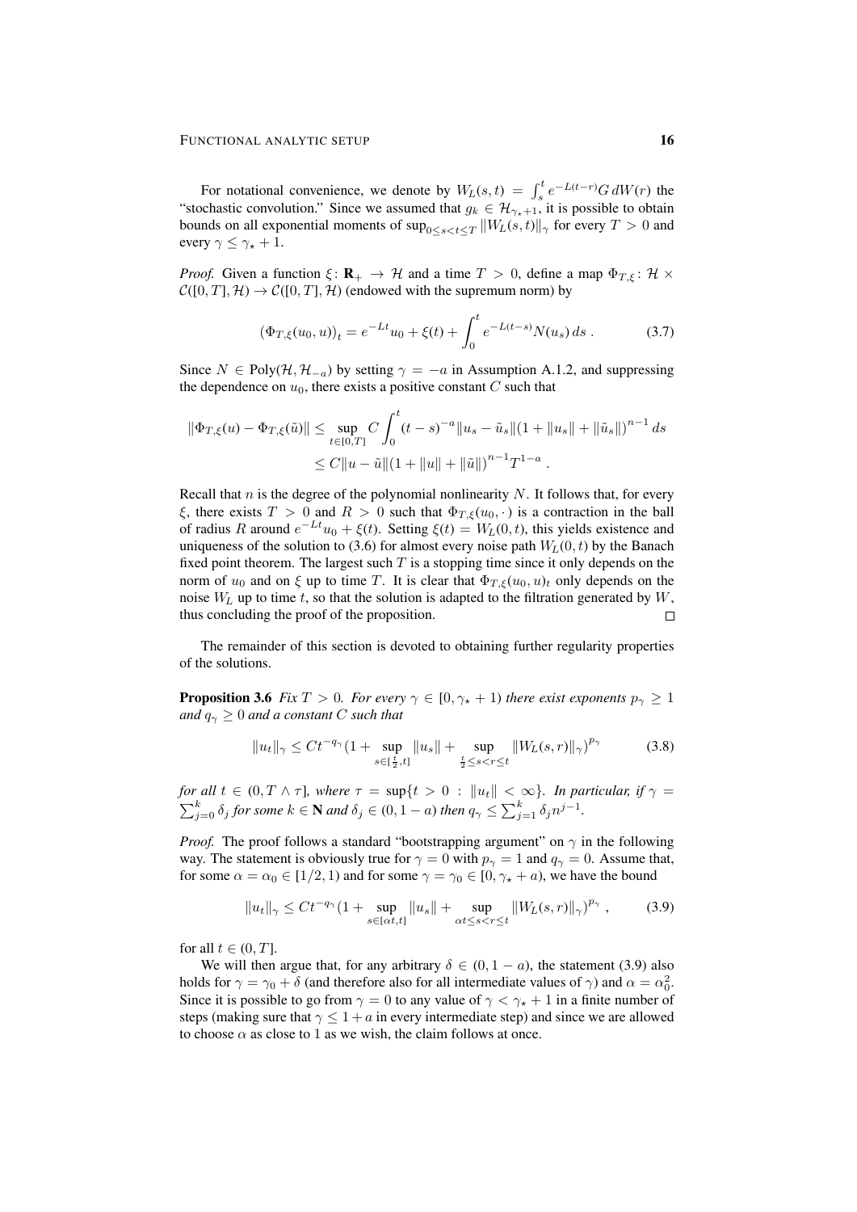For notational convenience, we denote by $W_L(s,t) = \int_s^t e^{-L(t-r)} G\, dW(r)$ the "stochastic convolution." Since we assumed that $g_k \in \mathcal{H}_{\gamma_\star+1}$, it is possible to obtain bounds on all exponential moments of $\sup_{0\le s<t\le T} \|W_L(s,t)\|_\gamma$ for every $T>0$ and every $\gamma \le \gamma_\star + 1$.

*Proof.* Given a function $\xi\colon \mathbf{R}_+ \to \mathcal{H}$ and a time $T>0$, define a map $\Phi_{T,\xi}\colon \mathcal{H} \times \mathcal{C}([0,T],\mathcal{H}) \to \mathcal{C}([0,T],\mathcal{H})$ (endowed with the supremum norm) by

$$\big(\Phi_{T,\xi}(u_0,u)\big)_t = e^{-Lt}u_0 + \xi(t) + \int_0^t e^{-L(t-s)} N(u_s)\, ds\ . \tag{3.7}$$

Since $N \in \mathrm{Poly}(\mathcal{H}, \mathcal{H}_{-a})$ by setting $\gamma = -a$ in Assumption A.1.2, and suppressing the dependence on $u_0$, there exists a positive constant $C$ such that

$$\begin{aligned}
\|\Phi_{T,\xi}(u) - \Phi_{T,\xi}(\tilde u)\| &\le \sup_{t\in[0,T]} C\int_0^t (t-s)^{-a}\|u_s - \tilde u_s\|(1+\|u_s\|+\|\tilde u_s\|)^{n-1}\, ds \\
&\le C\|u-\tilde u\|(1+\|u\|+\|\tilde u\|)^{n-1} T^{1-a}\ .
\end{aligned}$$

Recall that $n$ is the degree of the polynomial nonlinearity $N$. It follows that, for every $\xi$, there exists $T>0$ and $R>0$ such that $\Phi_{T,\xi}(u_0,\cdot\,)$ is a contraction in the ball of radius $R$ around $e^{-Lt}u_0 + \xi(t)$. Setting $\xi(t) = W_L(0,t)$, this yields existence and uniqueness of the solution to (3.6) for almost every noise path $W_L(0,t)$ by the Banach fixed point theorem. The largest such $T$ is a stopping time since it only depends on the norm of $u_0$ and on $\xi$ up to time $T$. It is clear that $\Phi_{T,\xi}(u_0,u)_t$ only depends on the noise $W_L$ up to time $t$, so that the solution is adapted to the filtration generated by $W$, thus concluding the proof of the proposition. □

The remainder of this section is devoted to obtaining further regularity properties of the solutions.

**Proposition 3.6** *Fix $T>0$. For every $\gamma \in [0, \gamma_\star+1)$ there exist exponents $p_\gamma \ge 1$ and $q_\gamma \ge 0$ and a constant $C$ such that*

$$\|u_t\|_\gamma \le Ct^{-q_\gamma}\big(1 + \sup_{s\in[\frac{t}{2},t]}\|u_s\| + \sup_{\frac{t}{2}\le s<r\le t}\|W_L(s,r)\|_\gamma\big)^{p_\gamma} \tag{3.8}$$

*for all $t \in (0, T\wedge\tau]$, where $\tau = \sup\{t>0 : \|u_t\| < \infty\}$. In particular, if $\gamma = \sum_{j=0}^k \delta_j$ for some $k\in\mathbf{N}$ and $\delta_j \in (0,1-a)$ then $q_\gamma \le \sum_{j=1}^k \delta_j n^{j-1}$.*

*Proof.* The proof follows a standard "bootstrapping argument" on $\gamma$ in the following way. The statement is obviously true for $\gamma=0$ with $p_\gamma = 1$ and $q_\gamma = 0$. Assume that, for some $\alpha = \alpha_0 \in [1/2, 1)$ and for some $\gamma = \gamma_0 \in [0, \gamma_\star + a)$, we have the bound

$$\|u_t\|_\gamma \le Ct^{-q_\gamma}\big(1 + \sup_{s\in[\alpha t,t]}\|u_s\| + \sup_{\alpha t\le s<r\le t}\|W_L(s,r)\|_\gamma\big)^{p_\gamma}\ , \tag{3.9}$$

for all $t\in(0,T]$.

We will then argue that, for any arbitrary $\delta \in (0, 1-a)$, the statement (3.9) also holds for $\gamma = \gamma_0 + \delta$ (and therefore also for all intermediate values of $\gamma$) and $\alpha = \alpha_0^2$. Since it is possible to go from $\gamma = 0$ to any value of $\gamma < \gamma_\star + 1$ in a finite number of steps (making sure that $\gamma \le 1 + a$ in every intermediate step) and since we are allowed to choose $\alpha$ as close to 1 as we wish, the claim follows at once.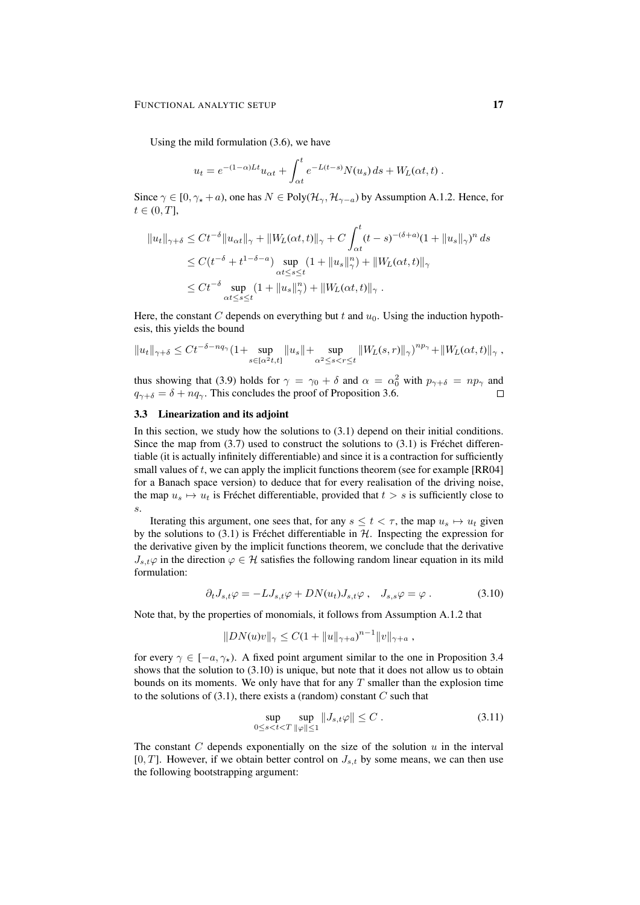Using the mild formulation (3.6), we have

$$u_t = e^{-(1-\alpha)Lt} u_{\alpha t} + \int_{\alpha t}^t e^{-L(t-s)} N(u_s)\, ds + W_L(\alpha t, t)\;.$$

Since $\gamma \in [0, \gamma_\star + a)$, one has $N \in \mathrm{Poly}(\mathcal{H}_\gamma, \mathcal{H}_{\gamma - a})$ by Assumption A.1.2. Hence, for $t \in (0, T]$,

$$\begin{aligned}
\|u_t\|_{\gamma+\delta} &\le C t^{-\delta} \|u_{\alpha t}\|_\gamma + \|W_L(\alpha t, t)\|_\gamma + C \int_{\alpha t}^t (t-s)^{-(\delta + a)} (1 + \|u_s\|_\gamma)^n \, ds \\
&\le C (t^{-\delta} + t^{1-\delta-a}) \sup_{\alpha t \le s \le t} (1 + \|u_s\|_\gamma^n) + \|W_L(\alpha t, t)\|_\gamma \\
&\le C t^{-\delta} \sup_{\alpha t \le s \le t} (1 + \|u_s\|_\gamma^n) + \|W_L(\alpha t, t)\|_\gamma \;.
\end{aligned}$$

Here, the constant $C$ depends on everything but $t$ and $u_0$. Using the induction hypothesis, this yields the bound

$$\|u_t\|_{\gamma+\delta} \le C t^{-\delta - n q_\gamma} (1 + \sup_{s \in [\alpha^2 t, t]} \|u_s\| + \sup_{\alpha^2 \le s < r \le t} \|W_L(s,r)\|_\gamma)^{n p_\gamma} + \|W_L(\alpha t, t)\|_\gamma \;,$$

thus showing that (3.9) holds for $\gamma = \gamma_0 + \delta$ and $\alpha = \alpha_0^2$ with $p_{\gamma+\delta} = n p_\gamma$ and $q_{\gamma+\delta} = \delta + n q_\gamma$. This concludes the proof of Proposition 3.6. □

### 3.3 Linearization and its adjoint

In this section, we study how the solutions to (3.1) depend on their initial conditions. Since the map from (3.7) used to construct the solutions to (3.1) is Fréchet differentiable (it is actually infinitely differentiable) and since it is a contraction for sufficiently small values of $t$, we can apply the implicit functions theorem (see for example [RR04] for a Banach space version) to deduce that for every realisation of the driving noise, the map $u_s \mapsto u_t$ is Fréchet differentiable, provided that $t > s$ is sufficiently close to $s$.

Iterating this argument, one sees that, for any $s \le t < \tau$, the map $u_s \mapsto u_t$ given by the solutions to (3.1) is Fréchet differentiable in $\mathcal{H}$. Inspecting the expression for the derivative given by the implicit functions theorem, we conclude that the derivative $J_{s,t}\varphi$ in the direction $\varphi \in \mathcal{H}$ satisfies the following random linear equation in its mild formulation:

$$\partial_t J_{s,t}\varphi = -L J_{s,t}\varphi + DN(u_t) J_{s,t}\varphi\;, \quad J_{s,s}\varphi = \varphi\;. \tag{3.10}$$

Note that, by the properties of monomials, it follows from Assumption A.1.2 that

$$\|DN(u)v\|_\gamma \le C(1 + \|u\|_{\gamma+a})^{n-1} \|v\|_{\gamma+a}\;,$$

for every $\gamma \in [-a, \gamma_\star)$. A fixed point argument similar to the one in Proposition 3.4 shows that the solution to (3.10) is unique, but note that it does not allow us to obtain bounds on its moments. We only have that for any $T$ smaller than the explosion time to the solutions of (3.1), there exists a (random) constant $C$ such that

$$\sup_{0 \le s < t < T} \sup_{\|\varphi\| \le 1} \|J_{s,t}\varphi\| \le C\;. \tag{3.11}$$

The constant $C$ depends exponentially on the size of the solution $u$ in the interval $[0, T]$. However, if we obtain better control on $J_{s,t}$ by some means, we can then use the following bootstrapping argument: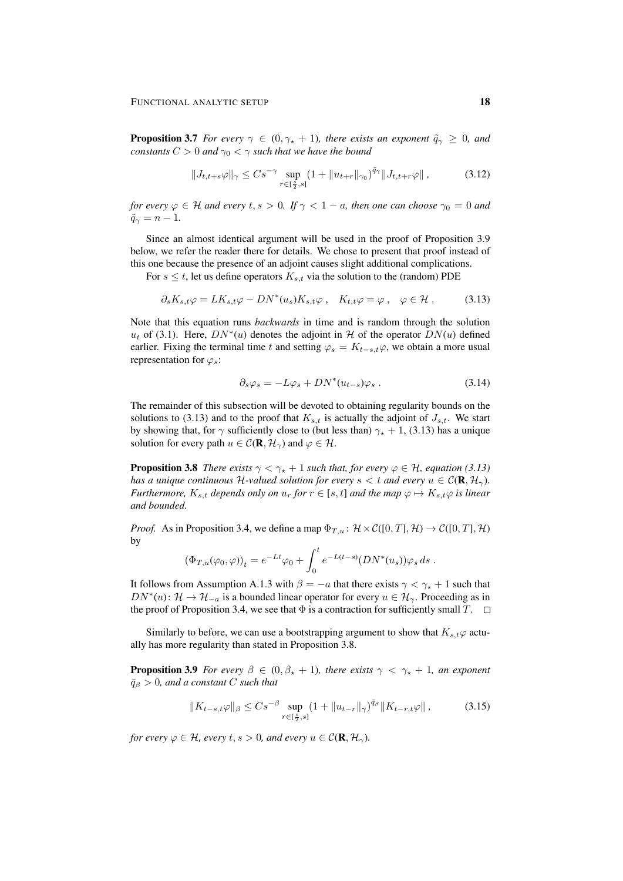**Proposition 3.7** *For every $\gamma \in (0, \gamma_\star + 1)$, there exists an exponent $\tilde q_\gamma \ge 0$, and constants $C > 0$ and $\gamma_0 < \gamma$ such that we have the bound*

$$\|J_{t,t+s}\varphi\|_\gamma \le C s^{-\gamma} \sup_{r\in[\frac{s}{2},s]} (1 + \|u_{t+r}\|_{\gamma_0})^{\tilde q_\gamma} \|J_{t,t+r}\varphi\| \,, \tag{3.12}$$

*for every $\varphi \in \mathcal{H}$ and every $t, s > 0$. If $\gamma < 1 - a$, then one can choose $\gamma_0 = 0$ and $\tilde q_\gamma = n - 1$.*

Since an almost identical argument will be used in the proof of Proposition 3.9 below, we refer the reader there for details. We chose to present that proof instead of this one because the presence of an adjoint causes slight additional complications.

For $s \le t$, let us define operators $K_{s,t}$ via the solution to the (random) PDE

$$\partial_s K_{s,t}\varphi = L K_{s,t}\varphi - DN^*(u_s) K_{s,t}\varphi \,, \quad K_{t,t}\varphi = \varphi \,, \quad \varphi \in \mathcal{H} \,. \tag{3.13}$$

Note that this equation runs *backwards* in time and is random through the solution $u_t$ of (3.1). Here, $DN^*(u)$ denotes the adjoint in $\mathcal{H}$ of the operator $DN(u)$ defined earlier. Fixing the terminal time $t$ and setting $\varphi_s = K_{t-s,t}\varphi$, we obtain a more usual representation for $\varphi_s$:

$$\partial_s \varphi_s = -L\varphi_s + DN^*(u_{t-s})\varphi_s \,. \tag{3.14}$$

The remainder of this subsection will be devoted to obtaining regularity bounds on the solutions to (3.13) and to the proof that $K_{s,t}$ is actually the adjoint of $J_{s,t}$. We start by showing that, for $\gamma$ sufficiently close to (but less than) $\gamma_\star + 1$, (3.13) has a unique solution for every path $u \in \mathcal{C}(\mathbf{R}, \mathcal{H}_\gamma)$ and $\varphi \in \mathcal{H}$.

**Proposition 3.8** *There exists $\gamma < \gamma_\star + 1$ such that, for every $\varphi \in \mathcal{H}$, equation (3.13) has a unique continuous $\mathcal{H}$-valued solution for every $s < t$ and every $u \in \mathcal{C}(\mathbf{R}, \mathcal{H}_\gamma)$. Furthermore, $K_{s,t}$ depends only on $u_r$ for $r \in [s,t]$ and the map $\varphi \mapsto K_{s,t}\varphi$ is linear and bounded.*

*Proof.* As in Proposition 3.4, we define a map $\Phi_{T,u} \colon \mathcal{H} \times \mathcal{C}([0,T],\mathcal{H}) \to \mathcal{C}([0,T],\mathcal{H})$ by

$$\big(\Phi_{T,u}(\varphi_0,\varphi)\big)_t = e^{-Lt}\varphi_0 + \int_0^t e^{-L(t-s)} (DN^*(u_s))\varphi_s \, ds \,.$$

It follows from Assumption A.1.3 with $\beta = -a$ that there exists $\gamma < \gamma_\star + 1$ such that $DN^*(u) \colon \mathcal{H} \to \mathcal{H}_{-a}$ is a bounded linear operator for every $u \in \mathcal{H}_\gamma$. Proceeding as in the proof of Proposition 3.4, we see that $\Phi$ is a contraction for sufficiently small $T$. $\square$

Similarly to before, we can use a bootstrapping argument to show that $K_{s,t}\varphi$ actually has more regularity than stated in Proposition 3.8.

**Proposition 3.9** *For every $\beta \in (0, \beta_\star + 1)$, there exists $\gamma < \gamma_\star + 1$, an exponent $\bar q_\beta > 0$, and a constant $C$ such that*

$$\|K_{t-s,t}\varphi\|_\beta \le C s^{-\beta} \sup_{r\in[\frac{s}{2},s]} (1 + \|u_{t-r}\|_\gamma)^{\bar q_\beta} \|K_{t-r,t}\varphi\| \,, \tag{3.15}$$

*for every $\varphi \in \mathcal{H}$, every $t, s > 0$, and every $u \in \mathcal{C}(\mathbf{R}, \mathcal{H}_\gamma)$.*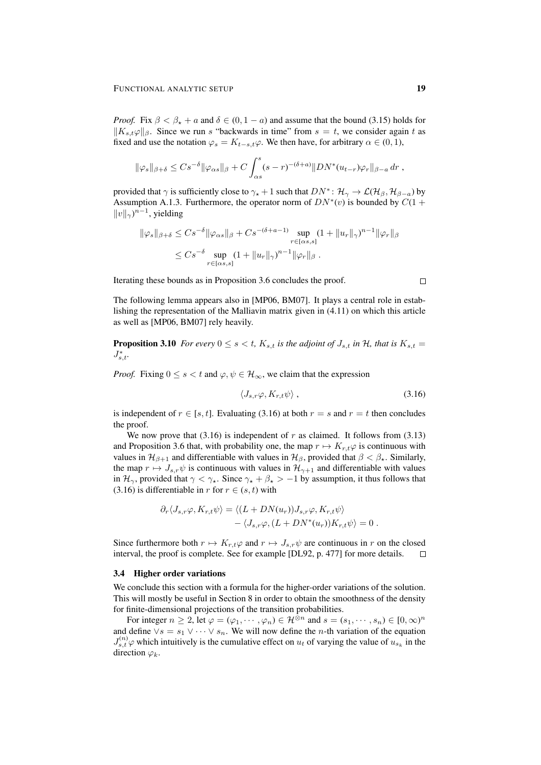*Proof.* Fix $\beta < \beta_\star + a$ and $\delta \in (0, 1-a)$ and assume that the bound (3.15) holds for $\|K_{s,t}\varphi\|_\beta$. Since we run $s$ "backwards in time" from $s = t$, we consider again $t$ as fixed and use the notation $\varphi_s = K_{t-s,t}\varphi$. We then have, for arbitrary $\alpha \in (0,1)$,

$$\|\varphi_s\|_{\beta+\delta} \leq Cs^{-\delta}\|\varphi_{\alpha s}\|_\beta + C\int_{\alpha s}^s (s-r)^{-(\delta+a)}\|DN^*(u_{t-r})\varphi_r\|_{\beta-a}\,dr\;,$$

provided that $\gamma$ is sufficiently close to $\gamma_\star + 1$ such that $DN^*\colon \mathcal{H}_\gamma \to \mathcal{L}(\mathcal{H}_\beta, \mathcal{H}_{\beta-a})$ by Assumption A.1.3. Furthermore, the operator norm of $DN^*(v)$ is bounded by $C(1 + \|v\|_\gamma)^{n-1}$, yielding

$$\begin{aligned}\|\varphi_s\|_{\beta+\delta} &\leq Cs^{-\delta}\|\varphi_{\alpha s}\|_\beta + Cs^{-(\delta+a-1)}\sup_{r\in[\alpha s, s]}(1+\|u_r\|_\gamma)^{n-1}\|\varphi_r\|_\beta \\ &\leq Cs^{-\delta}\sup_{r\in[\alpha s,s]}(1+\|u_r\|_\gamma)^{n-1}\|\varphi_r\|_\beta\;.\end{aligned}$$

Iterating these bounds as in Proposition 3.6 concludes the proof. □

The following lemma appears also in [MP06, BM07]. It plays a central role in establishing the representation of the Malliavin matrix given in (4.11) on which this article as well as [MP06, BM07] rely heavily.

**Proposition 3.10** *For every $0 \leq s < t$, $K_{s,t}$ is the adjoint of $J_{s,t}$ in $\mathcal{H}$, that is $K_{s,t} = J_{s,t}^*$.*

*Proof.* Fixing $0 \leq s < t$ and $\varphi, \psi \in \mathcal{H}_\infty$, we claim that the expression

$$\langle J_{s,r}\varphi, K_{r,t}\psi\rangle\;, \tag{3.16}$$

is independent of $r \in [s,t]$. Evaluating (3.16) at both $r = s$ and $r = t$ then concludes the proof.

We now prove that (3.16) is independent of $r$ as claimed. It follows from (3.13) and Proposition 3.6 that, with probability one, the map $r \mapsto K_{r,t}\varphi$ is continuous with values in $\mathcal{H}_{\beta+1}$ and differentiable with values in $\mathcal{H}_\beta$, provided that $\beta < \beta_\star$. Similarly, the map $r \mapsto J_{s,r}\psi$ is continuous with values in $\mathcal{H}_{\gamma+1}$ and differentiable with values in $\mathcal{H}_\gamma$, provided that $\gamma < \gamma_\star$. Since $\gamma_\star + \beta_\star > -1$ by assumption, it thus follows that (3.16) is differentiable in $r$ for $r \in (s,t)$ with

$$\begin{aligned}\partial_r\langle J_{s,r}\varphi, K_{r,t}\psi\rangle &= \langle (L + DN(u_r))J_{s,r}\varphi, K_{r,t}\psi\rangle \\ &\quad - \langle J_{s,r}\varphi, (L + DN^*(u_r))K_{r,t}\psi\rangle = 0\;.\end{aligned}$$

Since furthermore both $r \mapsto K_{r,t}\varphi$ and $r \mapsto J_{s,r}\psi$ are continuous in $r$ on the closed interval, the proof is complete. See for example [DL92, p. 477] for more details. □

### 3.4 Higher order variations

We conclude this section with a formula for the higher-order variations of the solution. This will mostly be useful in Section 8 in order to obtain the smoothness of the density for finite-dimensional projections of the transition probabilities.

For integer $n \geq 2$, let $\varphi = (\varphi_1, \cdots, \varphi_n) \in \mathcal{H}^{\otimes n}$ and $s = (s_1, \cdots, s_n) \in [0,\infty)^n$ and define $\vee s = s_1 \vee \cdots \vee s_n$. We will now define the $n$-th variation of the equation $J_{s,t}^{(n)}\varphi$ which intuitively is the cumulative effect on $u_t$ of varying the value of $u_{s_k}$ in the direction $\varphi_k$.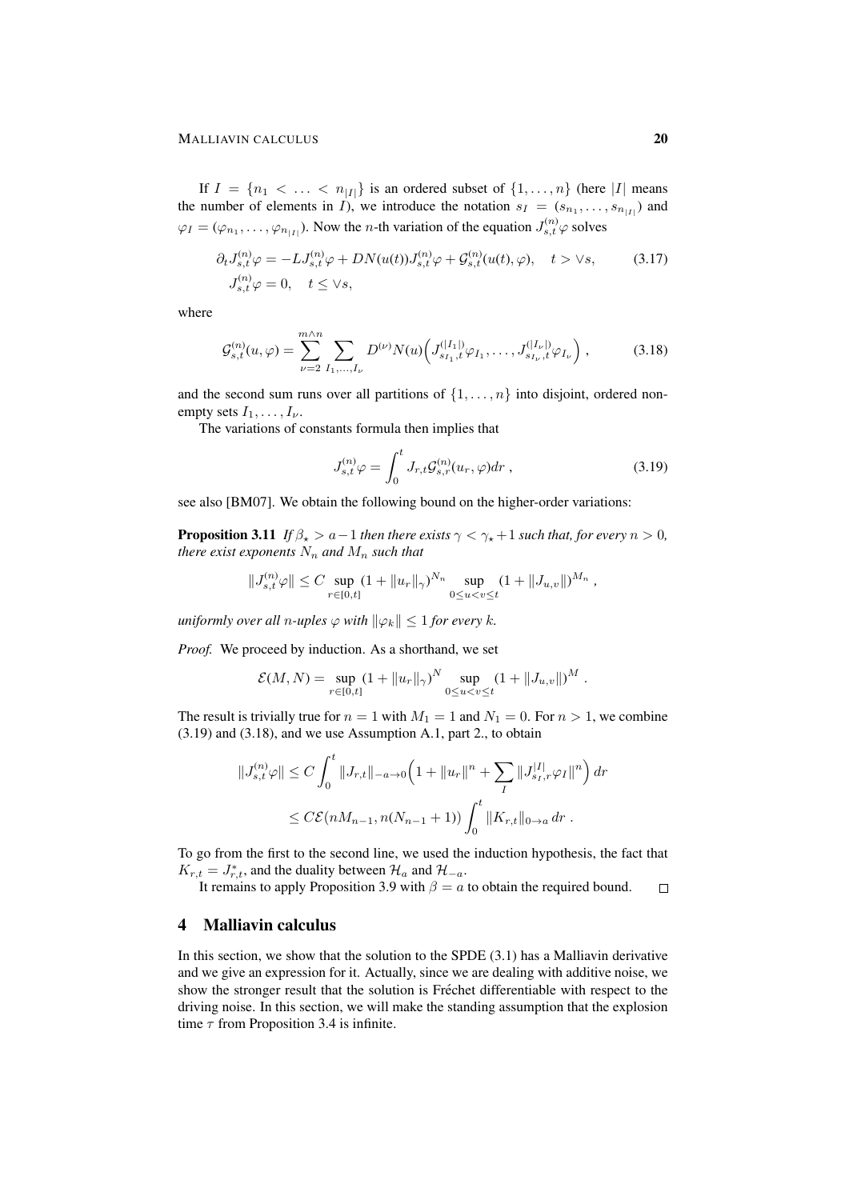If $I = \{n_1 < \ldots < n_{|I|}\}$ is an ordered subset of $\{1, \ldots, n\}$ (here $|I|$ means the number of elements in $I$), we introduce the notation $s_I = (s_{n_1}, \ldots, s_{n_{|I|}})$ and $\varphi_I = (\varphi_{n_1}, \ldots, \varphi_{n_{|I|}})$. Now the $n$-th variation of the equation $J^{(n)}_{s,t}\varphi$ solves

$$
\begin{aligned}
&\partial_t J^{(n)}_{s,t}\varphi = -LJ^{(n)}_{s,t}\varphi + DN(u(t))J^{(n)}_{s,t}\varphi + \mathcal{G}^{(n)}_{s,t}(u(t),\varphi), \quad t > \vee s, \\
&J^{(n)}_{s,t}\varphi = 0, \quad t \le \vee s,
\end{aligned}
\tag{3.17}
$$

where

$$
\mathcal{G}^{(n)}_{s,t}(u,\varphi) = \sum_{\nu=2}^{m\wedge n} \sum_{I_1,\ldots,I_\nu} D^{(\nu)}N(u)\Big(J^{(|I_1|)}_{s_{I_1},t}\varphi_{I_1}, \ldots, J^{(|I_\nu|)}_{s_{I_\nu},t}\varphi_{I_\nu}\Big)\;, \tag{3.18}
$$

and the second sum runs over all partitions of $\{1, \ldots, n\}$ into disjoint, ordered non-empty sets $I_1, \ldots, I_\nu$.

The variations of constants formula then implies that

$$
J^{(n)}_{s,t}\varphi = \int_0^t J_{r,t}\mathcal{G}^{(n)}_{s,r}(u_r,\varphi)\,dr\;, \tag{3.19}
$$

see also [BM07]. We obtain the following bound on the higher-order variations:

**Proposition 3.11** *If $\beta_\star > a-1$ then there exists $\gamma < \gamma_\star + 1$ such that, for every $n > 0$, there exist exponents $N_n$ and $M_n$ such that*

$$
\|J^{(n)}_{s,t}\varphi\| \le C \sup_{r\in[0,t]} (1 + \|u_r\|_\gamma)^{N_n} \sup_{0\le u<v\le t} (1 + \|J_{u,v}\|)^{M_n}\;,
$$

*uniformly over all $n$-uples $\varphi$ with $\|\varphi_k\| \le 1$ for every $k$.*

*Proof.* We proceed by induction. As a shorthand, we set

$$
\mathcal{E}(M,N) = \sup_{r\in[0,t]} (1 + \|u_r\|_\gamma)^N \sup_{0\le u<v\le t} (1 + \|J_{u,v}\|)^M\;.
$$

The result is trivially true for $n = 1$ with $M_1 = 1$ and $N_1 = 0$. For $n > 1$, we combine (3.19) and (3.18), and we use Assumption A.1, part 2., to obtain

$$
\begin{aligned}
\|J^{(n)}_{s,t}\varphi\| &\le C \int_0^t \|J_{r,t}\|_{-a\to 0}\Big(1 + \|u_r\|^n + \sum_I \|J^{|I|}_{s_I,r}\varphi_I\|^n\Big)\,dr \\
&\le C\mathcal{E}(nM_{n-1}, n(N_{n-1}+1)) \int_0^t \|K_{r,t}\|_{0\to a}\,dr\;.
\end{aligned}
$$

To go from the first to the second line, we used the induction hypothesis, the fact that $K_{r,t} = J^*_{r,t}$, and the duality between $\mathcal{H}_a$ and $\mathcal{H}_{-a}$.

It remains to apply Proposition 3.9 with $\beta = a$ to obtain the required bound. □

## 4 Malliavin calculus

In this section, we show that the solution to the SPDE (3.1) has a Malliavin derivative and we give an expression for it. Actually, since we are dealing with additive noise, we show the stronger result that the solution is Fréchet differentiable with respect to the driving noise. In this section, we will make the standing assumption that the explosion time $\tau$ from Proposition 3.4 is infinite.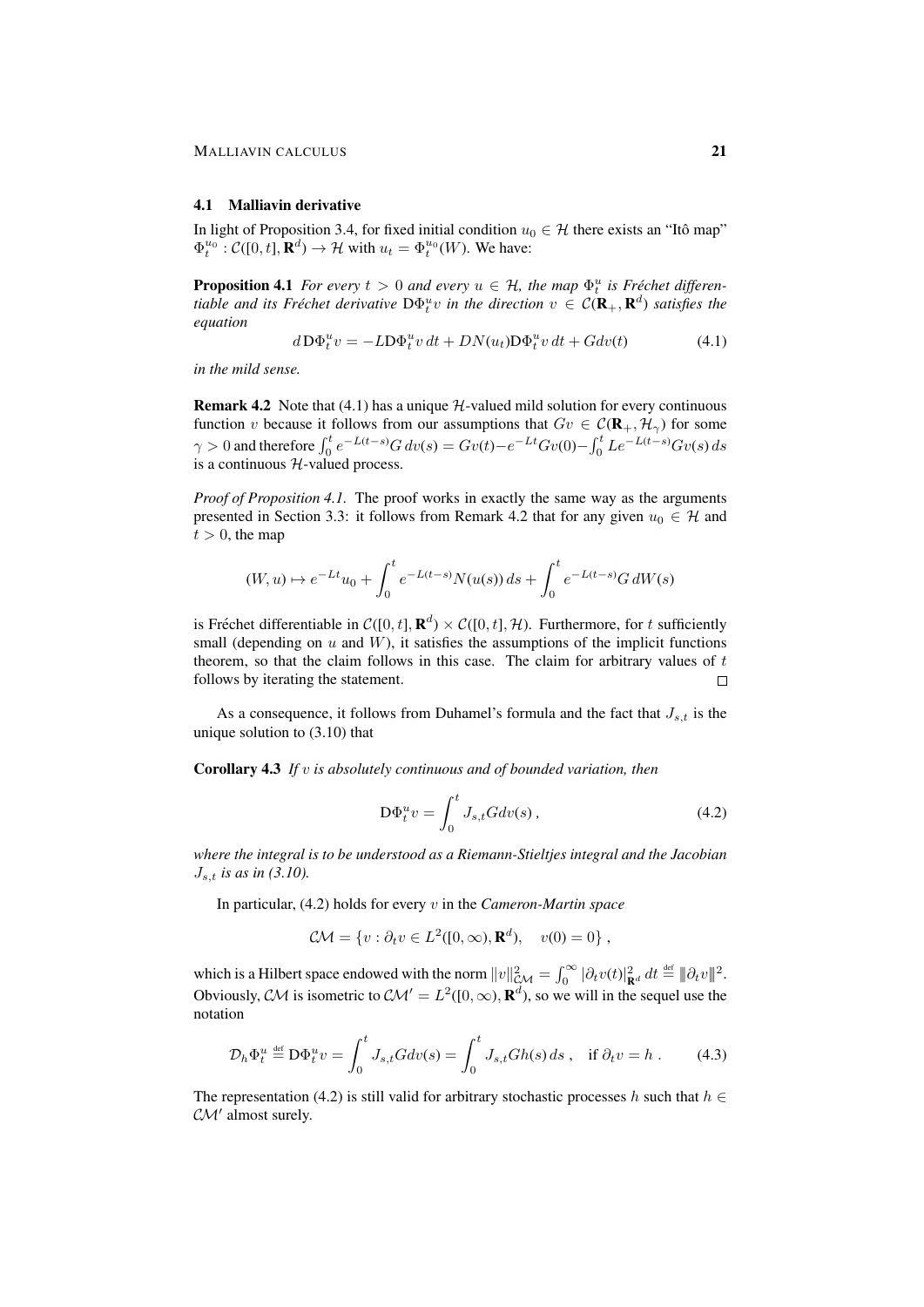### 4.1 Malliavin derivative

In light of Proposition 3.4, for fixed initial condition $u_0 \in \mathcal{H}$ there exists an "Itô map" $\Phi_t^{u_0} : \mathcal{C}([0,t], \mathbf{R}^d) \to \mathcal{H}$ with $u_t = \Phi_t^{u_0}(W)$. We have:

**Proposition 4.1** *For every $t > 0$ and every $u \in \mathcal{H}$, the map $\Phi_t^u$ is Fréchet differentiable and its Fréchet derivative $\mathrm{D}\Phi_t^u v$ in the direction $v \in \mathcal{C}(\mathbf{R}_+, \mathbf{R}^d)$ satisfies the equation*

$$d\,\mathrm{D}\Phi_t^u v = -L\mathrm{D}\Phi_t^u v\,dt + DN(u_t)\mathrm{D}\Phi_t^u v\,dt + Gdv(t) \tag{4.1}$$

*in the mild sense.*

**Remark 4.2** Note that (4.1) has a unique $\mathcal{H}$-valued mild solution for every continuous function $v$ because it follows from our assumptions that $Gv \in \mathcal{C}(\mathbf{R}_+, \mathcal{H}_\gamma)$ for some $\gamma > 0$ and therefore $\int_0^t e^{-L(t-s)}G\,dv(s) = Gv(t) - e^{-Lt}Gv(0) - \int_0^t Le^{-L(t-s)}Gv(s)\,ds$ is a continuous $\mathcal{H}$-valued process.

*Proof of Proposition 4.1.* The proof works in exactly the same way as the arguments presented in Section 3.3: it follows from Remark 4.2 that for any given $u_0 \in \mathcal{H}$ and $t > 0$, the map

$$(W, u) \mapsto e^{-Lt}u_0 + \int_0^t e^{-L(t-s)}N(u(s))\,ds + \int_0^t e^{-L(t-s)}G\,dW(s)$$

is Fréchet differentiable in $\mathcal{C}([0,t], \mathbf{R}^d) \times \mathcal{C}([0,t], \mathcal{H})$. Furthermore, for $t$ sufficiently small (depending on $u$ and $W$), it satisfies the assumptions of the implicit functions theorem, so that the claim follows in this case. The claim for arbitrary values of $t$ follows by iterating the statement. $\square$

As a consequence, it follows from Duhamel's formula and the fact that $J_{s,t}$ is the unique solution to (3.10) that

**Corollary 4.3** *If $v$ is absolutely continuous and of bounded variation, then*

$$\mathrm{D}\Phi_t^u v = \int_0^t J_{s,t}G dv(s)\,, \tag{4.2}$$

*where the integral is to be understood as a Riemann-Stieltjes integral and the Jacobian $J_{s,t}$ is as in (3.10).*

In particular, (4.2) holds for every $v$ in the *Cameron-Martin space*

$$\mathcal{CM} = \{v : \partial_t v \in L^2([0,\infty), \mathbf{R}^d), \quad v(0) = 0\}\,,$$

which is a Hilbert space endowed with the norm $\|v\|_{\mathcal{CM}}^2 = \int_0^\infty |\partial_t v(t)|_{\mathbf{R}^d}^2\,dt \stackrel{\text{def}}{=} \|\partial_t v\|^2$. Obviously, $\mathcal{CM}$ is isometric to $\mathcal{CM}' = L^2([0,\infty), \mathbf{R}^d)$, so we will in the sequel use the notation

$$\mathcal{D}_h \Phi_t^u \stackrel{\text{def}}{=} \mathrm{D}\Phi_t^u v = \int_0^t J_{s,t}Gdv(s) = \int_0^t J_{s,t}Gh(s)\,ds\,, \quad \text{if } \partial_t v = h\,. \tag{4.3}$$

The representation (4.2) is still valid for arbitrary stochastic processes $h$ such that $h \in \mathcal{CM}'$ almost surely.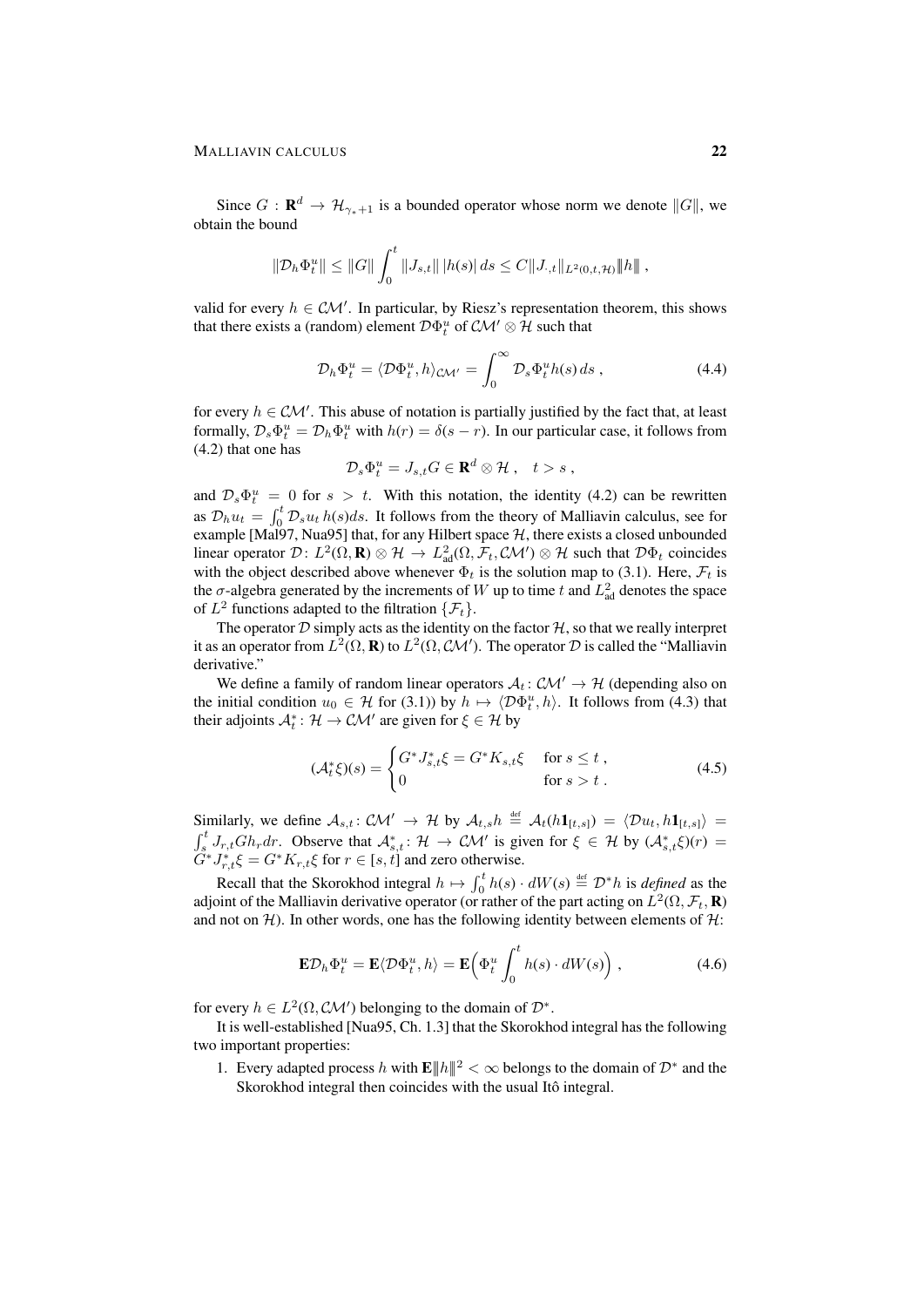Since $G : \mathbf{R}^d \to \mathcal{H}_{\gamma_\star+1}$ is a bounded operator whose norm we denote $\|G\|$, we obtain the bound

$$\|\mathcal{D}_h \Phi_t^u\| \le \|G\| \int_0^t \|J_{s,t}\| \, |h(s)| \, ds \le C \|J_{\cdot,t}\|_{L^2(0,t,\mathcal{H})} \|\!|h|\!\| \;,$$

valid for every $h \in \mathcal{CM}'$. In particular, by Riesz's representation theorem, this shows that there exists a (random) element $\mathcal{D}\Phi_t^u$ of $\mathcal{CM}' \otimes \mathcal{H}$ such that

$$\mathcal{D}_h \Phi_t^u = \langle \mathcal{D}\Phi_t^u, h\rangle_{\mathcal{CM}'} = \int_0^\infty \mathcal{D}_s \Phi_t^u h(s) \, ds \;, \tag{4.4}$$

for every $h \in \mathcal{CM}'$. This abuse of notation is partially justified by the fact that, at least formally, $\mathcal{D}_s \Phi_t^u = \mathcal{D}_h \Phi_t^u$ with $h(r) = \delta(s-r)$. In our particular case, it follows from (4.2) that one has

$$\mathcal{D}_s \Phi_t^u = J_{s,t} G \in \mathbf{R}^d \otimes \mathcal{H} \;, \quad t > s \;,$$

and $\mathcal{D}_s \Phi_t^u = 0$ for $s > t$. With this notation, the identity (4.2) can be rewritten as $\mathcal{D}_h u_t = \int_0^t \mathcal{D}_s u_t \, h(s) ds$. It follows from the theory of Malliavin calculus, see for example [Mal97, Nua95] that, for any Hilbert space $\mathcal{H}$, there exists a closed unbounded linear operator $\mathcal{D}\colon L^2(\Omega, \mathbf{R}) \otimes \mathcal{H} \to L^2_{\text{ad}}(\Omega, \mathcal{F}_t, \mathcal{CM}') \otimes \mathcal{H}$ such that $\mathcal{D}\Phi_t$ coincides with the object described above whenever $\Phi_t$ is the solution map to (3.1). Here, $\mathcal{F}_t$ is the $\sigma$-algebra generated by the increments of $W$ up to time $t$ and $L^2_{\text{ad}}$ denotes the space of $L^2$ functions adapted to the filtration $\{\mathcal{F}_t\}$.

The operator $\mathcal{D}$ simply acts as the identity on the factor $\mathcal{H}$, so that we really interpret it as an operator from $L^2(\Omega, \mathbf{R})$ to $L^2(\Omega, \mathcal{CM}')$. The operator $\mathcal{D}$ is called the "Malliavin derivative."

We define a family of random linear operators $\mathcal{A}_t \colon \mathcal{CM}' \to \mathcal{H}$ (depending also on the initial condition $u_0 \in \mathcal{H}$ for (3.1)) by $h \mapsto \langle \mathcal{D}\Phi_t^u, h\rangle$. It follows from (4.3) that their adjoints $\mathcal{A}_t^* \colon \mathcal{H} \to \mathcal{CM}'$ are given for $\xi \in \mathcal{H}$ by

$$(\mathcal{A}_t^* \xi)(s) = \begin{cases} G^* J_{s,t}^* \xi = G^* K_{s,t} \xi & \text{for } s \le t \;, \\ 0 & \text{for } s > t \;. \end{cases} \tag{4.5}$$

Similarly, we define $\mathcal{A}_{s,t} \colon \mathcal{CM}' \to \mathcal{H}$ by $\mathcal{A}_{t,s} h \stackrel{\text{def}}{=} \mathcal{A}_t(h \mathbf{1}_{[t,s]}) = \langle \mathcal{D}u_t, h\mathbf{1}_{[t,s]}\rangle = \int_s^t J_{r,t} G h_r dr$. Observe that $\mathcal{A}_{s,t}^* \colon \mathcal{H} \to \mathcal{CM}'$ is given for $\xi \in \mathcal{H}$ by $(\mathcal{A}_{s,t}^* \xi)(r) = G^* J_{r,t}^* \xi = G^* K_{r,t} \xi$ for $r \in [s,t]$ and zero otherwise.

Recall that the Skorokhod integral $h \mapsto \int_0^t h(s) \cdot dW(s) \stackrel{\text{def}}{=} \mathcal{D}^* h$ is *defined* as the adjoint of the Malliavin derivative operator (or rather of the part acting on $L^2(\Omega, \mathcal{F}_t, \mathbf{R})$ and not on $\mathcal{H}$). In other words, one has the following identity between elements of $\mathcal{H}$:

$$\mathbf{E}\mathcal{D}_h \Phi_t^u = \mathbf{E}\langle \mathcal{D}\Phi_t^u, h\rangle = \mathbf{E}\Big(\Phi_t^u \int_0^t h(s) \cdot dW(s)\Big) \;, \tag{4.6}$$

for every $h \in L^2(\Omega, \mathcal{CM}')$ belonging to the domain of $\mathcal{D}^*$.

It is well-established [Nua95, Ch. 1.3] that the Skorokhod integral has the following two important properties:

1. Every adapted process $h$ with $\mathbf{E}\|\!|h|\!\|^2 < \infty$ belongs to the domain of $\mathcal{D}^*$ and the Skorokhod integral then coincides with the usual Itô integral.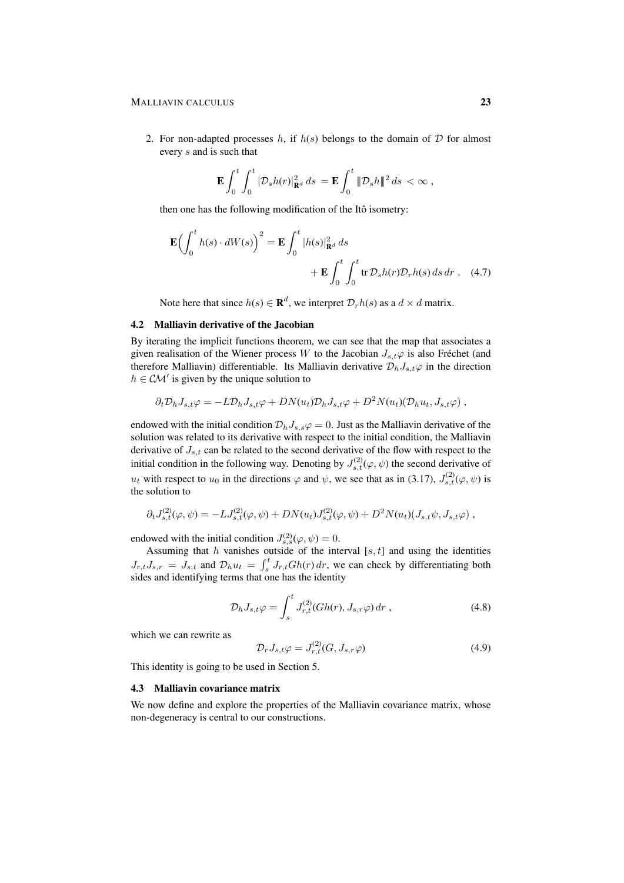2. For non-adapted processes $h$, if $h(s)$ belongs to the domain of $\mathcal{D}$ for almost every $s$ and is such that

$$\mathbf{E}\int_0^t \int_0^t |\mathcal{D}_s h(r)|_{\mathbf{R}^d}^2 \, ds \, = \mathbf{E}\int_0^t |\!|\!| \mathcal{D}_s h |\!|\!|^2 \, ds \, < \infty \,,$$

then one has the following modification of the Itô isometry:

$$\mathbf{E}\Big(\int_0^t h(s)\cdot dW(s)\Big)^2 = \mathbf{E}\int_0^t |h(s)|_{\mathbf{R}^d}^2 \, ds + \mathbf{E}\int_0^t \int_0^t \operatorname{tr} \mathcal{D}_s h(r) \mathcal{D}_r h(s) \, ds \, dr \,. \quad (4.7)$$

Note here that since $h(s) \in \mathbf{R}^d$, we interpret $\mathcal{D}_r h(s)$ as a $d \times d$ matrix.

### 4.2 Malliavin derivative of the Jacobian

By iterating the implicit functions theorem, we can see that the map that associates a given realisation of the Wiener process $W$ to the Jacobian $J_{s,t}\varphi$ is also Fréchet (and therefore Malliavin) differentiable. Its Malliavin derivative $\mathcal{D}_h J_{s,t}\varphi$ in the direction $h \in \mathcal{CM}'$ is given by the unique solution to

$$\partial_t \mathcal{D}_h J_{s,t}\varphi = -L\mathcal{D}_h J_{s,t}\varphi + DN(u_t)\mathcal{D}_h J_{s,t}\varphi + D^2 N(u_t)(\mathcal{D}_h u_t, J_{s,t}\varphi) \,,$$

endowed with the initial condition $\mathcal{D}_h J_{s,s}\varphi = 0$. Just as the Malliavin derivative of the solution was related to its derivative with respect to the initial condition, the Malliavin derivative of $J_{s,t}$ can be related to the second derivative of the flow with respect to the initial condition in the following way. Denoting by $J^{(2)}_{s,t}(\varphi,\psi)$ the second derivative of $u_t$ with respect to $u_0$ in the directions $\varphi$ and $\psi$, we see that as in (3.17), $J^{(2)}_{s,t}(\varphi,\psi)$ is the solution to

$$\partial_t J^{(2)}_{s,t}(\varphi,\psi) = -LJ^{(2)}_{s,t}(\varphi,\psi) + DN(u_t)J^{(2)}_{s,t}(\varphi,\psi) + D^2 N(u_t)\big(J_{s,t}\psi, J_{s,t}\varphi\big) \,,$$

endowed with the initial condition $J^{(2)}_{s,s}(\varphi,\psi) = 0$.

Assuming that $h$ vanishes outside of the interval $[s,t]$ and using the identities $J_{r,t}J_{s,r} = J_{s,t}$ and $\mathcal{D}_h u_t = \int_s^t J_{r,t} G h(r)\, dr$, we can check by differentiating both sides and identifying terms that one has the identity

$$\mathcal{D}_h J_{s,t}\varphi = \int_s^t J^{(2)}_{r,t}(Gh(r), J_{s,r}\varphi)\, dr \,, \quad (4.8)$$

which we can rewrite as

$$\mathcal{D}_r J_{s,t}\varphi = J^{(2)}_{r,t}(G, J_{s,r}\varphi) \quad (4.9)$$

This identity is going to be used in Section 5.

### 4.3 Malliavin covariance matrix

We now define and explore the properties of the Malliavin covariance matrix, whose non-degeneracy is central to our constructions.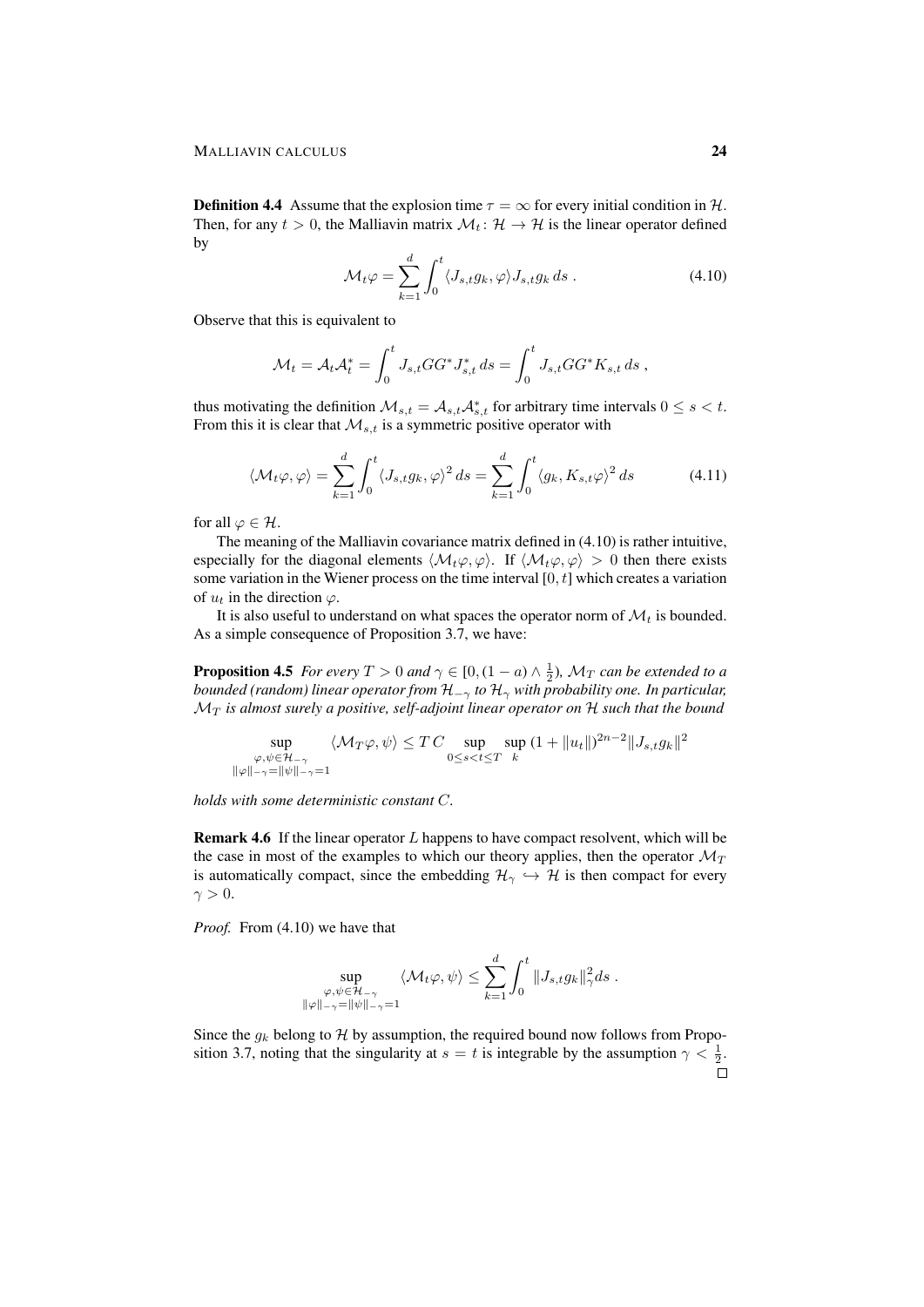**Definition 4.4** Assume that the explosion time $\tau = \infty$ for every initial condition in $\mathcal{H}$. Then, for any $t > 0$, the Malliavin matrix $\mathcal{M}_t \colon \mathcal{H} \to \mathcal{H}$ is the linear operator defined by

$$\mathcal{M}_t \varphi = \sum_{k=1}^{d} \int_0^t \langle J_{s,t} g_k, \varphi \rangle J_{s,t} g_k \, ds \; . \tag{4.10}$$

Observe that this is equivalent to

$$\mathcal{M}_t = \mathcal{A}_t \mathcal{A}_t^* = \int_0^t J_{s,t} G G^* J_{s,t}^* \, ds = \int_0^t J_{s,t} G G^* K_{s,t} \, ds \; ,$$

thus motivating the definition $\mathcal{M}_{s,t} = \mathcal{A}_{s,t} \mathcal{A}_{s,t}^*$ for arbitrary time intervals $0 \leq s < t$. From this it is clear that $\mathcal{M}_{s,t}$ is a symmetric positive operator with

$$\langle \mathcal{M}_t \varphi, \varphi \rangle = \sum_{k=1}^{d} \int_0^t \langle J_{s,t} g_k, \varphi \rangle^2 \, ds = \sum_{k=1}^{d} \int_0^t \langle g_k, K_{s,t} \varphi \rangle^2 \, ds \tag{4.11}$$

for all $\varphi \in \mathcal{H}$.

The meaning of the Malliavin covariance matrix defined in (4.10) is rather intuitive, especially for the diagonal elements $\langle \mathcal{M}_t \varphi, \varphi \rangle$. If $\langle \mathcal{M}_t \varphi, \varphi \rangle > 0$ then there exists some variation in the Wiener process on the time interval $[0, t]$ which creates a variation of $u_t$ in the direction $\varphi$.

It is also useful to understand on what spaces the operator norm of $\mathcal{M}_t$ is bounded. As a simple consequence of Proposition 3.7, we have:

**Proposition 4.5** *For every $T > 0$ and $\gamma \in [0, (1 - a) \wedge \frac{1}{2})$, $\mathcal{M}_T$ can be extended to a bounded (random) linear operator from $\mathcal{H}_{-\gamma}$ to $\mathcal{H}_\gamma$ with probability one. In particular, $\mathcal{M}_T$ is almost surely a positive, self-adjoint linear operator on $\mathcal{H}$ such that the bound*

$$\sup_{\substack{\varphi, \psi \in \mathcal{H}_{-\gamma} \\ \|\varphi\|_{-\gamma} = \|\psi\|_{-\gamma} = 1}} \langle \mathcal{M}_T \varphi, \psi \rangle \leq T\, C \sup_{0 \leq s < t \leq T} \sup_k \, (1 + \|u_t\|)^{2n-2} \|J_{s,t} g_k\|^2$$

*holds with some deterministic constant $C$.*

**Remark 4.6** If the linear operator $L$ happens to have compact resolvent, which will be the case in most of the examples to which our theory applies, then the operator $\mathcal{M}_T$ is automatically compact, since the embedding $\mathcal{H}_\gamma \hookrightarrow \mathcal{H}$ is then compact for every $\gamma > 0$.

*Proof.* From (4.10) we have that

$$\sup_{\substack{\varphi, \psi \in \mathcal{H}_{-\gamma} \\ \|\varphi\|_{-\gamma} = \|\psi\|_{-\gamma} = 1}} \langle \mathcal{M}_t \varphi, \psi \rangle \leq \sum_{k=1}^{d} \int_0^t \|J_{s,t} g_k\|_\gamma^2 ds \; .$$

Since the $g_k$ belong to $\mathcal{H}$ by assumption, the required bound now follows from Proposition 3.7, noting that the singularity at $s = t$ is integrable by the assumption $\gamma < \frac{1}{2}$. □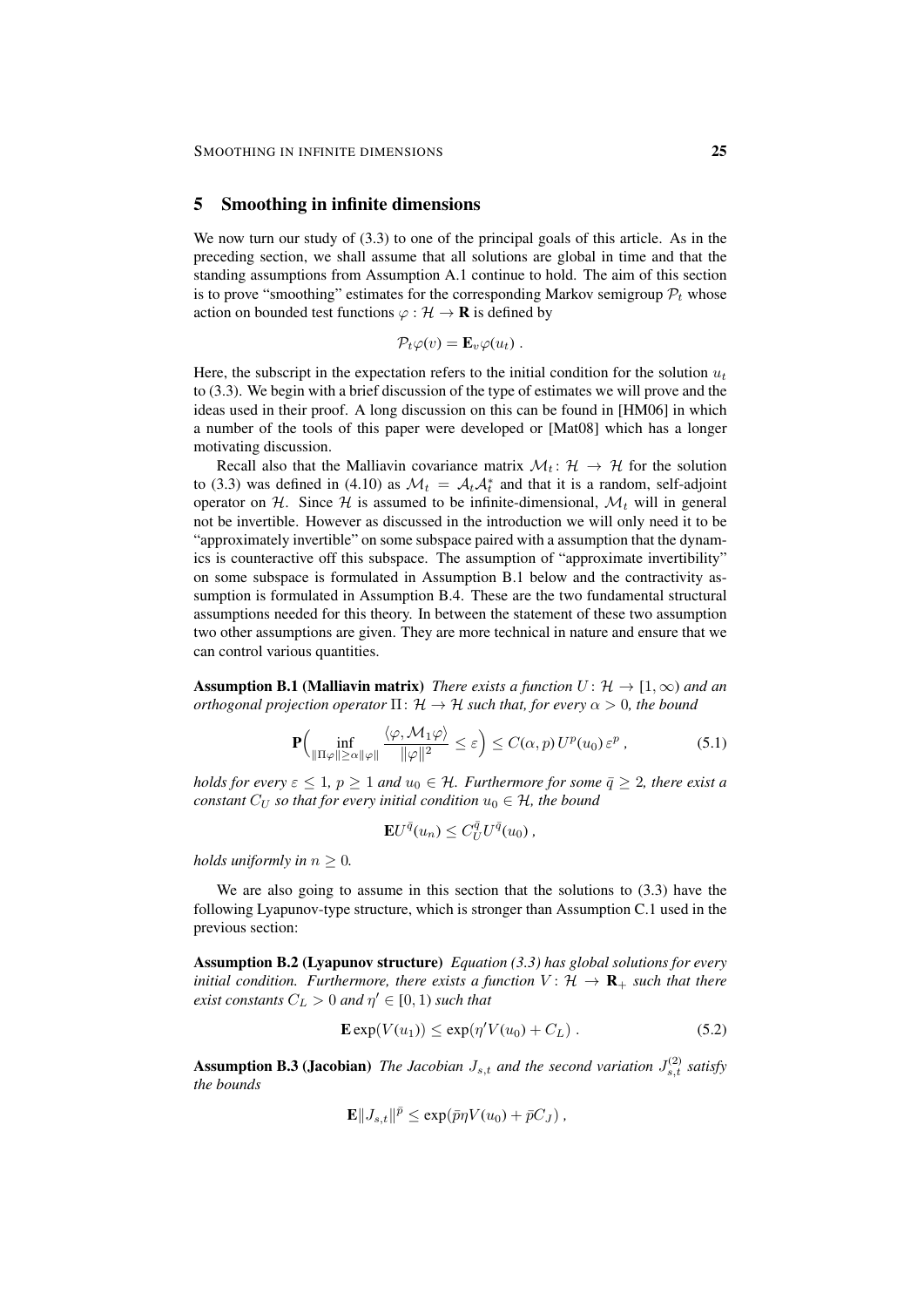# 5 Smoothing in infinite dimensions

We now turn our study of (3.3) to one of the principal goals of this article. As in the preceding section, we shall assume that all solutions are global in time and that the standing assumptions from Assumption A.1 continue to hold. The aim of this section is to prove "smoothing" estimates for the corresponding Markov semigroup $\mathcal{P}_t$ whose action on bounded test functions $\varphi : \mathcal{H} \to \mathbf{R}$ is defined by

$$\mathcal{P}_t\varphi(v) = \mathbf{E}_v\varphi(u_t) \;.$$

Here, the subscript in the expectation refers to the initial condition for the solution $u_t$ to (3.3). We begin with a brief discussion of the type of estimates we will prove and the ideas used in their proof. A long discussion on this can be found in [HM06] in which a number of the tools of this paper were developed or [Mat08] which has a longer motivating discussion.

Recall also that the Malliavin covariance matrix $\mathcal{M}_t \colon \mathcal{H} \to \mathcal{H}$ for the solution to (3.3) was defined in (4.10) as $\mathcal{M}_t = \mathcal{A}_t\mathcal{A}_t^*$ and that it is a random, self-adjoint operator on $\mathcal{H}$. Since $\mathcal{H}$ is assumed to be infinite-dimensional, $\mathcal{M}_t$ will in general not be invertible. However as discussed in the introduction we will only need it to be "approximately invertible" on some subspace paired with a assumption that the dynamics is counteractive off this subspace. The assumption of "approximate invertibility" on some subspace is formulated in Assumption B.1 below and the contractivity assumption is formulated in Assumption B.4. These are the two fundamental structural assumptions needed for this theory. In between the statement of these two assumption two other assumptions are given. They are more technical in nature and ensure that we can control various quantities.

**Assumption B.1 (Malliavin matrix)** *There exists a function $U \colon \mathcal{H} \to [1,\infty)$ and an orthogonal projection operator $\Pi \colon \mathcal{H} \to \mathcal{H}$ such that, for every $\alpha > 0$, the bound*

$$\mathbf{P}\Big(\inf_{\|\Pi\varphi\| \geq \alpha\|\varphi\|} \frac{\langle\varphi, \mathcal{M}_1\varphi\rangle}{\|\varphi\|^2} \leq \varepsilon\Big) \leq C(\alpha, p)\, U^p(u_0)\, \varepsilon^p \;, \tag{5.1}$$

*holds for every $\varepsilon \leq 1$, $p \geq 1$ and $u_0 \in \mathcal{H}$. Furthermore for some $\bar q \geq 2$, there exist a constant $C_U$ so that for every initial condition $u_0 \in \mathcal{H}$, the bound*

$$\mathbf{E}U^{\bar q}(u_n) \leq C_U^{\bar q} U^{\bar q}(u_0) \;,$$

*holds uniformly in $n \geq 0$.*

We are also going to assume in this section that the solutions to (3.3) have the following Lyapunov-type structure, which is stronger than Assumption C.1 used in the previous section:

**Assumption B.2 (Lyapunov structure)** *Equation (3.3) has global solutions for every initial condition. Furthermore, there exists a function $V \colon \mathcal{H} \to \mathbf{R}_+$ such that there exist constants $C_L > 0$ and $\eta' \in [0,1)$ such that*

$$\mathbf{E}\exp(V(u_1)) \leq \exp(\eta' V(u_0) + C_L) \;. \tag{5.2}$$

**Assumption B.3 (Jacobian)** *The Jacobian $J_{s,t}$ and the second variation $J^{(2)}_{s,t}$ satisfy the bounds*

$$\mathbf{E}\|J_{s,t}\|^{\bar p} \leq \exp(\bar p \eta V(u_0) + \bar p C_J) \;,$$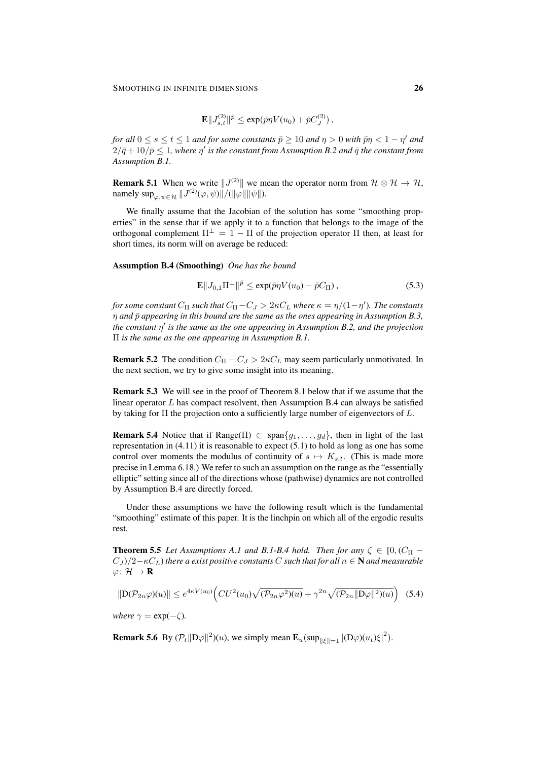$$\mathbf{E}\|J_{s,t}^{(2)}\|^{\bar p} \le \exp(\bar p \eta V(u_0) + \bar p C_J^{(2)}) ,$$

*for all $0 \le s \le t \le 1$ and for some constants $\bar p \ge 10$ and $\eta > 0$ with $\bar p \eta < 1 - \eta'$ and $2/\bar q + 10/\bar p \le 1$, where $\eta'$ is the constant from Assumption B.2 and $\bar q$ the constant from Assumption B.1.*

**Remark 5.1** When we write $\|J^{(2)}\|$ we mean the operator norm from $\mathcal{H} \otimes \mathcal{H} \to \mathcal{H}$, namely $\sup_{\varphi,\psi\in\mathcal{H}} \|J^{(2)}(\varphi,\psi)\|/(\|\varphi\|\|\psi\|)$.

We finally assume that the Jacobian of the solution has some "smoothing properties" in the sense that if we apply it to a function that belongs to the image of the orthogonal complement $\Pi^\perp = 1 - \Pi$ of the projection operator $\Pi$ then, at least for short times, its norm will on average be reduced:

**Assumption B.4 (Smoothing)** *One has the bound*

$$\mathbf{E}\|J_{0,1}\Pi^\perp\|^{\bar p} \le \exp(\bar p \eta V(u_0) - \bar p C_\Pi) , \tag{5.3}$$

*for some constant $C_\Pi$ such that $C_\Pi - C_J > 2\kappa C_L$ where $\kappa = \eta/(1-\eta')$. The constants $\eta$ and $\bar p$ appearing in this bound are the same as the ones appearing in Assumption B.3, the constant $\eta'$ is the same as the one appearing in Assumption B.2, and the projection $\Pi$ is the same as the one appearing in Assumption B.1.*

**Remark 5.2** The condition $C_\Pi - C_J > 2\kappa C_L$ may seem particularly unmotivated. In the next section, we try to give some insight into its meaning.

**Remark 5.3** We will see in the proof of Theorem 8.1 below that if we assume that the linear operator $L$ has compact resolvent, then Assumption B.4 can always be satisfied by taking for $\Pi$ the projection onto a sufficiently large number of eigenvectors of $L$.

**Remark 5.4** Notice that if Range($\Pi$) $\subset$ span$\{g_1, \ldots, g_d\}$, then in light of the last representation in (4.11) it is reasonable to expect (5.1) to hold as long as one has some control over moments the modulus of continuity of $s \mapsto K_{s,t}$. (This is made more precise in Lemma 6.18.) We refer to such an assumption on the range as the "essentially elliptic" setting since all of the directions whose (pathwise) dynamics are not controlled by Assumption B.4 are directly forced.

Under these assumptions we have the following result which is the fundamental "smoothing" estimate of this paper. It is the linchpin on which all of the ergodic results rest.

**Theorem 5.5** *Let Assumptions A.1 and B.1-B.4 hold. Then for any $\zeta \in [0, (C_\Pi - C_J)/2 - \kappa C_L)$ there a exist positive constants $C$ such that for all $n \in \mathbf{N}$ and measurable $\varphi\colon \mathcal{H} \to \mathbf{R}$*

$$\|\mathrm{D}(\mathcal{P}_{2n}\varphi)(u)\| \le e^{4\kappa V(u_0)}\Big(CU^2(u_0)\sqrt{(\mathcal{P}_{2n}\varphi^2)(u)} + \gamma^{2n}\sqrt{(\mathcal{P}_{2n}\|\mathrm{D}\varphi\|^2)(u)}\Big) \tag{5.4}$$

*where $\gamma = \exp(-\zeta)$.*

**Remark 5.6** By $(\mathcal{P}_t\|\mathrm{D}\varphi\|^2)(u)$, we simply mean $\mathbf{E}_u(\sup_{\|\xi\|=1} |(\mathrm{D}\varphi)(u_t)\xi|^2)$.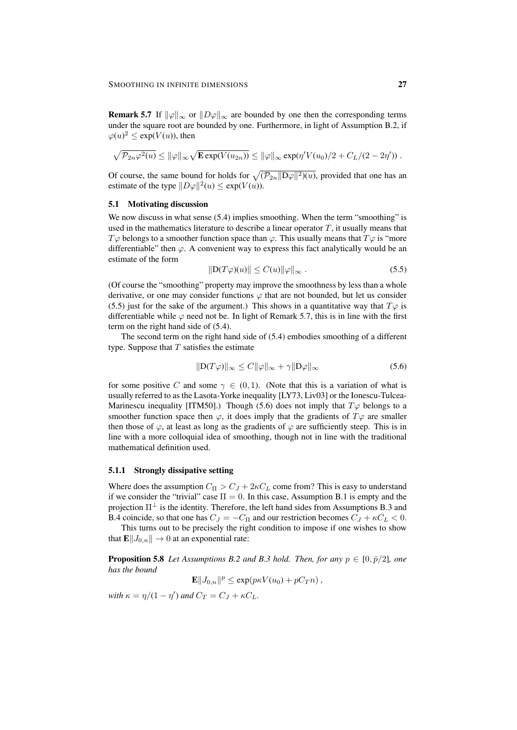**Remark 5.7** If $\|\varphi\|_\infty$ or $\|D\varphi\|_\infty$ are bounded by one then the corresponding terms under the square root are bounded by one. Furthermore, in light of Assumption B.2, if $\varphi(u)^2 \leq \exp(V(u))$, then

$$\sqrt{\mathcal{P}_{2n}\varphi^2(u)} \leq \|\varphi\|_\infty \sqrt{\mathbf{E}\exp(V(u_{2n}))} \leq \|\varphi\|_\infty \exp(\eta' V(u_0)/2 + C_L/(2-2\eta')) .$$

Of course, the same bound for holds for $\sqrt{(\mathcal{P}_{2n}\|\mathrm{D}\varphi\|^2)(u)}$, provided that one has an estimate of the type $\|D\varphi\|^2(u) \leq \exp(V(u))$.

## 5.1 Motivating discussion

We now discuss in what sense (5.4) implies smoothing. When the term "smoothing" is used in the mathematics literature to describe a linear operator $T$, it usually means that $T\varphi$ belongs to a smoother function space than $\varphi$. This usually means that $T\varphi$ is "more differentiable" then $\varphi$. A convenient way to express this fact analytically would be an estimate of the form

$$\|\mathrm{D}(T\varphi)(u)\| \leq C(u)\|\varphi\|_\infty . \tag{5.5}$$

(Of course the "smoothing" property may improve the smoothness by less than a whole derivative, or one may consider functions $\varphi$ that are not bounded, but let us consider (5.5) just for the sake of the argument.) This shows in a quantitative way that $T\varphi$ is differentiable while $\varphi$ need not be. In light of Remark 5.7, this is in line with the first term on the right hand side of (5.4).

The second term on the right hand side of (5.4) embodies smoothing of a different type. Suppose that $T$ satisfies the estimate

$$\|\mathrm{D}(T\varphi)\|_\infty \leq C\|\varphi\|_\infty + \gamma\|\mathrm{D}\varphi\|_\infty \tag{5.6}$$

for some positive $C$ and some $\gamma \in (0,1)$. (Note that this is a variation of what is usually referred to as the Lasota-Yorke inequality [LY73, Liv03] or the Ionescu-Tulcea-Marinescu inequality [ITM50].) Though (5.6) does not imply that $T\varphi$ belongs to a smoother function space then $\varphi$, it does imply that the gradients of $T\varphi$ are smaller then those of $\varphi$, at least as long as the gradients of $\varphi$ are sufficiently steep. This is in line with a more colloquial idea of smoothing, though not in line with the traditional mathematical definition used.

### 5.1.1 Strongly dissipative setting

Where does the assumption $C_\Pi > C_J + 2\kappa C_L$ come from? This is easy to understand if we consider the "trivial" case $\Pi = 0$. In this case, Assumption B.1 is empty and the projection $\Pi^\perp$ is the identity. Therefore, the left hand sides from Assumptions B.3 and B.4 coincide, so that one has $C_J = -C_\Pi$ and our restriction becomes $C_J + \kappa C_L < 0$.

This turns out to be precisely the right condition to impose if one wishes to show that $\mathbf{E}\|J_{0,n}\| \to 0$ at an exponential rate:

**Proposition 5.8** *Let Assumptions B.2 and B.3 hold. Then, for any $p \in [0, \bar{p}/2]$, one has the bound*

$$\mathbf{E}\|J_{0,n}\|^p \leq \exp(p\kappa V(u_0) + pC_T n) ,$$

*with $\kappa = \eta/(1-\eta')$ and $C_T = C_J + \kappa C_L$.*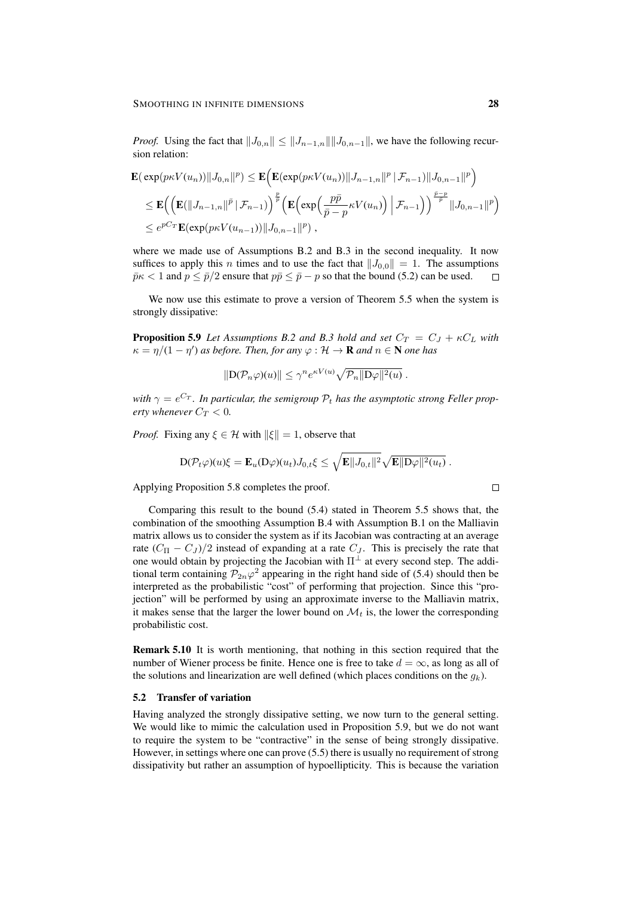*Proof.* Using the fact that $\|J_{0,n}\| \leq \|J_{n-1,n}\|\|J_{0,n-1}\|$, we have the following recursion relation:

$$
\begin{aligned}
\mathbf{E}\big(\exp(p\kappa V(u_n))\|J_{0,n}\|^p\big) &\leq \mathbf{E}\Big(\mathbf{E}(\exp(p\kappa V(u_n))\|J_{n-1,n}\|^p \,|\, \mathcal{F}_{n-1})\|J_{0,n-1}\|^p\Big) \\
&\leq \mathbf{E}\Big(\Big(\mathbf{E}(\|J_{n-1,n}\|^{\bar p} \,|\, \mathcal{F}_{n-1})\Big)^{\frac{p}{\bar p}}\Big(\mathbf{E}\Big(\exp\Big(\frac{p\bar p}{\bar p - p}\kappa V(u_n)\Big)\,\Big|\, \mathcal{F}_{n-1}\Big)\Big)^{\frac{\bar p - p}{\bar p}}\|J_{0,n-1}\|^p\Big) \\
&\leq e^{pC_T}\mathbf{E}(\exp(p\kappa V(u_{n-1}))\|J_{0,n-1}\|^p)\;,
\end{aligned}
$$

where we made use of Assumptions B.2 and B.3 in the second inequality. It now suffices to apply this $n$ times and to use the fact that $\|J_{0,0}\| = 1$. The assumptions $\bar p\kappa < 1$ and $p \leq \bar p/2$ ensure that $p\bar p \leq \bar p - p$ so that the bound (5.2) can be used. ◻

We now use this estimate to prove a version of Theorem 5.5 when the system is strongly dissipative:

**Proposition 5.9** *Let Assumptions B.2 and B.3 hold and set $C_T = C_J + \kappa C_L$ with $\kappa = \eta/(1-\eta')$ as before. Then, for any $\varphi : \mathcal{H} \to \mathbf{R}$ and $n \in \mathbf{N}$ one has*

$$
\|\mathrm{D}(\mathcal{P}_n\varphi)(u)\| \leq \gamma^n e^{\kappa V(u)}\sqrt{\mathcal{P}_n\|\mathrm{D}\varphi\|^2(u)}\;.
$$

*with $\gamma = e^{C_T}$. In particular, the semigroup $\mathcal{P}_t$ has the asymptotic strong Feller property whenever $C_T < 0$.*

*Proof.* Fixing any $\xi \in \mathcal{H}$ with $\|\xi\| = 1$, observe that

$$
\mathrm{D}(\mathcal{P}_t\varphi)(u)\xi = \mathbf{E}_u(\mathrm{D}\varphi)(u_t)J_{0,t}\xi \leq \sqrt{\mathbf{E}\|J_{0,t}\|^2}\sqrt{\mathbf{E}\|\mathrm{D}\varphi\|^2(u_t)}\;.
$$

Applying Proposition 5.8 completes the proof. ◻

Comparing this result to the bound (5.4) stated in Theorem 5.5 shows that, the combination of the smoothing Assumption B.4 with Assumption B.1 on the Malliavin matrix allows us to consider the system as if its Jacobian was contracting at an average rate $(C_\Pi - C_J)/2$ instead of expanding at a rate $C_J$. This is precisely the rate that one would obtain by projecting the Jacobian with $\Pi^\perp$ at every second step. The additional term containing $\mathcal{P}_{2n}\varphi^2$ appearing in the right hand side of (5.4) should then be interpreted as the probabilistic "cost" of performing that projection. Since this "projection" will be performed by using an approximate inverse to the Malliavin matrix, it makes sense that the larger the lower bound on $\mathcal{M}_t$ is, the lower the corresponding probabilistic cost.

**Remark 5.10** It is worth mentioning, that nothing in this section required that the number of Wiener process be finite. Hence one is free to take $d = \infty$, as long as all of the solutions and linearization are well defined (which places conditions on the $g_k$).

### 5.2 Transfer of variation

Having analyzed the strongly dissipative setting, we now turn to the general setting. We would like to mimic the calculation used in Proposition 5.9, but we do not want to require the system to be "contractive" in the sense of being strongly dissipative. However, in settings where one can prove (5.5) there is usually no requirement of strong dissipativity but rather an assumption of hypoellipticity. This is because the variation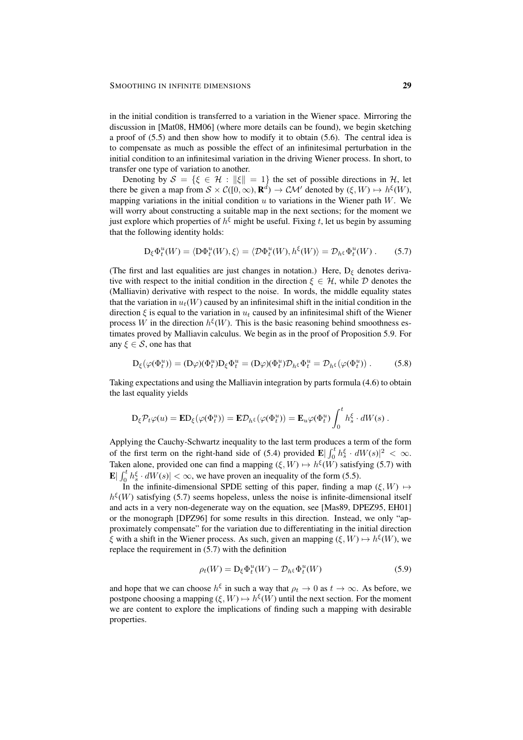in the initial condition is transferred to a variation in the Wiener space. Mirroring the discussion in [Mat08, HM06] (where more details can be found), we begin sketching a proof of (5.5) and then show how to modify it to obtain (5.6). The central idea is to compensate as much as possible the effect of an infinitesimal perturbation in the initial condition to an infinitesimal variation in the driving Wiener process. In short, to transfer one type of variation to another.

Denoting by $\mathcal{S} = \{\xi \in \mathcal{H} : \|\xi\| = 1\}$ the set of possible directions in $\mathcal{H}$, let there be given a map from $\mathcal{S} \times \mathcal{C}([0,\infty), \mathbf{R}^d) \to \mathcal{CM}'$ denoted by $(\xi, W) \mapsto h^\xi(W)$, mapping variations in the initial condition $u$ to variations in the Wiener path $W$. We will worry about constructing a suitable map in the next sections; for the moment we just explore which properties of $h^\xi$ might be useful. Fixing $t$, let us begin by assuming that the following identity holds:

$$\mathrm{D}_\xi \Phi_t^u(W) = \langle \mathrm{D}\Phi_t^u(W), \xi\rangle = \langle \mathcal{D}\Phi_t^u(W), h^\xi(W)\rangle = \mathcal{D}_{h^\xi}\Phi_t^u(W) \,. \tag{5.7}$$

(The first and last equalities are just changes in notation.) Here, $\mathrm{D}_\xi$ denotes derivative with respect to the initial condition in the direction $\xi \in \mathcal{H}$, while $\mathcal{D}$ denotes the (Malliavin) derivative with respect to the noise. In words, the middle equality states that the variation in $u_t(W)$ caused by an infinitesimal shift in the initial condition in the direction $\xi$ is equal to the variation in $u_t$ caused by an infinitesimal shift of the Wiener process $W$ in the direction $h^\xi(W)$. This is the basic reasoning behind smoothness estimates proved by Malliavin calculus. We begin as in the proof of Proposition 5.9. For any $\xi \in \mathcal{S}$, one has that

$$\mathrm{D}_\xi\big(\varphi(\Phi_t^u)\big) = (\mathrm{D}\varphi)(\Phi_t^u)\mathrm{D}_\xi\Phi_t^u = (\mathrm{D}\varphi)(\Phi_t^u)\mathcal{D}_{h^\xi}\Phi_t^u = \mathcal{D}_{h^\xi}\big(\varphi(\Phi_t^u)\big) \,. \tag{5.8}$$

Taking expectations and using the Malliavin integration by parts formula (4.6) to obtain the last equality yields

$$\mathrm{D}_\xi \mathcal{P}_t\varphi(u) = \mathbf{E}\mathrm{D}_\xi\big(\varphi(\Phi_t^u)\big) = \mathbf{E}\mathcal{D}_{h^\xi}\big(\varphi(\Phi_t^u)\big) = \mathbf{E}_u\varphi(\Phi_t^u)\int_0^t h_s^\xi \cdot dW(s) \,.$$

Applying the Cauchy-Schwartz inequality to the last term produces a term of the form of the first term on the right-hand side of (5.4) provided $\mathbf{E}|\int_0^t h_s^\xi \cdot dW(s)|^2 < \infty$. Taken alone, provided one can find a mapping $(\xi, W) \mapsto h^\xi(W)$ satisfying (5.7) with $\mathbf{E}|\int_0^t h_s^\xi \cdot dW(s)| < \infty$, we have proven an inequality of the form (5.5).

In the infinite-dimensional SPDE setting of this paper, finding a map $(\xi, W) \mapsto h^\xi(W)$ satisfying (5.7) seems hopeless, unless the noise is infinite-dimensional itself and acts in a very non-degenerate way on the equation, see [Mas89, DPEZ95, EH01] or the monograph [DPZ96] for some results in this direction. Instead, we only "approximately compensate" for the variation due to differentiating in the initial direction $\xi$ with a shift in the Wiener process. As such, given an mapping $(\xi, W) \mapsto h^\xi(W)$, we replace the requirement in (5.7) with the definition

$$\rho_t(W) = \mathrm{D}_\xi\Phi_t^u(W) - \mathcal{D}_{h^\xi}\Phi_t^u(W) \tag{5.9}$$

and hope that we can choose $h^\xi$ in such a way that $\rho_t \to 0$ as $t \to \infty$. As before, we postpone choosing a mapping $(\xi, W) \mapsto h^\xi(W)$ until the next section. For the moment we are content to explore the implications of finding such a mapping with desirable properties.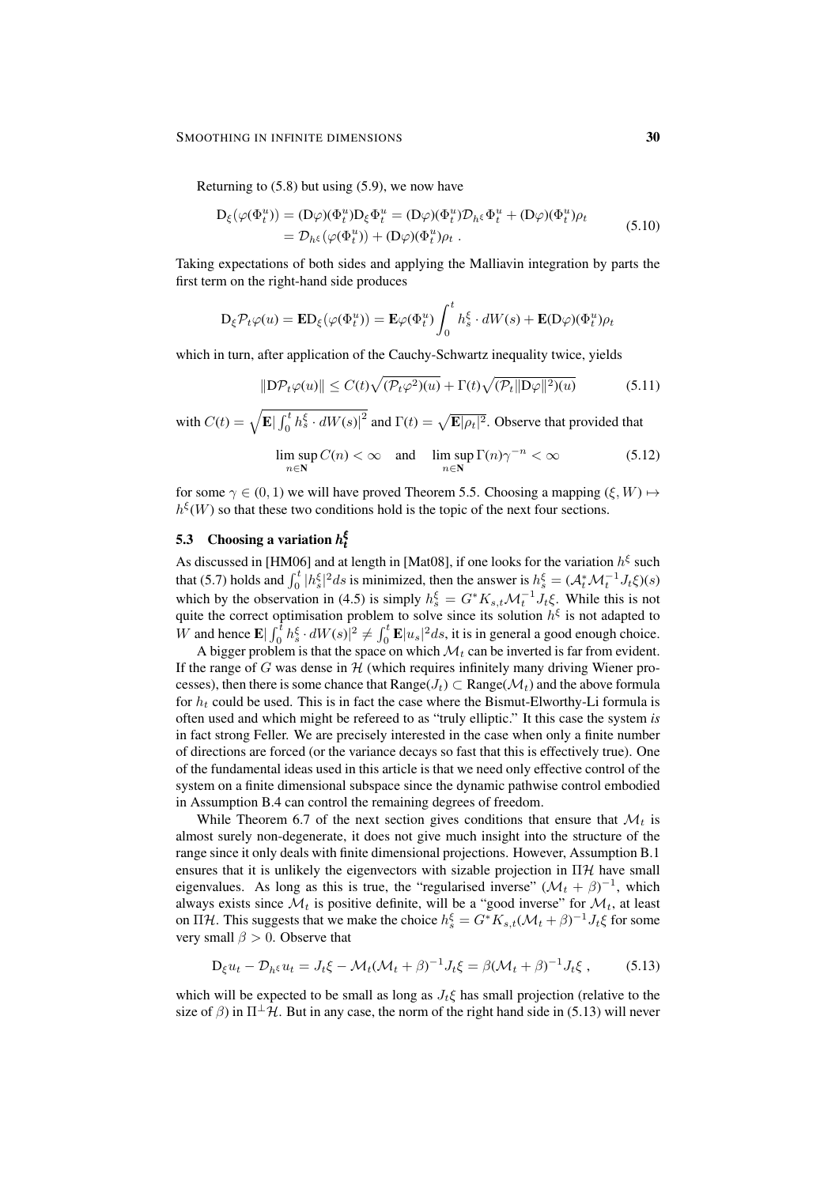Returning to (5.8) but using (5.9), we now have

$$
\begin{aligned}
\mathrm{D}_\xi\big(\varphi(\Phi_t^u)\big) &= (\mathrm{D}\varphi)(\Phi_t^u)\mathrm{D}_\xi\Phi_t^u = (\mathrm{D}\varphi)(\Phi_t^u)\mathcal{D}_{h^\xi}\Phi_t^u + (\mathrm{D}\varphi)(\Phi_t^u)\rho_t \\
&= \mathcal{D}_{h^\xi}\big(\varphi(\Phi_t^u)\big) + (\mathrm{D}\varphi)(\Phi_t^u)\rho_t\;.
\end{aligned}
\tag{5.10}
$$

Taking expectations of both sides and applying the Malliavin integration by parts the first term on the right-hand side produces

$$
\mathrm{D}_\xi\mathcal{P}_t\varphi(u) = \mathbf{E}\mathrm{D}_\xi\big(\varphi(\Phi_t^u)\big) = \mathbf{E}\varphi(\Phi_t^u)\int_0^t h_s^\xi\cdot dW(s) + \mathbf{E}(\mathrm{D}\varphi)(\Phi_t^u)\rho_t
$$

which in turn, after application of the Cauchy-Schwartz inequality twice, yields

$$
\|\mathrm{D}\mathcal{P}_t\varphi(u)\| \le C(t)\sqrt{(\mathcal{P}_t\varphi^2)(u)} + \Gamma(t)\sqrt{(\mathcal{P}_t\|\mathrm{D}\varphi\|^2)(u)}
\tag{5.11}
$$

with $C(t) = \sqrt{\mathbf{E}\big|\int_0^t h_s^\xi\cdot dW(s)\big|^2}$ and $\Gamma(t) = \sqrt{\mathbf{E}|\rho_t|^2}$. Observe that provided that

$$
\limsup_{n\in\mathbf{N}} C(n) < \infty \quad\text{and}\quad \limsup_{n\in\mathbf{N}} \Gamma(n)\gamma^{-n} < \infty
\tag{5.12}
$$

for some $\gamma \in (0,1)$ we will have proved Theorem 5.5. Choosing a mapping $(\xi, W) \mapsto h^\xi(W)$ so that these two conditions hold is the topic of the next four sections.

### 5.3 Choosing a variation $h_t^\xi$

As discussed in [HM06] and at length in [Mat08], if one looks for the variation $h^\xi$ such that (5.7) holds and $\int_0^t |h_s^\xi|^2 ds$ is minimized, then the answer is $h_s^\xi = (\mathcal{A}_t^*\mathcal{M}_t^{-1}J_t\xi)(s)$ which by the observation in (4.5) is simply $h_s^\xi = G^*K_{s,t}\mathcal{M}_t^{-1}J_t\xi$. While this is not quite the correct optimisation problem to solve since its solution $h^\xi$ is not adapted to $W$ and hence $\mathbf{E}|\int_0^t h_s^\xi\cdot dW(s)|^2 \neq \int_0^t \mathbf{E}|u_s|^2 ds$, it is in general a good enough choice.

A bigger problem is that the space on which $\mathcal{M}_t$ can be inverted is far from evident. If the range of $G$ was dense in $\mathcal{H}$ (which requires infinitely many driving Wiener processes), then there is some chance that $\mathrm{Range}(J_t) \subset \mathrm{Range}(\mathcal{M}_t)$ and the above formula for $h_t$ could be used. This is in fact the case where the Bismut-Elworthy-Li formula is often used and which might be refereed to as "truly elliptic." It this case the system *is* in fact strong Feller. We are precisely interested in the case when only a finite number of directions are forced (or the variance decays so fast that this is effectively true). One of the fundamental ideas used in this article is that we need only effective control of the system on a finite dimensional subspace since the dynamic pathwise control embodied in Assumption B.4 can control the remaining degrees of freedom.

While Theorem 6.7 of the next section gives conditions that ensure that $\mathcal{M}_t$ is almost surely non-degenerate, it does not give much insight into the structure of the range since it only deals with finite dimensional projections. However, Assumption B.1 ensures that it is unlikely the eigenvectors with sizable projection in $\Pi\mathcal{H}$ have small eigenvalues. As long as this is true, the "regularised inverse" $(\mathcal{M}_t + \beta)^{-1}$, which always exists since $\mathcal{M}_t$ is positive definite, will be a "good inverse" for $\mathcal{M}_t$, at least on $\Pi\mathcal{H}$. This suggests that we make the choice $h_s^\xi = G^*K_{s,t}(\mathcal{M}_t+\beta)^{-1}J_t\xi$ for some very small $\beta > 0$. Observe that

$$
\mathrm{D}_\xi u_t - \mathcal{D}_{h^\xi}u_t = J_t\xi - \mathcal{M}_t(\mathcal{M}_t+\beta)^{-1}J_t\xi = \beta(\mathcal{M}_t+\beta)^{-1}J_t\xi\;,
\tag{5.13}
$$

which will be expected to be small as long as $J_t\xi$ has small projection (relative to the size of $\beta$) in $\Pi^\perp\mathcal{H}$. But in any case, the norm of the right hand side in (5.13) will never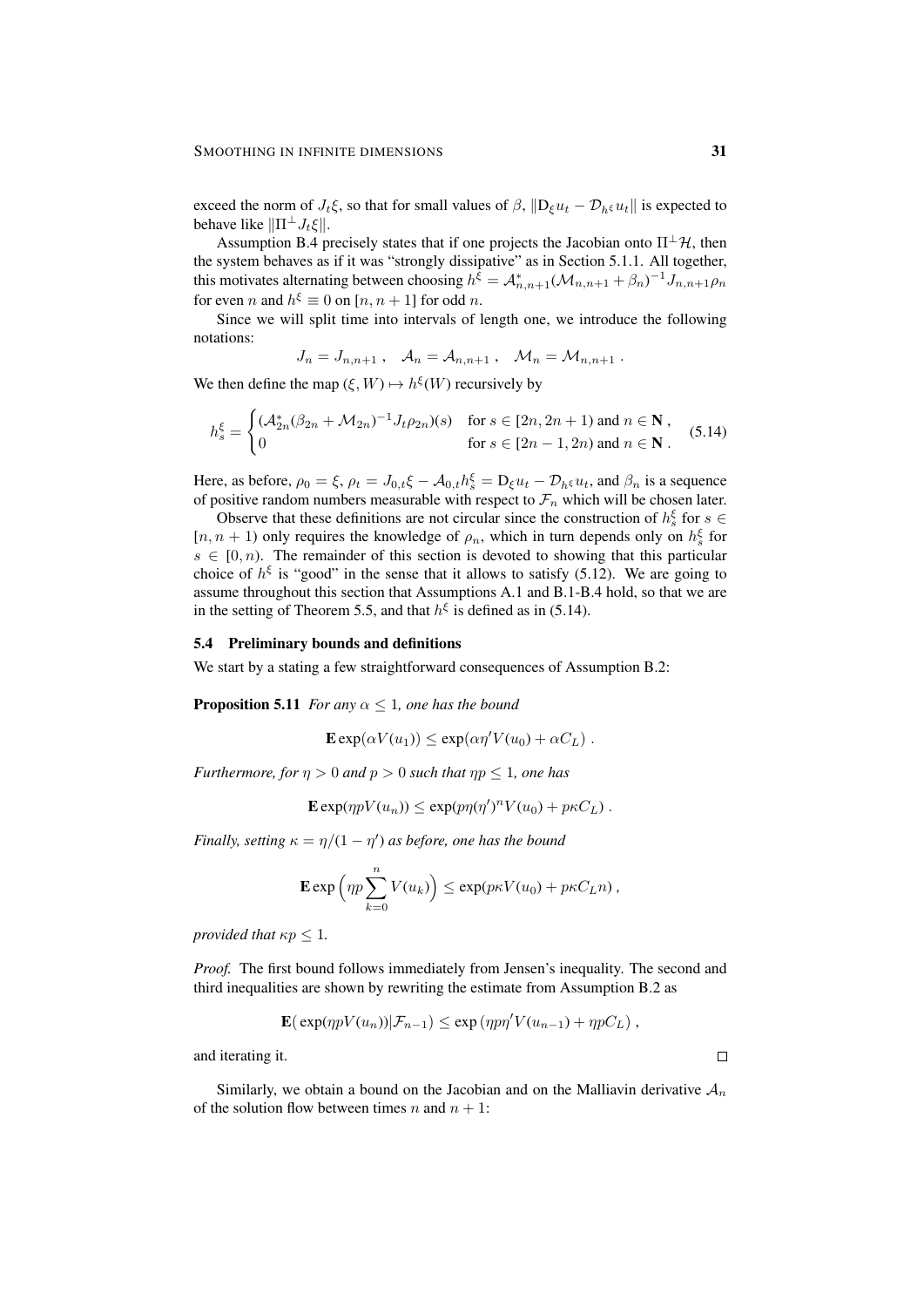exceed the norm of $J_t\xi$, so that for small values of $\beta$, $\|D_\xi u_t - \mathcal{D}_{h^\xi} u_t\|$ is expected to behave like $\|\Pi^\perp J_t \xi\|$.

Assumption B.4 precisely states that if one projects the Jacobian onto $\Pi^\perp \mathcal{H}$, then the system behaves as if it was "strongly dissipative" as in Section 5.1.1. All together, this motivates alternating between choosing $h^\xi = \mathcal{A}^*_{n,n+1}(\mathcal{M}_{n,n+1} + \beta_n)^{-1} J_{n,n+1}\rho_n$ for even $n$ and $h^\xi \equiv 0$ on $[n, n+1]$ for odd $n$.

Since we will split time into intervals of length one, we introduce the following notations:

$$J_n = J_{n,n+1}\;, \quad \mathcal{A}_n = \mathcal{A}_{n,n+1}\;, \quad \mathcal{M}_n = \mathcal{M}_{n,n+1}\;.$$

We then define the map $(\xi, W) \mapsto h^\xi(W)$ recursively by

$$h^\xi_s = \begin{cases} (\mathcal{A}^*_{2n}(\beta_{2n} + \mathcal{M}_{2n})^{-1} J_t \rho_{2n})(s) & \text{for } s \in [2n, 2n+1) \text{ and } n \in \mathbf{N}\;, \\ 0 & \text{for } s \in [2n-1, 2n) \text{ and } n \in \mathbf{N}\;. \end{cases} \tag{5.14}$$

Here, as before, $\rho_0 = \xi$, $\rho_t = J_{0,t}\xi - \mathcal{A}_{0,t} h^\xi_s = D_\xi u_t - \mathcal{D}_{h^\xi} u_t$, and $\beta_n$ is a sequence of positive random numbers measurable with respect to $\mathcal{F}_n$ which will be chosen later.

Observe that these definitions are not circular since the construction of $h^\xi_s$ for $s \in [n, n+1)$ only requires the knowledge of $\rho_n$, which in turn depends only on $h^\xi_s$ for $s \in [0, n)$. The remainder of this section is devoted to showing that this particular choice of $h^\xi$ is "good" in the sense that it allows to satisfy (5.12). We are going to assume throughout this section that Assumptions A.1 and B.1-B.4 hold, so that we are in the setting of Theorem 5.5, and that $h^\xi$ is defined as in (5.14).

### 5.4 Preliminary bounds and definitions

We start by a stating a few straightforward consequences of Assumption B.2:

**Proposition 5.11** *For any $\alpha \le 1$, one has the bound*

$$\mathbf{E}\exp(\alpha V(u_1)) \le \exp(\alpha\eta' V(u_0) + \alpha C_L)\;.$$

*Furthermore, for $\eta > 0$ and $p > 0$ such that $\eta p \le 1$, one has*

$$\mathbf{E}\exp(\eta p V(u_n)) \le \exp(p\eta(\eta')^n V(u_0) + p\kappa C_L)\;.$$

*Finally, setting $\kappa = \eta/(1-\eta')$ as before, one has the bound*

$$\mathbf{E}\exp\Big(\eta p \sum_{k=0}^n V(u_k)\Big) \le \exp(p\kappa V(u_0) + p\kappa C_L n)\;,$$

*provided that $\kappa p \le 1$.*

*Proof.* The first bound follows immediately from Jensen's inequality. The second and third inequalities are shown by rewriting the estimate from Assumption B.2 as

$$\mathbf{E}(\exp(\eta p V(u_n))|\mathcal{F}_{n-1}) \le \exp(\eta p \eta' V(u_{n-1}) + \eta p C_L)\;,$$

and iterating it. $\square$

Similarly, we obtain a bound on the Jacobian and on the Malliavin derivative $\mathcal{A}_n$ of the solution flow between times $n$ and $n+1$: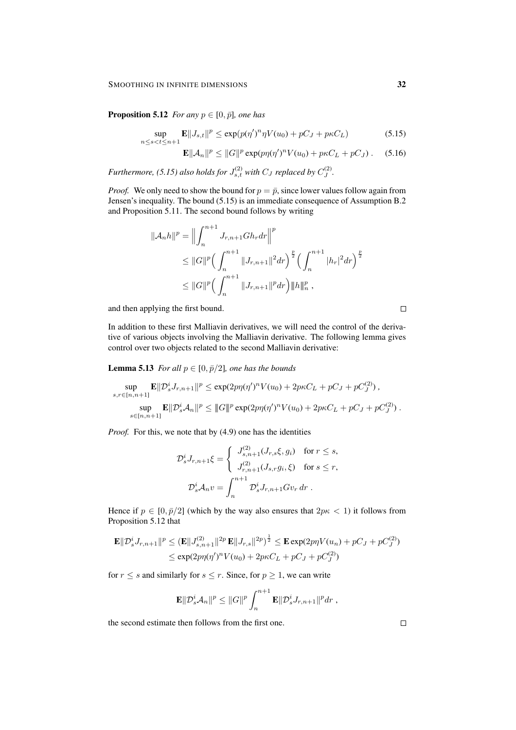**Proposition 5.12** *For any $p \in [0, \bar{p}]$, one has*

$$\sup_{n \le s < t \le n+1} \mathbf{E}\|J_{s,t}\|^p \le \exp(p(\eta')^n \eta V(u_0) + pC_J + p\kappa C_L) \tag{5.15}$$

$$\mathbf{E}\|\mathcal{A}_n\|^p \le \|G\|^p \exp(p\eta(\eta')^n V(u_0) + p\kappa C_L + pC_J) . \tag{5.16}$$

*Furthermore, (5.15) also holds for $J^{(2)}_{s,t}$ with $C_J$ replaced by $C^{(2)}_J$.*

*Proof.* We only need to show the bound for $p = \bar{p}$, since lower values follow again from Jensen's inequality. The bound (5.15) is an immediate consequence of Assumption B.2 and Proposition 5.11. The second bound follows by writing

$$\begin{aligned}
\|\mathcal{A}_n h\|^p &= \Big\| \int_n^{n+1} J_{r,n+1} G h_r \, dr \Big\|^p \\
&\le \|G\|^p \Big( \int_n^{n+1} \|J_{r,n+1}\|^2 dr \Big)^{\frac{p}{2}} \Big( \int_n^{n+1} |h_r|^2 dr \Big)^{\frac{p}{2}} \\
&\le \|G\|^p \Big( \int_n^{n+1} \|J_{r,n+1}\|^p dr \Big) \|h\|_n^p ,
\end{aligned}$$

and then applying the first bound. $\square$

In addition to these first Malliavin derivatives, we will need the control of the derivative of various objects involving the Malliavin derivative. The following lemma gives control over two objects related to the second Malliavin derivative:

**Lemma 5.13** *For all $p \in [0, \bar{p}/2]$, one has the bounds*

$$\sup_{s,r \in [n,n+1]} \mathbf{E}\|\mathcal{D}^i_s J_{r,n+1}\|^p \le \exp(2p\eta(\eta')^n V(u_0) + 2p\kappa C_L + pC_J + pC^{(2)}_J) ,$$

$$\sup_{s \in [n,n+1]} \mathbf{E}\|\mathcal{D}^i_s \mathcal{A}_n\|^p \le \|G\|^p \exp(2p\eta(\eta')^n V(u_0) + 2p\kappa C_L + pC_J + pC^{(2)}_J) .$$

*Proof.* For this, we note that by (4.9) one has the identities

$$\mathcal{D}^i_s J_{r,n+1}\xi = \begin{cases} J^{(2)}_{s,n+1}(J_{r,s}\xi, g_i) & \text{for } r \le s, \\ J^{(2)}_{r,n+1}(J_{s,r} g_i, \xi) & \text{for } s \le r, \end{cases}$$

$$\mathcal{D}^i_s \mathcal{A}_n v = \int_n^{n+1} \mathcal{D}^i_s J_{r,n+1} G v_r \, dr .$$

Hence if $p \in [0, \bar{p}/2]$ (which by the way also ensures that $2p\kappa < 1$) it follows from Proposition 5.12 that

$$\begin{aligned}
\mathbf{E}\|\mathcal{D}^i_s J_{r,n+1}\|^p &\le (\mathbf{E}\|J^{(2)}_{s,n+1}\|^{2p} \mathbf{E}\|J_{r,s}\|^{2p})^{\frac{1}{2}} \le \mathbf{E}\exp(2p\eta V(u_n) + pC_J + pC^{(2)}_J) \\
&\le \exp(2p\eta(\eta')^n V(u_0) + 2p\kappa C_L + pC_J + pC^{(2)}_J)
\end{aligned}$$

for $r \le s$ and similarly for $s \le r$. Since, for $p \ge 1$, we can write

$$\mathbf{E}\|\mathcal{D}^i_s \mathcal{A}_n\|^p \le \|G\|^p \int_n^{n+1} \mathbf{E}\|\mathcal{D}^i_s J_{r,n+1}\|^p dr ,$$

the second estimate then follows from the first one. $\square$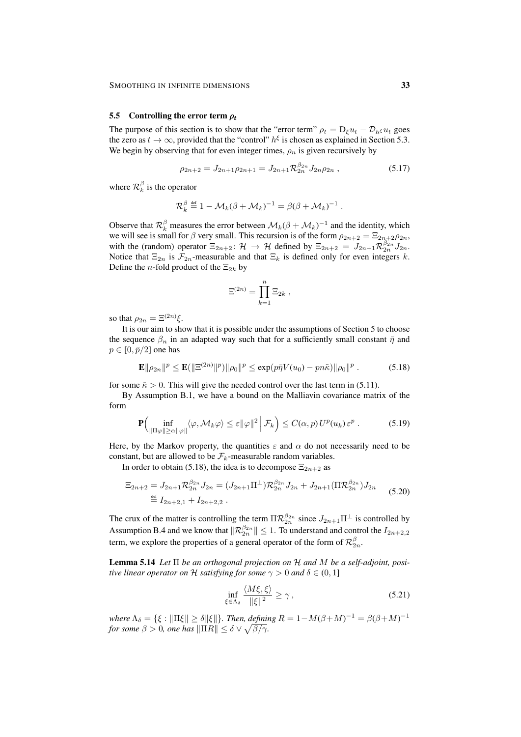### 5.5 Controlling the error term $\rho_t$

The purpose of this section is to show that the "error term" $\rho_t = \mathrm{D}_\xi u_t - \mathcal{D}_{h^\xi} u_t$ goes the zero as $t \to \infty$, provided that the "control" $h^\xi$ is chosen as explained in Section 5.3. We begin by observing that for even integer times, $\rho_n$ is given recursively by

$$\rho_{2n+2} = J_{2n+1}\rho_{2n+1} = J_{2n+1}\mathcal{R}_{2n}^{\beta_{2n}} J_{2n}\rho_{2n} \;, \tag{5.17}$$

where $\mathcal{R}_k^\beta$ is the operator

$$\mathcal{R}_k^\beta \stackrel{\text{def}}{=} 1 - \mathcal{M}_k(\beta + \mathcal{M}_k)^{-1} = \beta(\beta + \mathcal{M}_k)^{-1} \;.$$

Observe that $\mathcal{R}_k^\beta$ measures the error between $\mathcal{M}_k(\beta + \mathcal{M}_k)^{-1}$ and the identity, which we will see is small for $\beta$ very small. This recursion is of the form $\rho_{2n+2} = \Xi_{2n+2}\rho_{2n}$, with the (random) operator $\Xi_{2n+2}\colon \mathcal{H} \to \mathcal{H}$ defined by $\Xi_{2n+2} = J_{2n+1}\mathcal{R}_{2n}^{\beta_{2n}} J_{2n}$. Notice that $\Xi_{2n}$ is $\mathcal{F}_{2n}$-measurable and that $\Xi_k$ is defined only for even integers $k$. Define the $n$-fold product of the $\Xi_{2k}$ by

$$\Xi^{(2n)} = \prod_{k=1}^n \Xi_{2k} \;,$$

so that $\rho_{2n} = \Xi^{(2n)}\xi$.

It is our aim to show that it is possible under the assumptions of Section 5 to choose the sequence $\beta_n$ in an adapted way such that for a sufficiently small constant $\bar\eta$ and $p \in [0, \bar p/2]$ one has

$$\mathbf{E}\|\rho_{2n}\|^p \le \mathbf{E}(\|\Xi^{(2n)}\|^p)\|\rho_0\|^p \le \exp(p\bar\eta V(u_0) - pn\tilde\kappa)\|\rho_0\|^p \;. \tag{5.18}$$

for some $\tilde\kappa > 0$. This will give the needed control over the last term in (5.11).

By Assumption B.1, we have a bound on the Malliavin covariance matrix of the form

$$\mathbf{P}\Big(\inf_{\|\Pi\varphi\| \ge \alpha\|\varphi\|} \langle \varphi, \mathcal{M}_k\varphi\rangle \le \varepsilon\|\varphi\|^2 \,\Big|\, \mathcal{F}_k\Big) \le C(\alpha, p)\, U^p(u_k)\, \varepsilon^p \;. \tag{5.19}$$

Here, by the Markov property, the quantities $\varepsilon$ and $\alpha$ do not necessarily need to be constant, but are allowed to be $\mathcal{F}_k$-measurable random variables.

In order to obtain (5.18), the idea is to decompose $\Xi_{2n+2}$ as

$$\begin{aligned}\Xi_{2n+2} &= J_{2n+1}\mathcal{R}_{2n}^{\beta_{2n}} J_{2n} = (J_{2n+1}\Pi^\perp)\mathcal{R}_{2n}^{\beta_{2n}} J_{2n} + J_{2n+1}(\Pi\mathcal{R}_{2n}^{\beta_{2n}})J_{2n} \\ &\stackrel{\text{def}}{=} I_{2n+2,1} + I_{2n+2,2} \;.\end{aligned} \tag{5.20}$$

The crux of the matter is controlling the term $\Pi\mathcal{R}_{2n}^{\beta_{2n}}$ since $J_{2n+1}\Pi^\perp$ is controlled by Assumption B.4 and we know that $\|\mathcal{R}_{2n}^{\beta_{2n}}\| \le 1$. To understand and control the $I_{2n+2,2}$ term, we explore the properties of a general operator of the form of $\mathcal{R}_{2n}^\beta$.

**Lemma 5.14** *Let $\Pi$ be an orthogonal projection on $\mathcal{H}$ and $M$ be a self-adjoint, positive linear operator on $\mathcal{H}$ satisfying for some $\gamma > 0$ and $\delta \in (0, 1]$*

$$\inf_{\xi \in \Lambda_\delta} \frac{\langle M\xi, \xi\rangle}{\|\xi\|^2} \ge \gamma \;, \tag{5.21}$$

*where $\Lambda_\delta = \{\xi : \|\Pi\xi\| \ge \delta\|\xi\|\}$. Then, defining $R = 1 - M(\beta + M)^{-1} = \beta(\beta + M)^{-1}$ for some $\beta > 0$, one has $\|\Pi R\| \le \delta \vee \sqrt{\beta/\gamma}$.*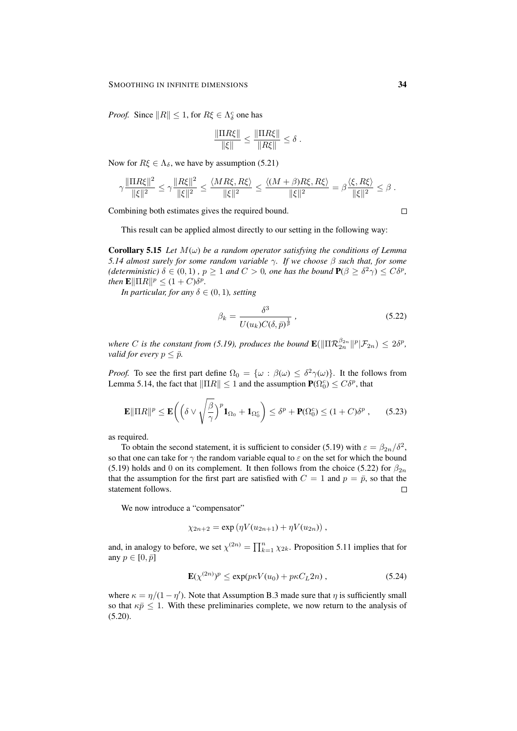*Proof.* Since $\|R\| \leq 1$, for $R\xi \in \Lambda_\delta^c$ one has

$$\frac{\|\Pi R\xi\|}{\|\xi\|} \leq \frac{\|\Pi R\xi\|}{\|R\xi\|} \leq \delta \ .$$

Now for $R\xi \in \Lambda_\delta$, we have by assumption (5.21)

$$\gamma \frac{\|\Pi R\xi\|^2}{\|\xi\|^2} \leq \gamma \frac{\|R\xi\|^2}{\|\xi\|^2} \leq \frac{\langle MR\xi, R\xi\rangle}{\|\xi\|^2} \leq \frac{\langle (M+\beta)R\xi, R\xi\rangle}{\|\xi\|^2} = \beta \frac{\langle \xi, R\xi\rangle}{\|\xi\|^2} \leq \beta \ .$$

Combining both estimates gives the required bound. $\square$

This result can be applied almost directly to our setting in the following way:

**Corollary 5.15** *Let $M(\omega)$ be a random operator satisfying the conditions of Lemma 5.14 almost surely for some random variable $\gamma$. If we choose $\beta$ such that, for some (deterministic) $\delta \in (0,1)$ , $p \geq 1$ and $C > 0$, one has the bound $\mathbf{P}(\beta \geq \delta^2\gamma) \leq C\delta^p$, then $\mathbf{E}\|\Pi R\|^p \leq (1+C)\delta^p$.*

*In particular, for any $\delta \in (0,1)$, setting*

$$\beta_k = \frac{\delta^3}{U(u_k)C(\delta,\bar{p})^{\frac{1}{\bar{p}}}} \ , \tag{5.22}$$

*where $C$ is the constant from (5.19), produces the bound $\mathbf{E}(\|\Pi \mathcal{R}_{2n}^{\beta_{2n}}\|^p | \mathcal{F}_{2n}) \leq 2\delta^p$, valid for every $p \leq \bar{p}$.*

*Proof.* To see the first part define $\Omega_0 = \{\omega : \beta(\omega) \leq \delta^2\gamma(\omega)\}$. It the follows from Lemma 5.14, the fact that $\|\Pi R\| \leq 1$ and the assumption $\mathbf{P}(\Omega_0^c) \leq C\delta^p$, that

$$\mathbf{E}\|\Pi R\|^p \leq \mathbf{E}\biggl(\Bigl(\delta \vee \sqrt{\frac{\beta}{\gamma}}\Bigr)^p \mathbf{1}_{\Omega_0} + \mathbf{1}_{\Omega_0^c}\biggr) \leq \delta^p + \mathbf{P}(\Omega_0^c) \leq (1+C)\delta^p \ , \tag{5.23}$$

as required.

To obtain the second statement, it is sufficient to consider (5.19) with $\varepsilon = \beta_{2n}/\delta^2$, so that one can take for $\gamma$ the random variable equal to $\varepsilon$ on the set for which the bound (5.19) holds and 0 on its complement. It then follows from the choice (5.22) for $\beta_{2n}$ that the assumption for the first part are satisfied with $C = 1$ and $p = \bar{p}$, so that the statement follows. $\square$

We now introduce a "compensator"

$$\chi_{2n+2} = \exp\left(\eta V(u_{2n+1}) + \eta V(u_{2n})\right) ,$$

and, in analogy to before, we set $\chi^{(2n)} = \prod_{k=1}^n \chi_{2k}$. Proposition 5.11 implies that for any $p \in [0, \bar{p}]$

$$\mathbf{E}(\chi^{(2n)})^p \leq \exp(p\kappa V(u_0) + p\kappa C_L 2n) \ , \tag{5.24}$$

where $\kappa = \eta/(1-\eta')$. Note that Assumption B.3 made sure that $\eta$ is sufficiently small so that $\kappa\bar{p} \leq 1$. With these preliminaries complete, we now return to the analysis of (5.20).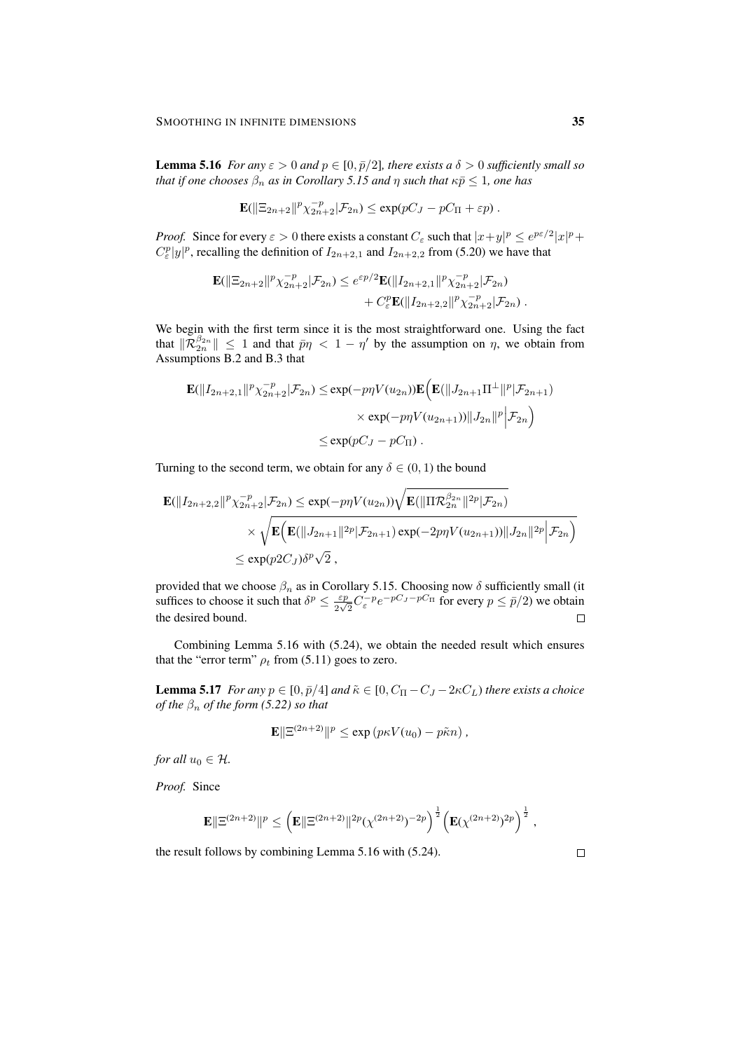**Lemma 5.16** *For any $\varepsilon > 0$ and $p \in [0, \bar{p}/2]$, there exists a $\delta > 0$ sufficiently small so that if one chooses $\beta_n$ as in Corollary 5.15 and $\eta$ such that $\kappa\bar{p} \le 1$, one has*

$$\mathbf{E}(\|\Xi_{2n+2}\|^p \chi_{2n+2}^{-p} | \mathcal{F}_{2n}) \le \exp(pC_J - pC_\Pi + \varepsilon p) \,.$$

*Proof.* Since for every $\varepsilon > 0$ there exists a constant $C_\varepsilon$ such that $|x+y|^p \le e^{p\varepsilon/2}|x|^p + C_\varepsilon^p |y|^p$, recalling the definition of $I_{2n+2,1}$ and $I_{2n+2,2}$ from (5.20) we have that

$$\begin{aligned}\mathbf{E}(\|\Xi_{2n+2}\|^p \chi_{2n+2}^{-p} | \mathcal{F}_{2n}) \le e^{\varepsilon p/2} &\mathbf{E}(\|I_{2n+2,1}\|^p \chi_{2n+2}^{-p} | \mathcal{F}_{2n}) \\ &+ C_\varepsilon^p \mathbf{E}(\|I_{2n+2,2}\|^p \chi_{2n+2}^{-p} | \mathcal{F}_{2n}) \,.\end{aligned}$$

We begin with the first term since it is the most straightforward one. Using the fact that $\|\mathcal{R}_{2n}^{\beta_{2n}}\| \le 1$ and that $\bar{p}\eta < 1 - \eta'$ by the assumption on $\eta$, we obtain from Assumptions B.2 and B.3 that

$$\begin{aligned}\mathbf{E}(\|I_{2n+2,1}\|^p \chi_{2n+2}^{-p} | \mathcal{F}_{2n}) \le &\exp(-p\eta V(u_{2n}))\mathbf{E}\Big(\mathbf{E}(\|J_{2n+1}\Pi^\perp\|^p | \mathcal{F}_{2n+1}) \\ &\times \exp(-p\eta V(u_{2n+1}))\|J_{2n}\|^p \Big| \mathcal{F}_{2n}\Big) \\ \le &\exp(pC_J - pC_\Pi) \,.\end{aligned}$$

Turning to the second term, we obtain for any $\delta \in (0,1)$ the bound

$$\begin{aligned}\mathbf{E}(\|I_{2n+2,2}\|^p \chi_{2n+2}^{-p} | \mathcal{F}_{2n}) \le &\exp(-p\eta V(u_{2n}))\sqrt{\mathbf{E}(\|\Pi\mathcal{R}_{2n}^{\beta_{2n}}\|^{2p} | \mathcal{F}_{2n})} \\ &\times \sqrt{\mathbf{E}\Big(\mathbf{E}(\|J_{2n+1}\|^{2p} | \mathcal{F}_{2n+1})\exp(-2p\eta V(u_{2n+1}))\|J_{2n}\|^{2p}\Big| \mathcal{F}_{2n}\Big)} \\ \le &\exp(p2C_J)\delta^p\sqrt{2} \,,\end{aligned}$$

provided that we choose $\beta_n$ as in Corollary 5.15. Choosing now $\delta$ sufficiently small (it suffices to choose it such that $\delta^p \le \frac{\varepsilon p}{2\sqrt{2}} C_\varepsilon^{-p} e^{-pC_J - pC_\Pi}$ for every $p \le \bar{p}/2$) we obtain the desired bound. $\square$

Combining Lemma 5.16 with (5.24), we obtain the needed result which ensures that the "error term" $\rho_t$ from (5.11) goes to zero.

**Lemma 5.17** *For any $p \in [0, \bar{p}/4]$ and $\tilde{\kappa} \in [0, C_\Pi - C_J - 2\kappa C_L)$ there exists a choice of the $\beta_n$ of the form (5.22) so that*

$$\mathbf{E}\|\Xi^{(2n+2)}\|^p \le \exp\left(p\kappa V(u_0) - p\tilde{\kappa}n\right) ,$$

*for all $u_0 \in \mathcal{H}$.*

*Proof.* Since

$$\mathbf{E}\|\Xi^{(2n+2)}\|^p \le \Big(\mathbf{E}\|\Xi^{(2n+2)}\|^{2p}(\chi^{(2n+2)})^{-2p}\Big)^{\frac{1}{2}}\Big(\mathbf{E}(\chi^{(2n+2)})^{2p}\Big)^{\frac{1}{2}} ,$$

the result follows by combining Lemma 5.16 with (5.24). $\square$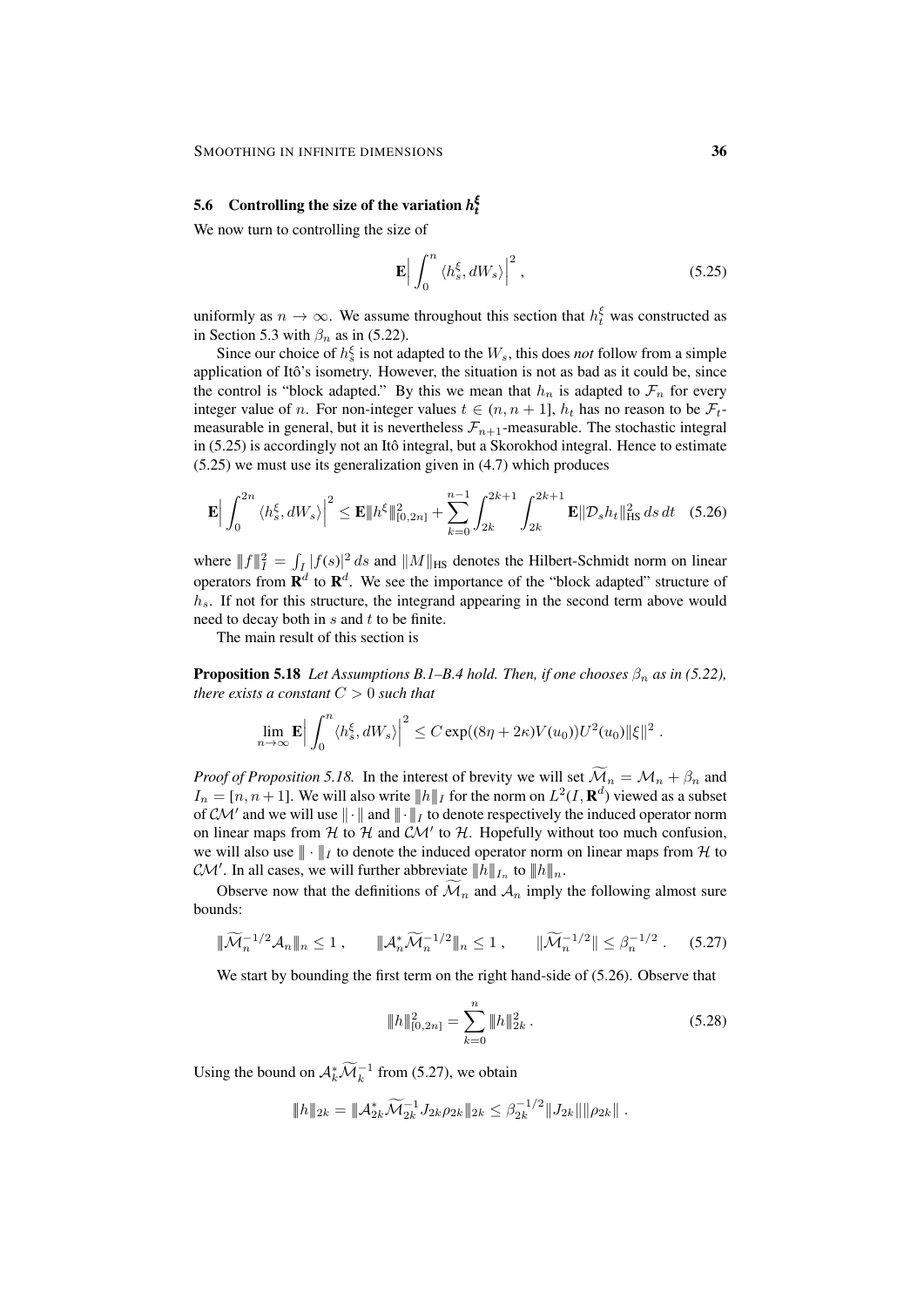### 5.6 Controlling the size of the variation $h_t^\xi$

We now turn to controlling the size of

$$\mathbf{E}\Big| \int_0^n \langle h_s^\xi, dW_s\rangle \Big|^2 , \tag{5.25}$$

uniformly as $n \to \infty$. We assume throughout this section that $h_t^\xi$ was constructed as in Section 5.3 with $\beta_n$ as in (5.22).

Since our choice of $h_s^\xi$ is not adapted to the $W_s$, this does *not* follow from a simple application of Itô's isometry. However, the situation is not as bad as it could be, since the control is "block adapted." By this we mean that $h_n$ is adapted to $\mathcal{F}_n$ for every integer value of $n$. For non-integer values $t \in (n, n+1]$, $h_t$ has no reason to be $\mathcal{F}_t$-measurable in general, but it is nevertheless $\mathcal{F}_{n+1}$-measurable. The stochastic integral in (5.25) is accordingly not an Itô integral, but a Skorokhod integral. Hence to estimate (5.25) we must use its generalization given in (4.7) which produces

$$\mathbf{E}\Big| \int_0^{2n} \langle h_s^\xi, dW_s\rangle \Big|^2 \leq \mathbf{E}\|\!| h^\xi |\!\|_{[0,2n]}^2 + \sum_{k=0}^{n-1} \int_{2k}^{2k+1} \int_{2k}^{2k+1} \mathbf{E}\|\mathcal{D}_s h_t\|_{\mathrm{HS}}^2 \, ds \, dt \tag{5.26}$$

where $\|\!| f |\!\|_I^2 = \int_I |f(s)|^2 \, ds$ and $\|M\|_{\mathrm{HS}}$ denotes the Hilbert-Schmidt norm on linear operators from $\mathbf{R}^d$ to $\mathbf{R}^d$. We see the importance of the "block adapted" structure of $h_s$. If not for this structure, the integrand appearing in the second term above would need to decay both in $s$ and $t$ to be finite.

The main result of this section is

**Proposition 5.18** *Let Assumptions B.1–B.4 hold. Then, if one chooses $\beta_n$ as in (5.22), there exists a constant $C > 0$ such that*

$$\lim_{n\to\infty} \mathbf{E}\Big| \int_0^n \langle h_s^\xi, dW_s\rangle \Big|^2 \leq C \exp((8\eta + 2\kappa)V(u_0)) U^2(u_0) \|\xi\|^2 .$$

*Proof of Proposition 5.18.* In the interest of brevity we will set $\widetilde{\mathcal{M}}_n = \mathcal{M}_n + \beta_n$ and $I_n = [n, n+1]$. We will also write $\|\!| h |\!\|_I$ for the norm on $L^2(I, \mathbf{R}^d)$ viewed as a subset of $\mathcal{CM}'$ and we will use $\|\cdot\|$ and $\|\!|\cdot|\!\|_I$ to denote respectively the induced operator norm on linear maps from $\mathcal{H}$ to $\mathcal{H}$ and $\mathcal{CM}'$ to $\mathcal{H}$. Hopefully without too much confusion, we will also use $\|\!|\cdot|\!\|_I$ to denote the induced operator norm on linear maps from $\mathcal{H}$ to $\mathcal{CM}'$. In all cases, we will further abbreviate $\|\!| h |\!\|_{I_n}$ to $\|\!| h |\!\|_n$.

Observe now that the definitions of $\widetilde{\mathcal{M}}_n$ and $\mathcal{A}_n$ imply the following almost sure bounds:

$$\|\!| \widetilde{\mathcal{M}}_n^{-1/2} \mathcal{A}_n |\!\|_n \leq 1 , \qquad \|\!| \mathcal{A}_n^* \widetilde{\mathcal{M}}_n^{-1/2} |\!\|_n \leq 1 , \qquad \|\widetilde{\mathcal{M}}_n^{-1/2}\| \leq \beta_n^{-1/2} . \tag{5.27}$$

We start by bounding the first term on the right hand-side of (5.26). Observe that

$$\|\!| h |\!\|_{[0,2n]}^2 = \sum_{k=0}^{n} \|\!| h |\!\|_{2k}^2 . \tag{5.28}$$

Using the bound on $\mathcal{A}_k^* \widetilde{\mathcal{M}}_k^{-1}$ from (5.27), we obtain

$$\|\!| h |\!\|_{2k} = \|\!| \mathcal{A}_{2k}^* \widetilde{\mathcal{M}}_{2k}^{-1} J_{2k} \rho_{2k} |\!\|_{2k} \leq \beta_{2k}^{-1/2} \|J_{2k}\| \|\rho_{2k}\| .$$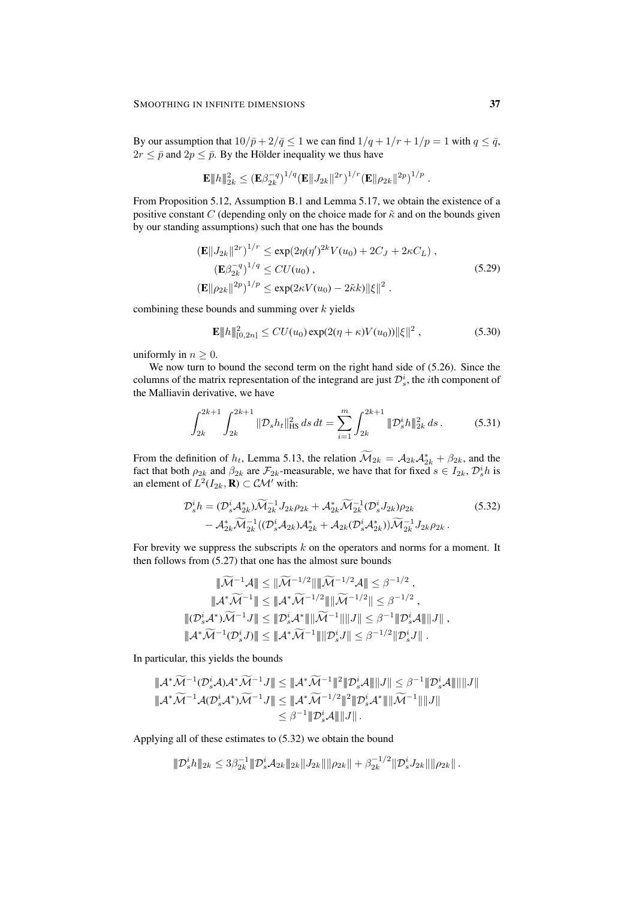By our assumption that $10/\bar p + 2/\bar q \le 1$ we can find $1/q + 1/r + 1/p = 1$ with $q \le \bar q$, $2r \le \bar p$ and $2p \le \bar p$. By the Hölder inequality we thus have

$$\mathbf{E}\|h\|_{2k}^2 \le (\mathbf{E}\beta_{2k}^{-q})^{1/q} (\mathbf{E}\|J_{2k}\|^{2r})^{1/r} (\mathbf{E}\|\rho_{2k}\|^{2p})^{1/p} \;.$$

From Proposition 5.12, Assumption B.1 and Lemma 5.17, we obtain the existence of a positive constant $C$ (depending only on the choice made for $\tilde\kappa$ and on the bounds given by our standing assumptions) such that one has the bounds

$$\begin{aligned}
(\mathbf{E}\|J_{2k}\|^{2r})^{1/r} &\le \exp(2\eta(\eta')^{2k} V(u_0) + 2C_J + 2\kappa C_L) \;,\\
(\mathbf{E}\beta_{2k}^{-q})^{1/q} &\le C U(u_0) \;,\\
(\mathbf{E}\|\rho_{2k}\|^{2p})^{1/p} &\le \exp(2\kappa V(u_0) - 2\tilde\kappa k)\|\xi\|^2 \;.
\end{aligned} \tag{5.29}$$

combining these bounds and summing over $k$ yields

$$\mathbf{E}\|h\|_{[0,2n]}^2 \le C U(u_0) \exp(2(\eta+\kappa)V(u_0))\|\xi\|^2 \;, \tag{5.30}$$

uniformly in $n \ge 0$.

We now turn to bound the second term on the right hand side of (5.26). Since the columns of the matrix representation of the integrand are just $\mathcal{D}_s^i$, the $i$th component of the Malliavin derivative, we have

$$\int_{2k}^{2k+1}\int_{2k}^{2k+1} \|\mathcal{D}_s h_t\|_{\mathrm{HS}}^2 \, ds\, dt = \sum_{i=1}^m \int_{2k}^{2k+1} \|\mathcal{D}_s^i h\|_{2k}^2 \, ds \,. \tag{5.31}$$

From the definition of $h_t$, Lemma 5.13, the relation $\widetilde{\mathcal{M}}_{2k} = \mathcal{A}_{2k}\mathcal{A}_{2k}^* + \beta_{2k}$, and the fact that both $\rho_{2k}$ and $\beta_{2k}$ are $\mathcal{F}_{2k}$-measurable, we have that for fixed $s \in I_{2k}$, $\mathcal{D}_s^i h$ is an element of $L^2(I_{2k}, \mathbf{R}) \subset \mathcal{CM}'$ with:

$$\begin{aligned}
\mathcal{D}_s^i h = &(\mathcal{D}_s^i \mathcal{A}_{2k}^*)\widetilde{\mathcal{M}}_{2k}^{-1} J_{2k}\rho_{2k} + \mathcal{A}_{2k}^*\widetilde{\mathcal{M}}_{2k}^{-1}(\mathcal{D}_s^i J_{2k})\rho_{2k} \\
&- \mathcal{A}_{2k}^*\widetilde{\mathcal{M}}_{2k}^{-1}((\mathcal{D}_s^i \mathcal{A}_{2k})\mathcal{A}_{2k}^* + \mathcal{A}_{2k}(\mathcal{D}_s^i\mathcal{A}_{2k}^*))\widetilde{\mathcal{M}}_{2k}^{-1} J_{2k}\rho_{2k} \,.
\end{aligned} \tag{5.32}$$

For brevity we suppress the subscripts $k$ on the operators and norms for a moment. It then follows from (5.27) that one has the almost sure bounds

$$\begin{gathered}
\|\widetilde{\mathcal{M}}^{-1}\mathcal{A}\| \le \|\widetilde{\mathcal{M}}^{-1/2}\|\|\widetilde{\mathcal{M}}^{-1/2}\mathcal{A}\| \le \beta^{-1/2} \;,\\
\|\mathcal{A}^*\widetilde{\mathcal{M}}^{-1}\| \le \|\mathcal{A}^*\widetilde{\mathcal{M}}^{-1/2}\|\|\widetilde{\mathcal{M}}^{-1/2}\| \le \beta^{-1/2} \;,\\
\|(\mathcal{D}_s^i\mathcal{A}^*)\widetilde{\mathcal{M}}^{-1}J\| \le \|\mathcal{D}_s^i\mathcal{A}^*\|\|\widetilde{\mathcal{M}}^{-1}\|\|J\| \le \beta^{-1}\|\mathcal{D}_s^i\mathcal{A}\|\|J\| \;,\\
\|\mathcal{A}^*\widetilde{\mathcal{M}}^{-1}(\mathcal{D}_s^i J)\| \le \|\mathcal{A}^*\widetilde{\mathcal{M}}^{-1}\|\|\mathcal{D}_s^i J\| \le \beta^{-1/2}\|\mathcal{D}_s^i J\| \;.
\end{gathered}$$

In particular, this yields the bounds

$$\begin{aligned}
\|\mathcal{A}^*\widetilde{\mathcal{M}}^{-1}(\mathcal{D}_s^i\mathcal{A})\mathcal{A}^*\widetilde{\mathcal{M}}^{-1}J\| &\le \|\mathcal{A}^*\widetilde{\mathcal{M}}^{-1}\|^2\|\mathcal{D}_s^i\mathcal{A}\|\|J\| \le \beta^{-1}\|\mathcal{D}_s^i\mathcal{A}\|\|J\| \\
\|\mathcal{A}^*\widetilde{\mathcal{M}}^{-1}\mathcal{A}(\mathcal{D}_s^i\mathcal{A}^*)\widetilde{\mathcal{M}}^{-1}J\| &\le \|\mathcal{A}^*\widetilde{\mathcal{M}}^{-1/2}\|^2\|\mathcal{D}_s^i\mathcal{A}^*\|\|\widetilde{\mathcal{M}}^{-1}\|\|J\| \\
&\le \beta^{-1}\|\mathcal{D}_s^i\mathcal{A}\|\|J\| \,.
\end{aligned}$$

Applying all of these estimates to (5.32) we obtain the bound

$$\|\mathcal{D}_s^i h\|_{2k} \le 3\beta_{2k}^{-1}\|\mathcal{D}_s^i\mathcal{A}_{2k}\|_{2k}\|J_{2k}\|\|\rho_{2k}\| + \beta_{2k}^{-1/2}\|\mathcal{D}_s^i J_{2k}\|\|\rho_{2k}\| \,.$$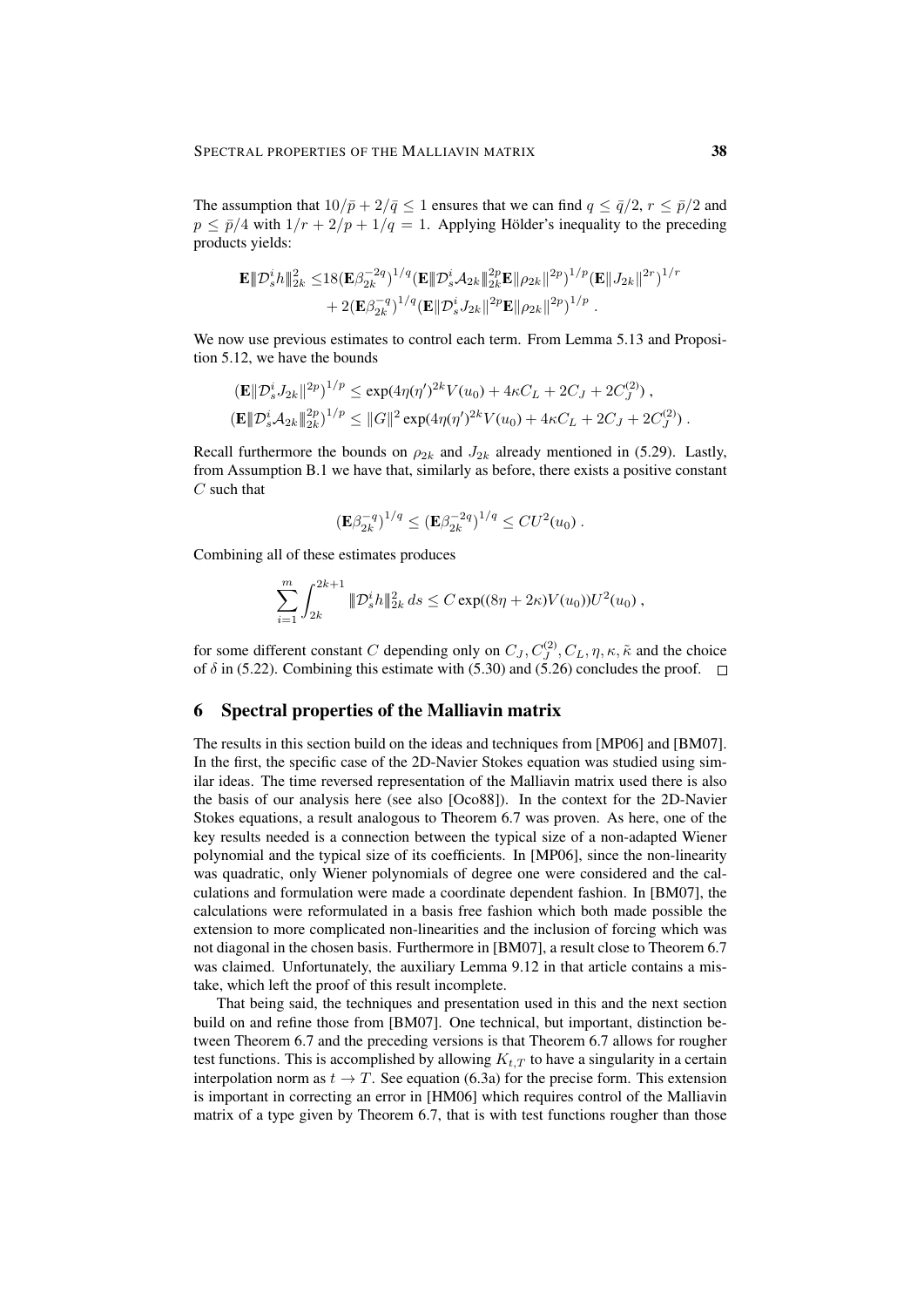The assumption that $10/\bar{p} + 2/\bar{q} \le 1$ ensures that we can find $q \le \bar{q}/2$, $r \le \bar{p}/2$ and $p \le \bar{p}/4$ with $1/r + 2/p + 1/q = 1$. Applying Hölder's inequality to the preceding products yields:

$$
\begin{aligned}
\mathbf{E}|\!|\!| \mathcal{D}_s^i h |\!|\!|_{2k}^2 \le & 18 (\mathbf{E}\beta_{2k}^{-2q})^{1/q} (\mathbf{E}|\!|\!| \mathcal{D}_s^i \mathcal{A}_{2k} |\!|\!|_{2k}^{2p} \mathbf{E}\|\rho_{2k}\|^{2p})^{1/p} (\mathbf{E}\|J_{2k}\|^{2r})^{1/r} \\
&+ 2 (\mathbf{E}\beta_{2k}^{-q})^{1/q} (\mathbf{E}\|\mathcal{D}_s^i J_{2k}\|^{2p} \mathbf{E}\|\rho_{2k}\|^{2p})^{1/p} .
\end{aligned}
$$

We now use previous estimates to control each term. From Lemma 5.13 and Proposition 5.12, we have the bounds

$$
\begin{aligned}
&(\mathbf{E}\|\mathcal{D}_s^i J_{2k}\|^{2p})^{1/p} \le \exp(4\eta(\eta')^{2k} V(u_0) + 4\kappa C_L + 2C_J + 2C_J^{(2)}) , \\
&(\mathbf{E}|\!|\!| \mathcal{D}_s^i \mathcal{A}_{2k} |\!|\!|_{2k}^{2p})^{1/p} \le \|G\|^2 \exp(4\eta(\eta')^{2k} V(u_0) + 4\kappa C_L + 2C_J + 2C_J^{(2)}) .
\end{aligned}
$$

Recall furthermore the bounds on $\rho_{2k}$ and $J_{2k}$ already mentioned in (5.29). Lastly, from Assumption B.1 we have that, similarly as before, there exists a positive constant $C$ such that

$$
(\mathbf{E}\beta_{2k}^{-q})^{1/q} \le (\mathbf{E}\beta_{2k}^{-2q})^{1/q} \le C U^2(u_0) .
$$

Combining all of these estimates produces

$$
\sum_{i=1}^m \int_{2k}^{2k+1} |\!|\!| \mathcal{D}_s^i h |\!|\!|_{2k}^2 \, ds \le C \exp((8\eta + 2\kappa) V(u_0)) U^2(u_0) ,
$$

for some different constant $C$ depending only on $C_J, C_J^{(2)}, C_L, \eta, \kappa, \tilde{\kappa}$ and the choice of $\delta$ in (5.22). Combining this estimate with (5.30) and (5.26) concludes the proof. □

## 6 Spectral properties of the Malliavin matrix

The results in this section build on the ideas and techniques from [MP06] and [BM07]. In the first, the specific case of the 2D-Navier Stokes equation was studied using similar ideas. The time reversed representation of the Malliavin matrix used there is also the basis of our analysis here (see also [Oco88]). In the context for the 2D-Navier Stokes equations, a result analogous to Theorem 6.7 was proven. As here, one of the key results needed is a connection between the typical size of a non-adapted Wiener polynomial and the typical size of its coefficients. In [MP06], since the non-linearity was quadratic, only Wiener polynomials of degree one were considered and the calculations and formulation were made a coordinate dependent fashion. In [BM07], the calculations were reformulated in a basis free fashion which both made possible the extension to more complicated non-linearities and the inclusion of forcing which was not diagonal in the chosen basis. Furthermore in [BM07], a result close to Theorem 6.7 was claimed. Unfortunately, the auxiliary Lemma 9.12 in that article contains a mistake, which left the proof of this result incomplete.

That being said, the techniques and presentation used in this and the next section build on and refine those from [BM07]. One technical, but important, distinction between Theorem 6.7 and the preceding versions is that Theorem 6.7 allows for rougher test functions. This is accomplished by allowing $K_{t,T}$ to have a singularity in a certain interpolation norm as $t \to T$. See equation (6.3a) for the precise form. This extension is important in correcting an error in [HM06] which requires control of the Malliavin matrix of a type given by Theorem 6.7, that is with test functions rougher than those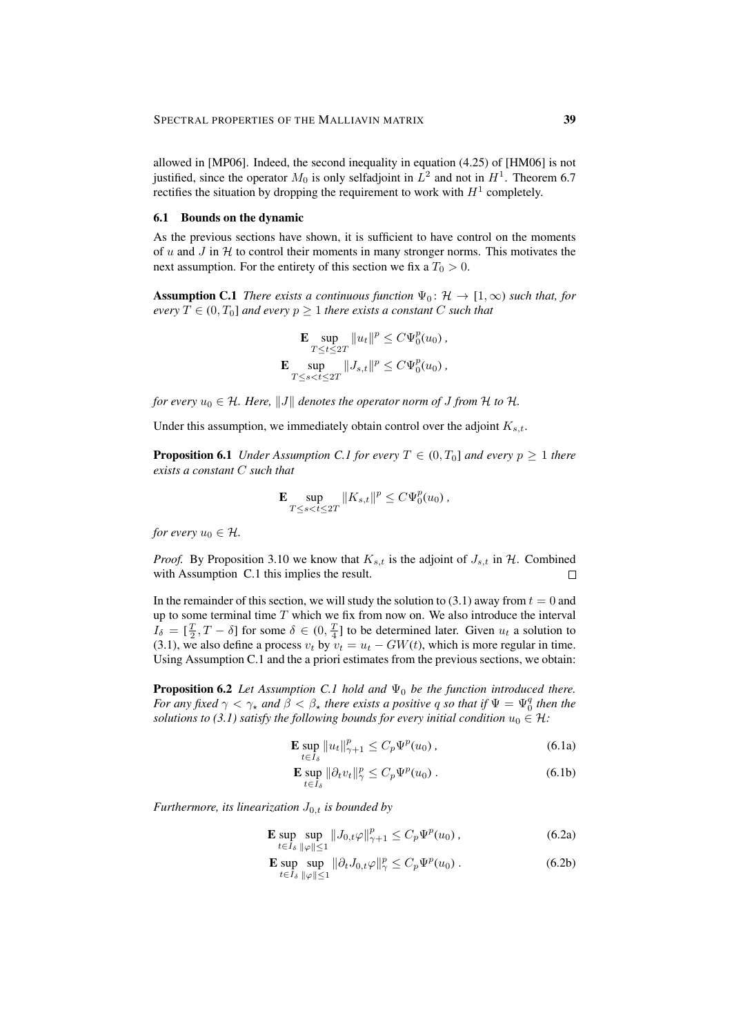allowed in [MP06]. Indeed, the second inequality in equation (4.25) of [HM06] is not justified, since the operator $M_0$ is only selfadjoint in $L^2$ and not in $H^1$. Theorem 6.7 rectifies the situation by dropping the requirement to work with $H^1$ completely.

### 6.1 Bounds on the dynamic

As the previous sections have shown, it is sufficient to have control on the moments of $u$ and $J$ in $\mathcal{H}$ to control their moments in many stronger norms. This motivates the next assumption. For the entirety of this section we fix a $T_0 > 0$.

**Assumption C.1** *There exists a continuous function $\Psi_0 \colon \mathcal{H} \to [1, \infty)$ such that, for every $T \in (0, T_0]$ and every $p \geq 1$ there exists a constant $C$ such that*

$$\mathbf{E} \sup_{T \leq t \leq 2T} \|u_t\|^p \leq C \Psi_0^p(u_0)\,,$$
$$\mathbf{E} \sup_{T \leq s < t \leq 2T} \|J_{s,t}\|^p \leq C \Psi_0^p(u_0)\,,$$

*for every $u_0 \in \mathcal{H}$. Here, $\|J\|$ denotes the operator norm of $J$ from $\mathcal{H}$ to $\mathcal{H}$.*

Under this assumption, we immediately obtain control over the adjoint $K_{s,t}$.

**Proposition 6.1** *Under Assumption C.1 for every $T \in (0, T_0]$ and every $p \geq 1$ there exists a constant $C$ such that*

$$\mathbf{E} \sup_{T \leq s < t \leq 2T} \|K_{s,t}\|^p \leq C \Psi_0^p(u_0)\,,$$

*for every $u_0 \in \mathcal{H}$.*

*Proof.* By Proposition 3.10 we know that $K_{s,t}$ is the adjoint of $J_{s,t}$ in $\mathcal{H}$. Combined with Assumption C.1 this implies the result. $\square$

In the remainder of this section, we will study the solution to (3.1) away from $t = 0$ and up to some terminal time $T$ which we fix from now on. We also introduce the interval $I_\delta = [\frac{T}{2}, T - \delta]$ for some $\delta \in (0, \frac{T}{4}]$ to be determined later. Given $u_t$ a solution to (3.1), we also define a process $v_t$ by $v_t = u_t - GW(t)$, which is more regular in time. Using Assumption C.1 and the a priori estimates from the previous sections, we obtain:

**Proposition 6.2** *Let Assumption C.1 hold and $\Psi_0$ be the function introduced there. For any fixed $\gamma < \gamma_\star$ and $\beta < \beta_\star$ there exists a positive $q$ so that if $\Psi = \Psi_0^q$ then the solutions to (3.1) satisfy the following bounds for every initial condition $u_0 \in \mathcal{H}$:*

$$\mathbf{E} \sup_{t \in I_\delta} \|u_t\|_{\gamma+1}^p \leq C_p \Psi^p(u_0)\,, \tag{6.1a}$$

$$\mathbf{E} \sup_{t \in I_\delta} \|\partial_t v_t\|_{\gamma}^p \leq C_p \Psi^p(u_0)\,. \tag{6.1b}$$

*Furthermore, its linearization $J_{0,t}$ is bounded by*

$$\mathbf{E} \sup_{t \in I_\delta} \sup_{\|\varphi\| \leq 1} \|J_{0,t}\varphi\|_{\gamma+1}^p \leq C_p \Psi^p(u_0)\,, \tag{6.2a}$$

$$\mathbf{E} \sup_{t \in I_\delta} \sup_{\|\varphi\| \leq 1} \|\partial_t J_{0,t}\varphi\|_{\gamma}^p \leq C_p \Psi^p(u_0)\,. \tag{6.2b}$$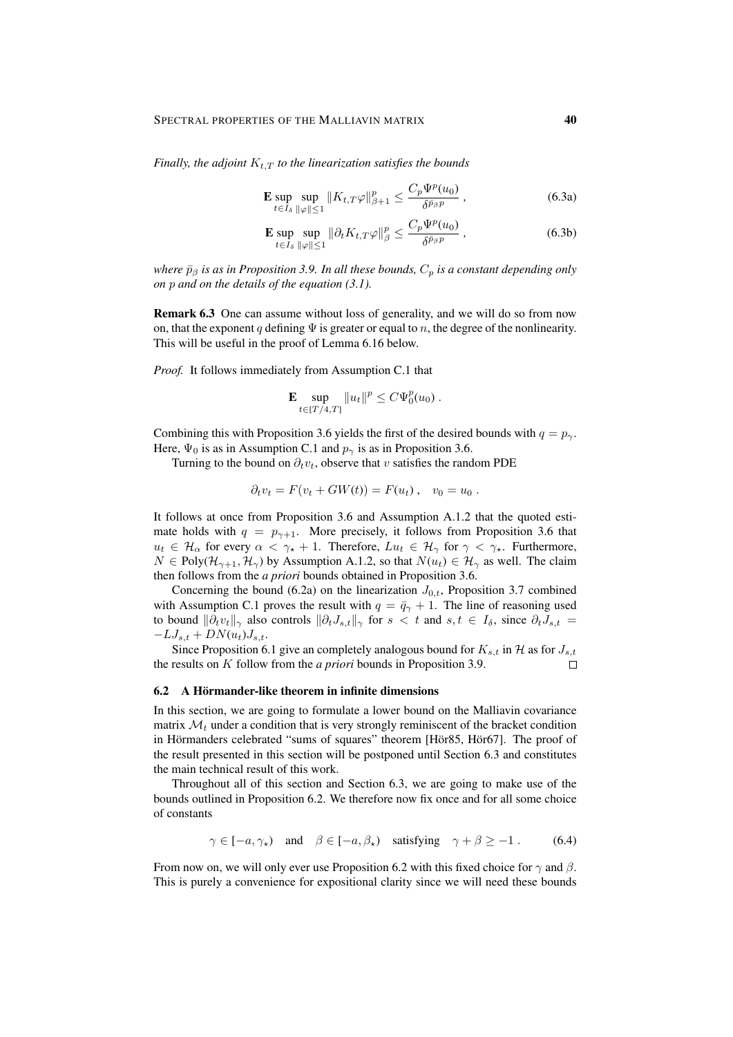*Finally, the adjoint $K_{t,T}$ to the linearization satisfies the bounds*

$$\mathbf{E} \sup_{t\in I_\delta} \sup_{\|\varphi\|\le 1} \|K_{t,T}\varphi\|_{\beta+1}^p \le \frac{C_p \Psi^p(u_0)}{\delta^{\bar p_\beta p}} , \tag{6.3a}$$

$$\mathbf{E} \sup_{t\in I_\delta} \sup_{\|\varphi\|\le 1} \|\partial_t K_{t,T}\varphi\|_{\beta}^p \le \frac{C_p \Psi^p(u_0)}{\delta^{\bar p_\beta p}} , \tag{6.3b}$$

*where $\bar p_\beta$ is as in Proposition 3.9. In all these bounds, $C_p$ is a constant depending only on $p$ and on the details of the equation (3.1).*

**Remark 6.3** One can assume without loss of generality, and we will do so from now on, that the exponent $q$ defining $\Psi$ is greater or equal to $n$, the degree of the nonlinearity. This will be useful in the proof of Lemma 6.16 below.

*Proof.* It follows immediately from Assumption C.1 that

$$\mathbf{E} \sup_{t\in[T/4,T]} \|u_t\|^p \le C\Psi_0^p(u_0) .$$

Combining this with Proposition 3.6 yields the first of the desired bounds with $q = p_\gamma$. Here, $\Psi_0$ is as in Assumption C.1 and $p_\gamma$ is as in Proposition 3.6.

Turning to the bound on $\partial_t v_t$, observe that $v$ satisfies the random PDE

$$\partial_t v_t = F(v_t + GW(t)) = F(u_t) , \quad v_0 = u_0 .$$

It follows at once from Proposition 3.6 and Assumption A.1.2 that the quoted estimate holds with $q = p_{\gamma+1}$. More precisely, it follows from Proposition 3.6 that $u_t \in \mathcal{H}_\alpha$ for every $\alpha < \gamma_\star + 1$. Therefore, $Lu_t \in \mathcal{H}_\gamma$ for $\gamma < \gamma_\star$. Furthermore, $N \in \mathrm{Poly}(\mathcal{H}_{\gamma+1}, \mathcal{H}_\gamma)$ by Assumption A.1.2, so that $N(u_t) \in \mathcal{H}_\gamma$ as well. The claim then follows from the *a priori* bounds obtained in Proposition 3.6.

Concerning the bound (6.2a) on the linearization $J_{0,t}$, Proposition 3.7 combined with Assumption C.1 proves the result with $q = \bar q_\gamma + 1$. The line of reasoning used to bound $\|\partial_t v_t\|_\gamma$ also controls $\|\partial_t J_{s,t}\|_\gamma$ for $s < t$ and $s, t \in I_\delta$, since $\partial_t J_{s,t} = -LJ_{s,t} + DN(u_t)J_{s,t}$.

Since Proposition 6.1 give an completely analogous bound for $K_{s,t}$ in $\mathcal{H}$ as for $J_{s,t}$ the results on $K$ follow from the *a priori* bounds in Proposition 3.9. □

### 6.2 A Hörmander-like theorem in infinite dimensions

In this section, we are going to formulate a lower bound on the Malliavin covariance matrix $\mathcal{M}_t$ under a condition that is very strongly reminiscent of the bracket condition in Hörmanders celebrated "sums of squares" theorem [Hör85, Hör67]. The proof of the result presented in this section will be postponed until Section 6.3 and constitutes the main technical result of this work.

Throughout all of this section and Section 6.3, we are going to make use of the bounds outlined in Proposition 6.2. We therefore now fix once and for all some choice of constants

$$\gamma \in [-a, \gamma_\star) \quad \text{and} \quad \beta \in [-a, \beta_\star) \quad \text{satisfying} \quad \gamma + \beta \ge -1 . \tag{6.4}$$

From now on, we will only ever use Proposition 6.2 with this fixed choice for $\gamma$ and $\beta$. This is purely a convenience for expositional clarity since we will need these bounds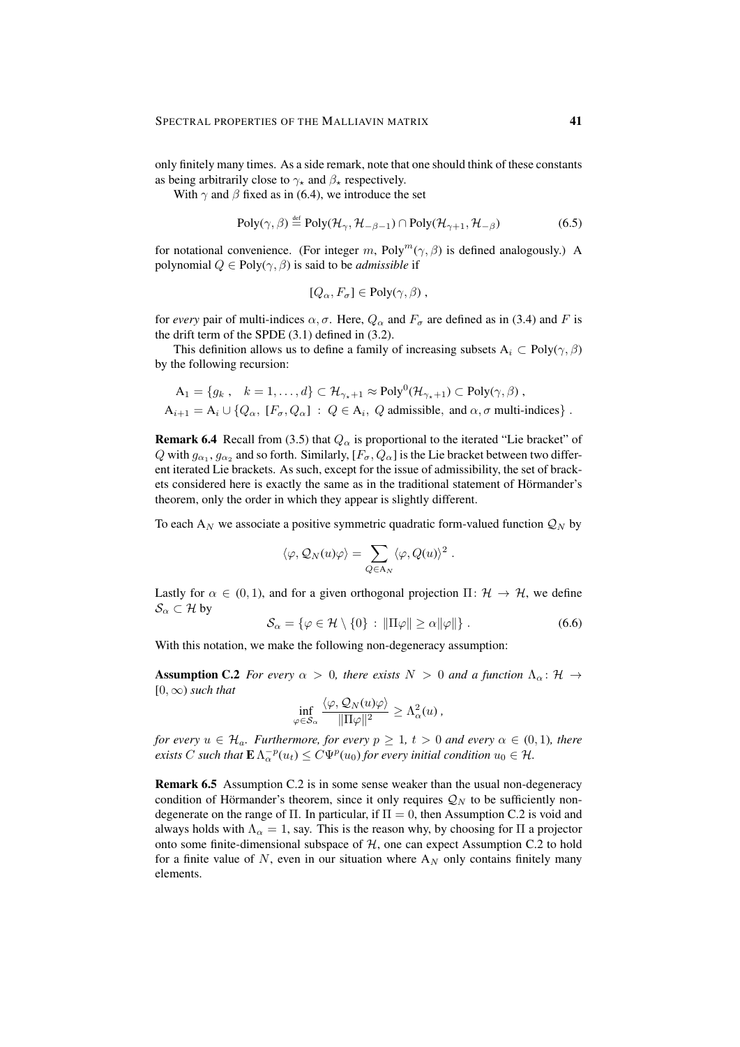only finitely many times. As a side remark, note that one should think of these constants as being arbitrarily close to $\gamma_\star$ and $\beta_\star$ respectively.

With $\gamma$ and $\beta$ fixed as in (6.4), we introduce the set

$$\mathrm{Poly}(\gamma,\beta) \stackrel{\text{def}}{=} \mathrm{Poly}(\mathcal{H}_\gamma, \mathcal{H}_{-\beta-1}) \cap \mathrm{Poly}(\mathcal{H}_{\gamma+1}, \mathcal{H}_{-\beta}) \tag{6.5}$$

for notational convenience. (For integer $m$, $\mathrm{Poly}^m(\gamma,\beta)$ is defined analogously.) A polynomial $Q \in \mathrm{Poly}(\gamma,\beta)$ is said to be *admissible* if

$$[Q_\alpha, F_\sigma] \in \mathrm{Poly}(\gamma,\beta)\;,$$

for *every* pair of multi-indices $\alpha, \sigma$. Here, $Q_\alpha$ and $F_\sigma$ are defined as in (3.4) and $F$ is the drift term of the SPDE (3.1) defined in (3.2).

This definition allows us to define a family of increasing subsets $\mathrm{A}_i \subset \mathrm{Poly}(\gamma,\beta)$ by the following recursion:

$$\begin{aligned}
\mathrm{A}_1 &= \{g_k\;,\quad k=1,\ldots,d\} \subset \mathcal{H}_{\gamma_\star+1} \approx \mathrm{Poly}^0(\mathcal{H}_{\gamma_\star+1}) \subset \mathrm{Poly}(\gamma,\beta)\;,\\
\mathrm{A}_{i+1} &= \mathrm{A}_i \cup \{Q_\alpha,\; [F_\sigma, Q_\alpha]\;:\; Q \in \mathrm{A}_i,\; Q \text{ admissible},\; \text{and } \alpha,\sigma \text{ multi-indices}\}\;.
\end{aligned}$$

**Remark 6.4** Recall from (3.5) that $Q_\alpha$ is proportional to the iterated "Lie bracket" of $Q$ with $g_{\alpha_1}, g_{\alpha_2}$ and so forth. Similarly, $[F_\sigma, Q_\alpha]$ is the Lie bracket between two different iterated Lie brackets. As such, except for the issue of admissibility, the set of brackets considered here is exactly the same as in the traditional statement of Hörmander's theorem, only the order in which they appear is slightly different.

To each $\mathrm{A}_N$ we associate a positive symmetric quadratic form-valued function $\mathcal{Q}_N$ by

$$\langle \varphi, \mathcal{Q}_N(u)\varphi\rangle = \sum_{Q\in\mathrm{A}_N} \langle \varphi, Q(u)\rangle^2\;.$$

Lastly for $\alpha \in (0,1)$, and for a given orthogonal projection $\Pi\colon \mathcal{H} \to \mathcal{H}$, we define $\mathcal{S}_\alpha \subset \mathcal{H}$ by

$$\mathcal{S}_\alpha = \{\varphi \in \mathcal{H}\setminus\{0\}\;:\; \|\Pi\varphi\| \ge \alpha\|\varphi\|\}\;. \tag{6.6}$$

With this notation, we make the following non-degeneracy assumption:

**Assumption C.2** *For every $\alpha > 0$, there exists $N > 0$ and a function $\Lambda_\alpha\colon \mathcal{H} \to [0,\infty)$ such that*

$$\inf_{\varphi\in\mathcal{S}_\alpha} \frac{\langle \varphi, \mathcal{Q}_N(u)\varphi\rangle}{\|\Pi\varphi\|^2} \ge \Lambda_\alpha^2(u)\;,$$

*for every $u \in \mathcal{H}_a$. Furthermore, for every $p \ge 1$, $t > 0$ and every $\alpha \in (0,1)$, there exists $C$ such that $\mathbf{E}\,\Lambda_\alpha^{-p}(u_t) \le C\Psi^p(u_0)$ for every initial condition $u_0 \in \mathcal{H}$.*

**Remark 6.5** Assumption C.2 is in some sense weaker than the usual non-degeneracy condition of Hörmander's theorem, since it only requires $\mathcal{Q}_N$ to be sufficiently non-degenerate on the range of $\Pi$. In particular, if $\Pi = 0$, then Assumption C.2 is void and always holds with $\Lambda_\alpha = 1$, say. This is the reason why, by choosing for $\Pi$ a projector onto some finite-dimensional subspace of $\mathcal{H}$, one can expect Assumption C.2 to hold for a finite value of $N$, even in our situation where $\mathrm{A}_N$ only contains finitely many elements.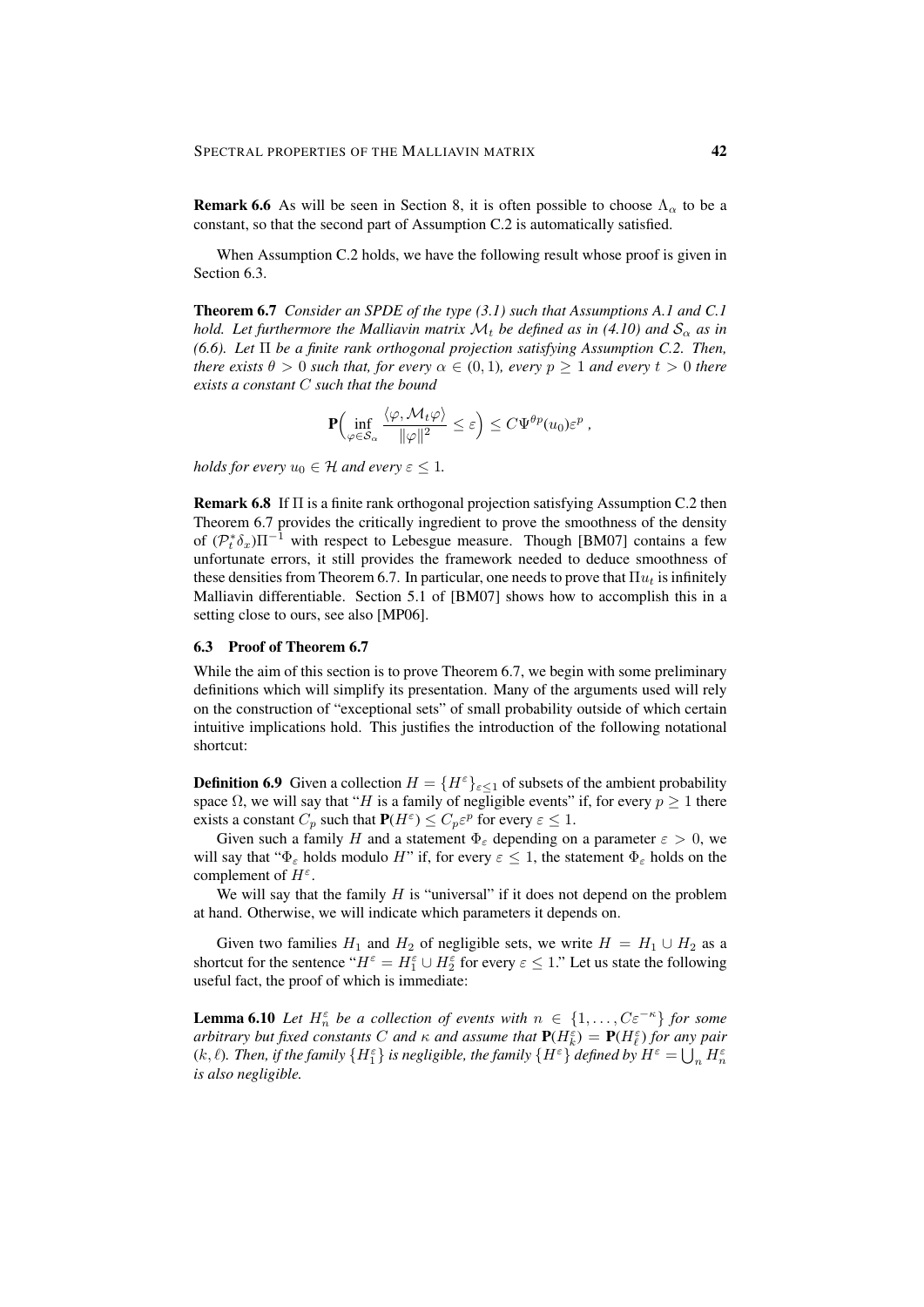**Remark 6.6** As will be seen in Section 8, it is often possible to choose $\Lambda_\alpha$ to be a constant, so that the second part of Assumption C.2 is automatically satisfied.

When Assumption C.2 holds, we have the following result whose proof is given in Section 6.3.

**Theorem 6.7** *Consider an SPDE of the type (3.1) such that Assumptions A.1 and C.1 hold. Let furthermore the Malliavin matrix $\mathcal{M}_t$ be defined as in (4.10) and $\mathcal{S}_\alpha$ as in (6.6). Let $\Pi$ be a finite rank orthogonal projection satisfying Assumption C.2. Then, there exists $\theta > 0$ such that, for every $\alpha \in (0,1)$, every $p \geq 1$ and every $t > 0$ there exists a constant $C$ such that the bound*

$$\mathbf{P}\Big(\inf_{\varphi \in \mathcal{S}_\alpha} \frac{\langle \varphi, \mathcal{M}_t \varphi \rangle}{\|\varphi\|^2} \leq \varepsilon\Big) \leq C \Psi^{\theta p}(u_0) \varepsilon^p \;,$$

*holds for every $u_0 \in \mathcal{H}$ and every $\varepsilon \leq 1$.*

**Remark 6.8** If $\Pi$ is a finite rank orthogonal projection satisfying Assumption C.2 then Theorem 6.7 provides the critically ingredient to prove the smoothness of the density of $(\mathcal{P}_t^* \delta_x)\Pi^{-1}$ with respect to Lebesgue measure. Though [BM07] contains a few unfortunate errors, it still provides the framework needed to deduce smoothness of these densities from Theorem 6.7. In particular, one needs to prove that $\Pi u_t$ is infinitely Malliavin differentiable. Section 5.1 of [BM07] shows how to accomplish this in a setting close to ours, see also [MP06].

### 6.3 Proof of Theorem 6.7

While the aim of this section is to prove Theorem 6.7, we begin with some preliminary definitions which will simplify its presentation. Many of the arguments used will rely on the construction of "exceptional sets" of small probability outside of which certain intuitive implications hold. This justifies the introduction of the following notational shortcut:

**Definition 6.9** Given a collection $H = \{H^\varepsilon\}_{\varepsilon \leq 1}$ of subsets of the ambient probability space $\Omega$, we will say that "$H$ is a family of negligible events" if, for every $p \geq 1$ there exists a constant $C_p$ such that $\mathbf{P}(H^\varepsilon) \leq C_p \varepsilon^p$ for every $\varepsilon \leq 1$.

Given such a family $H$ and a statement $\Phi_\varepsilon$ depending on a parameter $\varepsilon > 0$, we will say that "$\Phi_\varepsilon$ holds modulo $H$" if, for every $\varepsilon \leq 1$, the statement $\Phi_\varepsilon$ holds on the complement of $H^\varepsilon$.

We will say that the family $H$ is "universal" if it does not depend on the problem at hand. Otherwise, we will indicate which parameters it depends on.

Given two families $H_1$ and $H_2$ of negligible sets, we write $H = H_1 \cup H_2$ as a shortcut for the sentence "$H^\varepsilon = H_1^\varepsilon \cup H_2^\varepsilon$ for every $\varepsilon \leq 1$." Let us state the following useful fact, the proof of which is immediate:

**Lemma 6.10** *Let $H_n^\varepsilon$ be a collection of events with $n \in \{1, \ldots, C\varepsilon^{-\kappa}\}$ for some arbitrary but fixed constants $C$ and $\kappa$ and assume that $\mathbf{P}(H_k^\varepsilon) = \mathbf{P}(H_\ell^\varepsilon)$ for any pair $(k, \ell)$. Then, if the family $\{H_1^\varepsilon\}$ is negligible, the family $\{H^\varepsilon\}$ defined by $H^\varepsilon = \bigcup_n H_n^\varepsilon$ is also negligible.*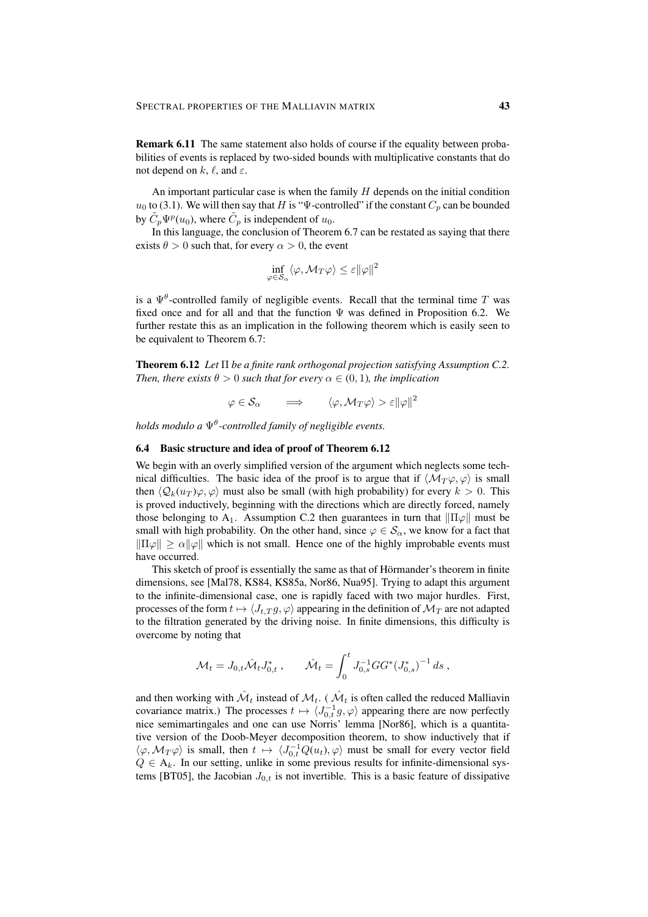**Remark 6.11** The same statement also holds of course if the equality between probabilities of events is replaced by two-sided bounds with multiplicative constants that do not depend on $k$, $\ell$, and $\varepsilon$.

An important particular case is when the family $H$ depends on the initial condition $u_0$ to (3.1). We will then say that $H$ is "$\Psi$-controlled" if the constant $C_p$ can be bounded by $\tilde{C}_p \Psi^p(u_0)$, where $\tilde{C}_p$ is independent of $u_0$.

In this language, the conclusion of Theorem 6.7 can be restated as saying that there exists $\theta > 0$ such that, for every $\alpha > 0$, the event

$$\inf_{\varphi \in \mathcal{S}_\alpha} \langle \varphi, \mathcal{M}_T \varphi \rangle \leq \varepsilon \|\varphi\|^2$$

is a $\Psi^\theta$-controlled family of negligible events. Recall that the terminal time $T$ was fixed once and for all and that the function $\Psi$ was defined in Proposition 6.2. We further restate this as an implication in the following theorem which is easily seen to be equivalent to Theorem 6.7:

**Theorem 6.12** *Let $\Pi$ be a finite rank orthogonal projection satisfying Assumption C.2. Then, there exists $\theta > 0$ such that for every $\alpha \in (0,1)$, the implication*

$$\varphi \in \mathcal{S}_\alpha \qquad \Longrightarrow \qquad \langle \varphi, \mathcal{M}_T \varphi \rangle > \varepsilon \|\varphi\|^2$$

*holds modulo a $\Psi^\theta$-controlled family of negligible events.*

### 6.4 Basic structure and idea of proof of Theorem 6.12

We begin with an overly simplified version of the argument which neglects some technical difficulties. The basic idea of the proof is to argue that if $\langle \mathcal{M}_T \varphi, \varphi \rangle$ is small then $\langle \mathcal{Q}_k(u_T)\varphi, \varphi \rangle$ must also be small (with high probability) for every $k > 0$. This is proved inductively, beginning with the directions which are directly forced, namely those belonging to $\mathrm{A}_1$. Assumption C.2 then guarantees in turn that $\|\Pi\varphi\|$ must be small with high probability. On the other hand, since $\varphi \in \mathcal{S}_\alpha$, we know for a fact that $\|\Pi\varphi\| \geq \alpha \|\varphi\|$ which is not small. Hence one of the highly improbable events must have occurred.

This sketch of proof is essentially the same as that of Hörmander's theorem in finite dimensions, see [Mal78, KS84, KS85a, Nor86, Nua95]. Trying to adapt this argument to the infinite-dimensional case, one is rapidly faced with two major hurdles. First, processes of the form $t \mapsto \langle J_{t,T} g, \varphi \rangle$ appearing in the definition of $\mathcal{M}_T$ are not adapted to the filtration generated by the driving noise. In finite dimensions, this difficulty is overcome by noting that

$$\mathcal{M}_t = J_{0,t} \hat{\mathcal{M}}_t J_{0,t}^* , \qquad \hat{\mathcal{M}}_t = \int_0^t J_{0,s}^{-1} G G^* (J_{0,s}^*)^{-1} \, ds ,$$

and then working with $\hat{\mathcal{M}}_t$ instead of $\mathcal{M}_t$. ( $\hat{\mathcal{M}}_t$ is often called the reduced Malliavin covariance matrix.) The processes $t \mapsto \langle J_{0,t}^{-1} g, \varphi \rangle$ appearing there are now perfectly nice semimartingales and one can use Norris' lemma [Nor86], which is a quantitative version of the Doob-Meyer decomposition theorem, to show inductively that if $\langle \varphi, \mathcal{M}_T \varphi \rangle$ is small, then $t \mapsto \langle J_{0,t}^{-1} Q(u_t), \varphi \rangle$ must be small for every vector field $Q \in \mathrm{A}_k$. In our setting, unlike in some previous results for infinite-dimensional systems [BT05], the Jacobian $J_{0,t}$ is not invertible. This is a basic feature of dissipative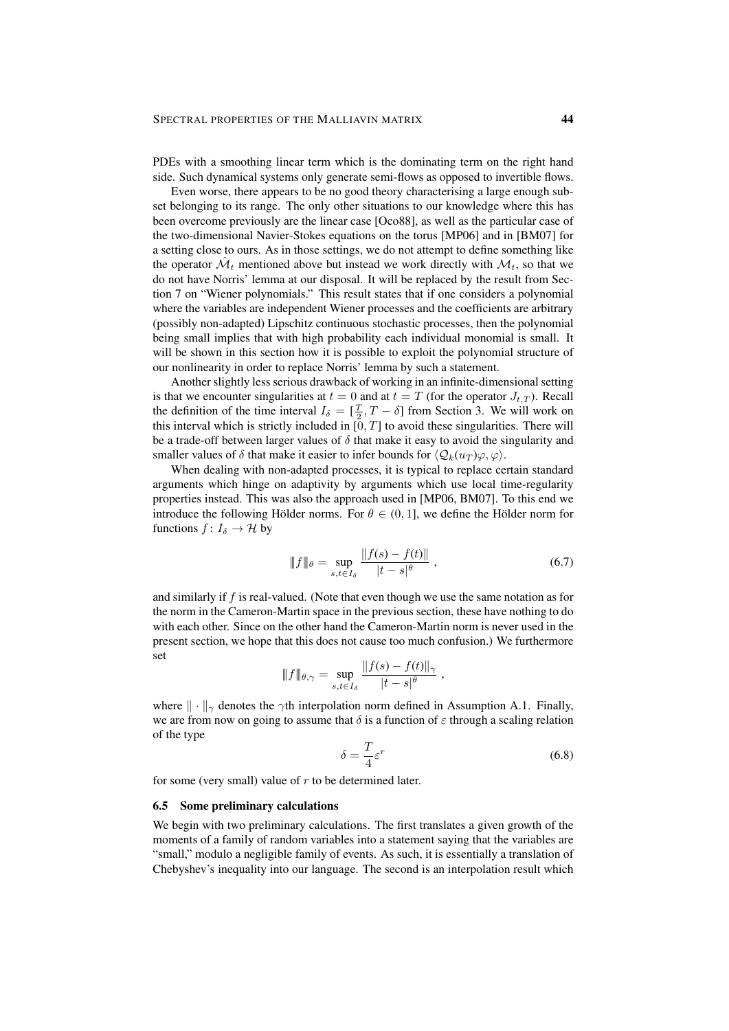PDEs with a smoothing linear term which is the dominating term on the right hand side. Such dynamical systems only generate semi-flows as opposed to invertible flows.

Even worse, there appears to be no good theory characterising a large enough subset belonging to its range. The only other situations to our knowledge where this has been overcome previously are the linear case [Oco88], as well as the particular case of the two-dimensional Navier-Stokes equations on the torus [MP06] and in [BM07] for a setting close to ours. As in those settings, we do not attempt to define something like the operator $\hat{\mathcal{M}}_t$ mentioned above but instead we work directly with $\mathcal{M}_t$, so that we do not have Norris' lemma at our disposal. It will be replaced by the result from Section 7 on "Wiener polynomials." This result states that if one considers a polynomial where the variables are independent Wiener processes and the coefficients are arbitrary (possibly non-adapted) Lipschitz continuous stochastic processes, then the polynomial being small implies that with high probability each individual monomial is small. It will be shown in this section how it is possible to exploit the polynomial structure of our nonlinearity in order to replace Norris' lemma by such a statement.

Another slightly less serious drawback of working in an infinite-dimensional setting is that we encounter singularities at $t = 0$ and at $t = T$ (for the operator $J_{t,T}$). Recall the definition of the time interval $I_\delta = [\frac{T}{2}, T - \delta]$ from Section 3. We will work on this interval which is strictly included in $[0, T]$ to avoid these singularities. There will be a trade-off between larger values of $\delta$ that make it easy to avoid the singularity and smaller values of $\delta$ that make it easier to infer bounds for $\langle \mathcal{Q}_k(u_T)\varphi, \varphi\rangle$.

When dealing with non-adapted processes, it is typical to replace certain standard arguments which hinge on adaptivity by arguments which use local time-regularity properties instead. This was also the approach used in [MP06, BM07]. To this end we introduce the following Hölder norms. For $\theta \in (0, 1]$, we define the Hölder norm for functions $f \colon I_\delta \to \mathcal{H}$ by

$$\|\!| f |\!\|_\theta = \sup_{s,t \in I_\delta} \frac{\|f(s) - f(t)\|}{|t - s|^\theta} , \tag{6.7}$$

and similarly if $f$ is real-valued. (Note that even though we use the same notation as for the norm in the Cameron-Martin space in the previous section, these have nothing to do with each other. Since on the other hand the Cameron-Martin norm is never used in the present section, we hope that this does not cause too much confusion.) We furthermore set

$$\|\!| f |\!\|_{\theta,\gamma} = \sup_{s,t \in I_\delta} \frac{\|f(s) - f(t)\|_\gamma}{|t - s|^\theta} ,$$

where $\| \cdot \|_\gamma$ denotes the $\gamma$th interpolation norm defined in Assumption A.1. Finally, we are from now on going to assume that $\delta$ is a function of $\varepsilon$ through a scaling relation of the type

$$\delta = \frac{T}{4}\varepsilon^r \tag{6.8}$$

for some (very small) value of $r$ to be determined later.

### 6.5 Some preliminary calculations

We begin with two preliminary calculations. The first translates a given growth of the moments of a family of random variables into a statement saying that the variables are "small," modulo a negligible family of events. As such, it is essentially a translation of Chebyshev's inequality into our language. The second is an interpolation result which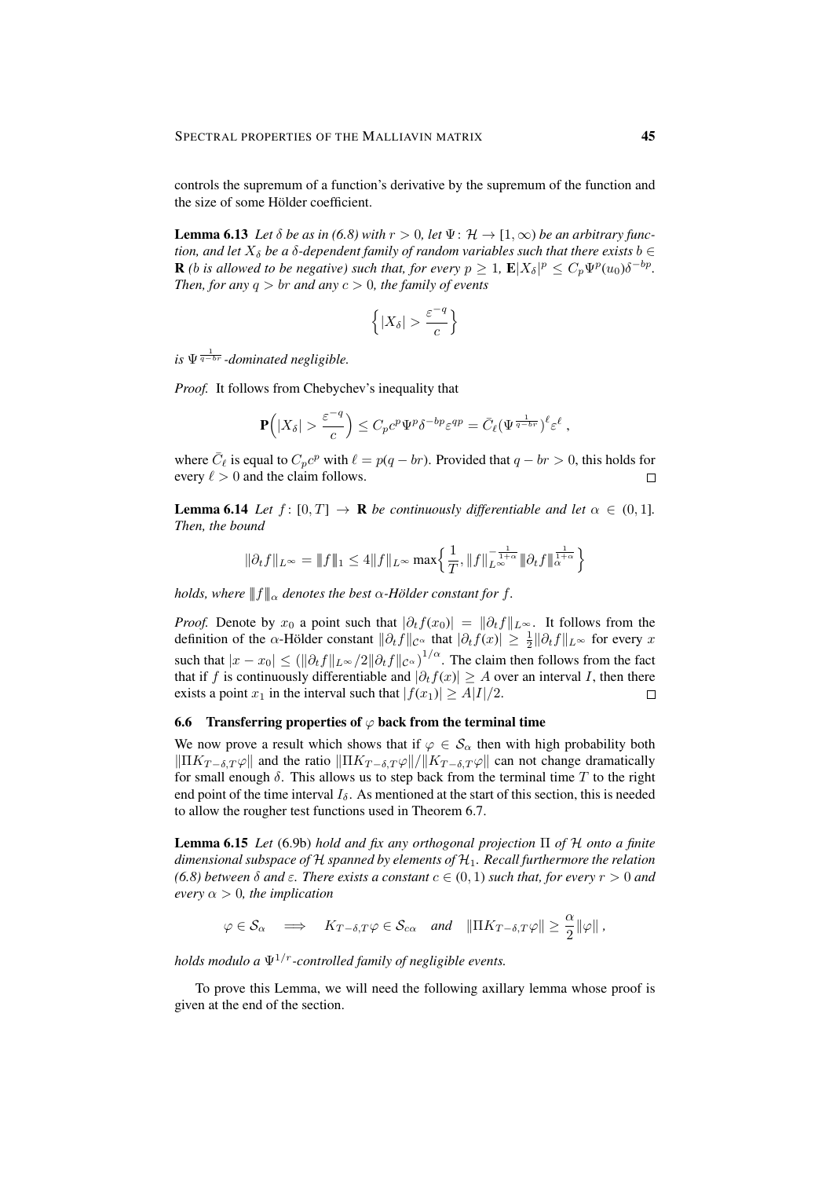controls the supremum of a function's derivative by the supremum of the function and the size of some Hölder coefficient.

**Lemma 6.13** *Let $\delta$ be as in (6.8) with $r > 0$, let $\Psi \colon \mathcal{H} \to [1, \infty)$ be an arbitrary function, and let $X_\delta$ be a $\delta$-dependent family of random variables such that there exists $b \in \mathbf{R}$ ($b$ is allowed to be negative) such that, for every $p \geq 1$, $\mathbf{E}|X_\delta|^p \leq C_p \Psi^p(u_0)\delta^{-bp}$. Then, for any $q > br$ and any $c > 0$, the family of events*

$$\Big\{ |X_\delta| > \frac{\varepsilon^{-q}}{c} \Big\}$$

*is $\Psi^{\frac{1}{q-br}}$-dominated negligible.*

*Proof.* It follows from Chebychev's inequality that

$$\mathbf{P}\Big( |X_\delta| > \frac{\varepsilon^{-q}}{c} \Big) \leq C_p c^p \Psi^p \delta^{-bp} \varepsilon^{qp} = \bar{C}_\ell \big(\Psi^{\frac{1}{q-br}}\big)^\ell \varepsilon^\ell ,$$

where $\bar{C}_\ell$ is equal to $C_p c^p$ with $\ell = p(q - br)$. Provided that $q - br > 0$, this holds for every $\ell > 0$ and the claim follows. □

**Lemma 6.14** *Let $f \colon [0, T] \to \mathbf{R}$ be continuously differentiable and let $\alpha \in (0, 1]$. Then, the bound*

$$\|\partial_t f\|_{L^\infty} = \|\!| f |\!\|_1 \leq 4\|f\|_{L^\infty} \max\Big\{ \frac{1}{T}, \|f\|_{L^\infty}^{-\frac{1}{1+\alpha}} \|\!| \partial_t f |\!\|_\alpha^{\frac{1}{1+\alpha}} \Big\}$$

*holds, where $\|\!| f |\!\|_\alpha$ denotes the best $\alpha$-Hölder constant for $f$.*

*Proof.* Denote by $x_0$ a point such that $|\partial_t f(x_0)| = \|\partial_t f\|_{L^\infty}$. It follows from the definition of the $\alpha$-Hölder constant $\|\partial_t f\|_{\mathcal{C}^\alpha}$ that $|\partial_t f(x)| \geq \frac{1}{2}\|\partial_t f\|_{L^\infty}$ for every $x$ such that $|x - x_0| \leq \big(\|\partial_t f\|_{L^\infty}/2\|\partial_t f\|_{\mathcal{C}^\alpha}\big)^{1/\alpha}$. The claim then follows from the fact that if $f$ is continuously differentiable and $|\partial_t f(x)| \geq A$ over an interval $I$, then there exists a point $x_1$ in the interval such that $|f(x_1)| \geq A|I|/2$. □

### 6.6 Transferring properties of $\varphi$ back from the terminal time

We now prove a result which shows that if $\varphi \in \mathcal{S}_\alpha$ then with high probability both $\|\Pi K_{T-\delta,T}\varphi\|$ and the ratio $\|\Pi K_{T-\delta,T}\varphi\|/\|K_{T-\delta,T}\varphi\|$ can not change dramatically for small enough $\delta$. This allows us to step back from the terminal time $T$ to the right end point of the time interval $I_\delta$. As mentioned at the start of this section, this is needed to allow the rougher test functions used in Theorem 6.7.

**Lemma 6.15** *Let* (6.9b) *hold and fix any orthogonal projection $\Pi$ of $\mathcal{H}$ onto a finite dimensional subspace of $\mathcal{H}$ spanned by elements of $\mathcal{H}_1$. Recall furthermore the relation (6.8) between $\delta$ and $\varepsilon$. There exists a constant $c \in (0, 1)$ such that, for every $r > 0$ and every $\alpha > 0$, the implication*

$$\varphi \in \mathcal{S}_\alpha \quad \Longrightarrow \quad K_{T-\delta,T}\varphi \in \mathcal{S}_{c\alpha} \quad \textit{and} \quad \|\Pi K_{T-\delta,T}\varphi\| \geq \frac{\alpha}{2}\|\varphi\| ,$$

*holds modulo a $\Psi^{1/r}$-controlled family of negligible events.*

To prove this Lemma, we will need the following axillary lemma whose proof is given at the end of the section.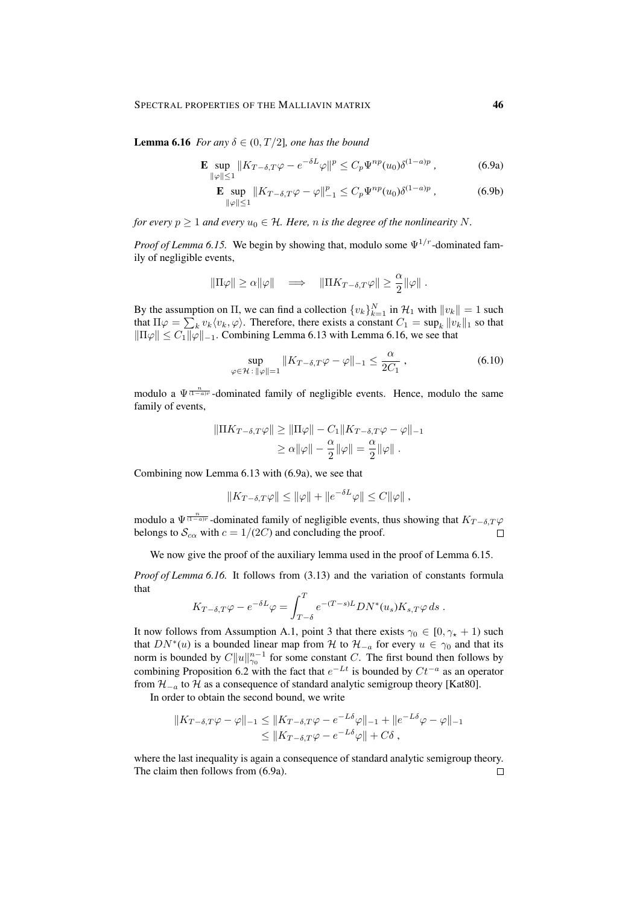**Lemma 6.16** *For any $\delta \in (0, T/2]$, one has the bound*

$$\mathbf{E} \sup_{\|\varphi\| \leq 1} \|K_{T-\delta,T}\varphi - e^{-\delta L}\varphi\|^p \leq C_p \Psi^{np}(u_0)\delta^{(1-a)p} , \tag{6.9a}$$

$$\mathbf{E} \sup_{\|\varphi\| \leq 1} \|K_{T-\delta,T}\varphi - \varphi\|_{-1}^p \leq C_p \Psi^{np}(u_0)\delta^{(1-a)p} , \tag{6.9b}$$

*for every $p \geq 1$ and every $u_0 \in \mathcal{H}$. Here, $n$ is the degree of the nonlinearity $N$.*

*Proof of Lemma 6.15.* We begin by showing that, modulo some $\Psi^{1/r}$-dominated family of negligible events,

$$\|\Pi\varphi\| \geq \alpha\|\varphi\| \quad \Longrightarrow \quad \|\Pi K_{T-\delta,T}\varphi\| \geq \frac{\alpha}{2}\|\varphi\| .$$

By the assumption on $\Pi$, we can find a collection $\{v_k\}_{k=1}^N$ in $\mathcal{H}_1$ with $\|v_k\| = 1$ such that $\Pi\varphi = \sum_k v_k\langle v_k, \varphi\rangle$. Therefore, there exists a constant $C_1 = \sup_k \|v_k\|_1$ so that $\|\Pi\varphi\| \leq C_1\|\varphi\|_{-1}$. Combining Lemma 6.13 with Lemma 6.16, we see that

$$\sup_{\varphi \in \mathcal{H} \,:\, \|\varphi\|=1} \|K_{T-\delta,T}\varphi - \varphi\|_{-1} \leq \frac{\alpha}{2C_1} , \tag{6.10}$$

modulo a $\Psi^{\frac{n}{(1-a)r}}$-dominated family of negligible events. Hence, modulo the same family of events,

$$\begin{aligned}
\|\Pi K_{T-\delta,T}\varphi\| &\geq \|\Pi\varphi\| - C_1\|K_{T-\delta,T}\varphi - \varphi\|_{-1} \\
&\geq \alpha\|\varphi\| - \frac{\alpha}{2}\|\varphi\| = \frac{\alpha}{2}\|\varphi\| .
\end{aligned}$$

Combining now Lemma 6.13 with (6.9a), we see that

$$\|K_{T-\delta,T}\varphi\| \leq \|\varphi\| + \|e^{-\delta L}\varphi\| \leq C\|\varphi\| ,$$

modulo a $\Psi^{\frac{n}{(1-a)r}}$-dominated family of negligible events, thus showing that $K_{T-\delta,T}\varphi$ belongs to $\mathcal{S}_{c\alpha}$ with $c = 1/(2C)$ and concluding the proof. □

We now give the proof of the auxiliary lemma used in the proof of Lemma 6.15.

*Proof of Lemma 6.16.* It follows from (3.13) and the variation of constants formula that

$$K_{T-\delta,T}\varphi - e^{-\delta L}\varphi = \int_{T-\delta}^{T} e^{-(T-s)L} DN^*(u_s)K_{s,T}\varphi \, ds .$$

It now follows from Assumption A.1, point 3 that there exists $\gamma_0 \in [0, \gamma_\star + 1)$ such that $DN^*(u)$ is a bounded linear map from $\mathcal{H}$ to $\mathcal{H}_{-a}$ for every $u \in \gamma_0$ and that its norm is bounded by $C\|u\|_{\gamma_0}^{n-1}$ for some constant $C$. The first bound then follows by combining Proposition 6.2 with the fact that $e^{-Lt}$ is bounded by $Ct^{-a}$ as an operator from $\mathcal{H}_{-a}$ to $\mathcal{H}$ as a consequence of standard analytic semigroup theory [Kat80].

In order to obtain the second bound, we write

$$\begin{aligned}
\|K_{T-\delta,T}\varphi - \varphi\|_{-1} &\leq \|K_{T-\delta,T}\varphi - e^{-L\delta}\varphi\|_{-1} + \|e^{-L\delta}\varphi - \varphi\|_{-1} \\
&\leq \|K_{T-\delta,T}\varphi - e^{-L\delta}\varphi\| + C\delta ,
\end{aligned}$$

where the last inequality is again a consequence of standard analytic semigroup theory. The claim then follows from (6.9a). □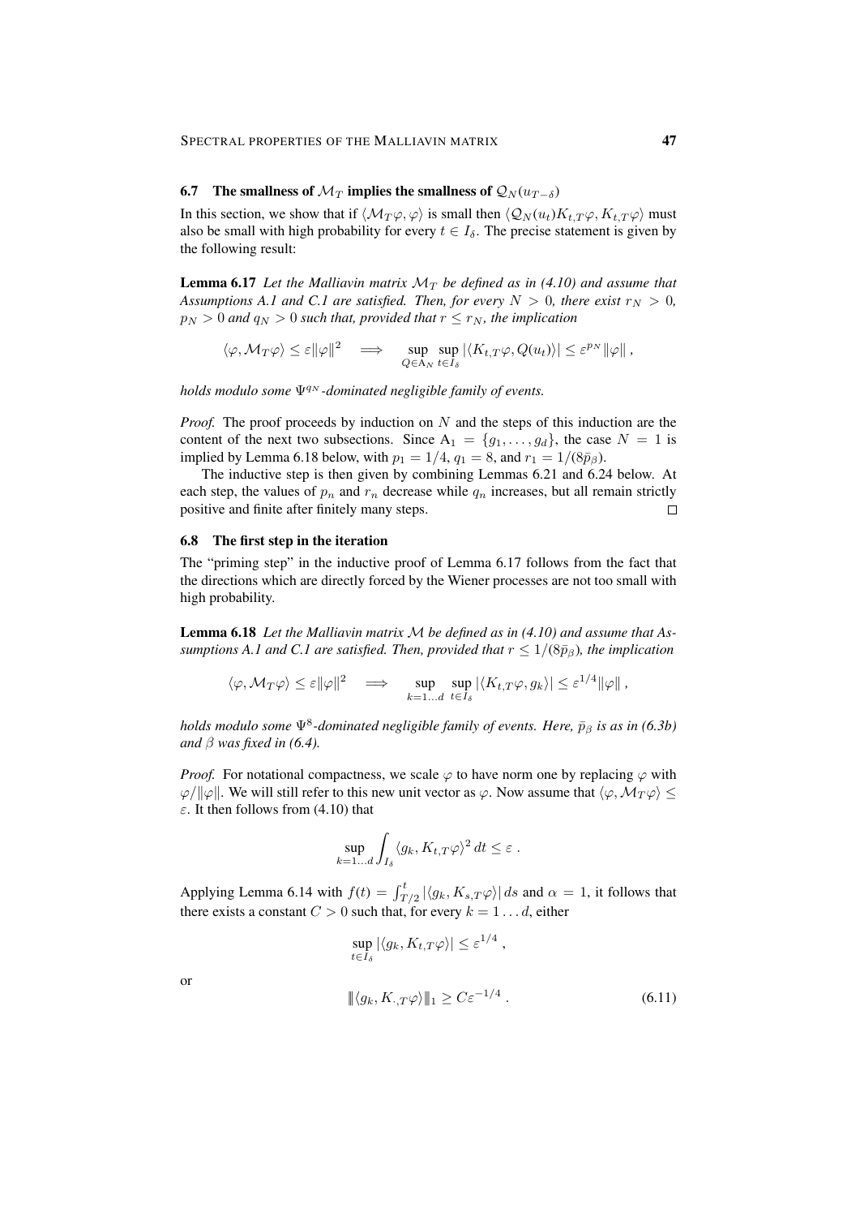### 6.7 The smallness of $\mathcal{M}_T$ implies the smallness of $\mathcal{Q}_N(u_{T-\delta})$

In this section, we show that if $\langle \mathcal{M}_T\varphi, \varphi\rangle$ is small then $\langle \mathcal{Q}_N(u_t)K_{t,T}\varphi, K_{t,T}\varphi\rangle$ must also be small with high probability for every $t \in I_\delta$. The precise statement is given by the following result:

**Lemma 6.17** *Let the Malliavin matrix $\mathcal{M}_T$ be defined as in (4.10) and assume that Assumptions A.1 and C.1 are satisfied. Then, for every $N > 0$, there exist $r_N > 0$, $p_N > 0$ and $q_N > 0$ such that, provided that $r \le r_N$, the implication*

$$
\langle \varphi, \mathcal{M}_T\varphi\rangle \le \varepsilon\|\varphi\|^2 \quad\Longrightarrow\quad \sup_{Q\in \mathrm{A}_N}\sup_{t\in I_\delta} |\langle K_{t,T}\varphi, Q(u_t)\rangle| \le \varepsilon^{p_N}\|\varphi\|\;,
$$

*holds modulo some $\Psi^{q_N}$-dominated negligible family of events.*

*Proof.* The proof proceeds by induction on $N$ and the steps of this induction are the content of the next two subsections. Since $\mathrm{A}_1 = \{g_1,\ldots,g_d\}$, the case $N = 1$ is implied by Lemma 6.18 below, with $p_1 = 1/4$, $q_1 = 8$, and $r_1 = 1/(8\bar p_\beta)$.

The inductive step is then given by combining Lemmas 6.21 and 6.24 below. At each step, the values of $p_n$ and $r_n$ decrease while $q_n$ increases, but all remain strictly positive and finite after finitely many steps. □

### 6.8 The first step in the iteration

The "priming step" in the inductive proof of Lemma 6.17 follows from the fact that the directions which are directly forced by the Wiener processes are not too small with high probability.

**Lemma 6.18** *Let the Malliavin matrix $\mathcal{M}$ be defined as in (4.10) and assume that Assumptions A.1 and C.1 are satisfied. Then, provided that $r \le 1/(8\bar p_\beta)$, the implication*

$$
\langle \varphi, \mathcal{M}_T\varphi\rangle \le \varepsilon\|\varphi\|^2 \quad\Longrightarrow\quad \sup_{k=1\ldots d}\sup_{t\in I_\delta} |\langle K_{t,T}\varphi, g_k\rangle| \le \varepsilon^{1/4}\|\varphi\|\;,
$$

*holds modulo some $\Psi^8$-dominated negligible family of events. Here, $\bar p_\beta$ is as in (6.3b) and $\beta$ was fixed in (6.4).*

*Proof.* For notational compactness, we scale $\varphi$ to have norm one by replacing $\varphi$ with $\varphi/\|\varphi\|$. We will still refer to this new unit vector as $\varphi$. Now assume that $\langle \varphi, \mathcal{M}_T\varphi\rangle \le \varepsilon$. It then follows from (4.10) that

$$
\sup_{k=1\ldots d}\int_{I_\delta} \langle g_k, K_{t,T}\varphi\rangle^2\,dt \le \varepsilon\;.
$$

Applying Lemma 6.14 with $f(t) = \int_{T/2}^t |\langle g_k, K_{s,T}\varphi\rangle|\,ds$ and $\alpha = 1$, it follows that there exists a constant $C > 0$ such that, for every $k = 1\ldots d$, either

$$
\sup_{t\in I_\delta} |\langle g_k, K_{t,T}\varphi\rangle| \le \varepsilon^{1/4}\;,
$$

or

$$
\|\langle g_k, K_{\cdot,T}\varphi\rangle\|_1 \ge C\varepsilon^{-1/4}\;. \tag{6.11}
$$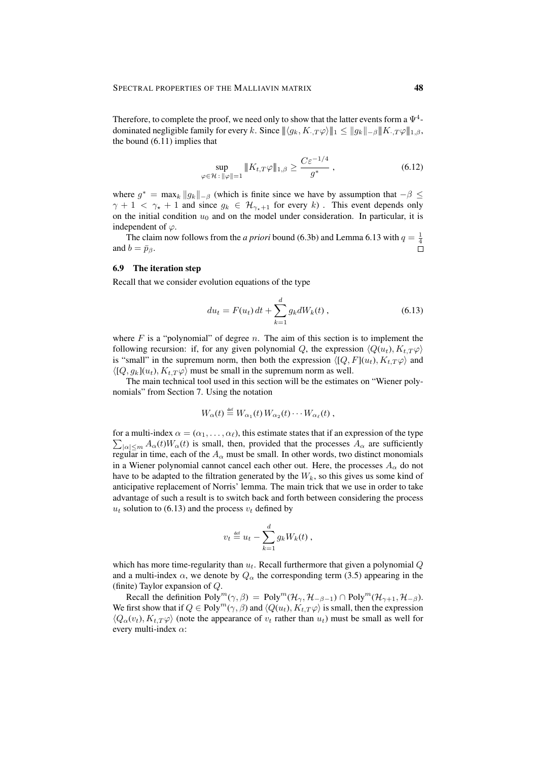Therefore, to complete the proof, we need only to show that the latter events form a $\Psi^4$-dominated negligible family for every $k$. Since $\|\langle g_k, K_{\cdot,T}\varphi\rangle\|_1 \le \|g_k\|_{-\beta}\|K_{\cdot,T}\varphi\|_{1,\beta}$, the bound (6.11) implies that

$$\sup_{\varphi\in\mathcal{H}\,:\,\|\varphi\|=1} \|K_{t,T}\varphi\|_{1,\beta} \ge \frac{C\varepsilon^{-1/4}}{g^*}\;, \tag{6.12}$$

where $g^* = \max_k \|g_k\|_{-\beta}$ (which is finite since we have by assumption that $-\beta \le \gamma + 1 < \gamma_\star + 1$ and since $g_k \in \mathcal{H}_{\gamma_\star+1}$ for every $k$) . This event depends only on the initial condition $u_0$ and on the model under consideration. In particular, it is independent of $\varphi$.

The claim now follows from the *a priori* bound (6.3b) and Lemma 6.13 with $q = \frac{1}{4}$ and $b = \bar{p}_\beta$. $\square$

### 6.9 The iteration step

Recall that we consider evolution equations of the type

$$du_t = F(u_t)\,dt + \sum_{k=1}^d g_k dW_k(t)\;, \tag{6.13}$$

where $F$ is a "polynomial" of degree $n$. The aim of this section is to implement the following recursion: if, for any given polynomial $Q$, the expression $\langle Q(u_t), K_{t,T}\varphi\rangle$ is "small" in the supremum norm, then both the expression $\langle [Q,F](u_t), K_{t,T}\varphi\rangle$ and $\langle [Q,g_k](u_t), K_{t,T}\varphi\rangle$ must be small in the supremum norm as well.

The main technical tool used in this section will be the estimates on "Wiener polynomials" from Section 7. Using the notation

$$W_\alpha(t) \stackrel{\text{def}}{=} W_{\alpha_1}(t)\,W_{\alpha_2}(t)\cdots W_{\alpha_\ell}(t)\;,$$

for a multi-index $\alpha = (\alpha_1,\ldots,\alpha_\ell)$, this estimate states that if an expression of the type $\sum_{|\alpha|\le m} A_\alpha(t) W_\alpha(t)$ is small, then, provided that the processes $A_\alpha$ are sufficiently regular in time, each of the $A_\alpha$ must be small. In other words, two distinct monomials in a Wiener polynomial cannot cancel each other out. Here, the processes $A_\alpha$ do not have to be adapted to the filtration generated by the $W_k$, so this gives us some kind of anticipative replacement of Norris' lemma. The main trick that we use in order to take advantage of such a result is to switch back and forth between considering the process $u_t$ solution to (6.13) and the process $v_t$ defined by

$$v_t \stackrel{\text{def}}{=} u_t - \sum_{k=1}^d g_k W_k(t)\;,$$

which has more time-regularity than $u_t$. Recall furthermore that given a polynomial $Q$ and a multi-index $\alpha$, we denote by $Q_\alpha$ the corresponding term (3.5) appearing in the (finite) Taylor expansion of $Q$.

Recall the definition $\mathrm{Poly}^m(\gamma,\beta) = \mathrm{Poly}^m(\mathcal{H}_\gamma, \mathcal{H}_{-\beta-1}) \cap \mathrm{Poly}^m(\mathcal{H}_{\gamma+1}, \mathcal{H}_{-\beta})$. We first show that if $Q \in \mathrm{Poly}^m(\gamma,\beta)$ and $\langle Q(u_t), K_{t,T}\varphi\rangle$ is small, then the expression $\langle Q_\alpha(v_t), K_{t,T}\varphi\rangle$ (note the appearance of $v_t$ rather than $u_t$) must be small as well for every multi-index $\alpha$: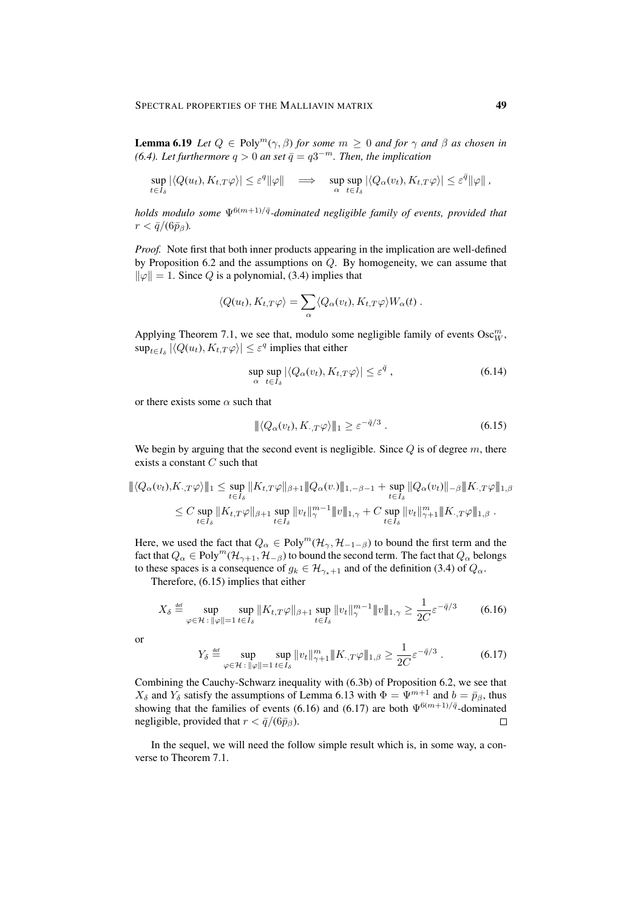**Lemma 6.19** *Let $Q \in \mathrm{Poly}^m(\gamma, \beta)$ for some $m \geq 0$ and for $\gamma$ and $\beta$ as chosen in (6.4). Let furthermore $q > 0$ an set $\bar q = q3^{-m}$. Then, the implication*

$$\sup_{t\in I_\delta} |\langle Q(u_t), K_{t,T}\varphi\rangle| \leq \varepsilon^q \|\varphi\| \quad \Longrightarrow \quad \sup_\alpha \sup_{t\in I_\delta} |\langle Q_\alpha(v_t), K_{t,T}\varphi\rangle| \leq \varepsilon^{\bar q} \|\varphi\| ,$$

*holds modulo some $\Psi^{6(m+1)/\bar q}$-dominated negligible family of events, provided that $r < \bar q/(6\bar p_\beta)$.*

*Proof.* Note first that both inner products appearing in the implication are well-defined by Proposition 6.2 and the assumptions on $Q$. By homogeneity, we can assume that $\|\varphi\| = 1$. Since $Q$ is a polynomial, (3.4) implies that

$$\langle Q(u_t), K_{t,T}\varphi\rangle = \sum_\alpha \langle Q_\alpha(v_t), K_{t,T}\varphi\rangle W_\alpha(t) .$$

Applying Theorem 7.1, we see that, modulo some negligible family of events $\mathrm{Osc}_W^m$, $\sup_{t\in I_\delta} |\langle Q(u_t), K_{t,T}\varphi\rangle| \leq \varepsilon^q$ implies that either

$$\sup_\alpha \sup_{t\in I_\delta} |\langle Q_\alpha(v_t), K_{t,T}\varphi\rangle| \leq \varepsilon^{\bar q} , \tag{6.14}$$

or there exists some $\alpha$ such that

$$|\!|\!| \langle Q_\alpha(v_t), K_{\cdot,T}\varphi\rangle |\!|\!|_1 \geq \varepsilon^{-\bar q/3} . \tag{6.15}$$

We begin by arguing that the second event is negligible. Since $Q$ is of degree $m$, there exists a constant $C$ such that

$$\begin{aligned}
|\!|\!| \langle Q_\alpha(v_t), K_{\cdot,T}\varphi\rangle |\!|\!|_1 &\leq \sup_{t\in I_\delta} \|K_{t,T}\varphi\|_{\beta+1} |\!|\!| Q_\alpha(v_\cdot) |\!|\!|_{1,-\beta-1} + \sup_{t\in I_\delta} \|Q_\alpha(v_t)\|_{-\beta} |\!|\!| K_{\cdot,T}\varphi |\!|\!|_{1,\beta} \\
&\leq C \sup_{t\in I_\delta} \|K_{t,T}\varphi\|_{\beta+1} \sup_{t\in I_\delta} \|v_t\|_\gamma^{m-1} |\!|\!| v |\!|\!|_{1,\gamma} + C \sup_{t\in I_\delta} \|v_t\|_{\gamma+1}^m |\!|\!| K_{\cdot,T}\varphi |\!|\!|_{1,\beta} .
\end{aligned}$$

Here, we used the fact that $Q_\alpha \in \mathrm{Poly}^m(\mathcal{H}_\gamma, \mathcal{H}_{-1-\beta})$ to bound the first term and the fact that $Q_\alpha \in \mathrm{Poly}^m(\mathcal{H}_{\gamma+1}, \mathcal{H}_{-\beta})$ to bound the second term. The fact that $Q_\alpha$ belongs to these spaces is a consequence of $g_k \in \mathcal{H}_{\gamma_\star+1}$ and of the definition (3.4) of $Q_\alpha$.

Therefore, (6.15) implies that either

$$X_\delta \stackrel{\text{def}}{=} \sup_{\varphi\in\mathcal{H}\,:\,\|\varphi\|=1} \sup_{t\in I_\delta} \|K_{t,T}\varphi\|_{\beta+1} \sup_{t\in I_\delta} \|v_t\|_\gamma^{m-1} |\!|\!| v |\!|\!|_{1,\gamma} \geq \frac{1}{2C}\varepsilon^{-\bar q/3} \tag{6.16}$$

or

$$Y_\delta \stackrel{\text{def}}{=} \sup_{\varphi\in\mathcal{H}\,:\,\|\varphi\|=1} \sup_{t\in I_\delta} \|v_t\|_{\gamma+1}^m |\!|\!| K_{\cdot,T}\varphi |\!|\!|_{1,\beta} \geq \frac{1}{2C}\varepsilon^{-\bar q/3} . \tag{6.17}$$

Combining the Cauchy-Schwarz inequality with (6.3b) of Proposition 6.2, we see that $X_\delta$ and $Y_\delta$ satisfy the assumptions of Lemma 6.13 with $\Phi = \Psi^{m+1}$ and $b = \bar p_\beta$, thus showing that the families of events (6.16) and (6.17) are both $\Psi^{6(m+1)/\bar q}$-dominated negligible, provided that $r < \bar q/(6\bar p_\beta)$. $\square$

In the sequel, we will need the follow simple result which is, in some way, a converse to Theorem 7.1.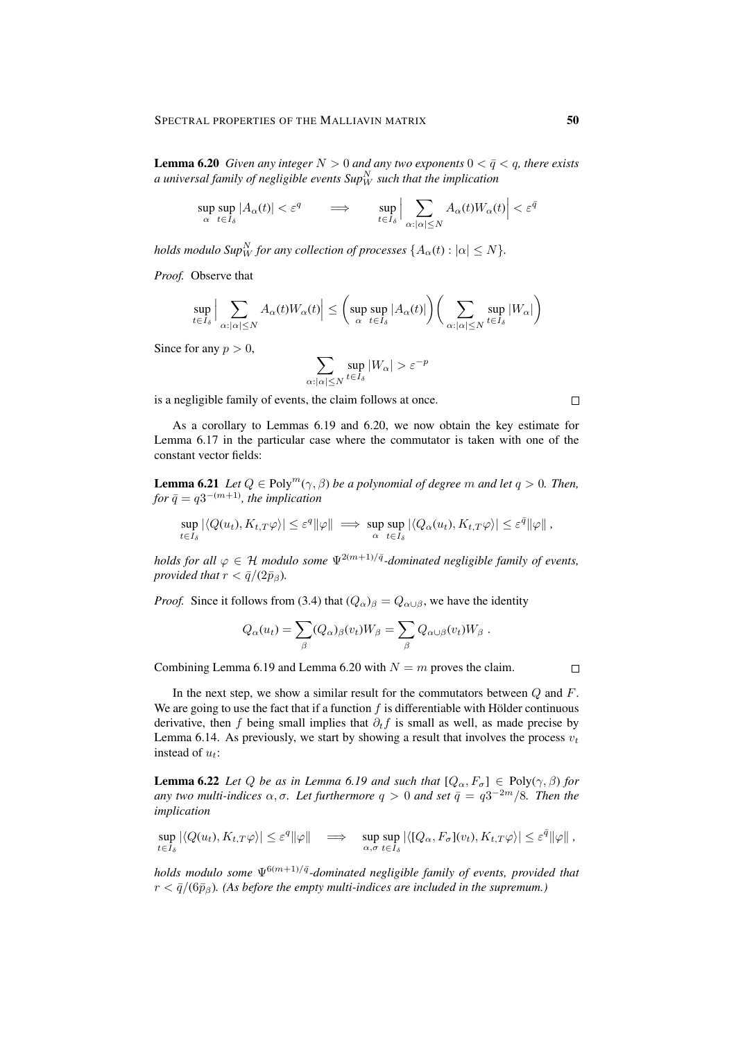**Lemma 6.20** *Given any integer $N > 0$ and any two exponents $0 < \bar q < q$, there exists a universal family of negligible events $\mathrm{Sup}_W^N$ such that the implication*

$$\sup_\alpha \sup_{t\in I_\delta} |A_\alpha(t)| < \varepsilon^q \qquad \Longrightarrow \qquad \sup_{t\in I_\delta} \Big| \sum_{\alpha:|\alpha|\le N} A_\alpha(t) W_\alpha(t)\Big| < \varepsilon^{\bar q}$$

*holds modulo $\mathrm{Sup}_W^N$ for any collection of processes $\{A_\alpha(t) : |\alpha| \le N\}$.*

*Proof.* Observe that

$$\sup_{t\in I_\delta} \Big| \sum_{\alpha:|\alpha|\le N} A_\alpha(t) W_\alpha(t)\Big| \le \Big(\sup_\alpha \sup_{t\in I_\delta} |A_\alpha(t)|\Big)\Big(\sum_{\alpha:|\alpha|\le N} \sup_{t\in I_\delta} |W_\alpha|\Big)$$

Since for any $p > 0$,

$$\sum_{\alpha:|\alpha|\le N} \sup_{t\in I_\delta} |W_\alpha| > \varepsilon^{-p}$$

is a negligible family of events, the claim follows at once. $\square$

As a corollary to Lemmas 6.19 and 6.20, we now obtain the key estimate for Lemma 6.17 in the particular case where the commutator is taken with one of the constant vector fields:

**Lemma 6.21** *Let $Q \in \mathrm{Poly}^m(\gamma, \beta)$ be a polynomial of degree $m$ and let $q > 0$. Then, for $\bar q = q3^{-(m+1)}$, the implication*

$$\sup_{t\in I_\delta} |\langle Q(u_t), K_{t,T}\varphi\rangle| \le \varepsilon^q \|\varphi\| \implies \sup_\alpha \sup_{t\in I_\delta} |\langle Q_\alpha(u_t), K_{t,T}\varphi\rangle| \le \varepsilon^{\bar q}\|\varphi\|\;,$$

*holds for all $\varphi \in \mathcal{H}$ modulo some $\Psi^{2(m+1)/\bar q}$-dominated negligible family of events, provided that $r < \bar q/(2\bar p_\beta)$.*

*Proof.* Since it follows from (3.4) that $(Q_\alpha)_\beta = Q_{\alpha\cup\beta}$, we have the identity

$$Q_\alpha(u_t) = \sum_\beta (Q_\alpha)_\beta(v_t) W_\beta = \sum_\beta Q_{\alpha\cup\beta}(v_t) W_\beta\;.$$

Combining Lemma 6.19 and Lemma 6.20 with $N = m$ proves the claim. $\square$

In the next step, we show a similar result for the commutators between $Q$ and $F$. We are going to use the fact that if a function $f$ is differentiable with Hölder continuous derivative, then $f$ being small implies that $\partial_t f$ is small as well, as made precise by Lemma 6.14. As previously, we start by showing a result that involves the process $v_t$ instead of $u_t$:

**Lemma 6.22** *Let $Q$ be as in Lemma 6.19 and such that $[Q_\alpha, F_\sigma] \in \mathrm{Poly}(\gamma, \beta)$ for any two multi-indices $\alpha, \sigma$. Let furthermore $q > 0$ and set $\bar q = q3^{-2m}/8$. Then the implication*

$$\sup_{t\in I_\delta} |\langle Q(u_t), K_{t,T}\varphi\rangle| \le \varepsilon^q \|\varphi\| \quad \Longrightarrow \quad \sup_{\alpha,\sigma} \sup_{t\in I_\delta} |\langle [Q_\alpha, F_\sigma](v_t), K_{t,T}\varphi\rangle| \le \varepsilon^{\bar q}\|\varphi\|\;,$$

*holds modulo some $\Psi^{6(m+1)/\bar q}$-dominated negligible family of events, provided that $r < \bar q/(6\bar p_\beta)$. (As before the empty multi-indices are included in the supremum.)*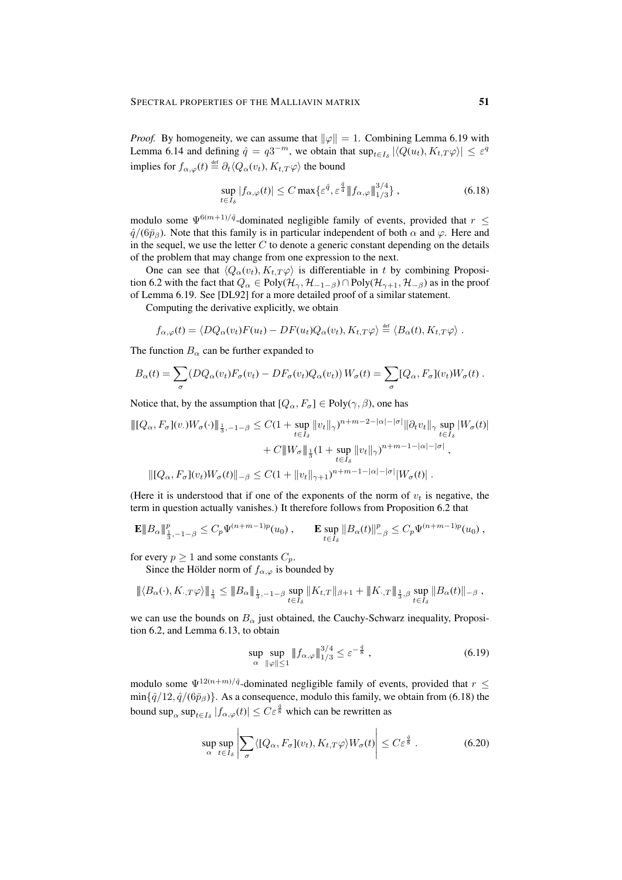*Proof.* By homogeneity, we can assume that $\|\varphi\| = 1$. Combining Lemma 6.19 with Lemma 6.14 and defining $\hat{q} = q3^{-m}$, we obtain that $\sup_{t\in I_\delta} |\langle Q(u_t), K_{t,T}\varphi\rangle| \le \varepsilon^q$ implies for $f_{\alpha,\varphi}(t) \stackrel{\text{def}}{=} \partial_t \langle Q_\alpha(v_t), K_{t,T}\varphi\rangle$ the bound

$$\sup_{t\in I_\delta} |f_{\alpha,\varphi}(t)| \le C \max\{\varepsilon^{\hat{q}}, \varepsilon^{\frac{\hat{q}}{4}} \|\!| f_{\alpha,\varphi} \|\!|_{1/3}^{3/4}\} , \tag{6.18}$$

modulo some $\Psi^{6(m+1)/\hat{q}}$-dominated negligible family of events, provided that $r \le \hat{q}/(6\bar{p}_\beta)$. Note that this family is in particular independent of both $\alpha$ and $\varphi$. Here and in the sequel, we use the letter $C$ to denote a generic constant depending on the details of the problem that may change from one expression to the next.

One can see that $\langle Q_\alpha(v_t), K_{t,T}\varphi\rangle$ is differentiable in $t$ by combining Proposition 6.2 with the fact that $Q_\alpha \in \mathrm{Poly}(\mathcal{H}_\gamma, \mathcal{H}_{-1-\beta}) \cap \mathrm{Poly}(\mathcal{H}_{\gamma+1}, \mathcal{H}_{-\beta})$ as in the proof of Lemma 6.19. See [DL92] for a more detailed proof of a similar statement.

Computing the derivative explicitly, we obtain

$$f_{\alpha,\varphi}(t) = \langle DQ_\alpha(v_t)F(u_t) - DF(u_t)Q_\alpha(v_t), K_{t,T}\varphi\rangle \stackrel{\text{def}}{=} \langle B_\alpha(t), K_{t,T}\varphi\rangle .$$

The function $B_\alpha$ can be further expanded to

$$B_\alpha(t) = \sum_\sigma \left(DQ_\alpha(v_t)F_\sigma(v_t) - DF_\sigma(v_t)Q_\alpha(v_t)\right) W_\sigma(t) = \sum_\sigma [Q_\alpha, F_\sigma](v_t) W_\sigma(t) .$$

Notice that, by the assumption that $[Q_\alpha, F_\sigma] \in \mathrm{Poly}(\gamma, \beta)$, one has

$$\begin{aligned}
\|\!| [Q_\alpha, F_\sigma](v_\cdot) W_\sigma(\cdot) \|\!|_{\frac{1}{3},-1-\beta} &\le C(1 + \sup_{t\in I_\delta} \|v_t\|_\gamma)^{n+m-2-|\alpha|-|\sigma|} \|\partial_t v_t\|_\gamma \sup_{t\in I_\delta} |W_\sigma(t)| \\
&\quad + C \|\!| W_\sigma \|\!|_{\frac{1}{3}} (1 + \sup_{t\in I_\delta} \|v_t\|_\gamma)^{n+m-1-|\alpha|-|\sigma|} , \\
\|[Q_\alpha, F_\sigma](v_t) W_\sigma(t)\|_{-\beta} &\le C(1 + \|v_t\|_{\gamma+1})^{n+m-1-|\alpha|-|\sigma|} |W_\sigma(t)| .
\end{aligned}$$

(Here it is understood that if one of the exponents of the norm of $v_t$ is negative, the term in question actually vanishes.) It therefore follows from Proposition 6.2 that

$$\mathbf{E} \|\!| B_\alpha \|\!|_{\frac{1}{3},-1-\beta}^p \le C_p \Psi^{(n+m-1)p}(u_0) , \qquad \mathbf{E} \sup_{t\in I_\delta} \|B_\alpha(t)\|_{-\beta}^p \le C_p \Psi^{(n+m-1)p}(u_0) ,$$

for every $p \ge 1$ and some constants $C_p$.

Since the Hölder norm of $f_{\alpha,\varphi}$ is bounded by

$$\|\!| \langle B_\alpha(\cdot), K_{\cdot,T}\varphi\rangle \|\!|_{\frac{1}{3}} \le \|\!| B_\alpha \|\!|_{\frac{1}{3},-1-\beta} \sup_{t\in I_\delta} \|K_{t,T}\|_{\beta+1} + \|\!| K_{\cdot,T} \|\!|_{\frac{1}{3},\beta} \sup_{t\in I_\delta} \|B_\alpha(t)\|_{-\beta} ,$$

we can use the bounds on $B_\alpha$ just obtained, the Cauchy-Schwarz inequality, Proposition 6.2, and Lemma 6.13, to obtain

$$\sup_\alpha \sup_{\|\varphi\|\le 1} \|\!| f_{\alpha,\varphi} \|\!|_{1/3}^{3/4} \le \varepsilon^{-\frac{\hat{q}}{8}} , \tag{6.19}$$

modulo some $\Psi^{12(n+m)/\hat{q}}$-dominated negligible family of events, provided that $r \le \min\{\hat{q}/12, \hat{q}/(6\bar{p}_\beta)\}$. As a consequence, modulo this family, we obtain from (6.18) the bound $\sup_\alpha \sup_{t\in I_\delta} |f_{\alpha,\varphi}(t)| \le C\varepsilon^{\frac{\hat{q}}{8}}$ which can be rewritten as

$$\sup_\alpha \sup_{t\in I_\delta} \left| \sum_\sigma \langle [Q_\alpha, F_\sigma](v_t), K_{t,T}\varphi\rangle W_\sigma(t) \right| \le C\varepsilon^{\frac{\hat{q}}{8}} . \tag{6.20}$$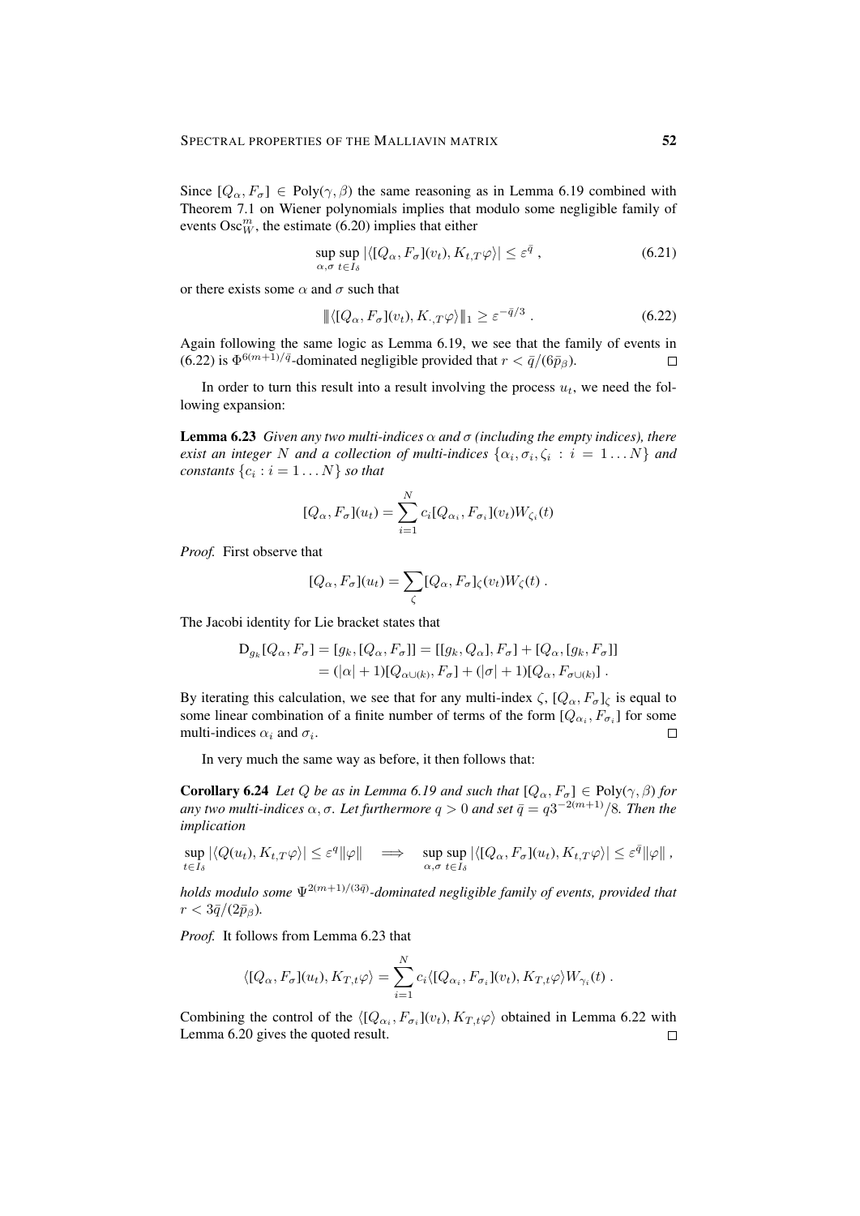Since $[Q_\alpha, F_\sigma] \in \text{Poly}(\gamma, \beta)$ the same reasoning as in Lemma 6.19 combined with Theorem 7.1 on Wiener polynomials implies that modulo some negligible family of events $\text{Osc}_W^m$, the estimate (6.20) implies that either

$$\sup_{\alpha,\sigma} \sup_{t \in I_\delta} |\langle [Q_\alpha, F_\sigma](v_t), K_{t,T}\varphi\rangle| \le \varepsilon^{\bar q} , \tag{6.21}$$

or there exists some $\alpha$ and $\sigma$ such that

$$\| \langle [Q_\alpha, F_\sigma](v_t), K_{\cdot,T}\varphi\rangle \|_1 \ge \varepsilon^{-\bar q/3} . \tag{6.22}$$

Again following the same logic as Lemma 6.19, we see that the family of events in (6.22) is $\Phi^{6(m+1)/\bar q}$-dominated negligible provided that $r < \bar q/(6\bar p_\beta)$. $\square$

In order to turn this result into a result involving the process $u_t$, we need the following expansion:

**Lemma 6.23** *Given any two multi-indices $\alpha$ and $\sigma$ (including the empty indices), there exist an integer $N$ and a collection of multi-indices $\{\alpha_i, \sigma_i, \zeta_i : i = 1 \dots N\}$ and constants $\{c_i : i = 1 \dots N\}$ so that*

$$[Q_\alpha, F_\sigma](u_t) = \sum_{i=1}^N c_i [Q_{\alpha_i}, F_{\sigma_i}](v_t) W_{\zeta_i}(t)$$

*Proof.* First observe that

$$[Q_\alpha, F_\sigma](u_t) = \sum_\zeta [Q_\alpha, F_\sigma]_\zeta(v_t) W_\zeta(t) .$$

The Jacobi identity for Lie bracket states that

$$\begin{aligned}
\mathrm{D}_{g_k}[Q_\alpha, F_\sigma] &= [g_k, [Q_\alpha, F_\sigma]] = [[g_k, Q_\alpha], F_\sigma] + [Q_\alpha, [g_k, F_\sigma]] \\
&= (|\alpha| + 1)[Q_{\alpha\cup(k)}, F_\sigma] + (|\sigma| + 1)[Q_\alpha, F_{\sigma\cup(k)}] .
\end{aligned}$$

By iterating this calculation, we see that for any multi-index $\zeta$, $[Q_\alpha, F_\sigma]_\zeta$ is equal to some linear combination of a finite number of terms of the form $[Q_{\alpha_i}, F_{\sigma_i}]$ for some multi-indices $\alpha_i$ and $\sigma_i$. $\square$

In very much the same way as before, it then follows that:

**Corollary 6.24** *Let $Q$ be as in Lemma 6.19 and such that $[Q_\alpha, F_\sigma] \in \text{Poly}(\gamma, \beta)$ for any two multi-indices $\alpha, \sigma$. Let furthermore $q > 0$ and set $\bar q = q 3^{-2(m+1)}/8$. Then the implication*

$$\sup_{t\in I_\delta} |\langle Q(u_t), K_{t,T}\varphi\rangle| \le \varepsilon^q \|\varphi\| \quad \Longrightarrow \quad \sup_{\alpha,\sigma} \sup_{t\in I_\delta} |\langle [Q_\alpha, F_\sigma](u_t), K_{t,T}\varphi\rangle| \le \varepsilon^{\bar q} \|\varphi\| ,$$

*holds modulo some $\Psi^{2(m+1)/(3\bar q)}$-dominated negligible family of events, provided that $r < 3\bar q/(2\bar p_\beta)$.*

*Proof.* It follows from Lemma 6.23 that

$$\langle [Q_\alpha, F_\sigma](u_t), K_{T,t}\varphi\rangle = \sum_{i=1}^N c_i \langle [Q_{\alpha_i}, F_{\sigma_i}](v_t), K_{T,t}\varphi\rangle W_{\gamma_i}(t) .$$

Combining the control of the $\langle [Q_{\alpha_i}, F_{\sigma_i}](v_t), K_{T,t}\varphi\rangle$ obtained in Lemma 6.22 with Lemma 6.20 gives the quoted result. $\square$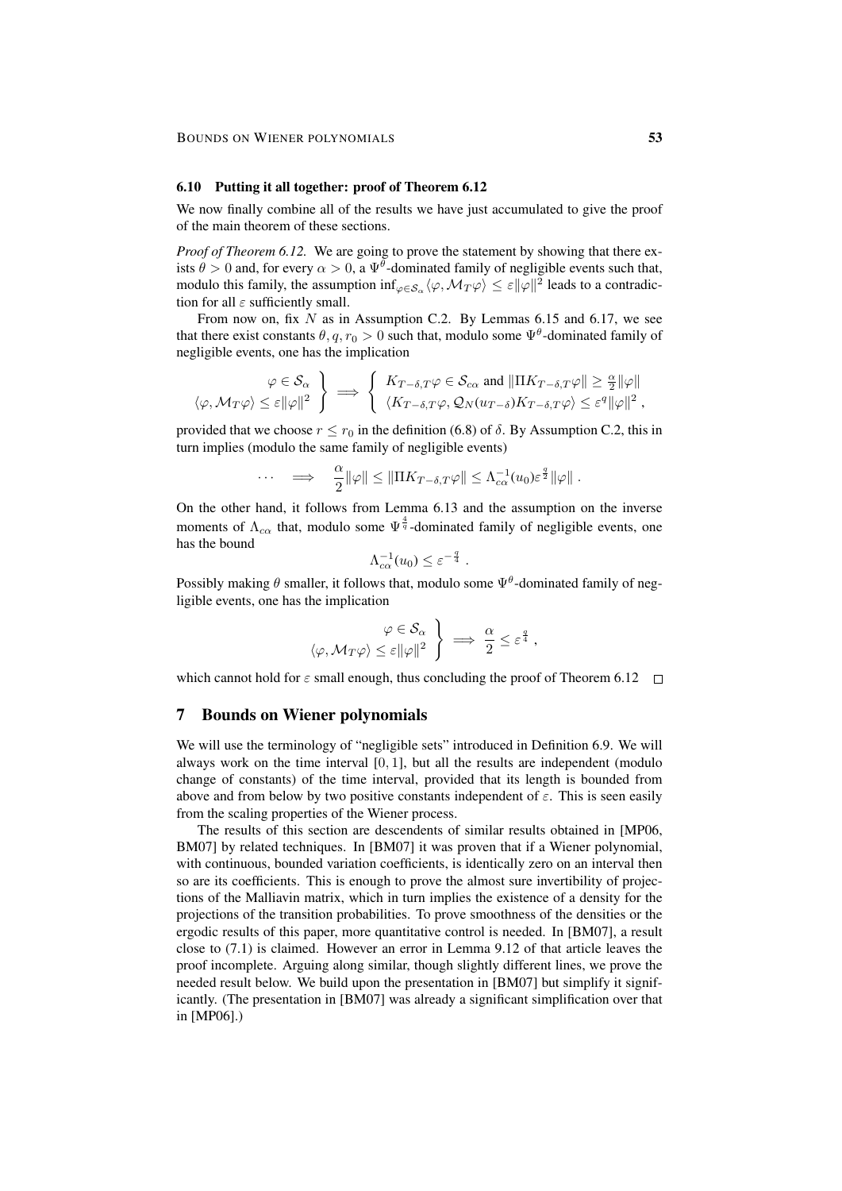### 6.10 Putting it all together: proof of Theorem 6.12

We now finally combine all of the results we have just accumulated to give the proof of the main theorem of these sections.

*Proof of Theorem 6.12.* We are going to prove the statement by showing that there exists $\theta > 0$ and, for every $\alpha > 0$, a $\Psi^\theta$-dominated family of negligible events such that, modulo this family, the assumption $\inf_{\varphi \in \mathcal{S}_\alpha} \langle \varphi, \mathcal{M}_T \varphi \rangle \leq \varepsilon \|\varphi\|^2$ leads to a contradiction for all $\varepsilon$ sufficiently small.

From now on, fix $N$ as in Assumption C.2. By Lemmas 6.15 and 6.17, we see that there exist constants $\theta, q, r_0 > 0$ such that, modulo some $\Psi^\theta$-dominated family of negligible events, one has the implication

$$\left.\begin{array}{r} \varphi \in \mathcal{S}_\alpha \\ \langle \varphi, \mathcal{M}_T \varphi \rangle \leq \varepsilon \|\varphi\|^2 \end{array}\right\} \implies \left\{\begin{array}{l} K_{T-\delta,T}\varphi \in \mathcal{S}_{c\alpha} \text{ and } \|\Pi K_{T-\delta,T}\varphi\| \geq \frac{\alpha}{2}\|\varphi\| \\ \langle K_{T-\delta,T}\varphi, \mathcal{Q}_N(u_{T-\delta}) K_{T-\delta,T}\varphi \rangle \leq \varepsilon^q \|\varphi\|^2 \,, \end{array}\right.$$

provided that we choose $r \leq r_0$ in the definition (6.8) of $\delta$. By Assumption C.2, this in turn implies (modulo the same family of negligible events)

$$\cdots \implies \frac{\alpha}{2}\|\varphi\| \leq \|\Pi K_{T-\delta,T}\varphi\| \leq \Lambda_{c\alpha}^{-1}(u_0)\varepsilon^{\frac{q}{2}}\|\varphi\| \,.$$

On the other hand, it follows from Lemma 6.13 and the assumption on the inverse moments of $\Lambda_{c\alpha}$ that, modulo some $\Psi^{\frac{4}{q}}$-dominated family of negligible events, one has the bound

$$\Lambda_{c\alpha}^{-1}(u_0) \leq \varepsilon^{-\frac{q}{4}} \,.$$

Possibly making $\theta$ smaller, it follows that, modulo some $\Psi^\theta$-dominated family of negligible events, one has the implication

$$\left.\begin{array}{r} \varphi \in \mathcal{S}_\alpha \\ \langle \varphi, \mathcal{M}_T \varphi \rangle \leq \varepsilon \|\varphi\|^2 \end{array}\right\} \implies \frac{\alpha}{2} \leq \varepsilon^{\frac{q}{4}} \,,$$

which cannot hold for $\varepsilon$ small enough, thus concluding the proof of Theorem 6.12 $\square$

## 7 Bounds on Wiener polynomials

We will use the terminology of "negligible sets" introduced in Definition 6.9. We will always work on the time interval $[0, 1]$, but all the results are independent (modulo change of constants) of the time interval, provided that its length is bounded from above and from below by two positive constants independent of $\varepsilon$. This is seen easily from the scaling properties of the Wiener process.

The results of this section are descendents of similar results obtained in [MP06, BM07] by related techniques. In [BM07] it was proven that if a Wiener polynomial, with continuous, bounded variation coefficients, is identically zero on an interval then so are its coefficients. This is enough to prove the almost sure invertibility of projections of the Malliavin matrix, which in turn implies the existence of a density for the projections of the transition probabilities. To prove smoothness of the densities or the ergodic results of this paper, more quantitative control is needed. In [BM07], a result close to (7.1) is claimed. However an error in Lemma 9.12 of that article leaves the proof incomplete. Arguing along similar, though slightly different lines, we prove the needed result below. We build upon the presentation in [BM07] but simplify it significantly. (The presentation in [BM07] was already a significant simplification over that in [MP06].)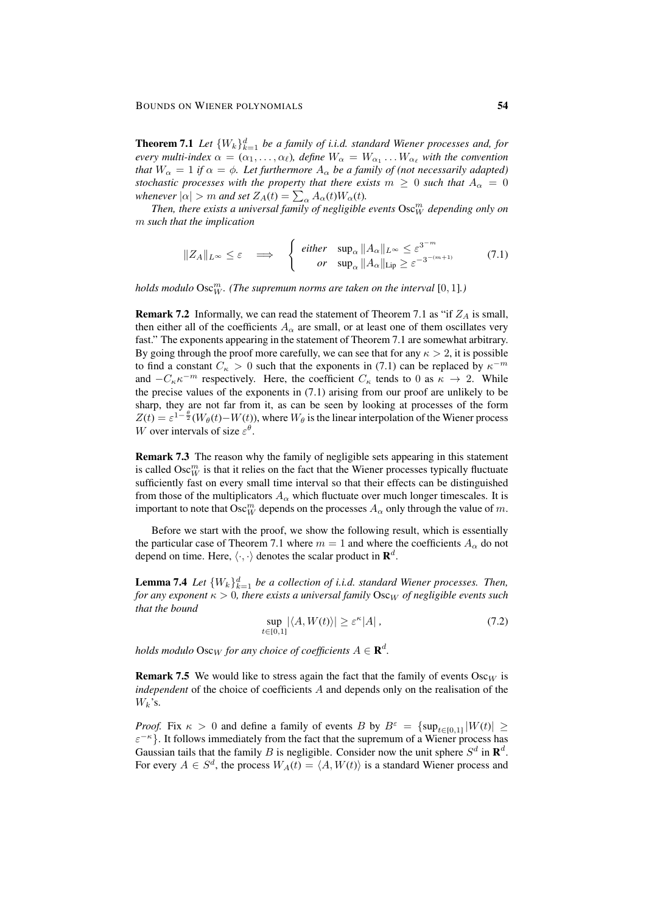**Theorem 7.1** *Let $\{W_k\}_{k=1}^d$ be a family of i.i.d. standard Wiener processes and, for every multi-index $\alpha = (\alpha_1, \ldots, \alpha_\ell)$, define $W_\alpha = W_{\alpha_1} \ldots W_{\alpha_\ell}$ with the convention that $W_\alpha = 1$ if $\alpha = \phi$. Let furthermore $A_\alpha$ be a family of (not necessarily adapted) stochastic processes with the property that there exists $m \geq 0$ such that $A_\alpha = 0$ whenever $|\alpha| > m$ and set $Z_A(t) = \sum_\alpha A_\alpha(t) W_\alpha(t)$.*

*Then, there exists a universal family of negligible events $\mathrm{Osc}_W^m$ depending only on $m$ such that the implication*

$$\|Z_A\|_{L^\infty} \leq \varepsilon \quad \Longrightarrow \quad \begin{cases} \text{either} & \sup_\alpha \|A_\alpha\|_{L^\infty} \leq \varepsilon^{3^{-m}} \\ \text{or} & \sup_\alpha \|A_\alpha\|_{\mathrm{Lip}} \geq \varepsilon^{-3^{-(m+1)}} \end{cases} \tag{7.1}$$

*holds modulo $\mathrm{Osc}_W^m$. (The supremum norms are taken on the interval $[0,1]$.)*

**Remark 7.2** Informally, we can read the statement of Theorem 7.1 as "if $Z_A$ is small, then either all of the coefficients $A_\alpha$ are small, or at least one of them oscillates very fast." The exponents appearing in the statement of Theorem 7.1 are somewhat arbitrary. By going through the proof more carefully, we can see that for any $\kappa > 2$, it is possible to find a constant $C_\kappa > 0$ such that the exponents in (7.1) can be replaced by $\kappa^{-m}$ and $-C_\kappa \kappa^{-m}$ respectively. Here, the coefficient $C_\kappa$ tends to 0 as $\kappa \to 2$. While the precise values of the exponents in (7.1) arising from our proof are unlikely to be sharp, they are not far from it, as can be seen by looking at processes of the form $Z(t) = \varepsilon^{1-\frac{\theta}{2}}(W_\theta(t) - W(t))$, where $W_\theta$ is the linear interpolation of the Wiener process $W$ over intervals of size $\varepsilon^\theta$.

**Remark 7.3** The reason why the family of negligible sets appearing in this statement is called $\mathrm{Osc}_W^m$ is that it relies on the fact that the Wiener processes typically fluctuate sufficiently fast on every small time interval so that their effects can be distinguished from those of the multiplicators $A_\alpha$ which fluctuate over much longer timescales. It is important to note that $\mathrm{Osc}_W^m$ depends on the processes $A_\alpha$ only through the value of $m$.

Before we start with the proof, we show the following result, which is essentially the particular case of Theorem 7.1 where $m = 1$ and where the coefficients $A_\alpha$ do not depend on time. Here, $\langle \cdot, \cdot \rangle$ denotes the scalar product in $\mathbf{R}^d$.

**Lemma 7.4** *Let $\{W_k\}_{k=1}^d$ be a collection of i.i.d. standard Wiener processes. Then, for any exponent $\kappa > 0$, there exists a universal family $\mathrm{Osc}_W$ of negligible events such that the bound*

$$\sup_{t \in [0,1]} |\langle A, W(t) \rangle| \geq \varepsilon^\kappa |A|\,, \tag{7.2}$$

*holds modulo $\mathrm{Osc}_W$ for any choice of coefficients $A \in \mathbf{R}^d$.*

**Remark 7.5** We would like to stress again the fact that the family of events $\mathrm{Osc}_W$ is *independent* of the choice of coefficients $A$ and depends only on the realisation of the $W_k$'s.

*Proof.* Fix $\kappa > 0$ and define a family of events $B$ by $B^\varepsilon = \{\sup_{t \in [0,1]} |W(t)| \geq \varepsilon^{-\kappa}\}$. It follows immediately from the fact that the supremum of a Wiener process has Gaussian tails that the family $B$ is negligible. Consider now the unit sphere $S^d$ in $\mathbf{R}^d$. For every $A \in S^d$, the process $W_A(t) = \langle A, W(t) \rangle$ is a standard Wiener process and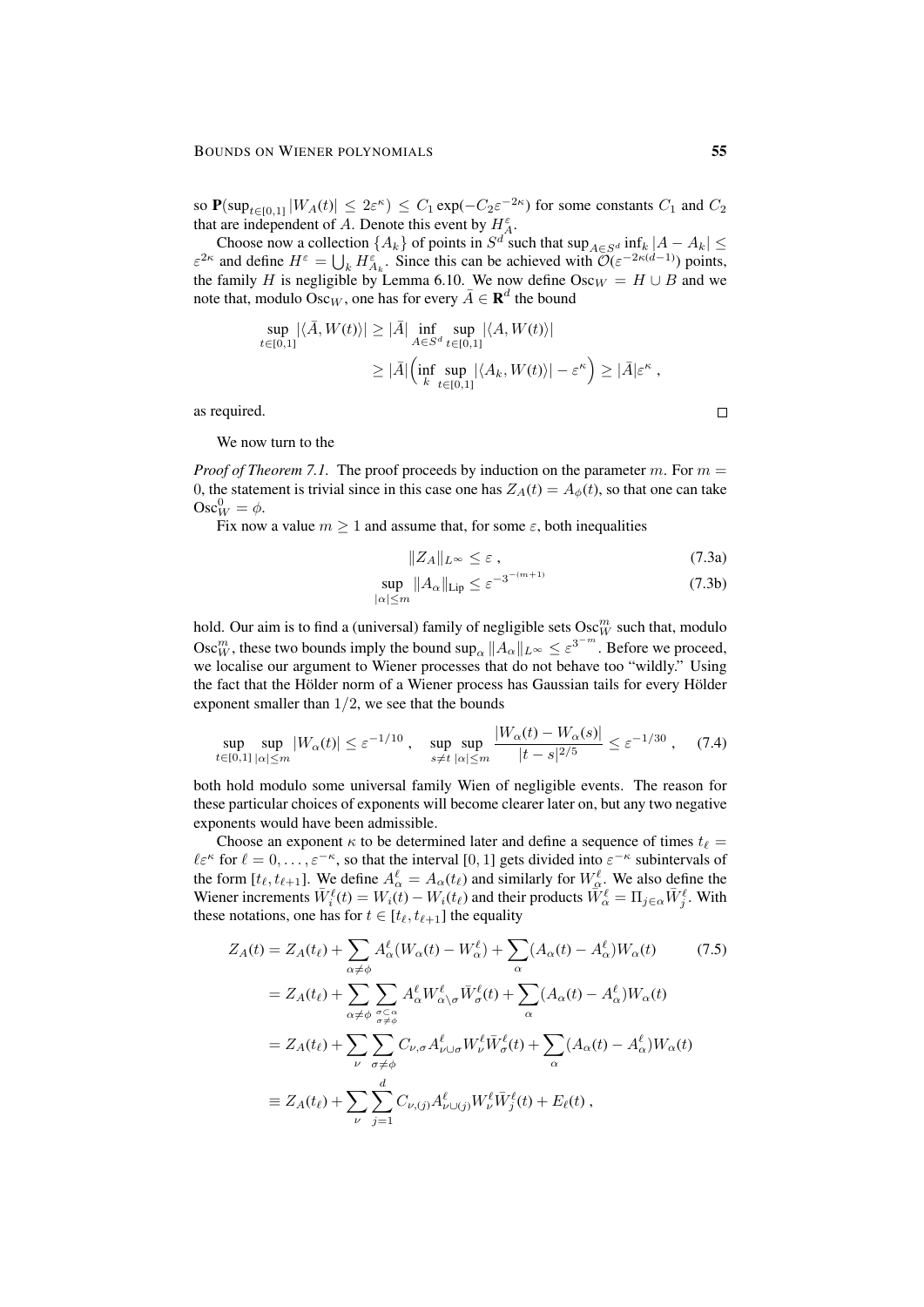so $\mathbf{P}(\sup_{t\in[0,1]} |W_A(t)| \le 2\varepsilon^\kappa) \le C_1 \exp(-C_2 \varepsilon^{-2\kappa})$ for some constants $C_1$ and $C_2$ that are independent of $A$. Denote this event by $H_A^\varepsilon$.

Choose now a collection $\{A_k\}$ of points in $S^d$ such that $\sup_{A\in S^d} \inf_k |A - A_k| \le \varepsilon^{2\kappa}$ and define $H^\varepsilon = \bigcup_k H_{A_k}^\varepsilon$. Since this can be achieved with $\mathcal{O}(\varepsilon^{-2\kappa(d-1)})$ points, the family $H$ is negligible by Lemma 6.10. We now define $\mathrm{Osc}_W = H \cup B$ and we note that, modulo $\mathrm{Osc}_W$, one has for every $\bar A \in \mathbf{R}^d$ the bound

$$
\begin{aligned}
\sup_{t\in[0,1]} |\langle \bar A, W(t)\rangle| &\ge |\bar A| \inf_{A\in S^d} \sup_{t\in[0,1]} |\langle A, W(t)\rangle| \\
&\ge |\bar A| \Big( \inf_k \sup_{t\in[0,1]} |\langle A_k, W(t)\rangle| - \varepsilon^\kappa \Big) \ge |\bar A| \varepsilon^\kappa ,
\end{aligned}
$$

as required. □

We now turn to the

*Proof of Theorem 7.1.* The proof proceeds by induction on the parameter $m$. For $m = 0$, the statement is trivial since in this case one has $Z_A(t) = A_\phi(t)$, so that one can take $\mathrm{Osc}_W^0 = \phi$.

Fix now a value $m \ge 1$ and assume that, for some $\varepsilon$, both inequalities

$$
\|Z_A\|_{L^\infty} \le \varepsilon , \tag{7.3a}
$$

$$
\sup_{|\alpha|\le m} \|A_\alpha\|_{\mathrm{Lip}} \le \varepsilon^{-3^{-(m+1)}} \tag{7.3b}
$$

hold. Our aim is to find a (universal) family of negligible sets $\mathrm{Osc}_W^m$ such that, modulo $\mathrm{Osc}_W^m$, these two bounds imply the bound $\sup_\alpha \|A_\alpha\|_{L^\infty} \le \varepsilon^{3^{-m}}$. Before we proceed, we localise our argument to Wiener processes that do not behave too "wildly." Using the fact that the Hölder norm of a Wiener process has Gaussian tails for every Hölder exponent smaller than $1/2$, we see that the bounds

$$
\sup_{t\in[0,1]} \sup_{|\alpha|\le m} |W_\alpha(t)| \le \varepsilon^{-1/10} , \quad \sup_{s\ne t} \sup_{|\alpha|\le m} \frac{|W_\alpha(t) - W_\alpha(s)|}{|t-s|^{2/5}} \le \varepsilon^{-1/30} , \tag{7.4}
$$

both hold modulo some universal family Wien of negligible events. The reason for these particular choices of exponents will become clearer later on, but any two negative exponents would have been admissible.

Choose an exponent $\kappa$ to be determined later and define a sequence of times $t_\ell = \ell\varepsilon^\kappa$ for $\ell = 0, \ldots, \varepsilon^{-\kappa}$, so that the interval $[0,1]$ gets divided into $\varepsilon^{-\kappa}$ subintervals of the form $[t_\ell, t_{\ell+1}]$. We define $A_\alpha^\ell = A_\alpha(t_\ell)$ and similarly for $W_\alpha^\ell$. We also define the Wiener increments $\bar W_i^\ell(t) = W_i(t) - W_i(t_\ell)$ and their products $\bar W_\alpha^\ell = \Pi_{j\in\alpha} \bar W_j^\ell$. With these notations, one has for $t \in [t_\ell, t_{\ell+1}]$ the equality

$$
\begin{aligned}
Z_A(t) &= Z_A(t_\ell) + \sum_{\alpha\ne\phi} A_\alpha^\ell (W_\alpha(t) - W_\alpha^\ell) + \sum_\alpha (A_\alpha(t) - A_\alpha^\ell) W_\alpha(t) \qquad (7.5)\\
&= Z_A(t_\ell) + \sum_{\alpha\ne\phi} \sum_{\substack{\sigma\subset\alpha\\ \sigma\ne\phi}} A_\alpha^\ell W_{\alpha\setminus\sigma}^\ell \bar W_\sigma^\ell(t) + \sum_\alpha (A_\alpha(t) - A_\alpha^\ell) W_\alpha(t) \\
&= Z_A(t_\ell) + \sum_\nu \sum_{\sigma\ne\phi} C_{\nu,\sigma} A_{\nu\cup\sigma}^\ell W_\nu^\ell \bar W_\sigma^\ell(t) + \sum_\alpha (A_\alpha(t) - A_\alpha^\ell) W_\alpha(t) \\
&\equiv Z_A(t_\ell) + \sum_\nu \sum_{j=1}^d C_{\nu,(j)} A_{\nu\cup(j)}^\ell W_\nu^\ell \bar W_j^\ell(t) + E_\ell(t) ,
\end{aligned}
$$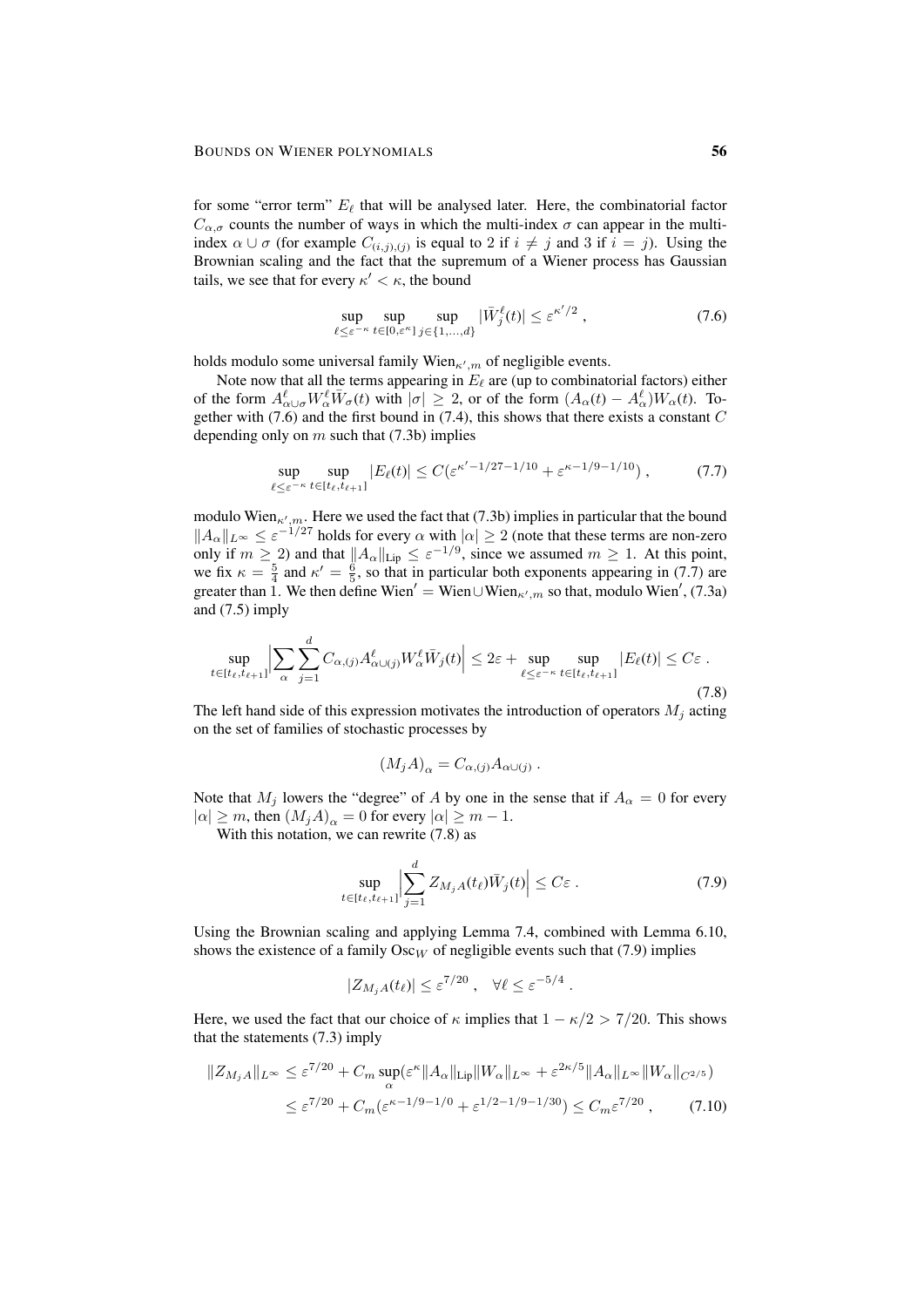for some "error term" $E_\ell$ that will be analysed later. Here, the combinatorial factor $C_{\alpha,\sigma}$ counts the number of ways in which the multi-index $\sigma$ can appear in the multi-index $\alpha \cup \sigma$ (for example $C_{(i,j),(j)}$ is equal to 2 if $i \neq j$ and 3 if $i = j$). Using the Brownian scaling and the fact that the supremum of a Wiener process has Gaussian tails, we see that for every $\kappa' < \kappa$, the bound

$$\sup_{\ell \le \varepsilon^{-\kappa}} \sup_{t \in [0,\varepsilon^\kappa]} \sup_{j \in \{1,\ldots,d\}} |\bar W_j^\ell(t)| \le \varepsilon^{\kappa'/2} , \tag{7.6}$$

holds modulo some universal family $\mathrm{Wien}_{\kappa',m}$ of negligible events.

Note now that all the terms appearing in $E_\ell$ are (up to combinatorial factors) either of the form $A^\ell_{\alpha\cup\sigma} W^\ell_\alpha \bar W_\sigma(t)$ with $|\sigma| \ge 2$, or of the form $(A_\alpha(t) - A^\ell_\alpha) W_\alpha(t)$. Together with (7.6) and the first bound in (7.4), this shows that there exists a constant $C$ depending only on $m$ such that (7.3b) implies

$$\sup_{\ell \le \varepsilon^{-\kappa}} \sup_{t \in [t_\ell, t_{\ell+1}]} |E_\ell(t)| \le C\big(\varepsilon^{\kappa' - 1/27 - 1/10} + \varepsilon^{\kappa - 1/9 - 1/10}\big) , \tag{7.7}$$

modulo $\mathrm{Wien}_{\kappa',m}$. Here we used the fact that (7.3b) implies in particular that the bound $\|A_\alpha\|_{L^\infty} \le \varepsilon^{-1/27}$ holds for every $\alpha$ with $|\alpha| \ge 2$ (note that these terms are non-zero only if $m \ge 2$) and that $\|A_\alpha\|_{\mathrm{Lip}} \le \varepsilon^{-1/9}$, since we assumed $m \ge 1$. At this point, we fix $\kappa = \frac{5}{4}$ and $\kappa' = \frac{6}{5}$, so that in particular both exponents appearing in (7.7) are greater than 1. We then define $\mathrm{Wien}' = \mathrm{Wien} \cup \mathrm{Wien}_{\kappa',m}$ so that, modulo $\mathrm{Wien}'$, (7.3a) and (7.5) imply

$$\sup_{t \in [t_\ell, t_{\ell+1}]} \Big| \sum_\alpha \sum_{j=1}^d C_{\alpha,(j)} A^\ell_{\alpha\cup(j)} W^\ell_\alpha \bar W_j(t) \Big| \le 2\varepsilon + \sup_{\ell \le \varepsilon^{-\kappa}} \sup_{t \in [t_\ell, t_{\ell+1}]} |E_\ell(t)| \le C\varepsilon . \tag{7.8}$$

The left hand side of this expression motivates the introduction of operators $M_j$ acting on the set of families of stochastic processes by

$$\big(M_j A\big)_\alpha = C_{\alpha,(j)} A_{\alpha\cup(j)} .$$

Note that $M_j$ lowers the "degree" of $A$ by one in the sense that if $A_\alpha = 0$ for every $|\alpha| \ge m$, then $\big(M_j A\big)_\alpha = 0$ for every $|\alpha| \ge m-1$.

With this notation, we can rewrite (7.8) as

$$\sup_{t \in [t_\ell, t_{\ell+1}]} \Big| \sum_{j=1}^d Z_{M_j A}(t_\ell) \bar W_j(t) \Big| \le C\varepsilon . \tag{7.9}$$

Using the Brownian scaling and applying Lemma 7.4, combined with Lemma 6.10, shows the existence of a family $\mathrm{Osc}_W$ of negligible events such that (7.9) implies

$$|Z_{M_j A}(t_\ell)| \le \varepsilon^{7/20} , \quad \forall \ell \le \varepsilon^{-5/4} .$$

Here, we used the fact that our choice of $\kappa$ implies that $1 - \kappa/2 > 7/20$. This shows that the statements (7.3) imply

$$\begin{aligned}
\|Z_{M_j A}\|_{L^\infty} &\le \varepsilon^{7/20} + C_m \sup_\alpha \big(\varepsilon^\kappa \|A_\alpha\|_{\mathrm{Lip}} \|W_\alpha\|_{L^\infty} + \varepsilon^{2\kappa/5} \|A_\alpha\|_{L^\infty} \|W_\alpha\|_{C^{2/5}}\big) \\
&\le \varepsilon^{7/20} + C_m\big(\varepsilon^{\kappa - 1/9 - 1/0} + \varepsilon^{1/2 - 1/9 - 1/30}\big) \le C_m \varepsilon^{7/20} ,
\end{aligned} \tag{7.10}$$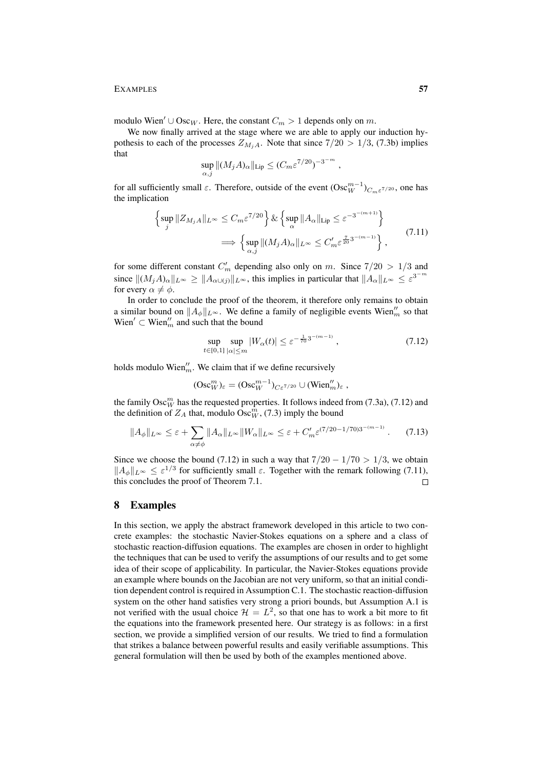modulo $\mathrm{Wien}' \cup \mathrm{Osc}_W$. Here, the constant $C_m > 1$ depends only on $m$.

We now finally arrived at the stage where we are able to apply our induction hypothesis to each of the processes $Z_{M_j A}$. Note that since $7/20 > 1/3$, (7.3b) implies that

$$\sup_{\alpha,j} \|(M_j A)_\alpha\|_{\mathrm{Lip}} \le (C_m \varepsilon^{7/20})^{-3^{-m}} ,$$

for all sufficiently small $\varepsilon$. Therefore, outside of the event $(\mathrm{Osc}_W^{m-1})_{C_m \varepsilon^{7/20}}$, one has the implication

$$\begin{aligned} \Big\{\sup_j \|Z_{M_j A}\|_{L^\infty} \le C_m \varepsilon^{7/20}\Big\} \,\&\, \Big\{\sup_\alpha \|A_\alpha\|_{\mathrm{Lip}} \le \varepsilon^{-3^{-(m+1)}}\Big\} \\ \Longrightarrow \Big\{\sup_{\alpha,j} \|(M_j A)_\alpha\|_{L^\infty} \le C_m' \varepsilon^{\frac{7}{20} 3^{-(m-1)}}\Big\} , \end{aligned} \tag{7.11}$$

for some different constant $C_m'$ depending also only on $m$. Since $7/20 > 1/3$ and since $\|(M_j A)_\alpha\|_{L^\infty} \ge \|A_{\alpha \cup (j)}\|_{L^\infty}$, this implies in particular that $\|A_\alpha\|_{L^\infty} \le \varepsilon^{3^{-m}}$ for every $\alpha \neq \phi$.

In order to conclude the proof of the theorem, it therefore only remains to obtain a similar bound on $\|A_\phi\|_{L^\infty}$. We define a family of negligible events $\mathrm{Wien}_m''$ so that $\mathrm{Wien}' \subset \mathrm{Wien}_m''$ and such that the bound

$$\sup_{t\in[0,1]} \sup_{|\alpha| \le m} |W_\alpha(t)| \le \varepsilon^{-\frac{1}{70} 3^{-(m-1)}} , \tag{7.12}$$

holds modulo $\mathrm{Wien}_m''$. We claim that if we define recursively

$$(\mathrm{Osc}_W^m)_\varepsilon = (\mathrm{Osc}_W^{m-1})_{C\varepsilon^{7/20}} \cup (\mathrm{Wien}_m'')_\varepsilon ,$$

the family $\mathrm{Osc}_W^m$ has the requested properties. It follows indeed from (7.3a), (7.12) and the definition of $Z_A$ that, modulo $\mathrm{Osc}_W^m$, (7.3) imply the bound

$$\|A_\phi\|_{L^\infty} \le \varepsilon + \sum_{\alpha \neq \phi} \|A_\alpha\|_{L^\infty} \|W_\alpha\|_{L^\infty} \le \varepsilon + C_m' \varepsilon^{(7/20 - 1/70) 3^{-(m-1)}} . \tag{7.13}$$

Since we choose the bound (7.12) in such a way that $7/20 - 1/70 > 1/3$, we obtain $\|A_\phi\|_{L^\infty} \le \varepsilon^{1/3}$ for sufficiently small $\varepsilon$. Together with the remark following (7.11), this concludes the proof of Theorem 7.1. $\square$

# 8 Examples

In this section, we apply the abstract framework developed in this article to two concrete examples: the stochastic Navier-Stokes equations on a sphere and a class of stochastic reaction-diffusion equations. The examples are chosen in order to highlight the techniques that can be used to verify the assumptions of our results and to get some idea of their scope of applicability. In particular, the Navier-Stokes equations provide an example where bounds on the Jacobian are not very uniform, so that an initial condition dependent control is required in Assumption C.1. The stochastic reaction-diffusion system on the other hand satisfies very strong a priori bounds, but Assumption A.1 is not verified with the usual choice $\mathcal{H} = L^2$, so that one has to work a bit more to fit the equations into the framework presented here. Our strategy is as follows: in a first section, we provide a simplified version of our results. We tried to find a formulation that strikes a balance between powerful results and easily verifiable assumptions. This general formulation will then be used by both of the examples mentioned above.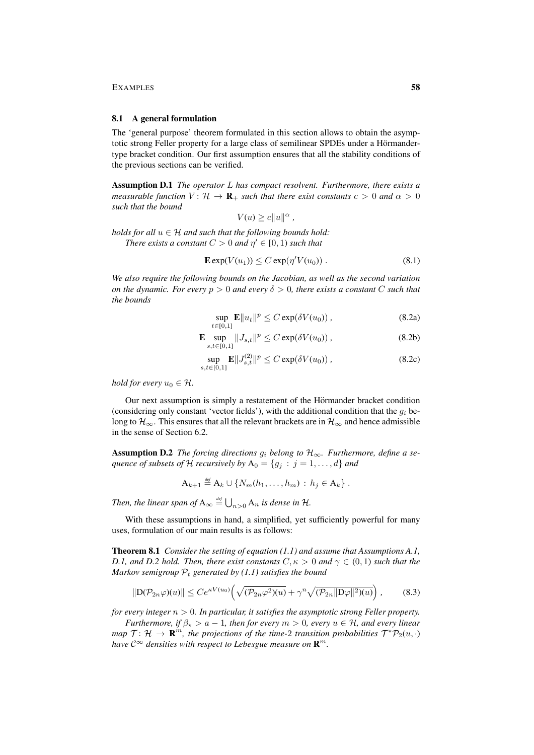### 8.1 A general formulation

The 'general purpose' theorem formulated in this section allows to obtain the asymptotic strong Feller property for a large class of semilinear SPDEs under a Hörmander-type bracket condition. Our first assumption ensures that all the stability conditions of the previous sections can be verified.

**Assumption D.1** *The operator $L$ has compact resolvent. Furthermore, there exists a measurable function $V\colon \mathcal{H} \to \mathbf{R}_+$ such that there exist constants $c > 0$ and $\alpha > 0$ such that the bound*

$$V(u) \geq c\|u\|^\alpha \,,$$

*holds for all $u \in \mathcal{H}$ and such that the following bounds hold:*

*There exists a constant $C > 0$ and $\eta' \in [0,1)$ such that*

$$\mathbf{E}\exp(V(u_1)) \leq C\exp(\eta' V(u_0)) \,. \tag{8.1}$$

*We also require the following bounds on the Jacobian, as well as the second variation on the dynamic. For every $p > 0$ and every $\delta > 0$, there exists a constant $C$ such that the bounds*

$$\sup_{t\in[0,1]} \mathbf{E}\|u_t\|^p \leq C\exp(\delta V(u_0)) \,, \tag{8.2a}$$

$$\mathbf{E} \sup_{s,t\in[0,1]} \|J_{s,t}\|^p \leq C\exp(\delta V(u_0)) \,, \tag{8.2b}$$

$$\sup_{s,t\in[0,1]} \mathbf{E}\|J^{(2)}_{s,t}\|^p \leq C\exp(\delta V(u_0)) \,, \tag{8.2c}$$

*hold for every $u_0 \in \mathcal{H}$.*

Our next assumption is simply a restatement of the Hörmander bracket condition (considering only constant 'vector fields'), with the additional condition that the $g_i$ belong to $\mathcal{H}_\infty$. This ensures that all the relevant brackets are in $\mathcal{H}_\infty$ and hence admissible in the sense of Section 6.2.

**Assumption D.2** *The forcing directions $g_i$ belong to $\mathcal{H}_\infty$. Furthermore, define a sequence of subsets of $\mathcal{H}$ recursively by $\mathrm{A}_0 = \{g_j : j = 1,\ldots,d\}$ and*

$$\mathrm{A}_{k+1} \stackrel{\text{def}}{=} \mathrm{A}_k \cup \{N_m(h_1,\ldots,h_m) : h_j \in \mathrm{A}_k\} \,.$$

*Then, the linear span of $\mathrm{A}_\infty \stackrel{\text{def}}{=} \bigcup_{n>0} \mathrm{A}_n$ is dense in $\mathcal{H}$.*

With these assumptions in hand, a simplified, yet sufficiently powerful for many uses, formulation of our main results is as follows:

**Theorem 8.1** *Consider the setting of equation (1.1) and assume that Assumptions A.1, D.1, and D.2 hold. Then, there exist constants $C, \kappa > 0$ and $\gamma \in (0,1)$ such that the Markov semigroup $\mathcal{P}_t$ generated by (1.1) satisfies the bound*

$$\|\mathrm{D}(\mathcal{P}_{2n}\varphi)(u)\| \leq Ce^{\kappa V(u_0)}\Big(\sqrt{(\mathcal{P}_{2n}\varphi^2)(u)} + \gamma^n\sqrt{(\mathcal{P}_{2n}\|\mathrm{D}\varphi\|^2)(u)}\Big) \,, \tag{8.3}$$

*for every integer $n > 0$. In particular, it satisfies the asymptotic strong Feller property.*

*Furthermore, if $\beta_\star > a - 1$, then for every $m > 0$, every $u \in \mathcal{H}$, and every linear map $\mathcal{T}\colon \mathcal{H} \to \mathbf{R}^m$, the projections of the time-2 transition probabilities $\mathcal{T}^*\mathcal{P}_2(u,\cdot)$ have $\mathcal{C}^\infty$ densities with respect to Lebesgue measure on $\mathbf{R}^m$.*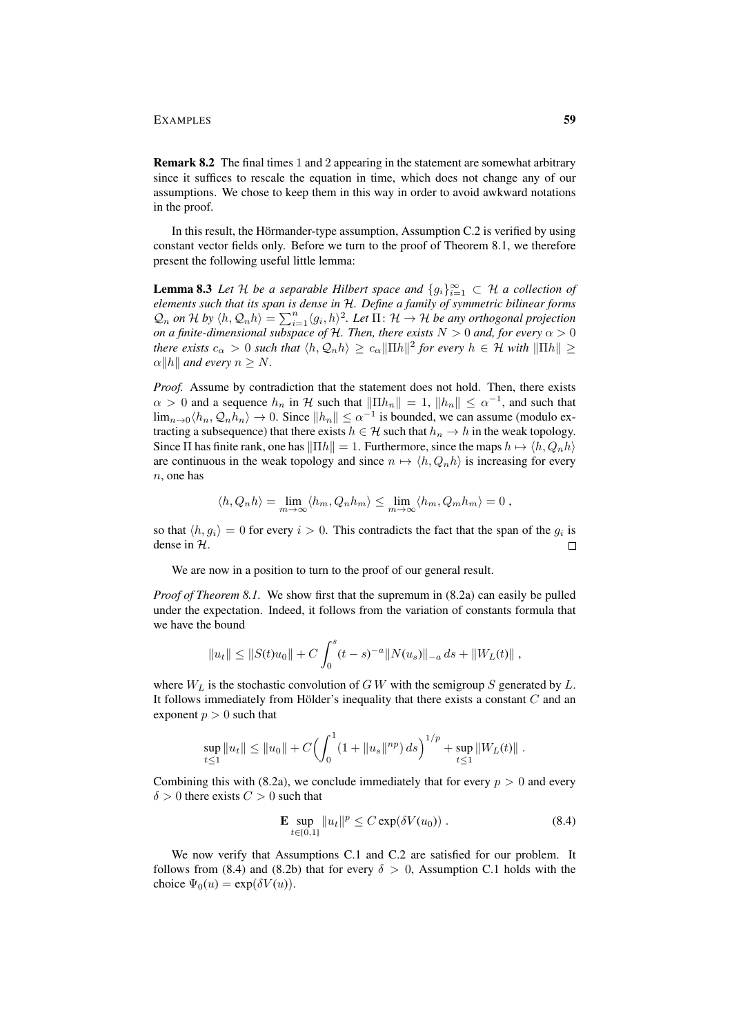**Remark 8.2** The final times 1 and 2 appearing in the statement are somewhat arbitrary since it suffices to rescale the equation in time, which does not change any of our assumptions. We chose to keep them in this way in order to avoid awkward notations in the proof.

In this result, the Hörmander-type assumption, Assumption C.2 is verified by using constant vector fields only. Before we turn to the proof of Theorem 8.1, we therefore present the following useful little lemma:

**Lemma 8.3** *Let $\mathcal{H}$ be a separable Hilbert space and $\{g_i\}_{i=1}^\infty \subset \mathcal{H}$ a collection of elements such that its span is dense in $\mathcal{H}$. Define a family of symmetric bilinear forms $\mathcal{Q}_n$ on $\mathcal{H}$ by $\langle h, \mathcal{Q}_n h\rangle = \sum_{i=1}^n \langle g_i, h\rangle^2$. Let $\Pi\colon \mathcal{H} \to \mathcal{H}$ be any orthogonal projection on a finite-dimensional subspace of $\mathcal{H}$. Then, there exists $N > 0$ and, for every $\alpha > 0$ there exists $c_\alpha > 0$ such that $\langle h, \mathcal{Q}_n h\rangle \geq c_\alpha \|\Pi h\|^2$ for every $h \in \mathcal{H}$ with $\|\Pi h\| \geq \alpha \|h\|$ and every $n \geq N$.*

*Proof.* Assume by contradiction that the statement does not hold. Then, there exists $\alpha > 0$ and a sequence $h_n$ in $\mathcal{H}$ such that $\|\Pi h_n\| = 1$, $\|h_n\| \leq \alpha^{-1}$, and such that $\lim_{n\to 0} \langle h_n, \mathcal{Q}_n h_n\rangle \to 0$. Since $\|h_n\| \leq \alpha^{-1}$ is bounded, we can assume (modulo extracting a subsequence) that there exists $h \in \mathcal{H}$ such that $h_n \to h$ in the weak topology. Since $\Pi$ has finite rank, one has $\|\Pi h\| = 1$. Furthermore, since the maps $h \mapsto \langle h, Q_n h\rangle$ are continuous in the weak topology and since $n \mapsto \langle h, Q_n h\rangle$ is increasing for every $n$, one has

$$\langle h, Q_n h\rangle = \lim_{m\to\infty} \langle h_m, Q_n h_m\rangle \leq \lim_{m\to\infty} \langle h_m, Q_m h_m\rangle = 0 \;,$$

so that $\langle h, g_i\rangle = 0$ for every $i > 0$. This contradicts the fact that the span of the $g_i$ is dense in $\mathcal{H}$. □

We are now in a position to turn to the proof of our general result.

*Proof of Theorem 8.1.* We show first that the supremum in (8.2a) can easily be pulled under the expectation. Indeed, it follows from the variation of constants formula that we have the bound

$$\|u_t\| \leq \|S(t)u_0\| + C \int_0^s (t-s)^{-a} \|N(u_s)\|_{-a}\, ds + \|W_L(t)\| \;,$$

where $W_L$ is the stochastic convolution of $G\,W$ with the semigroup $S$ generated by $L$. It follows immediately from Hölder's inequality that there exists a constant $C$ and an exponent $p > 0$ such that

$$\sup_{t\leq 1} \|u_t\| \leq \|u_0\| + C\Big(\int_0^1 (1 + \|u_s\|^{np})\, ds\Big)^{1/p} + \sup_{t\leq 1} \|W_L(t)\| \;.$$

Combining this with (8.2a), we conclude immediately that for every $p > 0$ and every $\delta > 0$ there exists $C > 0$ such that

$$\mathbf{E} \sup_{t\in[0,1]} \|u_t\|^p \leq C \exp(\delta V(u_0)) \;. \tag{8.4}$$

We now verify that Assumptions C.1 and C.2 are satisfied for our problem. It follows from (8.4) and (8.2b) that for every $\delta > 0$, Assumption C.1 holds with the choice $\Psi_0(u) = \exp(\delta V(u))$.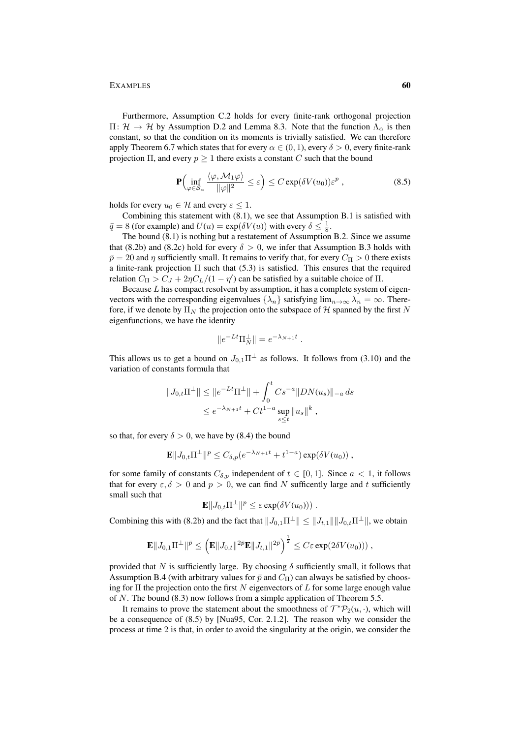Furthermore, Assumption C.2 holds for every finite-rank orthogonal projection $\Pi\colon \mathcal{H} \to \mathcal{H}$ by Assumption D.2 and Lemma 8.3. Note that the function $\Lambda_\alpha$ is then constant, so that the condition on its moments is trivially satisfied. We can therefore apply Theorem 6.7 which states that for every $\alpha \in (0,1)$, every $\delta > 0$, every finite-rank projection $\Pi$, and every $p \geq 1$ there exists a constant $C$ such that the bound

$$\mathbf{P}\Big(\inf_{\varphi \in \mathcal{S}_\alpha} \frac{\langle \varphi, \mathcal{M}_1 \varphi\rangle}{\|\varphi\|^2} \leq \varepsilon\Big) \leq C \exp(\delta V(u_0)) \varepsilon^p\;, \tag{8.5}$$

holds for every $u_0 \in \mathcal{H}$ and every $\varepsilon \leq 1$.

Combining this statement with (8.1), we see that Assumption B.1 is satisfied with $\bar q = 8$ (for example) and $U(u) = \exp(\delta V(u))$ with every $\delta \leq \frac{1}{8}$.

The bound (8.1) is nothing but a restatement of Assumption B.2. Since we assume that (8.2b) and (8.2c) hold for every $\delta > 0$, we infer that Assumption B.3 holds with $\bar p = 20$ and $\eta$ sufficiently small. It remains to verify that, for every $C_\Pi > 0$ there exists a finite-rank projection $\Pi$ such that (5.3) is satisfied. This ensures that the required relation $C_\Pi > C_J + 2\eta C_L/(1-\eta')$ can be satisfied by a suitable choice of $\Pi$.

Because $L$ has compact resolvent by assumption, it has a complete system of eigenvectors with the corresponding eigenvalues $\{\lambda_n\}$ satisfying $\lim_{n\to\infty}\lambda_n = \infty$. Therefore, if we denote by $\Pi_N$ the projection onto the subspace of $\mathcal{H}$ spanned by the first $N$ eigenfunctions, we have the identity

$$\|e^{-Lt}\Pi_N^\perp\| = e^{-\lambda_{N+1}t}\;.$$

This allows us to get a bound on $J_{0,1}\Pi^\perp$ as follows. It follows from (3.10) and the variation of constants formula that

$$\begin{aligned}\|J_{0,t}\Pi^\perp\| &\leq \|e^{-Lt}\Pi^\perp\| + \int_0^t C s^{-a}\|DN(u_s)\|_{-a}\,ds \\ &\leq e^{-\lambda_{N+1}t} + Ct^{1-a}\sup_{s\leq t}\|u_s\|^k\;,\end{aligned}$$

so that, for every $\delta > 0$, we have by (8.4) the bound

$$\mathbf{E}\|J_{0,t}\Pi^\perp\|^p \leq C_{\delta,p}(e^{-\lambda_{N+1}t} + t^{1-a})\exp(\delta V(u_0))\;,$$

for some family of constants $C_{\delta,p}$ independent of $t \in [0,1]$. Since $a < 1$, it follows that for every $\varepsilon, \delta > 0$ and $p > 0$, we can find $N$ sufficently large and $t$ sufficiently small such that

$$\mathbf{E}\|J_{0,t}\Pi^\perp\|^p \leq \varepsilon\exp(\delta V(u_0)))\;.$$

Combining this with (8.2b) and the fact that $\|J_{0,1}\Pi^\perp\| \leq \|J_{t,1}\|\|J_{0,t}\Pi^\perp\|$, we obtain

$$\mathbf{E}\|J_{0,1}\Pi^\perp\|^{\bar p} \leq \Big(\mathbf{E}\|J_{0,t}\|^{2\bar p}\mathbf{E}\|J_{t,1}\|^{2\bar p}\Big)^{\frac{1}{2}} \leq C\varepsilon\exp(2\delta V(u_0)))\;,$$

provided that $N$ is sufficiently large. By choosing $\delta$ sufficiently small, it follows that Assumption B.4 (with arbitrary values for $\bar p$ and $C_\Pi$) can always be satisfied by choosing for $\Pi$ the projection onto the first $N$ eigenvectors of $L$ for some large enough value of $N$. The bound (8.3) now follows from a simple application of Theorem 5.5.

It remains to prove the statement about the smoothness of $\mathcal{T}^*\mathcal{P}_2(u,\cdot)$, which will be a consequence of (8.5) by [Nua95, Cor. 2.1.2]. The reason why we consider the process at time 2 is that, in order to avoid the singularity at the origin, we consider the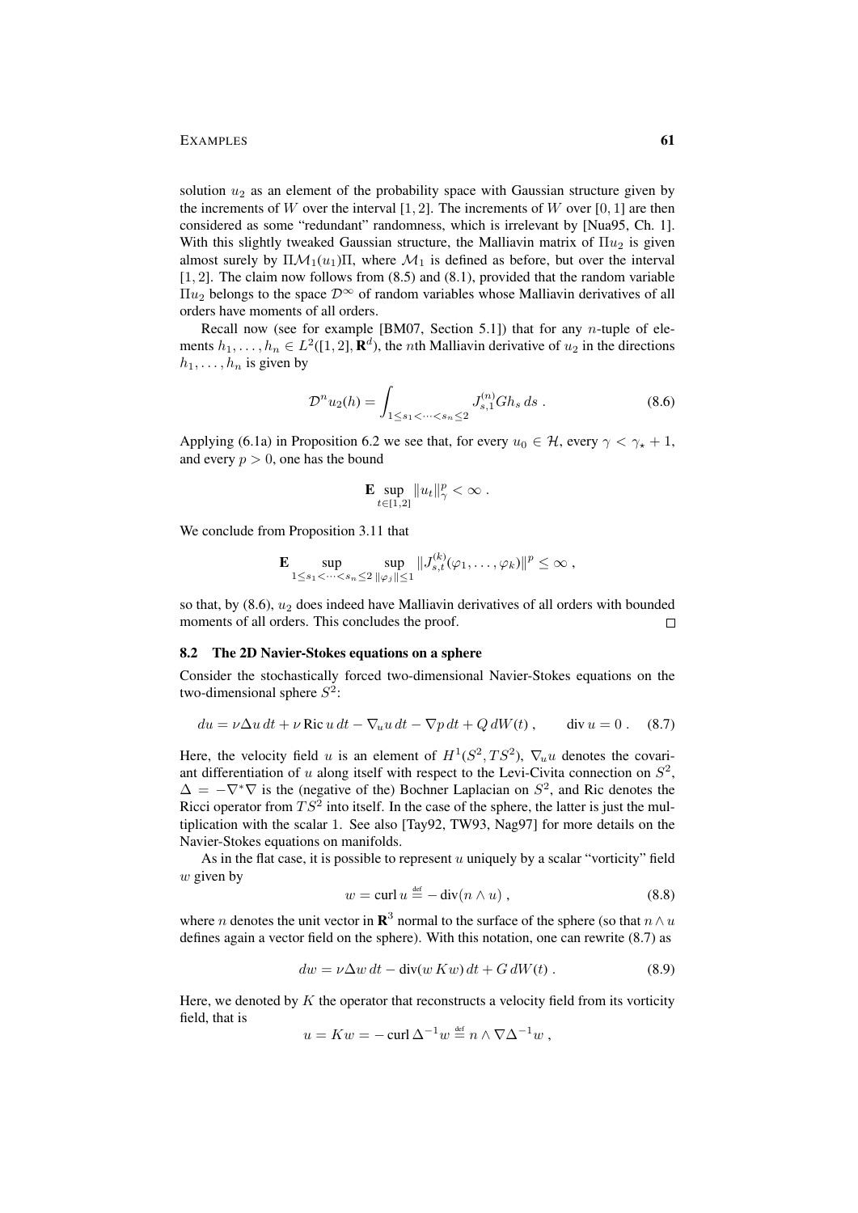solution $u_2$ as an element of the probability space with Gaussian structure given by the increments of $W$ over the interval $[1, 2]$. The increments of $W$ over $[0, 1]$ are then considered as some "redundant" randomness, which is irrelevant by [Nua95, Ch. 1]. With this slightly tweaked Gaussian structure, the Malliavin matrix of $\Pi u_2$ is given almost surely by $\Pi\mathcal{M}_1(u_1)\Pi$, where $\mathcal{M}_1$ is defined as before, but over the interval $[1, 2]$. The claim now follows from (8.5) and (8.1), provided that the random variable $\Pi u_2$ belongs to the space $\mathcal{D}^\infty$ of random variables whose Malliavin derivatives of all orders have moments of all orders.

Recall now (see for example [BM07, Section 5.1]) that for any $n$-tuple of elements $h_1, \ldots, h_n \in L^2([1, 2], \mathbf{R}^d)$, the $n$th Malliavin derivative of $u_2$ in the directions $h_1, \ldots, h_n$ is given by

$$\mathcal{D}^n u_2(h) = \int_{1 \le s_1 < \cdots < s_n \le 2} J_{s,1}^{(n)} G h_s \, ds \,. \tag{8.6}$$

Applying (6.1a) in Proposition 6.2 we see that, for every $u_0 \in \mathcal{H}$, every $\gamma < \gamma_\star + 1$, and every $p > 0$, one has the bound

$$\mathbf{E} \sup_{t \in [1,2]} \|u_t\|_\gamma^p < \infty \,.$$

We conclude from Proposition 3.11 that

$$\mathbf{E} \sup_{1 \le s_1 < \cdots < s_n \le 2} \sup_{\|\varphi_j\| \le 1} \|J_{s,t}^{(k)}(\varphi_1, \ldots, \varphi_k)\|^p \le \infty \,,$$

so that, by (8.6), $u_2$ does indeed have Malliavin derivatives of all orders with bounded moments of all orders. This concludes the proof. □

### 8.2 The 2D Navier-Stokes equations on a sphere

Consider the stochastically forced two-dimensional Navier-Stokes equations on the two-dimensional sphere $S^2$:

$$du = \nu \Delta u \, dt + \nu \operatorname{Ric} u \, dt - \nabla_u u \, dt - \nabla p \, dt + Q \, dW(t) \,, \qquad \operatorname{div} u = 0 \,. \tag{8.7}$$

Here, the velocity field $u$ is an element of $H^1(S^2, TS^2)$, $\nabla_u u$ denotes the covariant differentiation of $u$ along itself with respect to the Levi-Civita connection on $S^2$, $\Delta = -\nabla^*\nabla$ is the (negative of the) Bochner Laplacian on $S^2$, and Ric denotes the Ricci operator from $TS^2$ into itself. In the case of the sphere, the latter is just the multiplication with the scalar 1. See also [Tay92, TW93, Nag97] for more details on the Navier-Stokes equations on manifolds.

As in the flat case, it is possible to represent $u$ uniquely by a scalar "vorticity" field $w$ given by

$$w = \operatorname{curl} u \stackrel{\text{def}}{=} -\operatorname{div}(n \wedge u) \,, \tag{8.8}$$

where $n$ denotes the unit vector in $\mathbf{R}^3$ normal to the surface of the sphere (so that $n \wedge u$ defines again a vector field on the sphere). With this notation, one can rewrite (8.7) as

$$dw = \nu \Delta w \, dt - \operatorname{div}(w \, Kw) \, dt + G \, dW(t) \,. \tag{8.9}$$

Here, we denoted by $K$ the operator that reconstructs a velocity field from its vorticity field, that is

$$u = Kw = -\operatorname{curl} \Delta^{-1} w \stackrel{\text{def}}{=} n \wedge \nabla \Delta^{-1} w \,,$$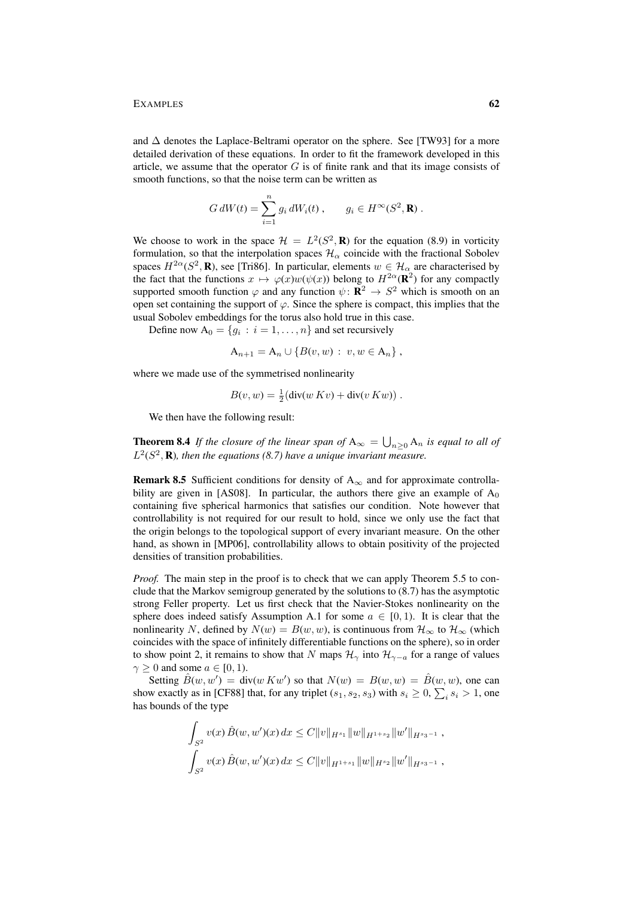and $\Delta$ denotes the Laplace-Beltrami operator on the sphere. See [TW93] for a more detailed derivation of these equations. In order to fit the framework developed in this article, we assume that the operator $G$ is of finite rank and that its image consists of smooth functions, so that the noise term can be written as

$$G\,dW(t) = \sum_{i=1}^{n} g_i\,dW_i(t)\;, \qquad g_i \in H^\infty(S^2, \mathbf{R})\;.$$

We choose to work in the space $\mathcal{H} = L^2(S^2, \mathbf{R})$ for the equation (8.9) in vorticity formulation, so that the interpolation spaces $\mathcal{H}_\alpha$ coincide with the fractional Sobolev spaces $H^{2\alpha}(S^2, \mathbf{R})$, see [Tri86]. In particular, elements $w \in \mathcal{H}_\alpha$ are characterised by the fact that the functions $x \mapsto \varphi(x)w(\psi(x))$ belong to $H^{2\alpha}(\mathbf{R}^2)$ for any compactly supported smooth function $\varphi$ and any function $\psi\colon \mathbf{R}^2 \to S^2$ which is smooth on an open set containing the support of $\varphi$. Since the sphere is compact, this implies that the usual Sobolev embeddings for the torus also hold true in this case.

Define now $\mathrm{A}_0 = \{g_i \,:\, i = 1, \ldots, n\}$ and set recursively

$$\mathrm{A}_{n+1} = \mathrm{A}_n \cup \{B(v, w) \,:\, v, w \in \mathrm{A}_n\}\;,$$

where we made use of the symmetrised nonlinearity

$$B(v, w) = \tfrac{1}{2}\big(\mathrm{div}(w\,Kv) + \mathrm{div}(v\,Kw)\big)\;.$$

We then have the following result:

**Theorem 8.4** *If the closure of the linear span of $\mathrm{A}_\infty = \bigcup_{n\ge 0} \mathrm{A}_n$ is equal to all of $L^2(S^2, \mathbf{R})$, then the equations (8.7) have a unique invariant measure.*

**Remark 8.5** Sufficient conditions for density of $\mathrm{A}_\infty$ and for approximate controllability are given in [AS08]. In particular, the authors there give an example of $\mathrm{A}_0$ containing five spherical harmonics that satisfies our condition. Note however that controllability is not required for our result to hold, since we only use the fact that the origin belongs to the topological support of every invariant measure. On the other hand, as shown in [MP06], controllability allows to obtain positivity of the projected densities of transition probabilities.

*Proof.* The main step in the proof is to check that we can apply Theorem 5.5 to conclude that the Markov semigroup generated by the solutions to (8.7) has the asymptotic strong Feller property. Let us first check that the Navier-Stokes nonlinearity on the sphere does indeed satisfy Assumption A.1 for some $a \in [0, 1)$. It is clear that the nonlinearity $N$, defined by $N(w) = B(w, w)$, is continuous from $\mathcal{H}_\infty$ to $\mathcal{H}_\infty$ (which coincides with the space of infinitely differentiable functions on the sphere), so in order to show point 2, it remains to show that $N$ maps $\mathcal{H}_\gamma$ into $\mathcal{H}_{\gamma-a}$ for a range of values $\gamma \ge 0$ and some $a \in [0, 1)$.

Setting $\hat{B}(w, w') = \mathrm{div}(w\,Kw')$ so that $N(w) = B(w, w) = \hat{B}(w, w)$, one can show exactly as in [CF88] that, for any triplet $(s_1, s_2, s_3)$ with $s_i \ge 0$, $\sum_i s_i > 1$, one has bounds of the type

$$\int_{S^2} v(x)\,\hat{B}(w, w')(x)\,dx \le C\|v\|_{H^{s_1}}\|w\|_{H^{1+s_2}}\|w'\|_{H^{s_3-1}}\;,$$
$$\int_{S^2} v(x)\,\hat{B}(w, w')(x)\,dx \le C\|v\|_{H^{1+s_1}}\|w\|_{H^{s_2}}\|w'\|_{H^{s_3-1}}\;,$$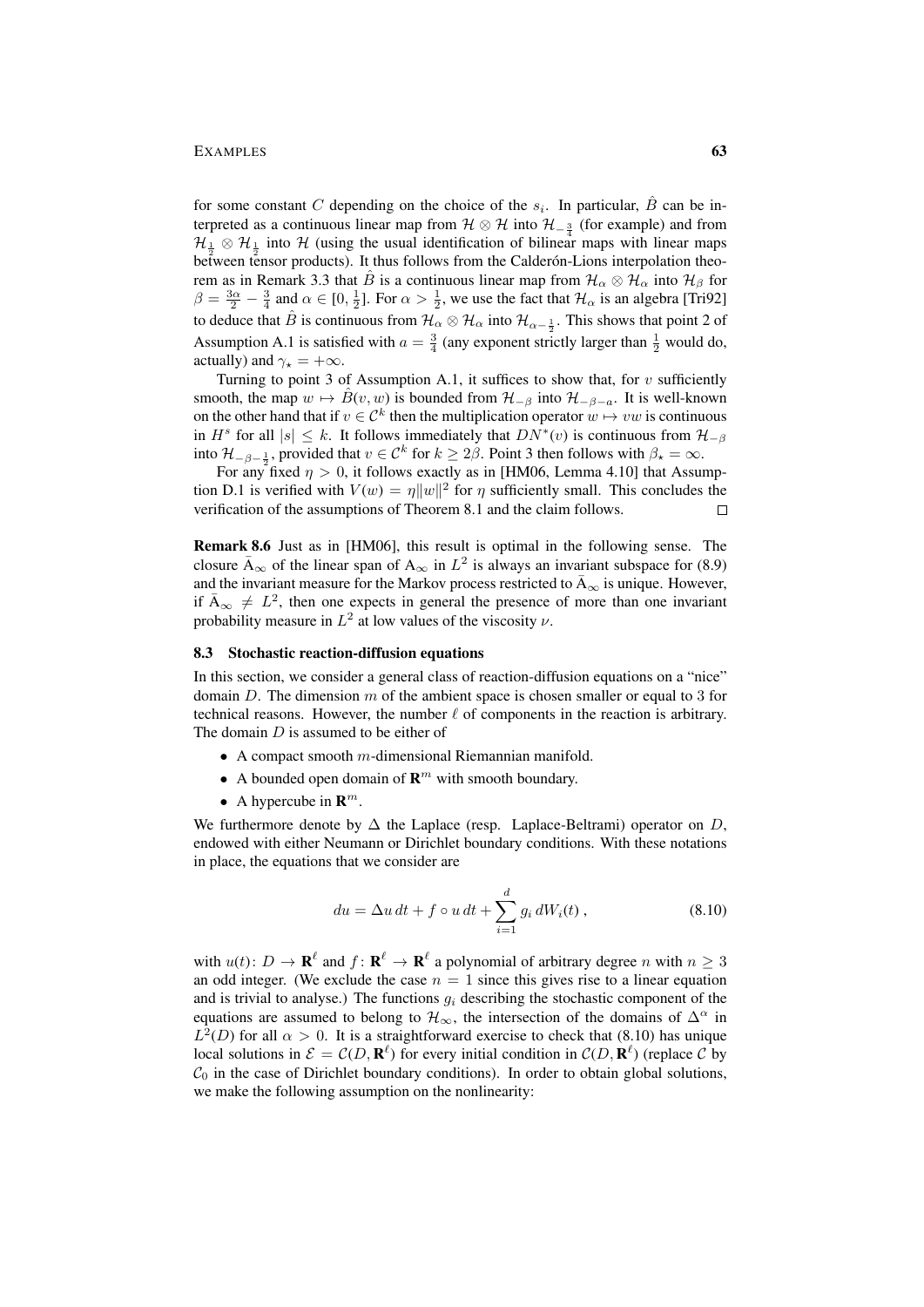for some constant $C$ depending on the choice of the $s_i$. In particular, $\hat{B}$ can be interpreted as a continuous linear map from $\mathcal{H} \otimes \mathcal{H}$ into $\mathcal{H}_{-\frac{3}{4}}$ (for example) and from $\mathcal{H}_{\frac{1}{2}} \otimes \mathcal{H}_{\frac{1}{2}}$ into $\mathcal{H}$ (using the usual identification of bilinear maps with linear maps between tensor products). It thus follows from the Calderón-Lions interpolation theorem as in Remark 3.3 that $\hat{B}$ is a continuous linear map from $\mathcal{H}_\alpha \otimes \mathcal{H}_\alpha$ into $\mathcal{H}_\beta$ for $\beta = \frac{3\alpha}{2} - \frac{3}{4}$ and $\alpha \in [0, \frac{1}{2}]$. For $\alpha > \frac{1}{2}$, we use the fact that $\mathcal{H}_\alpha$ is an algebra [Tri92] to deduce that $\hat{B}$ is continuous from $\mathcal{H}_\alpha \otimes \mathcal{H}_\alpha$ into $\mathcal{H}_{\alpha - \frac{1}{2}}$. This shows that point 2 of Assumption A.1 is satisfied with $a = \frac{3}{4}$ (any exponent strictly larger than $\frac{1}{2}$ would do, actually) and $\gamma_\star = +\infty$.

Turning to point 3 of Assumption A.1, it suffices to show that, for $v$ sufficiently smooth, the map $w \mapsto \hat{B}(v, w)$ is bounded from $\mathcal{H}_{-\beta}$ into $\mathcal{H}_{-\beta-a}$. It is well-known on the other hand that if $v \in \mathcal{C}^k$ then the multiplication operator $w \mapsto vw$ is continuous in $H^s$ for all $|s| \leq k$. It follows immediately that $DN^*(v)$ is continuous from $\mathcal{H}_{-\beta}$ into $\mathcal{H}_{-\beta-\frac{1}{2}}$, provided that $v \in \mathcal{C}^k$ for $k \geq 2\beta$. Point 3 then follows with $\beta_\star = \infty$.

For any fixed $\eta > 0$, it follows exactly as in [HM06, Lemma 4.10] that Assumption D.1 is verified with $V(w) = \eta \|w\|^2$ for $\eta$ sufficiently small. This concludes the verification of the assumptions of Theorem 8.1 and the claim follows. □

**Remark 8.6** Just as in [HM06], this result is optimal in the following sense. The closure $\bar{\mathrm{A}}_\infty$ of the linear span of $\mathrm{A}_\infty$ in $L^2$ is always an invariant subspace for (8.9) and the invariant measure for the Markov process restricted to $\bar{\mathrm{A}}_\infty$ is unique. However, if $\bar{\mathrm{A}}_\infty \neq L^2$, then one expects in general the presence of more than one invariant probability measure in $L^2$ at low values of the viscosity $\nu$.

### 8.3 Stochastic reaction-diffusion equations

In this section, we consider a general class of reaction-diffusion equations on a "nice" domain $D$. The dimension $m$ of the ambient space is chosen smaller or equal to 3 for technical reasons. However, the number $\ell$ of components in the reaction is arbitrary. The domain $D$ is assumed to be either of

- A compact smooth $m$-dimensional Riemannian manifold.
- A bounded open domain of $\mathbf{R}^m$ with smooth boundary.
- A hypercube in $\mathbf{R}^m$.

We furthermore denote by $\Delta$ the Laplace (resp. Laplace-Beltrami) operator on $D$, endowed with either Neumann or Dirichlet boundary conditions. With these notations in place, the equations that we consider are

$$du = \Delta u \, dt + f \circ u \, dt + \sum_{i=1}^{d} g_i \, dW_i(t) \,, \tag{8.10}$$

with $u(t) \colon D \to \mathbf{R}^\ell$ and $f \colon \mathbf{R}^\ell \to \mathbf{R}^\ell$ a polynomial of arbitrary degree $n$ with $n \geq 3$ an odd integer. (We exclude the case $n = 1$ since this gives rise to a linear equation and is trivial to analyse.) The functions $g_i$ describing the stochastic component of the equations are assumed to belong to $\mathcal{H}_\infty$, the intersection of the domains of $\Delta^\alpha$ in $L^2(D)$ for all $\alpha > 0$. It is a straightforward exercise to check that (8.10) has unique local solutions in $\mathcal{E} = \mathcal{C}(D, \mathbf{R}^\ell)$ for every initial condition in $\mathcal{C}(D, \mathbf{R}^\ell)$ (replace $\mathcal{C}$ by $\mathcal{C}_0$ in the case of Dirichlet boundary conditions). In order to obtain global solutions, we make the following assumption on the nonlinearity: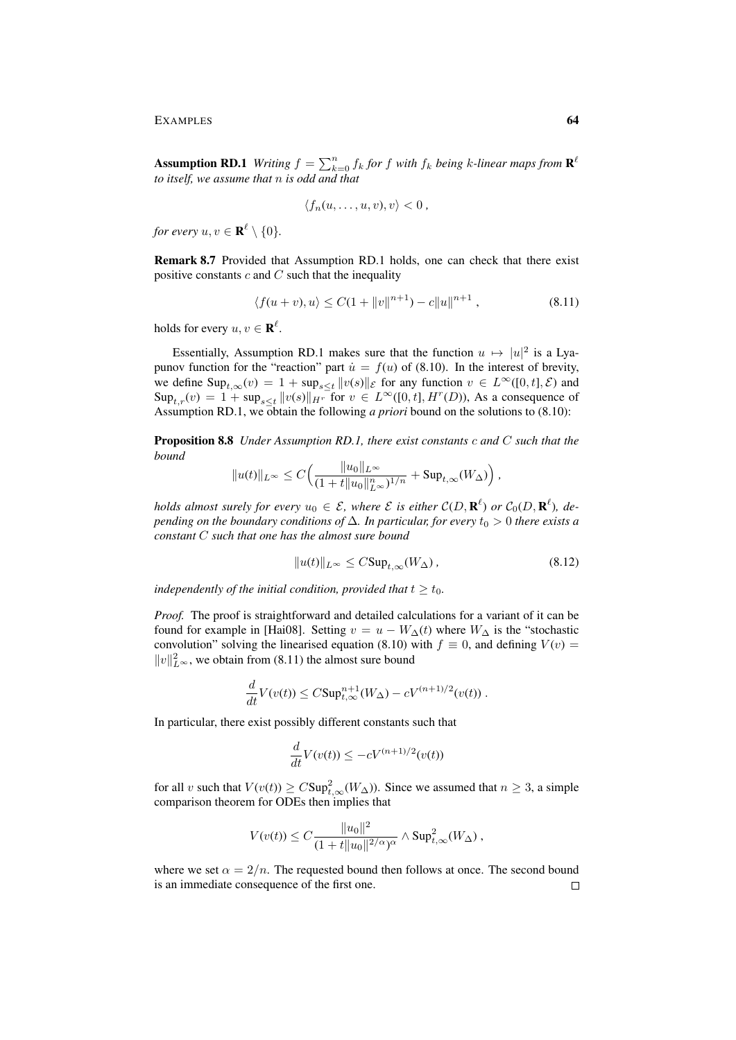**Assumption RD.1** *Writing $f = \sum_{k=0}^n f_k$ for $f$ with $f_k$ being $k$-linear maps from $\mathbf{R}^\ell$ to itself, we assume that $n$ is odd and that*

$$\langle f_n(u, \ldots, u, v), v\rangle < 0 \,,$$

*for every $u, v \in \mathbf{R}^\ell \setminus \{0\}$.*

**Remark 8.7** Provided that Assumption RD.1 holds, one can check that there exist positive constants $c$ and $C$ such that the inequality

$$\langle f(u+v), u\rangle \le C(1 + \|v\|^{n+1}) - c\|u\|^{n+1} \,, \tag{8.11}$$

holds for every $u, v \in \mathbf{R}^\ell$.

Essentially, Assumption RD.1 makes sure that the function $u \mapsto |u|^2$ is a Lyapunov function for the "reaction" part $\dot u = f(u)$ of (8.10). In the interest of brevity, we define $\mathrm{Sup}_{t,\infty}(v) = 1 + \sup_{s \le t} \|v(s)\|_{\mathcal{E}}$ for any function $v \in L^\infty([0,t], \mathcal{E})$ and $\mathrm{Sup}_{t,r}(v) = 1 + \sup_{s\le t} \|v(s)\|_{H^r}$ for $v \in L^\infty([0,t], H^r(D))$, As a consequence of Assumption RD.1, we obtain the following *a priori* bound on the solutions to (8.10):

**Proposition 8.8** *Under Assumption RD.1, there exist constants $c$ and $C$ such that the bound*

$$\|u(t)\|_{L^\infty} \le C\Big(\frac{\|u_0\|_{L^\infty}}{(1 + t\|u_0\|_{L^\infty}^n)^{1/n}} + \mathrm{Sup}_{t,\infty}(W_\Delta)\Big) \,,$$

*holds almost surely for every $u_0 \in \mathcal{E}$, where $\mathcal{E}$ is either $\mathcal{C}(D, \mathbf{R}^\ell)$ or $\mathcal{C}_0(D, \mathbf{R}^\ell)$, depending on the boundary conditions of $\Delta$. In particular, for every $t_0 > 0$ there exists a constant $C$ such that one has the almost sure bound*

$$\|u(t)\|_{L^\infty} \le C\mathrm{Sup}_{t,\infty}(W_\Delta) \,, \tag{8.12}$$

*independently of the initial condition, provided that $t \ge t_0$.*

*Proof.* The proof is straightforward and detailed calculations for a variant of it can be found for example in [Hai08]. Setting $v = u - W_\Delta(t)$ where $W_\Delta$ is the "stochastic convolution" solving the linearised equation (8.10) with $f \equiv 0$, and defining $V(v) = \|v\|_{L^\infty}^2$, we obtain from (8.11) the almost sure bound

$$\frac{d}{dt} V(v(t)) \le C\mathrm{Sup}_{t,\infty}^{n+1}(W_\Delta) - cV^{(n+1)/2}(v(t)) \,.$$

In particular, there exist possibly different constants such that

$$\frac{d}{dt} V(v(t)) \le -cV^{(n+1)/2}(v(t))$$

for all $v$ such that $V(v(t)) \ge C\mathrm{Sup}_{t,\infty}^2(W_\Delta))$. Since we assumed that $n \ge 3$, a simple comparison theorem for ODEs then implies that

$$V(v(t)) \le C\frac{\|u_0\|^2}{(1 + t\|u_0\|^{2/\alpha})^\alpha} \wedge \mathrm{Sup}_{t,\infty}^2(W_\Delta) \,,$$

where we set $\alpha = 2/n$. The requested bound then follows at once. The second bound is an immediate consequence of the first one. $\square$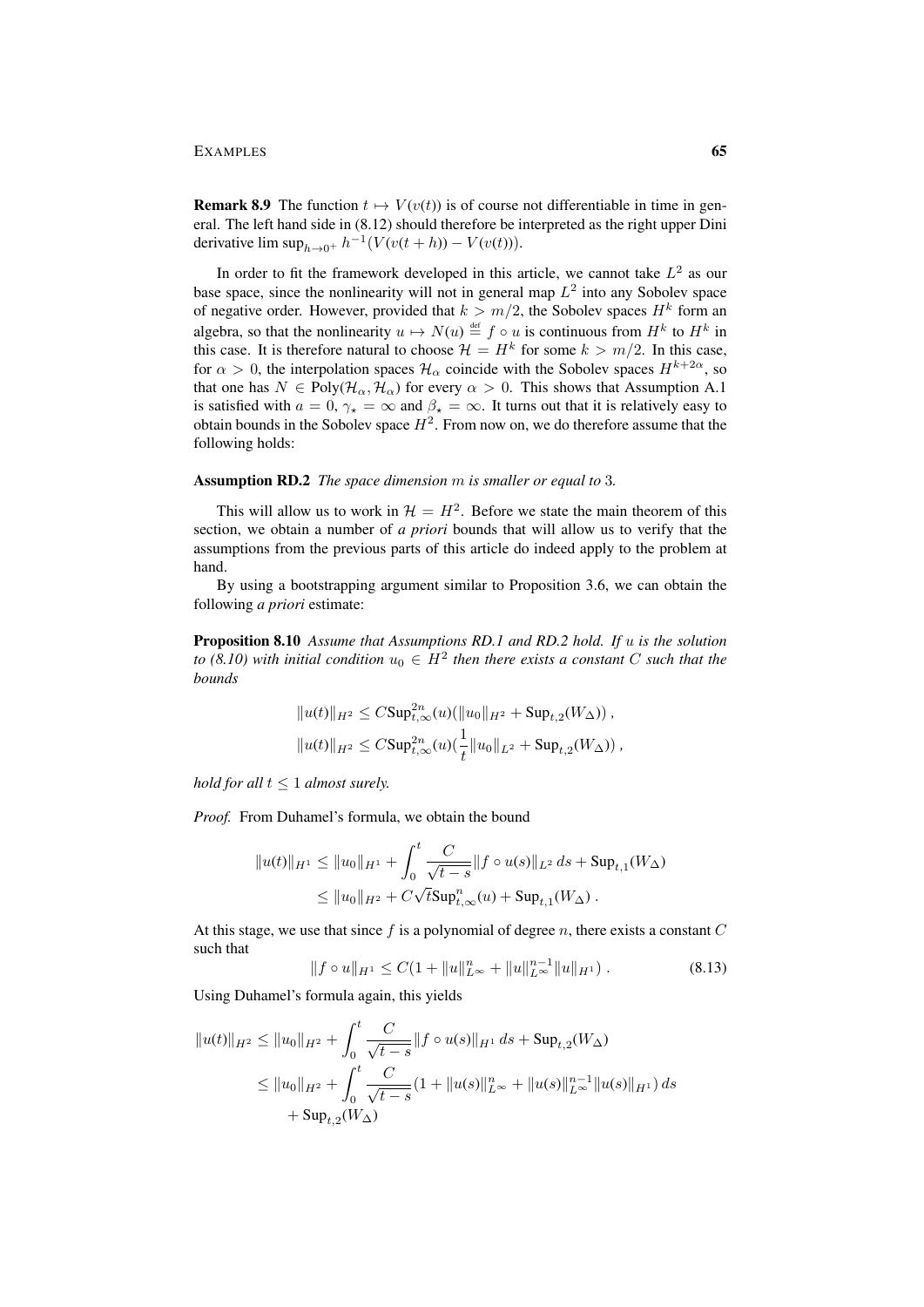**Remark 8.9** The function $t \mapsto V(v(t))$ is of course not differentiable in time in general. The left hand side in (8.12) should therefore be interpreted as the right upper Dini derivative $\limsup_{h\to 0^+} h^{-1}(V(v(t+h)) - V(v(t)))$.

In order to fit the framework developed in this article, we cannot take $L^2$ as our base space, since the nonlinearity will not in general map $L^2$ into any Sobolev space of negative order. However, provided that $k > m/2$, the Sobolev spaces $H^k$ form an algebra, so that the nonlinearity $u \mapsto N(u) \stackrel{\text{def}}{=} f \circ u$ is continuous from $H^k$ to $H^k$ in this case. It is therefore natural to choose $\mathcal{H} = H^k$ for some $k > m/2$. In this case, for $\alpha > 0$, the interpolation spaces $\mathcal{H}_\alpha$ coincide with the Sobolev spaces $H^{k+2\alpha}$, so that one has $N \in \mathrm{Poly}(\mathcal{H}_\alpha, \mathcal{H}_\alpha)$ for every $\alpha > 0$. This shows that Assumption A.1 is satisfied with $a = 0$, $\gamma_\star = \infty$ and $\beta_\star = \infty$. It turns out that it is relatively easy to obtain bounds in the Sobolev space $H^2$. From now on, we do therefore assume that the following holds:

**Assumption RD.2** *The space dimension $m$ is smaller or equal to 3.*

This will allow us to work in $\mathcal{H} = H^2$. Before we state the main theorem of this section, we obtain a number of *a priori* bounds that will allow us to verify that the assumptions from the previous parts of this article do indeed apply to the problem at hand.

By using a bootstrapping argument similar to Proposition 3.6, we can obtain the following *a priori* estimate:

**Proposition 8.10** *Assume that Assumptions RD.1 and RD.2 hold. If $u$ is the solution to (8.10) with initial condition $u_0 \in H^2$ then there exists a constant $C$ such that the bounds*

$$\|u(t)\|_{H^2} \le C\mathrm{Sup}^{2n}_{t,\infty}(u)(\|u_0\|_{H^2} + \mathrm{Sup}_{t,2}(W_\Delta))\,,$$
$$\|u(t)\|_{H^2} \le C\mathrm{Sup}^{2n}_{t,\infty}(u)(\frac{1}{t}\|u_0\|_{L^2} + \mathrm{Sup}_{t,2}(W_\Delta))\,,$$

*hold for all $t \le 1$ almost surely.*

*Proof.* From Duhamel's formula, we obtain the bound

$$\begin{aligned}
\|u(t)\|_{H^1} &\le \|u_0\|_{H^1} + \int_0^t \frac{C}{\sqrt{t-s}}\|f\circ u(s)\|_{L^2}\,ds + \mathrm{Sup}_{t,1}(W_\Delta)\\
&\le \|u_0\|_{H^2} + C\sqrt{t}\mathrm{Sup}^n_{t,\infty}(u) + \mathrm{Sup}_{t,1}(W_\Delta)\,.
\end{aligned}$$

At this stage, we use that since $f$ is a polynomial of degree $n$, there exists a constant $C$ such that

$$\|f\circ u\|_{H^1} \le C(1 + \|u\|^n_{L^\infty} + \|u\|^{n-1}_{L^\infty}\|u\|_{H^1})\,. \tag{8.13}$$

Using Duhamel's formula again, this yields

$$\begin{aligned}
\|u(t)\|_{H^2} &\le \|u_0\|_{H^2} + \int_0^t \frac{C}{\sqrt{t-s}}\|f\circ u(s)\|_{H^1}\,ds + \mathrm{Sup}_{t,2}(W_\Delta)\\
&\le \|u_0\|_{H^2} + \int_0^t \frac{C}{\sqrt{t-s}}(1 + \|u(s)\|^n_{L^\infty} + \|u(s)\|^{n-1}_{L^\infty}\|u(s)\|_{H^1})\,ds\\
&\quad + \mathrm{Sup}_{t,2}(W_\Delta)
\end{aligned}$$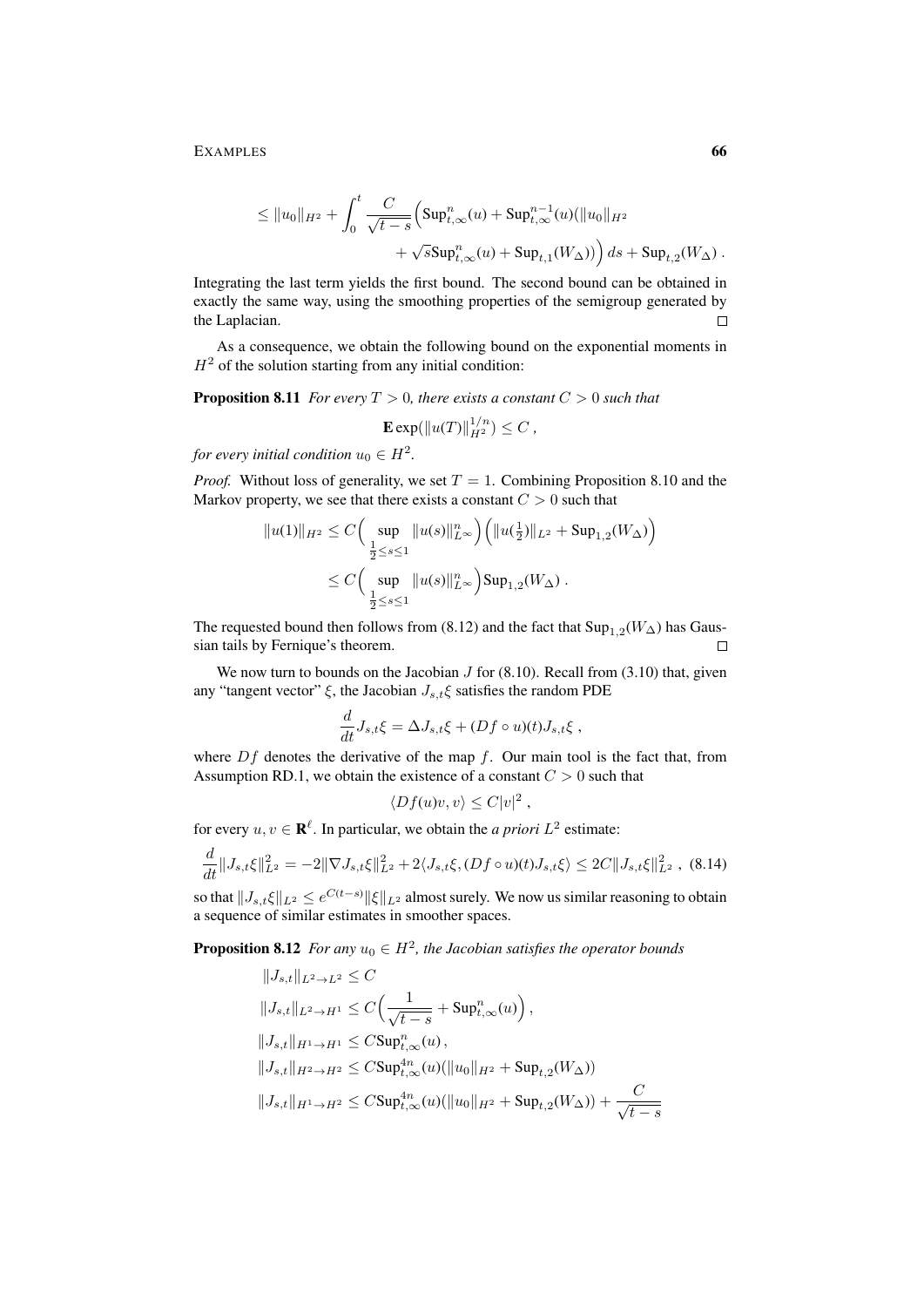$$\leq \|u_0\|_{H^2} + \int_0^t \frac{C}{\sqrt{t-s}} \Big( \mathrm{Sup}^n_{t,\infty}(u) + \mathrm{Sup}^{n-1}_{t,\infty}(u)(\|u_0\|_{H^2} + \sqrt{s}\mathrm{Sup}^n_{t,\infty}(u) + \mathrm{Sup}_{t,1}(W_\Delta))\Big)\, ds + \mathrm{Sup}_{t,2}(W_\Delta)\;.$$

Integrating the last term yields the first bound. The second bound can be obtained in exactly the same way, using the smoothing properties of the semigroup generated by the Laplacian. □

As a consequence, we obtain the following bound on the exponential moments in $H^2$ of the solution starting from any initial condition:

**Proposition 8.11** *For every $T > 0$, there exists a constant $C > 0$ such that*

$$\mathbf{E} \exp(\|u(T)\|_{H^2}^{1/n}) \leq C\;,$$

*for every initial condition $u_0 \in H^2$.*

*Proof.* Without loss of generality, we set $T = 1$. Combining Proposition 8.10 and the Markov property, we see that there exists a constant $C > 0$ such that

$$\begin{aligned}
\|u(1)\|_{H^2} &\leq C\Big(\sup_{\frac{1}{2}\leq s\leq 1} \|u(s)\|^n_{L^\infty}\Big)\Big(\|u(\tfrac{1}{2})\|_{L^2} + \mathrm{Sup}_{1,2}(W_\Delta)\Big) \\
&\leq C\Big(\sup_{\frac{1}{2}\leq s\leq 1} \|u(s)\|^n_{L^\infty}\Big)\mathrm{Sup}_{1,2}(W_\Delta)\;.
\end{aligned}$$

The requested bound then follows from (8.12) and the fact that $\mathrm{Sup}_{1,2}(W_\Delta)$ has Gaussian tails by Fernique's theorem. □

We now turn to bounds on the Jacobian $J$ for (8.10). Recall from (3.10) that, given any "tangent vector" $\xi$, the Jacobian $J_{s,t}\xi$ satisfies the random PDE

$$\frac{d}{dt} J_{s,t}\xi = \Delta J_{s,t}\xi + (Df \circ u)(t) J_{s,t}\xi\;,$$

where $Df$ denotes the derivative of the map $f$. Our main tool is the fact that, from Assumption RD.1, we obtain the existence of a constant $C > 0$ such that

$$\langle Df(u)v, v\rangle \leq C|v|^2\;,$$

for every $u, v \in \mathbf{R}^\ell$. In particular, we obtain the *a priori* $L^2$ estimate:

$$\frac{d}{dt}\|J_{s,t}\xi\|^2_{L^2} = -2\|\nabla J_{s,t}\xi\|^2_{L^2} + 2\langle J_{s,t}\xi, (Df\circ u)(t)J_{s,t}\xi\rangle \leq 2C\|J_{s,t}\xi\|^2_{L^2}\;, \quad (8.14)$$

so that $\|J_{s,t}\xi\|_{L^2} \leq e^{C(t-s)}\|\xi\|_{L^2}$ almost surely. We now us similar reasoning to obtain a sequence of similar estimates in smoother spaces.

**Proposition 8.12** *For any $u_0 \in H^2$, the Jacobian satisfies the operator bounds*

$$\begin{aligned}
&\|J_{s,t}\|_{L^2\to L^2} \leq C \\
&\|J_{s,t}\|_{L^2\to H^1} \leq C\Big(\frac{1}{\sqrt{t-s}} + \mathrm{Sup}^n_{t,\infty}(u)\Big)\;, \\
&\|J_{s,t}\|_{H^1\to H^1} \leq C\mathrm{Sup}^n_{t,\infty}(u)\;, \\
&\|J_{s,t}\|_{H^2\to H^2} \leq C\mathrm{Sup}^{4n}_{t,\infty}(u)(\|u_0\|_{H^2} + \mathrm{Sup}_{t,2}(W_\Delta)) \\
&\|J_{s,t}\|_{H^1\to H^2} \leq C\mathrm{Sup}^{4n}_{t,\infty}(u)(\|u_0\|_{H^2} + \mathrm{Sup}_{t,2}(W_\Delta)) + \frac{C}{\sqrt{t-s}}
\end{aligned}$$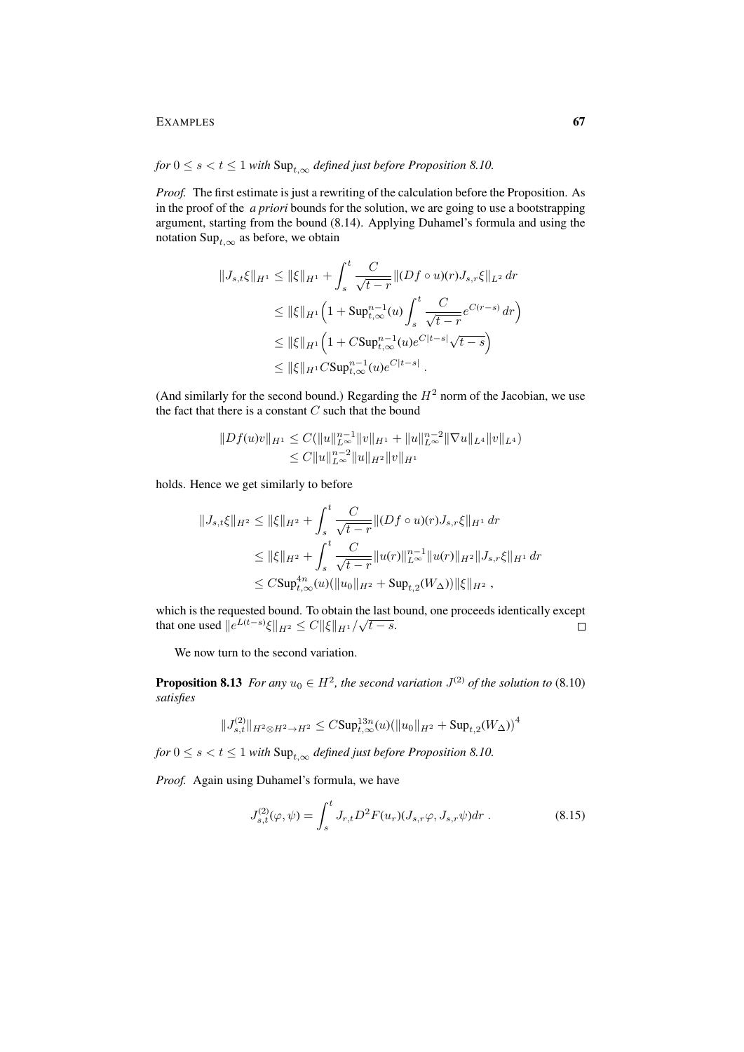*for* $0 \leq s < t \leq 1$ *with* $\mathrm{Sup}_{t,\infty}$ *defined just before Proposition 8.10.*

*Proof.* The first estimate is just a rewriting of the calculation before the Proposition. As in the proof of the *a priori* bounds for the solution, we are going to use a bootstrapping argument, starting from the bound (8.14). Applying Duhamel's formula and using the notation $\mathrm{Sup}_{t,\infty}$ as before, we obtain

$$
\begin{aligned}
\|J_{s,t}\xi\|_{H^1} &\leq \|\xi\|_{H^1} + \int_s^t \frac{C}{\sqrt{t-r}} \|(Df \circ u)(r) J_{s,r}\xi\|_{L^2}\, dr \\
&\leq \|\xi\|_{H^1} \Big(1 + \mathrm{Sup}_{t,\infty}^{n-1}(u) \int_s^t \frac{C}{\sqrt{t-r}} e^{C(r-s)}\, dr\Big) \\
&\leq \|\xi\|_{H^1} \Big(1 + C\mathrm{Sup}_{t,\infty}^{n-1}(u) e^{C|t-s|} \sqrt{t-s}\Big) \\
&\leq \|\xi\|_{H^1} C\mathrm{Sup}_{t,\infty}^{n-1}(u) e^{C|t-s|}\;.
\end{aligned}
$$

(And similarly for the second bound.) Regarding the $H^2$ norm of the Jacobian, we use the fact that there is a constant $C$ such that the bound

$$
\begin{aligned}
\|Df(u)v\|_{H^1} &\leq C(\|u\|_{L^\infty}^{n-1}\|v\|_{H^1} + \|u\|_{L^\infty}^{n-2}\|\nabla u\|_{L^4}\|v\|_{L^4}) \\
&\leq C\|u\|_{L^\infty}^{n-2}\|u\|_{H^2}\|v\|_{H^1}
\end{aligned}
$$

holds. Hence we get similarly to before

$$
\begin{aligned}
\|J_{s,t}\xi\|_{H^2} &\leq \|\xi\|_{H^2} + \int_s^t \frac{C}{\sqrt{t-r}} \|(Df \circ u)(r) J_{s,r}\xi\|_{H^1}\, dr \\
&\leq \|\xi\|_{H^2} + \int_s^t \frac{C}{\sqrt{t-r}} \|u(r)\|_{L^\infty}^{n-1} \|u(r)\|_{H^2} \|J_{s,r}\xi\|_{H^1}\, dr \\
&\leq C\mathrm{Sup}_{t,\infty}^{4n}(u)(\|u_0\|_{H^2} + \mathrm{Sup}_{t,2}(W_\Delta))\|\xi\|_{H^2}\;,
\end{aligned}
$$

which is the requested bound. To obtain the last bound, one proceeds identically except that one used $\|e^{L(t-s)}\xi\|_{H^2} \leq C\|\xi\|_{H^1}/\sqrt{t-s}$. ∎

We now turn to the second variation.

**Proposition 8.13** *For any* $u_0 \in H^2$*, the second variation* $J^{(2)}$ *of the solution to* (8.10) *satisfies*

$$
\|J_{s,t}^{(2)}\|_{H^2 \otimes H^2 \to H^2} \leq C\mathrm{Sup}_{t,\infty}^{13n}(u)\big(\|u_0\|_{H^2} + \mathrm{Sup}_{t,2}(W_\Delta)\big)^4
$$

*for* $0 \leq s < t \leq 1$ *with* $\mathrm{Sup}_{t,\infty}$ *defined just before Proposition 8.10.*

*Proof.* Again using Duhamel's formula, we have

$$
J_{s,t}^{(2)}(\varphi, \psi) = \int_s^t J_{r,t} D^2F(u_r)(J_{s,r}\varphi, J_{s,r}\psi) dr\;. \tag{8.15}
$$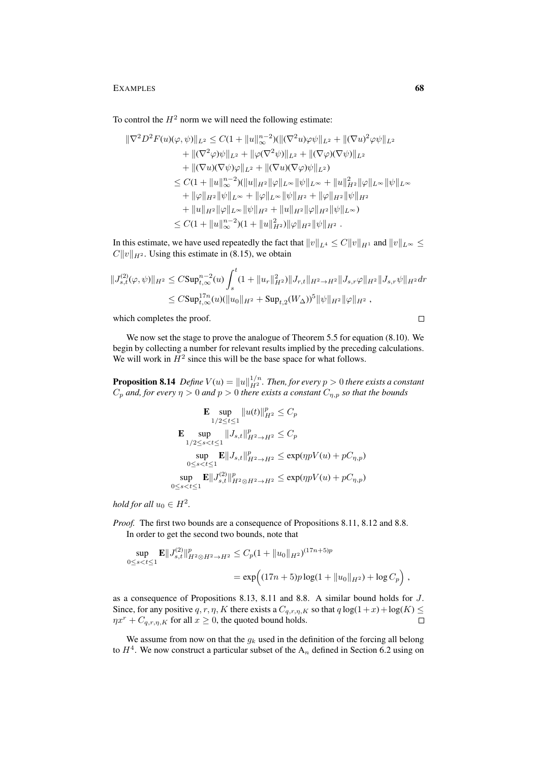To control the $H^2$ norm we will need the following estimate:

$$
\begin{aligned}
\|\nabla^2 D^2 F(u)(\varphi,\psi)\|_{L^2} &\le C(1+\|u\|_\infty^{n-2})(\|(\nabla^2 u)\varphi\psi\|_{L^2} + \|(\nabla u)^2\varphi\psi\|_{L^2} \\
&\quad + \|(\nabla^2\varphi)\psi\|_{L^2} + \|\varphi(\nabla^2\psi)\|_{L^2} + \|(\nabla\varphi)(\nabla\psi)\|_{L^2} \\
&\quad + \|(\nabla u)(\nabla\psi)\varphi\|_{L^2} + \|(\nabla u)(\nabla\varphi)\psi\|_{L^2}) \\
&\le C(1+\|u\|_\infty^{n-2})(\|u\|_{H^2}\|\varphi\|_{L^\infty}\|\psi\|_{L^\infty} + \|u\|_{H^2}^2\|\varphi\|_{L^\infty}\|\psi\|_{L^\infty} \\
&\quad + \|\varphi\|_{H^2}\|\psi\|_{L^\infty} + \|\varphi\|_{L^\infty}\|\psi\|_{H^2} + \|\varphi\|_{H^2}\|\psi\|_{H^2} \\
&\quad + \|u\|_{H^2}\|\varphi\|_{L^\infty}\|\psi\|_{H^2} + \|u\|_{H^2}\|\varphi\|_{H^2}\|\psi\|_{L^\infty}) \\
&\le C(1+\|u\|_\infty^{n-2})(1+\|u\|_{H^2}^2)\|\varphi\|_{H^2}\|\psi\|_{H^2}\;.
\end{aligned}
$$

In this estimate, we have used repeatedly the fact that $\|v\|_{L^4} \le C\|v\|_{H^1}$ and $\|v\|_{L^\infty} \le C\|v\|_{H^2}$. Using this estimate in (8.15), we obtain

$$
\begin{aligned}
\|J_{s,t}^{(2)}(\varphi,\psi)\|_{H^2} &\le C\mathrm{Sup}_{t,\infty}^{n-2}(u)\int_s^t (1+\|u_r\|_{H^2}^2)\|J_{r,t}\|_{H^2\to H^2}\|J_{s,r}\varphi\|_{H^2}\|J_{s,r}\psi\|_{H^2}\,dr \\
&\le C\mathrm{Sup}_{t,\infty}^{17n}(u)(\|u_0\|_{H^2} + \mathrm{Sup}_{t,2}(W_\Delta))^5\|\psi\|_{H^2}\|\varphi\|_{H^2}\;,
\end{aligned}
$$

which completes the proof. ∎

We now set the stage to prove the analogue of Theorem 5.5 for equation (8.10). We begin by collecting a number for relevant results implied by the preceding calculations. We will work in $H^2$ since this will be the base space for what follows.

**Proposition 8.14** *Define $V(u) = \|u\|_{H^2}^{1/n}$. Then, for every $p > 0$ there exists a constant $C_p$ and, for every $\eta > 0$ and $p > 0$ there exists a constant $C_{\eta,p}$ so that the bounds*

$$
\begin{aligned}
\mathbf{E}\sup_{1/2\le t\le 1}\|u(t)\|_{H^2}^p &\le C_p \\
\mathbf{E}\sup_{1/2\le s<t\le 1}\|J_{s,t}\|_{H^2\to H^2}^p &\le C_p \\
\sup_{0\le s<t\le 1}\mathbf{E}\|J_{s,t}\|_{H^2\to H^2}^p &\le \exp(\eta p V(u) + pC_{\eta,p}) \\
\sup_{0\le s<t\le 1}\mathbf{E}\|J_{s,t}^{(2)}\|_{H^2\otimes H^2\to H^2}^p &\le \exp(\eta p V(u) + pC_{\eta,p})
\end{aligned}
$$

*hold for all $u_0 \in H^2$.*

*Proof.* The first two bounds are a consequence of Propositions 8.11, 8.12 and 8.8.
In order to get the second two bounds, note that

$$
\begin{aligned}
\sup_{0\le s<t\le 1}\mathbf{E}\|J_{s,t}^{(2)}\|_{H^2\otimes H^2\to H^2}^p &\le C_p(1+\|u_0\|_{H^2})^{(17n+5)p} \\
&= \exp\Big((17n+5)p\log(1+\|u_0\|_{H^2}) + \log C_p\Big)\;,
\end{aligned}
$$

as a consequence of Propositions 8.13, 8.11 and 8.8. A similar bound holds for $J$. Since, for any positive $q, r, \eta, K$ there exists a $C_{q,r,\eta,K}$ so that $q\log(1+x) + \log(K) \le \eta x^r + C_{q,r,\eta,K}$ for all $x \ge 0$, the quoted bound holds. ∎

We assume from now on that the $g_k$ used in the definition of the forcing all belong to $H^4$. We now construct a particular subset of the $\mathrm{A}_n$ defined in Section 6.2 using on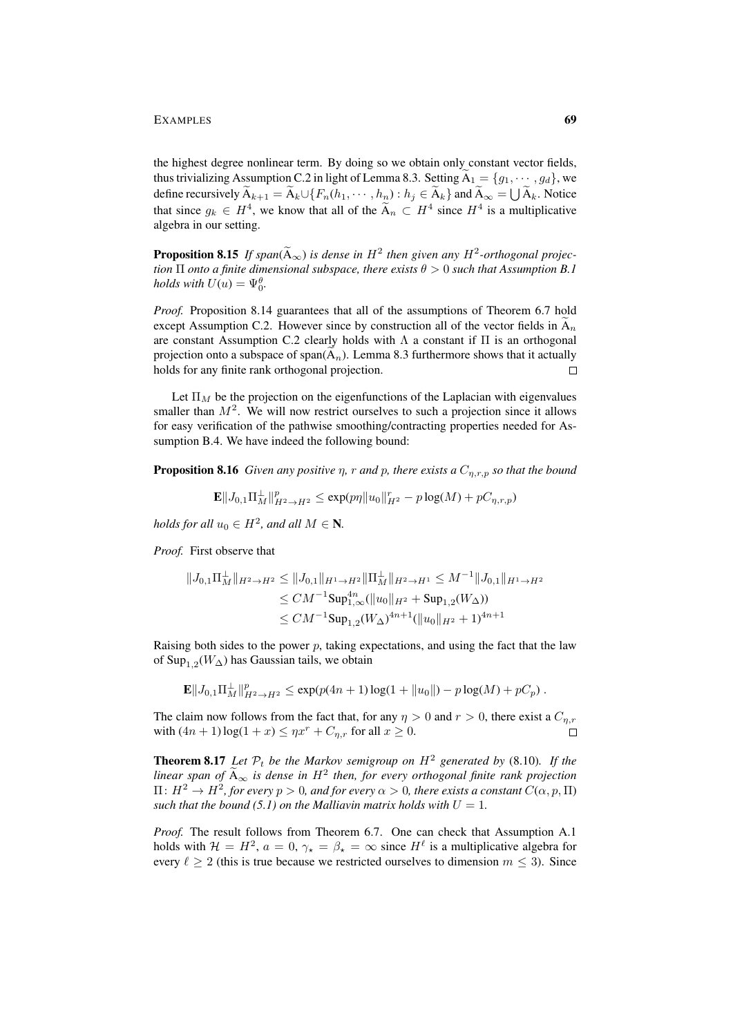the highest degree nonlinear term. By doing so we obtain only constant vector fields, thus trivializing Assumption C.2 in light of Lemma 8.3. Setting $\widetilde{A}_1 = \{g_1, \cdots, g_d\}$, we define recursively $\widetilde{A}_{k+1} = \widetilde{A}_k \cup \{F_n(h_1, \cdots, h_n) : h_j \in \widetilde{A}_k\}$ and $\widetilde{A}_\infty = \bigcup \widetilde{A}_k$. Notice that since $g_k \in H^4$, we know that all of the $\widetilde{A}_n \subset H^4$ since $H^4$ is a multiplicative algebra in our setting.

**Proposition 8.15** *If span($\widetilde{A}_\infty$) is dense in $H^2$ then given any $H^2$-orthogonal projection $\Pi$ onto a finite dimensional subspace, there exists $\theta > 0$ such that Assumption B.1 holds with $U(u) = \Psi_0^\theta$.*

*Proof.* Proposition 8.14 guarantees that all of the assumptions of Theorem 6.7 hold except Assumption C.2. However since by construction all of the vector fields in $\widetilde{A}_n$ are constant Assumption C.2 clearly holds with $\Lambda$ a constant if $\Pi$ is an orthogonal projection onto a subspace of span($\widetilde{A}_n$). Lemma 8.3 furthermore shows that it actually holds for any finite rank orthogonal projection. □

Let $\Pi_M$ be the projection on the eigenfunctions of the Laplacian with eigenvalues smaller than $M^2$. We will now restrict ourselves to such a projection since it allows for easy verification of the pathwise smoothing/contracting properties needed for Assumption B.4. We have indeed the following bound:

**Proposition 8.16** *Given any positive $\eta$, $r$ and $p$, there exists a $C_{\eta,r,p}$ so that the bound*

$$\mathbf{E}\|J_{0,1}\Pi_M^\perp\|_{H^2\to H^2}^p \le \exp(p\eta\|u_0\|_{H^2}^r - p\log(M) + pC_{\eta,r,p})$$

*holds for all $u_0 \in H^2$, and all $M \in \mathbf{N}$.*

*Proof.* First observe that

$$\begin{aligned}
\|J_{0,1}\Pi_M^\perp\|_{H^2\to H^2} &\le \|J_{0,1}\|_{H^1\to H^2}\|\Pi_M^\perp\|_{H^2\to H^1} \le M^{-1}\|J_{0,1}\|_{H^1\to H^2} \\
&\le CM^{-1}\mathrm{Sup}_{1,\infty}^{4n}(\|u_0\|_{H^2} + \mathrm{Sup}_{1,2}(W_\Delta)) \\
&\le CM^{-1}\mathrm{Sup}_{1,2}(W_\Delta)^{4n+1}(\|u_0\|_{H^2} + 1)^{4n+1}
\end{aligned}$$

Raising both sides to the power $p$, taking expectations, and using the fact that the law of $\mathrm{Sup}_{1,2}(W_\Delta)$ has Gaussian tails, we obtain

$$\mathbf{E}\|J_{0,1}\Pi_M^\perp\|_{H^2\to H^2}^p \le \exp(p(4n+1)\log(1+\|u_0\|) - p\log(M) + pC_p)\;.$$

The claim now follows from the fact that, for any $\eta > 0$ and $r > 0$, there exist a $C_{\eta,r}$ with $(4n+1)\log(1+x) \le \eta x^r + C_{\eta,r}$ for all $x \ge 0$. □

**Theorem 8.17** *Let $\mathcal{P}_t$ be the Markov semigroup on $H^2$ generated by* (8.10)*. If the linear span of $\widetilde{A}_\infty$ is dense in $H^2$ then, for every orthogonal finite rank projection $\Pi\colon H^2 \to H^2$, for every $p > 0$, and for every $\alpha > 0$, there exists a constant $C(\alpha, p, \Pi)$ such that the bound (5.1) on the Malliavin matrix holds with $U = 1$.*

*Proof.* The result follows from Theorem 6.7. One can check that Assumption A.1 holds with $\mathcal{H} = H^2$, $a = 0$, $\gamma_\star = \beta_\star = \infty$ since $H^\ell$ is a multiplicative algebra for every $\ell \ge 2$ (this is true because we restricted ourselves to dimension $m \le 3$). Since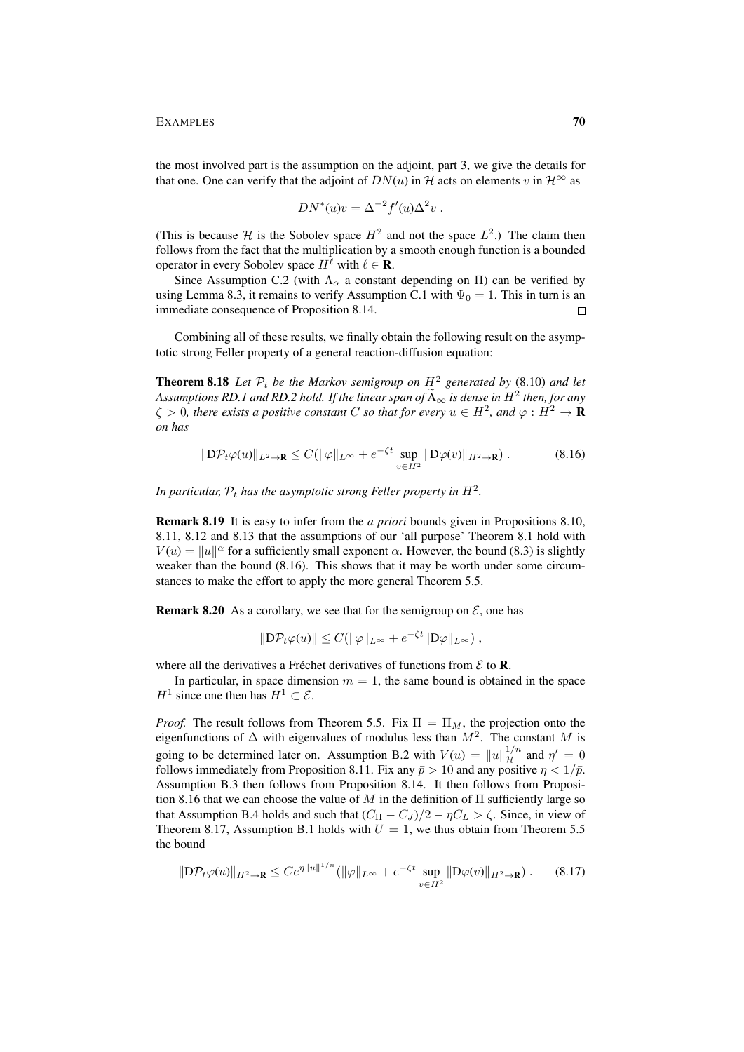the most involved part is the assumption on the adjoint, part 3, we give the details for that one. One can verify that the adjoint of $DN(u)$ in $\mathcal{H}$ acts on elements $v$ in $\mathcal{H}^\infty$ as

$$DN^*(u)v = \Delta^{-2} f'(u)\Delta^2 v \;.$$

(This is because $\mathcal{H}$ is the Sobolev space $H^2$ and not the space $L^2$.) The claim then follows from the fact that the multiplication by a smooth enough function is a bounded operator in every Sobolev space $H^\ell$ with $\ell \in \mathbf{R}$.

Since Assumption C.2 (with $\Lambda_\alpha$ a constant depending on $\Pi$) can be verified by using Lemma 8.3, it remains to verify Assumption C.1 with $\Psi_0 = 1$. This in turn is an immediate consequence of Proposition 8.14. □

Combining all of these results, we finally obtain the following result on the asymptotic strong Feller property of a general reaction-diffusion equation:

**Theorem 8.18** *Let $\mathcal{P}_t$ be the Markov semigroup on $H^2$ generated by* (8.10) *and let Assumptions RD.1 and RD.2 hold. If the linear span of $\widetilde{\mathrm{A}}_\infty$ is dense in $H^2$ then, for any $\zeta > 0$, there exists a positive constant $C$ so that for every $u \in H^2$, and $\varphi : H^2 \to \mathbf{R}$ on has*

$$\|\mathrm{D}\mathcal{P}_t\varphi(u)\|_{L^2\to\mathbf{R}} \le C\big(\|\varphi\|_{L^\infty} + e^{-\zeta t}\sup_{v\in H^2}\|\mathrm{D}\varphi(v)\|_{H^2\to\mathbf{R}}\big) \;. \tag{8.16}$$

*In particular, $\mathcal{P}_t$ has the asymptotic strong Feller property in $H^2$.*

**Remark 8.19** It is easy to infer from the *a priori* bounds given in Propositions 8.10, 8.11, 8.12 and 8.13 that the assumptions of our 'all purpose' Theorem 8.1 hold with $V(u) = \|u\|^\alpha$ for a sufficiently small exponent $\alpha$. However, the bound (8.3) is slightly weaker than the bound (8.16). This shows that it may be worth under some circumstances to make the effort to apply the more general Theorem 5.5.

**Remark 8.20** As a corollary, we see that for the semigroup on $\mathcal{E}$, one has

$$\|\mathrm{D}\mathcal{P}_t\varphi(u)\| \le C\big(\|\varphi\|_{L^\infty} + e^{-\zeta t}\|\mathrm{D}\varphi\|_{L^\infty}\big) \;,$$

where all the derivatives a Fréchet derivatives of functions from $\mathcal{E}$ to $\mathbf{R}$.

In particular, in space dimension $m = 1$, the same bound is obtained in the space $H^1$ since one then has $H^1 \subset \mathcal{E}$.

*Proof.* The result follows from Theorem 5.5. Fix $\Pi = \Pi_M$, the projection onto the eigenfunctions of $\Delta$ with eigenvalues of modulus less than $M^2$. The constant $M$ is going to be determined later on. Assumption B.2 with $V(u) = \|u\|_{\mathcal{H}}^{1/n}$ and $\eta' = 0$ follows immediately from Proposition 8.11. Fix any $\bar p > 10$ and any positive $\eta < 1/\bar p$. Assumption B.3 then follows from Proposition 8.14. It then follows from Proposition 8.16 that we can choose the value of $M$ in the definition of $\Pi$ sufficiently large so that Assumption B.4 holds and such that $(C_\Pi - C_J)/2 - \eta C_L > \zeta$. Since, in view of Theorem 8.17, Assumption B.1 holds with $U = 1$, we thus obtain from Theorem 5.5 the bound

$$\|\mathrm{D}\mathcal{P}_t\varphi(u)\|_{H^2\to\mathbf{R}} \le Ce^{\eta\|u\|^{1/n}}\big(\|\varphi\|_{L^\infty} + e^{-\zeta t}\sup_{v\in H^2}\|\mathrm{D}\varphi(v)\|_{H^2\to\mathbf{R}}\big) \;. \tag{8.17}$$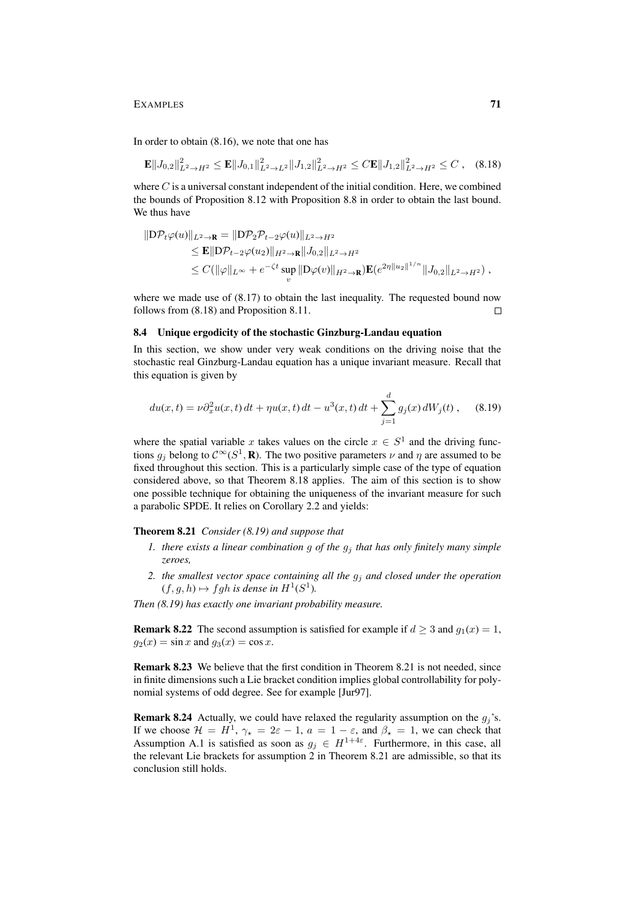In order to obtain (8.16), we note that one has

$$\mathbf{E}\|J_{0,2}\|^2_{L^2\to H^2} \le \mathbf{E}\|J_{0,1}\|^2_{L^2\to L^2}\|J_{1,2}\|^2_{L^2\to H^2} \le C\mathbf{E}\|J_{1,2}\|^2_{L^2\to H^2} \le C\ , \quad (8.18)$$

where $C$ is a universal constant independent of the initial condition. Here, we combined the bounds of Proposition 8.12 with Proposition 8.8 in order to obtain the last bound. We thus have

$$\begin{aligned}\|\mathrm{D}\mathcal{P}_t\varphi(u)\|_{L^2\to\mathbf{R}} &= \|\mathrm{D}\mathcal{P}_2\mathcal{P}_{t-2}\varphi(u)\|_{L^2\to H^2}\\ &\le \mathbf{E}\|\mathrm{D}\mathcal{P}_{t-2}\varphi(u_2)\|_{H^2\to\mathbf{R}}\|J_{0,2}\|_{L^2\to H^2}\\ &\le C(\|\varphi\|_{L^\infty} + e^{-\zeta t}\sup_v\|\mathrm{D}\varphi(v)\|_{H^2\to\mathbf{R}})\mathbf{E}(e^{2\eta\|u_2\|^{1/n}}\|J_{0,2}\|_{L^2\to H^2})\ ,\end{aligned}$$

where we made use of (8.17) to obtain the last inequality. The requested bound now follows from (8.18) and Proposition 8.11. □

### 8.4 Unique ergodicity of the stochastic Ginzburg-Landau equation

In this section, we show under very weak conditions on the driving noise that the stochastic real Ginzburg-Landau equation has a unique invariant measure. Recall that this equation is given by

$$du(x,t) = \nu\partial_x^2 u(x,t)\,dt + \eta u(x,t)\,dt - u^3(x,t)\,dt + \sum_{j=1}^d g_j(x)\,dW_j(t)\ , \quad (8.19)$$

where the spatial variable $x$ takes values on the circle $x \in S^1$ and the driving functions $g_j$ belong to $\mathcal{C}^\infty(S^1,\mathbf{R})$. The two positive parameters $\nu$ and $\eta$ are assumed to be fixed throughout this section. This is a particularly simple case of the type of equation considered above, so that Theorem 8.18 applies. The aim of this section is to show one possible technique for obtaining the uniqueness of the invariant measure for such a parabolic SPDE. It relies on Corollary 2.2 and yields:

**Theorem 8.21** *Consider (8.19) and suppose that*

1. *there exists a linear combination $g$ of the $g_j$ that has only finitely many simple zeroes,*
2. *the smallest vector space containing all the $g_j$ and closed under the operation $(f,g,h)\mapsto fgh$ is dense in $H^1(S^1)$.*

*Then (8.19) has exactly one invariant probability measure.*

**Remark 8.22** The second assumption is satisfied for example if $d \ge 3$ and $g_1(x) = 1$, $g_2(x) = \sin x$ and $g_3(x) = \cos x$.

**Remark 8.23** We believe that the first condition in Theorem 8.21 is not needed, since in finite dimensions such a Lie bracket condition implies global controllability for polynomial systems of odd degree. See for example [Jur97].

**Remark 8.24** Actually, we could have relaxed the regularity assumption on the $g_j$'s. If we choose $\mathcal{H} = H^1$, $\gamma_\star = 2\varepsilon - 1$, $a = 1-\varepsilon$, and $\beta_\star = 1$, we can check that Assumption A.1 is satisfied as soon as $g_j \in H^{1+4\varepsilon}$. Furthermore, in this case, all the relevant Lie brackets for assumption 2 in Theorem 8.21 are admissible, so that its conclusion still holds.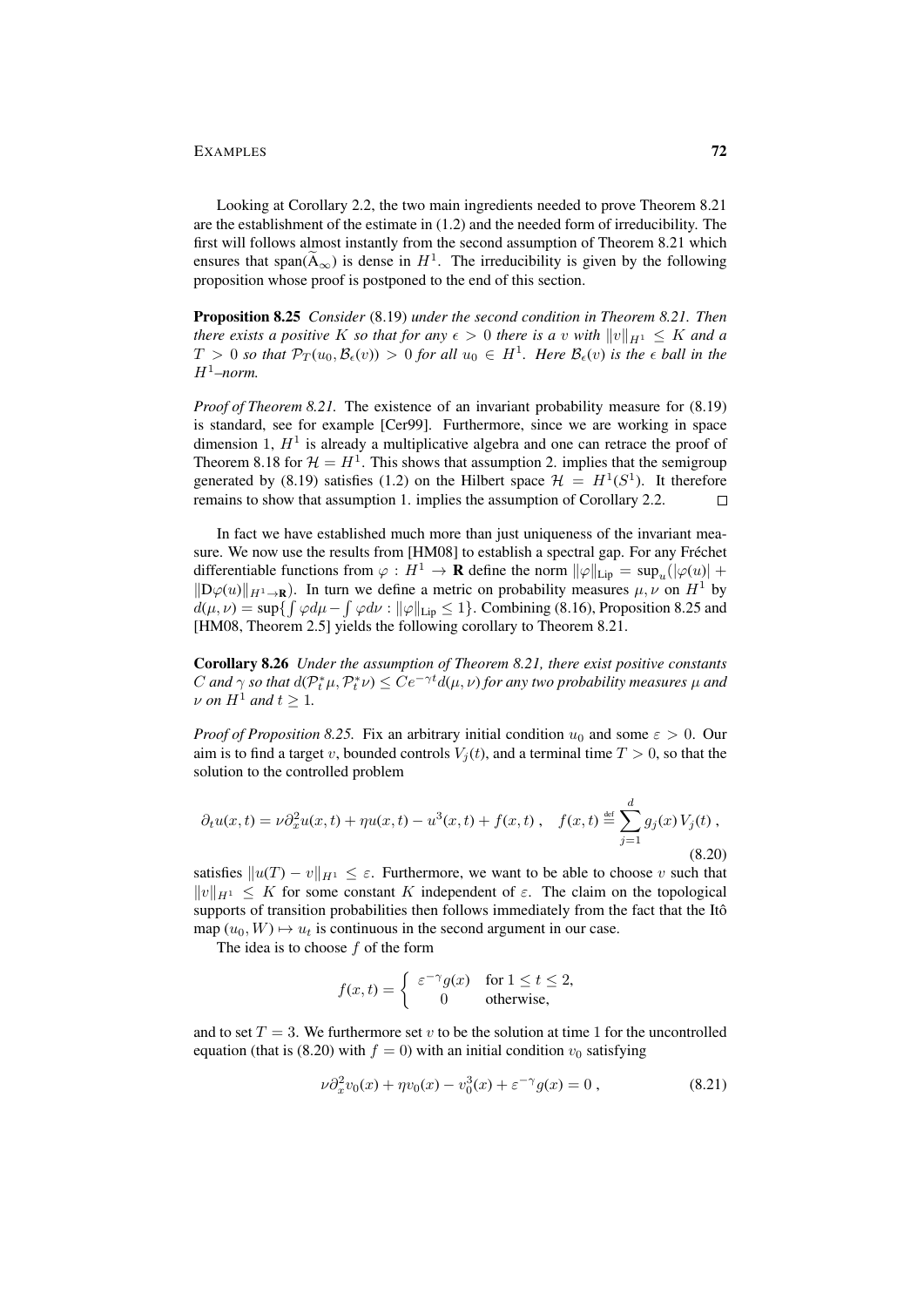Looking at Corollary 2.2, the two main ingredients needed to prove Theorem 8.21 are the establishment of the estimate in (1.2) and the needed form of irreducibility. The first will follows almost instantly from the second assumption of Theorem 8.21 which ensures that span($\widetilde{\mathrm{A}}_\infty$) is dense in $H^1$. The irreducibility is given by the following proposition whose proof is postponed to the end of this section.

**Proposition 8.25** *Consider* (8.19) *under the second condition in Theorem 8.21. Then there exists a positive $K$ so that for any $\epsilon > 0$ there is a $v$ with $\|v\|_{H^1} \leq K$ and a $T > 0$ so that $\mathcal{P}_T(u_0, \mathcal{B}_\epsilon(v)) > 0$ for all $u_0 \in H^1$. Here $\mathcal{B}_\epsilon(v)$ is the $\epsilon$ ball in the $H^1$–norm.*

*Proof of Theorem 8.21.* The existence of an invariant probability measure for (8.19) is standard, see for example [Cer99]. Furthermore, since we are working in space dimension 1, $H^1$ is already a multiplicative algebra and one can retrace the proof of Theorem 8.18 for $\mathcal{H} = H^1$. This shows that assumption 2. implies that the semigroup generated by (8.19) satisfies (1.2) on the Hilbert space $\mathcal{H} = H^1(S^1)$. It therefore remains to show that assumption 1. implies the assumption of Corollary 2.2. $\square$

In fact we have established much more than just uniqueness of the invariant measure. We now use the results from [HM08] to establish a spectral gap. For any Fréchet differentiable functions from $\varphi : H^1 \to \mathbf{R}$ define the norm $\|\varphi\|_{\mathrm{Lip}} = \sup_u(|\varphi(u)| + \|D\varphi(u)\|_{H^1 \to \mathbf{R}})$. In turn we define a metric on probability measures $\mu, \nu$ on $H^1$ by $d(\mu, \nu) = \sup\{\int \varphi d\mu - \int \varphi d\nu : \|\varphi\|_{\mathrm{Lip}} \leq 1\}$. Combining (8.16), Proposition 8.25 and [HM08, Theorem 2.5] yields the following corollary to Theorem 8.21.

**Corollary 8.26** *Under the assumption of Theorem 8.21, there exist positive constants $C$ and $\gamma$ so that $d(\mathcal{P}_t^*\mu, \mathcal{P}_t^*\nu) \leq Ce^{-\gamma t} d(\mu, \nu)$ for any two probability measures $\mu$ and $\nu$ on $H^1$ and $t \geq 1$.*

*Proof of Proposition 8.25.* Fix an arbitrary initial condition $u_0$ and some $\varepsilon > 0$. Our aim is to find a target $v$, bounded controls $V_j(t)$, and a terminal time $T > 0$, so that the solution to the controlled problem

$$\partial_t u(x,t) = \nu \partial_x^2 u(x,t) + \eta u(x,t) - u^3(x,t) + f(x,t) \;, \quad f(x,t) \stackrel{\text{def}}{=} \sum_{j=1}^{d} g_j(x) V_j(t) \;, \tag{8.20}$$

satisfies $\|u(T) - v\|_{H^1} \leq \varepsilon$. Furthermore, we want to be able to choose $v$ such that $\|v\|_{H^1} \leq K$ for some constant $K$ independent of $\varepsilon$. The claim on the topological supports of transition probabilities then follows immediately from the fact that the Itô map $(u_0, W) \mapsto u_t$ is continuous in the second argument in our case.

The idea is to choose $f$ of the form

$$f(x,t) = \begin{cases} \varepsilon^{-\gamma} g(x) & \text{for } 1 \leq t \leq 2, \\ 0 & \text{otherwise,} \end{cases}$$

and to set $T = 3$. We furthermore set $v$ to be the solution at time 1 for the uncontrolled equation (that is (8.20) with $f = 0$) with an initial condition $v_0$ satisfying

$$\nu \partial_x^2 v_0(x) + \eta v_0(x) - v_0^3(x) + \varepsilon^{-\gamma} g(x) = 0 \;, \tag{8.21}$$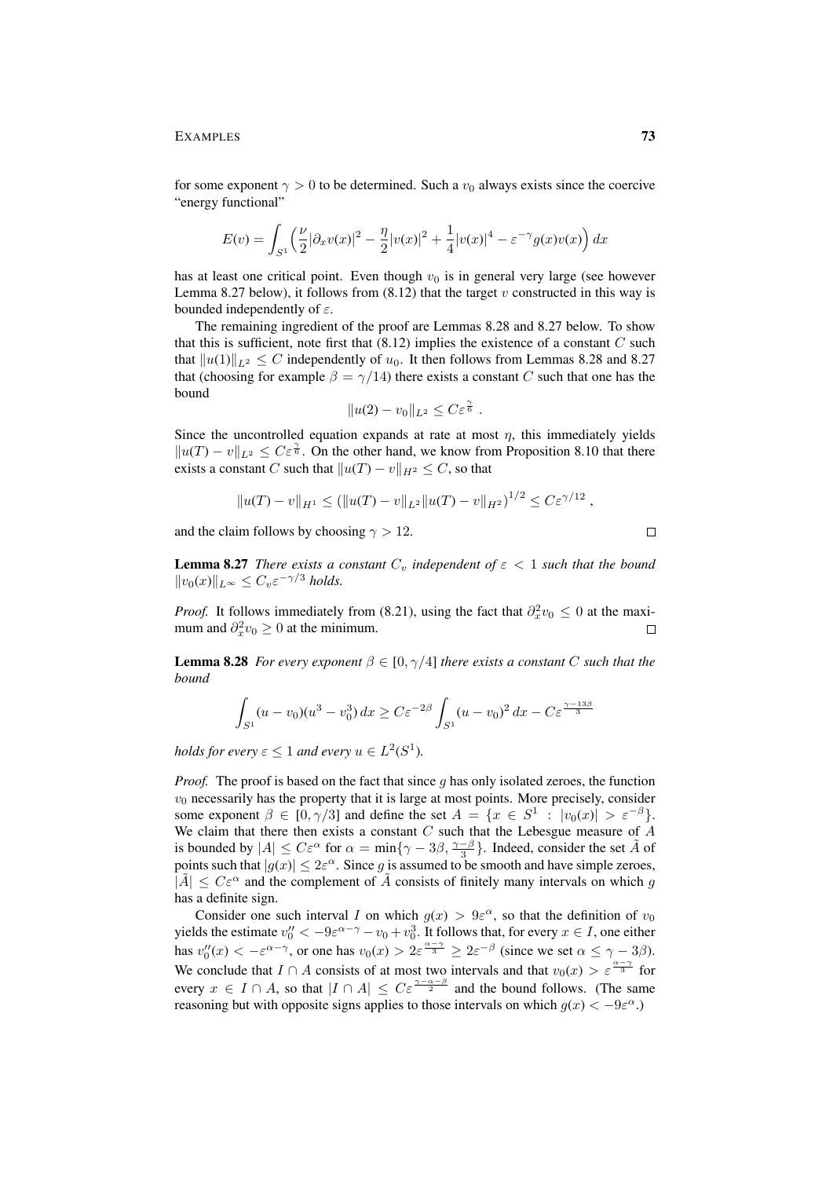for some exponent $\gamma > 0$ to be determined. Such a $v_0$ always exists since the coercive "energy functional"

$$E(v) = \int_{S^1} \Big( \frac{\nu}{2} |\partial_x v(x)|^2 - \frac{\eta}{2} |v(x)|^2 + \frac{1}{4} |v(x)|^4 - \varepsilon^{-\gamma} g(x) v(x) \Big)\, dx$$

has at least one critical point. Even though $v_0$ is in general very large (see however Lemma 8.27 below), it follows from (8.12) that the target $v$ constructed in this way is bounded independently of $\varepsilon$.

The remaining ingredient of the proof are Lemmas 8.28 and 8.27 below. To show that this is sufficient, note first that (8.12) implies the existence of a constant $C$ such that $\|u(1)\|_{L^2} \le C$ independently of $u_0$. It then follows from Lemmas 8.28 and 8.27 that (choosing for example $\beta = \gamma/14$) there exists a constant $C$ such that one has the bound

$$\|u(2) - v_0\|_{L^2} \le C \varepsilon^{\frac{\gamma}{6}}\;.$$

Since the uncontrolled equation expands at rate at most $\eta$, this immediately yields $\|u(T) - v\|_{L^2} \le C\varepsilon^{\frac{\gamma}{6}}$. On the other hand, we know from Proposition 8.10 that there exists a constant $C$ such that $\|u(T) - v\|_{H^2} \le C$, so that

$$\|u(T) - v\|_{H^1} \le \big(\|u(T) - v\|_{L^2} \|u(T) - v\|_{H^2}\big)^{1/2} \le C\varepsilon^{\gamma/12}\;,$$

and the claim follows by choosing $\gamma > 12$. □

**Lemma 8.27** *There exists a constant $C_v$ independent of $\varepsilon < 1$ such that the bound $\|v_0(x)\|_{L^\infty} \le C_v \varepsilon^{-\gamma/3}$ holds.*

*Proof.* It follows immediately from (8.21), using the fact that $\partial_x^2 v_0 \le 0$ at the maximum and $\partial_x^2 v_0 \ge 0$ at the minimum. □

**Lemma 8.28** *For every exponent $\beta \in [0, \gamma/4]$ there exists a constant $C$ such that the bound*

$$\int_{S^1} (u - v_0)(u^3 - v_0^3)\, dx \ge C\varepsilon^{-2\beta} \int_{S^1} (u - v_0)^2\, dx - C\varepsilon^{\frac{\gamma - 13\beta}{3}}$$

*holds for every $\varepsilon \le 1$ and every $u \in L^2(S^1)$.*

*Proof.* The proof is based on the fact that since $g$ has only isolated zeroes, the function $v_0$ necessarily has the property that it is large at most points. More precisely, consider some exponent $\beta \in [0, \gamma/3]$ and define the set $A = \{x \in S^1 \;:\; |v_0(x)| > \varepsilon^{-\beta}\}$. We claim that there then exists a constant $C$ such that the Lebesgue measure of $A$ is bounded by $|A| \le C\varepsilon^\alpha$ for $\alpha = \min\{\gamma - 3\beta, \frac{\gamma - \beta}{3}\}$. Indeed, consider the set $\tilde A$ of points such that $|g(x)| \le 2\varepsilon^\alpha$. Since $g$ is assumed to be smooth and have simple zeroes, $|\tilde A| \le C\varepsilon^\alpha$ and the complement of $\tilde A$ consists of finitely many intervals on which $g$ has a definite sign.

Consider one such interval $I$ on which $g(x) > 9\varepsilon^\alpha$, so that the definition of $v_0$ yields the estimate $v_0'' < -9\varepsilon^{\alpha-\gamma} - v_0 + v_0^3$. It follows that, for every $x \in I$, one either has $v_0''(x) < -\varepsilon^{\alpha - \gamma}$, or one has $v_0(x) > 2\varepsilon^{\frac{\alpha-\gamma}{3}} \ge 2\varepsilon^{-\beta}$ (since we set $\alpha \le \gamma - 3\beta$). We conclude that $I \cap A$ consists of at most two intervals and that $v_0(x) > \varepsilon^{\frac{\alpha - \gamma}{3}}$ for every $x \in I \cap A$, so that $|I \cap A| \le C\varepsilon^{\frac{\gamma - \alpha - \beta}{2}}$ and the bound follows. (The same reasoning but with opposite signs applies to those intervals on which $g(x) < -9\varepsilon^\alpha$.)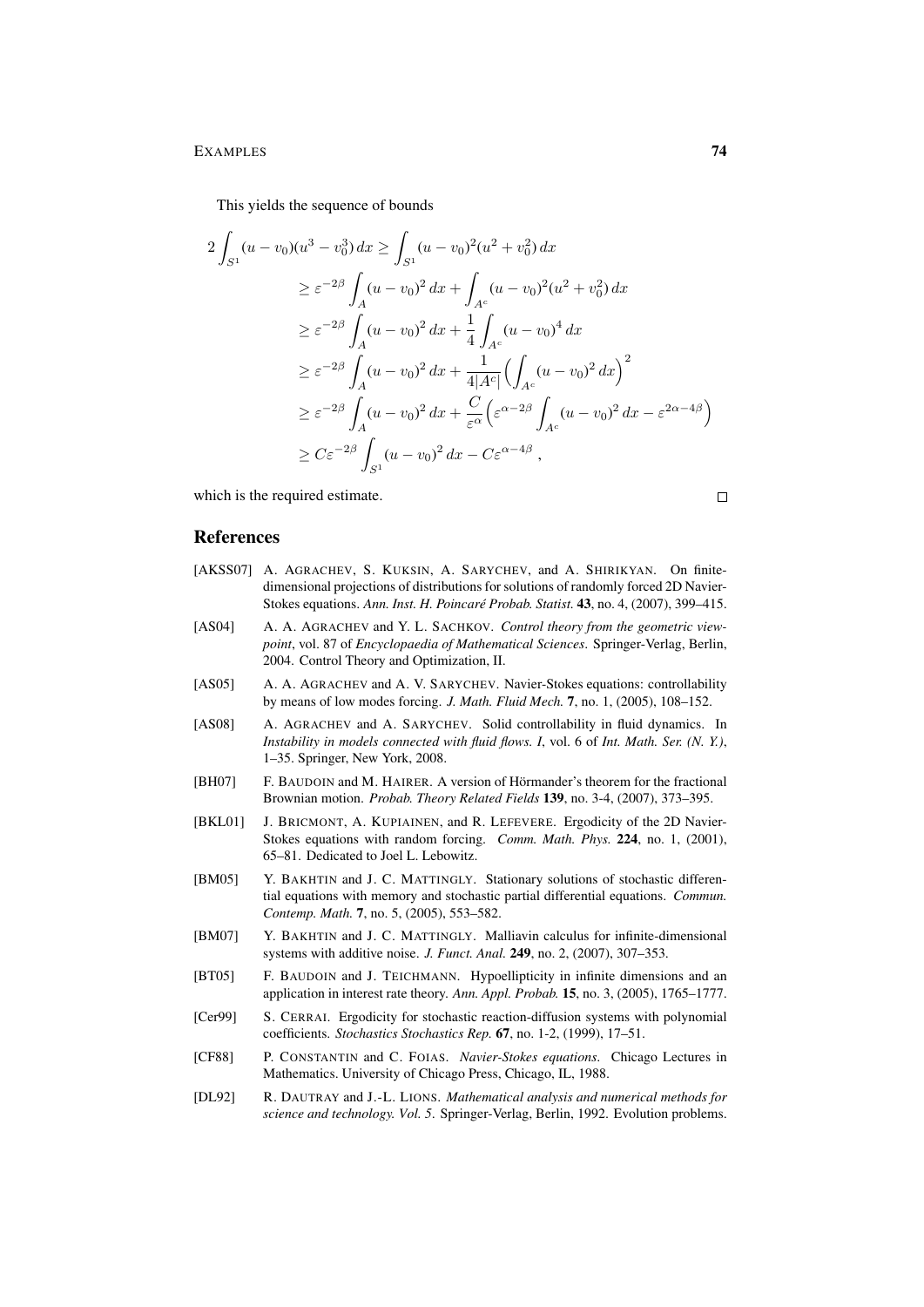This yields the sequence of bounds

$$
\begin{aligned}
2\int_{S^1} (u - v_0)(u^3 - v_0^3)\,dx &\geq \int_{S^1} (u - v_0)^2 (u^2 + v_0^2)\,dx \\
&\geq \varepsilon^{-2\beta} \int_A (u - v_0)^2\,dx + \int_{A^c} (u - v_0)^2 (u^2 + v_0^2)\,dx \\
&\geq \varepsilon^{-2\beta} \int_A (u - v_0)^2\,dx + \frac{1}{4}\int_{A^c} (u - v_0)^4\,dx \\
&\geq \varepsilon^{-2\beta} \int_A (u - v_0)^2\,dx + \frac{1}{4|A^c|}\Big(\int_{A^c} (u - v_0)^2\,dx\Big)^2 \\
&\geq \varepsilon^{-2\beta} \int_A (u - v_0)^2\,dx + \frac{C}{\varepsilon^\alpha}\Big(\varepsilon^{\alpha-2\beta}\int_{A^c} (u - v_0)^2\,dx - \varepsilon^{2\alpha-4\beta}\Big) \\
&\geq C\varepsilon^{-2\beta} \int_{S^1} (u - v_0)^2\,dx - C\varepsilon^{\alpha-4\beta}\;,
\end{aligned}
$$

which is the required estimate. □

## References

[AKSS07] A. Agrachev, S. Kuksin, A. Sarychev, and A. Shirikyan. On finite-dimensional projections of distributions for solutions of randomly forced 2D Navier-Stokes equations. *Ann. Inst. H. Poincaré Probab. Statist.* **43**, no. 4, (2007), 399–415.

[AS04] A. A. Agrachev and Y. L. Sachkov. *Control theory from the geometric viewpoint*, vol. 87 of *Encyclopaedia of Mathematical Sciences*. Springer-Verlag, Berlin, 2004. Control Theory and Optimization, II.

[AS05] A. A. Agrachev and A. V. Sarychev. Navier-Stokes equations: controllability by means of low modes forcing. *J. Math. Fluid Mech.* **7**, no. 1, (2005), 108–152.

[AS08] A. Agrachev and A. Sarychev. Solid controllability in fluid dynamics. In *Instability in models connected with fluid flows. I*, vol. 6 of *Int. Math. Ser. (N. Y.)*, 1–35. Springer, New York, 2008.

[BH07] F. Baudoin and M. Hairer. A version of Hörmander's theorem for the fractional Brownian motion. *Probab. Theory Related Fields* **139**, no. 3-4, (2007), 373–395.

[BKL01] J. Bricmont, A. Kupiainen, and R. Lefevere. Ergodicity of the 2D Navier-Stokes equations with random forcing. *Comm. Math. Phys.* **224**, no. 1, (2001), 65–81. Dedicated to Joel L. Lebowitz.

[BM05] Y. Bakhtin and J. C. Mattingly. Stationary solutions of stochastic differential equations with memory and stochastic partial differential equations. *Commun. Contemp. Math.* **7**, no. 5, (2005), 553–582.

[BM07] Y. Bakhtin and J. C. Mattingly. Malliavin calculus for infinite-dimensional systems with additive noise. *J. Funct. Anal.* **249**, no. 2, (2007), 307–353.

[BT05] F. Baudoin and J. Teichmann. Hypoellipticity in infinite dimensions and an application in interest rate theory. *Ann. Appl. Probab.* **15**, no. 3, (2005), 1765–1777.

[Cer99] S. Cerrai. Ergodicity for stochastic reaction-diffusion systems with polynomial coefficients. *Stochastics Stochastics Rep.* **67**, no. 1-2, (1999), 17–51.

[CF88] P. Constantin and C. Foias. *Navier-Stokes equations*. Chicago Lectures in Mathematics. University of Chicago Press, Chicago, IL, 1988.

[DL92] R. Dautray and J.-L. Lions. *Mathematical analysis and numerical methods for science and technology. Vol. 5*. Springer-Verlag, Berlin, 1992. Evolution problems.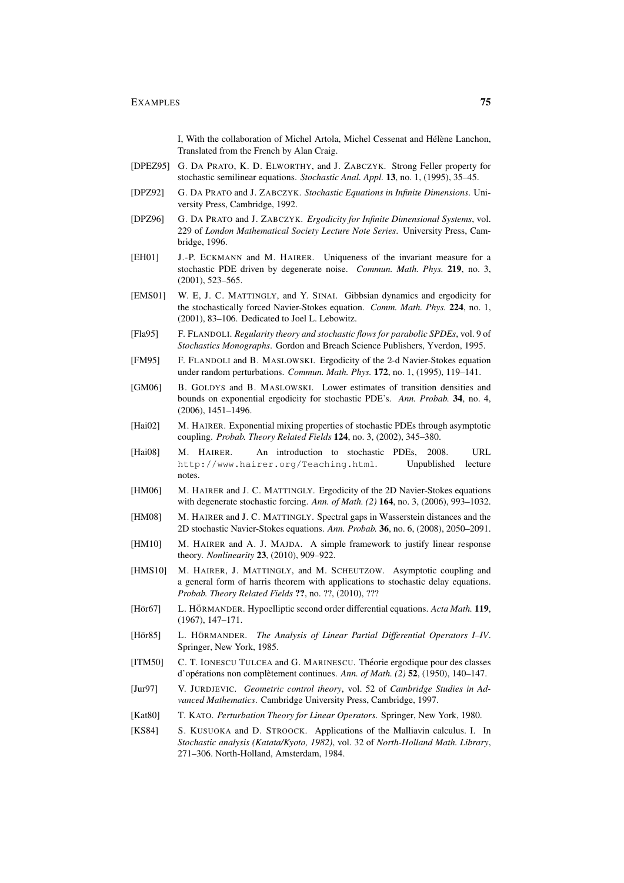I, With the collaboration of Michel Artola, Michel Cessenat and Hélène Lanchon, Translated from the French by Alan Craig.

[DPEZ95] G. DA PRATO, K. D. ELWORTHY, and J. ZABCZYK. Strong Feller property for stochastic semilinear equations. *Stochastic Anal. Appl.* **13**, no. 1, (1995), 35–45.

[DPZ92] G. DA PRATO and J. ZABCZYK. *Stochastic Equations in Infinite Dimensions*. University Press, Cambridge, 1992.

[DPZ96] G. DA PRATO and J. ZABCZYK. *Ergodicity for Infinite Dimensional Systems*, vol. 229 of *London Mathematical Society Lecture Note Series*. University Press, Cambridge, 1996.

[EH01] J.-P. ECKMANN and M. HAIRER. Uniqueness of the invariant measure for a stochastic PDE driven by degenerate noise. *Commun. Math. Phys.* **219**, no. 3, (2001), 523–565.

[EMS01] W. E, J. C. MATTINGLY, and Y. SINAI. Gibbsian dynamics and ergodicity for the stochastically forced Navier-Stokes equation. *Comm. Math. Phys.* **224**, no. 1, (2001), 83–106. Dedicated to Joel L. Lebowitz.

[Fla95] F. FLANDOLI. *Regularity theory and stochastic flows for parabolic SPDEs*, vol. 9 of *Stochastics Monographs*. Gordon and Breach Science Publishers, Yverdon, 1995.

[FM95] F. FLANDOLI and B. MASLOWSKI. Ergodicity of the 2-d Navier-Stokes equation under random perturbations. *Commun. Math. Phys.* **172**, no. 1, (1995), 119–141.

[GM06] B. GOLDYS and B. MASLOWSKI. Lower estimates of transition densities and bounds on exponential ergodicity for stochastic PDE's. *Ann. Probab.* **34**, no. 4, (2006), 1451–1496.

[Hai02] M. HAIRER. Exponential mixing properties of stochastic PDEs through asymptotic coupling. *Probab. Theory Related Fields* **124**, no. 3, (2002), 345–380.

[Hai08] M. HAIRER. An introduction to stochastic PDEs, 2008. URL `http://www.hairer.org/Teaching.html`. Unpublished lecture notes.

[HM06] M. HAIRER and J. C. MATTINGLY. Ergodicity of the 2D Navier-Stokes equations with degenerate stochastic forcing. *Ann. of Math. (2)* **164**, no. 3, (2006), 993–1032.

[HM08] M. HAIRER and J. C. MATTINGLY. Spectral gaps in Wasserstein distances and the 2D stochastic Navier-Stokes equations. *Ann. Probab.* **36**, no. 6, (2008), 2050–2091.

[HM10] M. HAIRER and A. J. MAJDA. A simple framework to justify linear response theory. *Nonlinearity* **23**, (2010), 909–922.

[HMS10] M. HAIRER, J. MATTINGLY, and M. SCHEUTZOW. Asymptotic coupling and a general form of harris theorem with applications to stochastic delay equations. *Probab. Theory Related Fields* **??**, no. ??, (2010), ???

[Hör67] L. HÖRMANDER. Hypoelliptic second order differential equations. *Acta Math.* **119**, (1967), 147–171.

[Hör85] L. HÖRMANDER. *The Analysis of Linear Partial Differential Operators I–IV*. Springer, New York, 1985.

[ITM50] C. T. IONESCU TULCEA and G. MARINESCU. Théorie ergodique pour des classes d'opérations non complètement continues. *Ann. of Math. (2)* **52**, (1950), 140–147.

[Jur97] V. JURDJEVIC. *Geometric control theory*, vol. 52 of *Cambridge Studies in Advanced Mathematics*. Cambridge University Press, Cambridge, 1997.

[Kat80] T. KATO. *Perturbation Theory for Linear Operators*. Springer, New York, 1980.

[KS84] S. KUSUOKA and D. STROOCK. Applications of the Malliavin calculus. I. In *Stochastic analysis (Katata/Kyoto, 1982)*, vol. 32 of *North-Holland Math. Library*, 271–306. North-Holland, Amsterdam, 1984.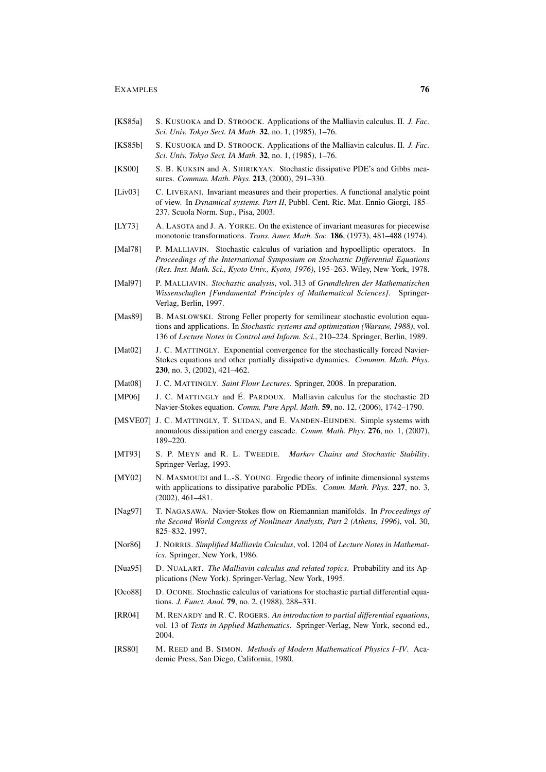[KS85a] S. KUSUOKA and D. STROOCK. Applications of the Malliavin calculus. II. *J. Fac. Sci. Univ. Tokyo Sect. IA Math.* **32**, no. 1, (1985), 1–76.

[KS85b] S. KUSUOKA and D. STROOCK. Applications of the Malliavin calculus. II. *J. Fac. Sci. Univ. Tokyo Sect. IA Math.* **32**, no. 1, (1985), 1–76.

[KS00] S. B. KUKSIN and A. SHIRIKYAN. Stochastic dissipative PDE's and Gibbs measures. *Commun. Math. Phys.* **213**, (2000), 291–330.

[Liv03] C. LIVERANI. Invariant measures and their properties. A functional analytic point of view. In *Dynamical systems. Part II*, Pubbl. Cent. Ric. Mat. Ennio Giorgi, 185–237. Scuola Norm. Sup., Pisa, 2003.

[LY73] A. LASOTA and J. A. YORKE. On the existence of invariant measures for piecewise monotonic transformations. *Trans. Amer. Math. Soc.* **186**, (1973), 481–488 (1974).

[Mal78] P. MALLIAVIN. Stochastic calculus of variation and hypoelliptic operators. In *Proceedings of the International Symposium on Stochastic Differential Equations (Res. Inst. Math. Sci., Kyoto Univ., Kyoto, 1976)*, 195–263. Wiley, New York, 1978.

[Mal97] P. MALLIAVIN. *Stochastic analysis*, vol. 313 of *Grundlehren der Mathematischen Wissenschaften [Fundamental Principles of Mathematical Sciences]*. Springer-Verlag, Berlin, 1997.

[Mas89] B. MASLOWSKI. Strong Feller property for semilinear stochastic evolution equations and applications. In *Stochastic systems and optimization (Warsaw, 1988)*, vol. 136 of *Lecture Notes in Control and Inform. Sci.*, 210–224. Springer, Berlin, 1989.

[Mat02] J. C. MATTINGLY. Exponential convergence for the stochastically forced Navier-Stokes equations and other partially dissipative dynamics. *Commun. Math. Phys.* **230**, no. 3, (2002), 421–462.

[Mat08] J. C. MATTINGLY. *Saint Flour Lectures*. Springer, 2008. In preparation.

[MP06] J. C. MATTINGLY and É. PARDOUX. Malliavin calculus for the stochastic 2D Navier-Stokes equation. *Comm. Pure Appl. Math.* **59**, no. 12, (2006), 1742–1790.

[MSVE07] J. C. MATTINGLY, T. SUIDAN, and E. VANDEN-EIJNDEN. Simple systems with anomalous dissipation and energy cascade. *Comm. Math. Phys.* **276**, no. 1, (2007), 189–220.

[MT93] S. P. MEYN and R. L. TWEEDIE. *Markov Chains and Stochastic Stability*. Springer-Verlag, 1993.

[MY02] N. MASMOUDI and L.-S. YOUNG. Ergodic theory of infinite dimensional systems with applications to dissipative parabolic PDEs. *Comm. Math. Phys.* **227**, no. 3, (2002), 461–481.

[Nag97] T. NAGASAWA. Navier-Stokes flow on Riemannian manifolds. In *Proceedings of the Second World Congress of Nonlinear Analysts, Part 2 (Athens, 1996)*, vol. 30, 825–832. 1997.

[Nor86] J. NORRIS. *Simplified Malliavin Calculus*, vol. 1204 of *Lecture Notes in Mathematics*. Springer, New York, 1986.

[Nua95] D. NUALART. *The Malliavin calculus and related topics*. Probability and its Applications (New York). Springer-Verlag, New York, 1995.

[Oco88] D. OCONE. Stochastic calculus of variations for stochastic partial differential equations. *J. Funct. Anal.* **79**, no. 2, (1988), 288–331.

[RR04] M. RENARDY and R. C. ROGERS. *An introduction to partial differential equations*, vol. 13 of *Texts in Applied Mathematics*. Springer-Verlag, New York, second ed., 2004.

[RS80] M. REED and B. SIMON. *Methods of Modern Mathematical Physics I–IV*. Academic Press, San Diego, California, 1980.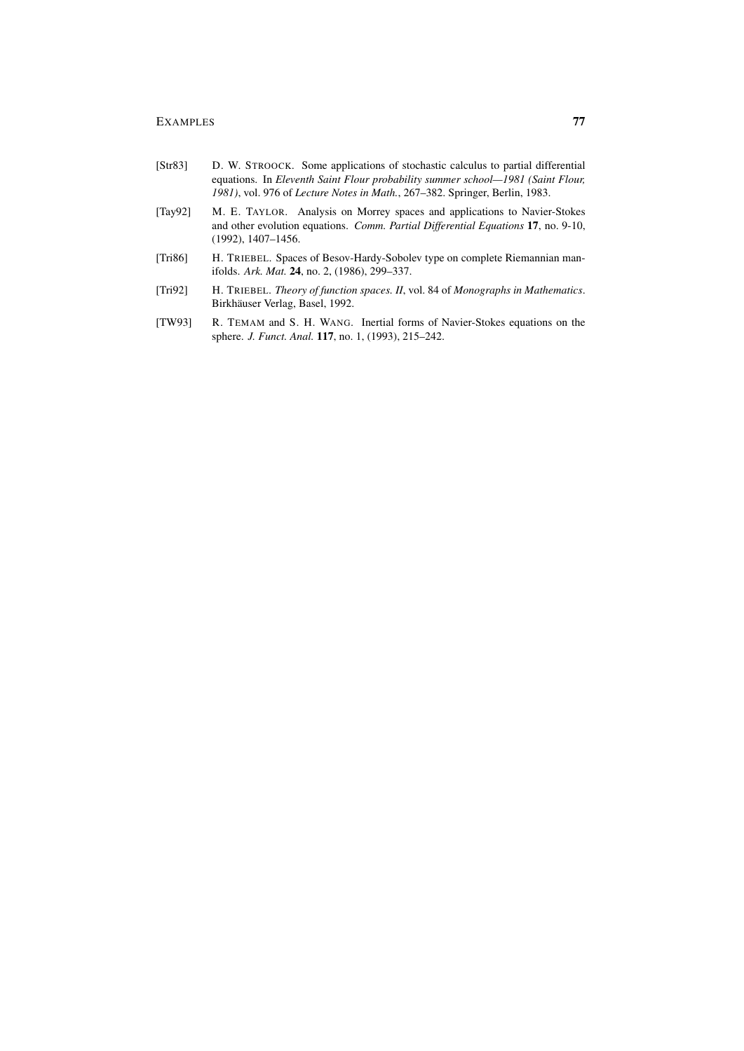[Str83] D. W. STROOCK. Some applications of stochastic calculus to partial differential equations. In *Eleventh Saint Flour probability summer school—1981 (Saint Flour, 1981)*, vol. 976 of *Lecture Notes in Math.*, 267–382. Springer, Berlin, 1983.

[Tay92] M. E. TAYLOR. Analysis on Morrey spaces and applications to Navier-Stokes and other evolution equations. *Comm. Partial Differential Equations* **17**, no. 9-10, (1992), 1407–1456.

[Tri86] H. TRIEBEL. Spaces of Besov-Hardy-Sobolev type on complete Riemannian manifolds. *Ark. Mat.* **24**, no. 2, (1986), 299–337.

[Tri92] H. TRIEBEL. *Theory of function spaces. II*, vol. 84 of *Monographs in Mathematics*. Birkhäuser Verlag, Basel, 1992.

[TW93] R. TEMAM and S. H. WANG. Inertial forms of Navier-Stokes equations on the sphere. *J. Funct. Anal.* **117**, no. 1, (1993), 215–242.